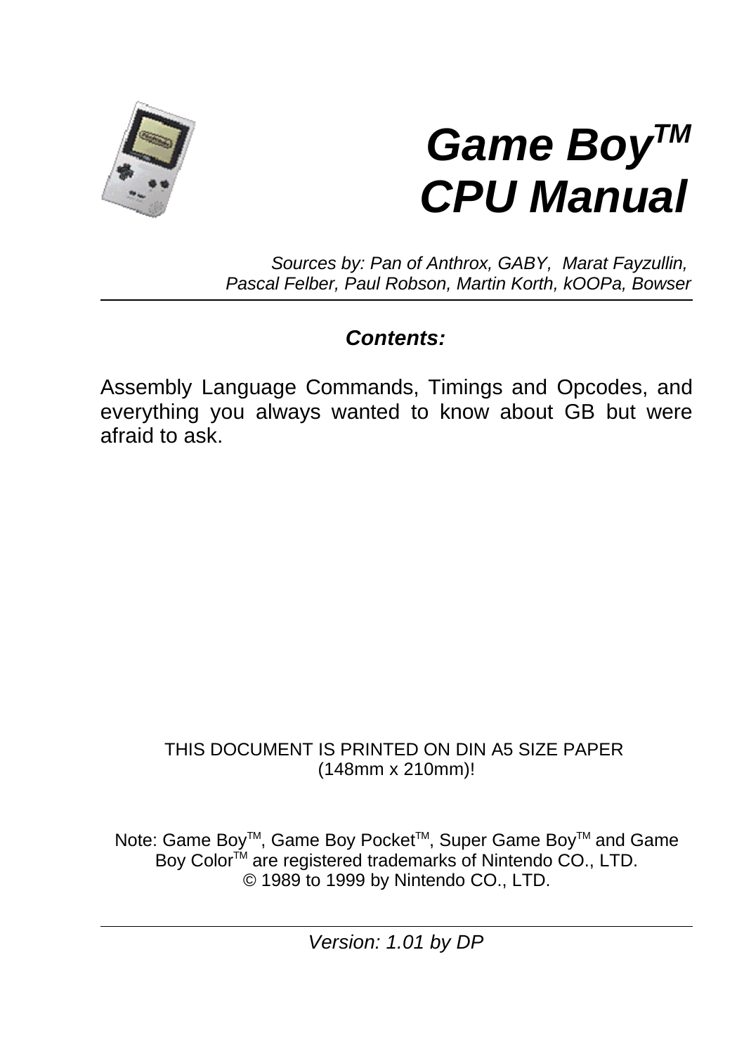# Game Boy[TM] CPU Manual

*Sources by: Pan of Anthrox, GABY, Marat Fayzullin, Pascal Felber, Paul Robson, Martin Korth, kOOPa, Bowser*

---

***Contents:***

Assembly Language Commands, Timings and Opcodes, and everything you always wanted to know about GB but were afraid to ask.

THIS DOCUMENT IS PRINTED ON DIN A5 SIZE PAPER (148mm x 210mm)!

Note: Game Boy[TM], Game Boy Pocket[TM], Super Game Boy[TM] and Game Boy Color[TM] are registered trademarks of Nintendo CO., LTD.
© 1989 to 1999 by Nintendo CO., LTD.

---

*Version: 1.01 by DP*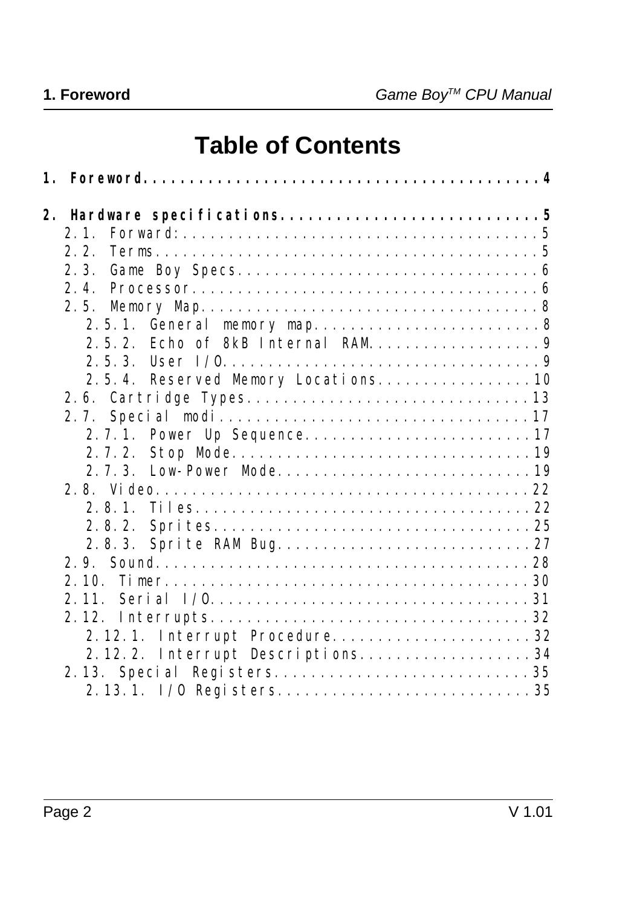# Table of Contents

**1. Foreword....................................................4**

**2. Hardware specifications.................................5**

- 2.1. Forward:...............................................5
- 2.2. Terms..................................................5
- 2.3. Game Boy Specs.........................................6
- 2.4. Processor..............................................6
- 2.5. Memory Map.............................................8
  - 2.5.1. General memory map..................................8
  - 2.5.2. Echo of 8kB Internal RAM............................9
  - 2.5.3. User I/O............................................9
  - 2.5.4. Reserved Memory Locations..........................10
- 2.6. Cartridge Types.......................................13
- 2.7. Special modi..........................................17
  - 2.7.1. Power Up Sequence..................................17
  - 2.7.2. Stop Mode..........................................19
  - 2.7.3. Low-Power Mode.....................................19
- 2.8. Video.................................................22
  - 2.8.1. Tiles..............................................22
  - 2.8.2. Sprites............................................25
  - 2.8.3. Sprite RAM Bug.....................................27
- 2.9. Sound.................................................28
- 2.10. Timer................................................30
- 2.11. Serial I/O...........................................31
- 2.12. Interrupts...........................................32
  - 2.12.1. Interrupt Procedure...............................32
  - 2.12.2. Interrupt Descriptions............................34
- 2.13. Special Registers....................................35
  - 2.13.1. I/O Registers.....................................35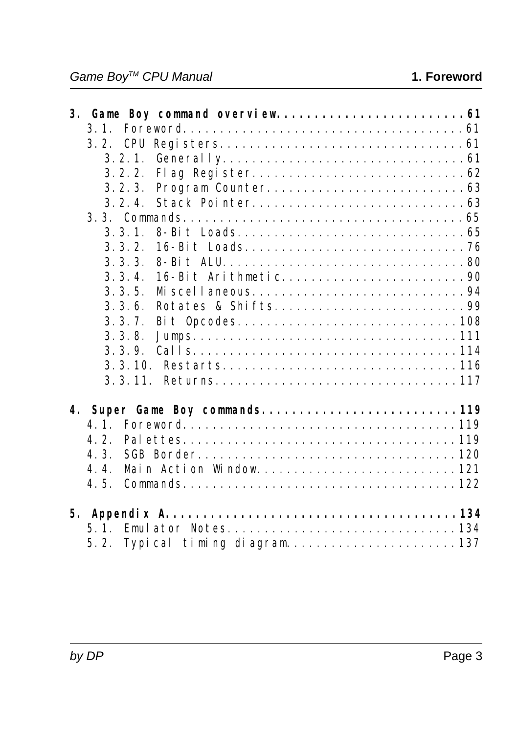**3. Game Boy command overview....................................61**

- 3.1. Foreword....................................61
- 3.2. CPU Registers....................................61
  - 3.2.1. Generally....................................61
  - 3.2.2. Flag Register....................................62
  - 3.2.3. Program Counter....................................63
  - 3.2.4. Stack Pointer....................................63
- 3.3. Commands....................................65
  - 3.3.1. 8-Bit Loads....................................65
  - 3.3.2. 16-Bit Loads....................................76
  - 3.3.3. 8-Bit ALU....................................80
  - 3.3.4. 16-Bit Arithmetic....................................90
  - 3.3.5. Miscellaneous....................................94
  - 3.3.6. Rotates & Shifts....................................99
  - 3.3.7. Bit Opcodes....................................108
  - 3.3.8. Jumps....................................111
  - 3.3.9. Calls....................................114
  - 3.3.10. Restarts....................................116
  - 3.3.11. Returns....................................117

**4. Super Game Boy commands....................................119**

- 4.1. Foreword....................................119
- 4.2. Palettes....................................119
- 4.3. SGB Border....................................120
- 4.4. Main Action Window....................................121
- 4.5. Commands....................................122

**5. Appendix A....................................134**

- 5.1. Emulator Notes....................................134
- 5.2. Typical timing diagram....................................137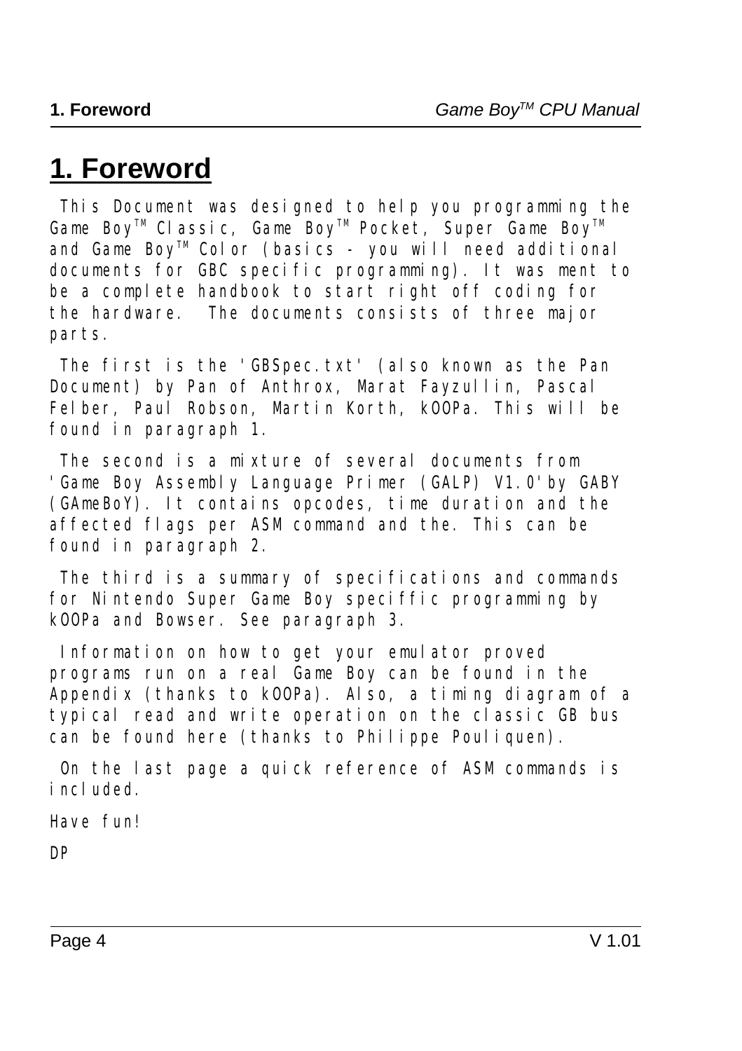# 1. Foreword

This Document was designed to help you programming the Game Boy™ Classic, Game Boy™ Pocket, Super Game Boy™ and Game Boy™ Color (basics - you will need additional documents for GBC specific programming). It was ment to be a complete handbook to start right off coding for the hardware. The documents consists of three major parts.

The first is the 'GBSpec.txt' (also known as the Pan Document) by Pan of Anthrox, Marat Fayzullin, Pascal Felber, Paul Robson, Martin Korth, kOOPa. This will be found in paragraph 1.

The second is a mixture of several documents from 'Game Boy Assembly Language Primer (GALP) V1.0' by GABY (GAmeBoY). It contains opcodes, time duration and the affected flags per ASM command and the. This can be found in paragraph 2.

The third is a summary of specifications and commands for Nintendo Super Game Boy speciffic programming by kOOPa and Bowser. See paragraph 3.

Information on how to get your emulator proved programs run on a real Game Boy can be found in the Appendix (thanks to kOOPa). Also, a timing diagram of a typical read and write operation on the classic GB bus can be found here (thanks to Philippe Pouliquen).

On the last page a quick reference of ASM commands is included.

Have fun!

DP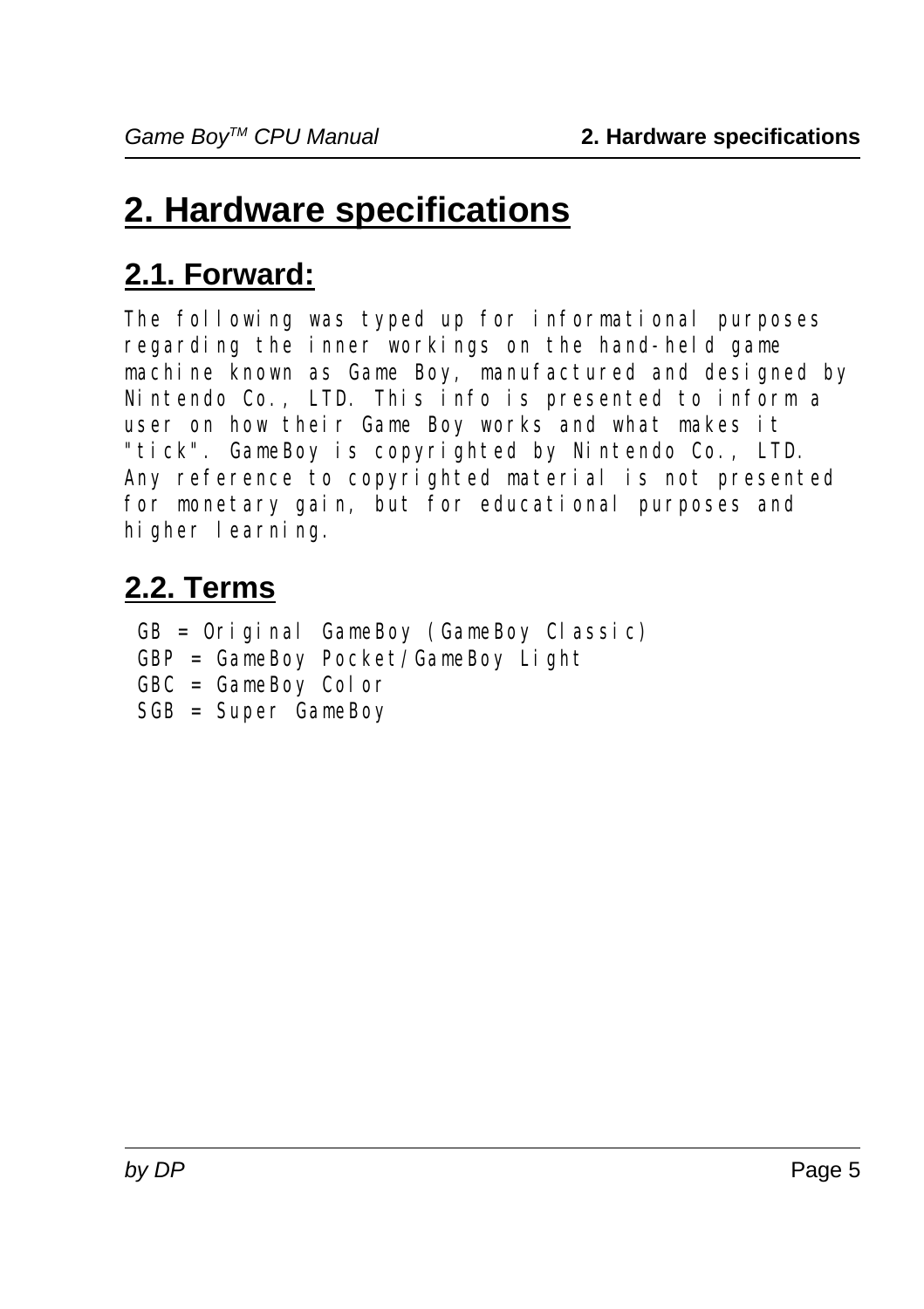# 2. Hardware specifications

## 2.1. Forward:

The following was typed up for informational purposes regarding the inner workings on the hand-held game machine known as Game Boy, manufactured and designed by Nintendo Co., LTD. This info is presented to inform a user on how their Game Boy works and what makes it "tick". GameBoy is copyrighted by Nintendo Co., LTD. Any reference to copyrighted material is not presented for monetary gain, but for educational purposes and higher learning.

## 2.2. Terms

GB = Original GameBoy (GameBoy Classic)
GBP = GameBoy Pocket/GameBoy Light
GBC = GameBoy Color
SGB = Super GameBoy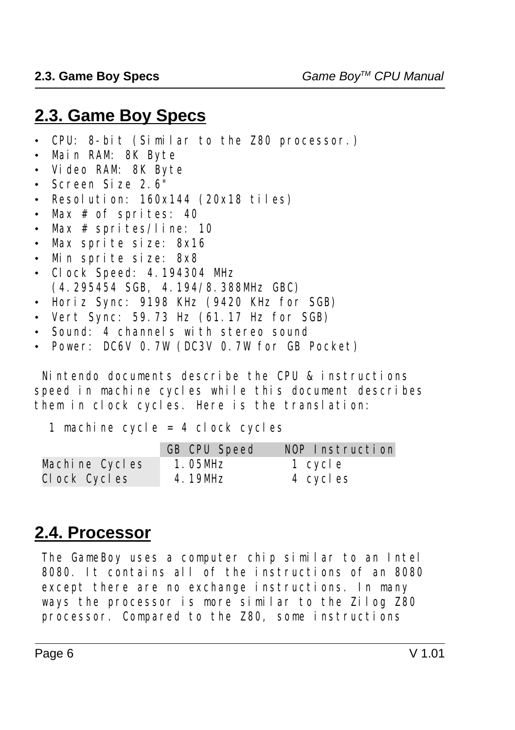## 2.3. Game Boy Specs

- CPU: 8-bit (Similar to the Z80 processor.)
- Main RAM: 8K Byte
- Video RAM: 8K Byte
- Screen Size 2.6"
- Resolution: 160x144 (20x18 tiles)
- Max # of sprites: 40
- Max # sprites/line: 10
- Max sprite size: 8x16
- Min sprite size: 8x8
- Clock Speed: 4.194304 MHz
  (4.295454 SGB, 4.194/8.388MHz GBC)
- Horiz Sync: 9198 KHz (9420 KHz for SGB)
- Vert Sync: 59.73 Hz (61.17 Hz for SGB)
- Sound: 4 channels with stereo sound
- Power: DC6V 0.7W (DC3V 0.7W for GB Pocket)

Nintendo documents describe the CPU & instructions speed in machine cycles while this document describes them in clock cycles. Here is the translation:

1 machine cycle = 4 clock cycles

| | GB CPU Speed | NOP Instruction |
|---|---|---|
| Machine Cycles | 1.05MHz | 1 cycle |
| Clock Cycles | 4.19MHz | 4 cycles |

## 2.4. Processor

The GameBoy uses a computer chip similar to an Intel 8080. It contains all of the instructions of an 8080 except there are no exchange instructions. In many ways the processor is more similar to the Zilog Z80 processor. Compared to the Z80, some instructions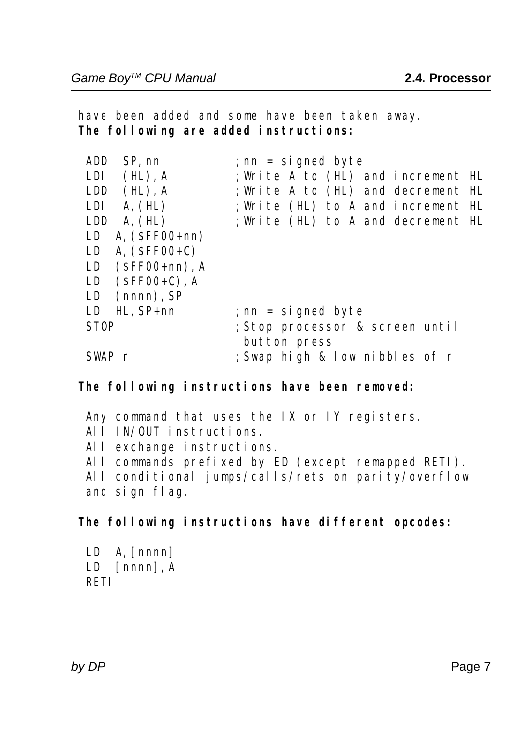have been added and some have been taken away.

**The following are added instructions:**

```
ADD  SP,nn           ;nn = signed byte
LDI  (HL),A          ;Write A to (HL) and increment HL
LDD  (HL),A          ;Write A to (HL) and decrement HL
LDI  A,(HL)          ;Write (HL) to A and increment HL
LDD  A,(HL)          ;Write (HL) to A and decrement HL
LD  A,($FF00+nn)
LD  A,($FF00+C)
LD  ($FF00+nn),A
LD  ($FF00+C),A
LD  (nnnn),SP
LD  HL,SP+nn         ;nn = signed byte
STOP                 ;Stop processor & screen until
                      button press
SWAP r               ;Swap high & low nibbles of r
```

**The following instructions have been removed:**

Any command that uses the IX or IY registers.
All IN/OUT instructions.
All exchange instructions.
All commands prefixed by ED (except remapped RETI).
All conditional jumps/calls/rets on parity/overflow and sign flag.

**The following instructions have different opcodes:**

```
LD  A,[nnnn]
LD  [nnnn],A
RETI
```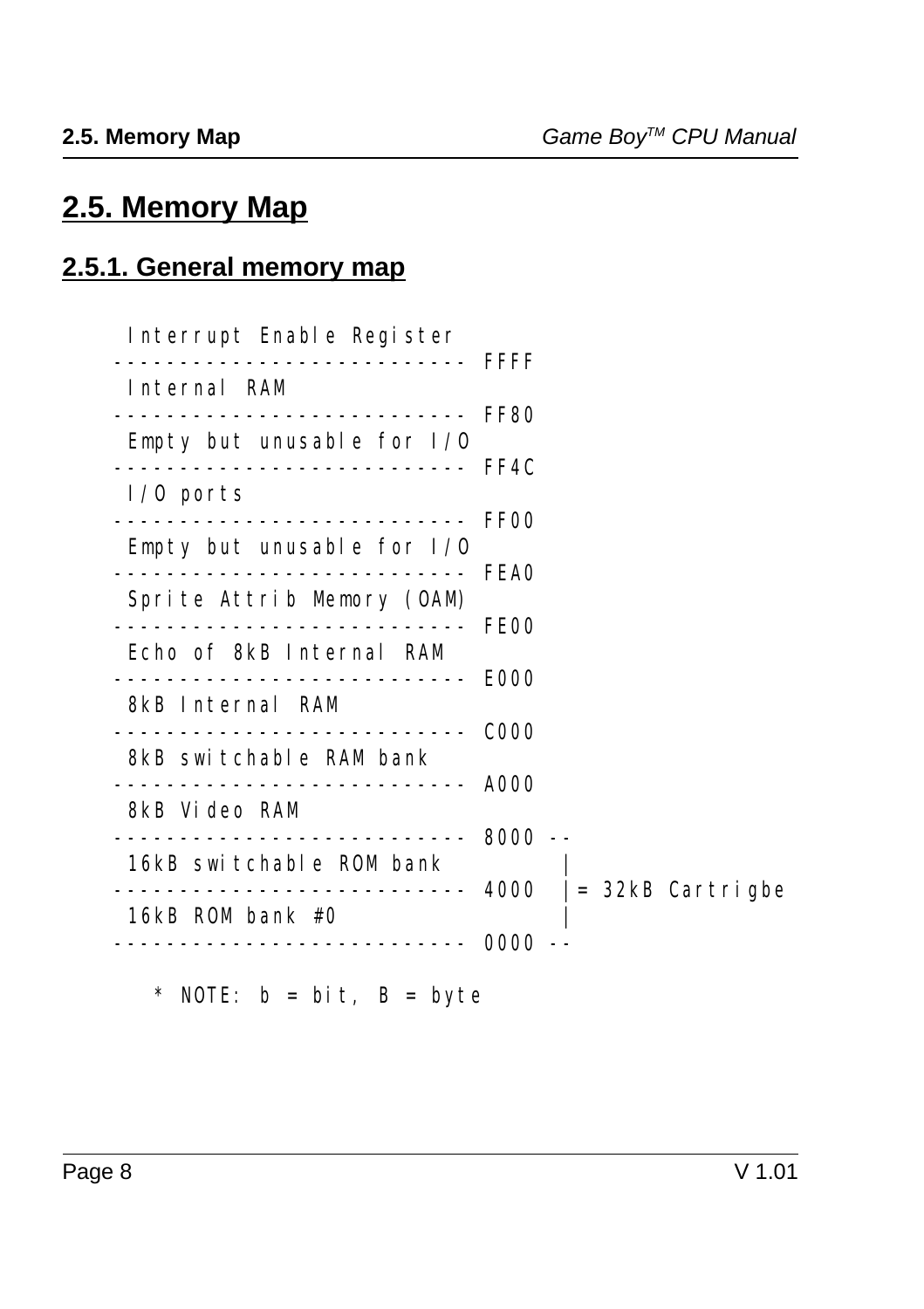# 2.5. Memory Map

## 2.5.1. General memory map

```
  Interrupt Enable Register
 --------------------------- FFFF
  Internal RAM
 --------------------------- FF80
  Empty but unusable for I/O
 --------------------------- FF4C
  I/O ports
 --------------------------- FF00
  Empty but unusable for I/O
 --------------------------- FEA0
  Sprite Attrib Memory (OAM)
 --------------------------- FE00
  Echo of 8kB Internal RAM
 --------------------------- E000
  8kB Internal RAM
 --------------------------- C000
  8kB switchable RAM bank
 --------------------------- A000
  8kB Video RAM
 --------------------------- 8000 --
  16kB switchable ROM bank         |
 --------------------------- 4000  |= 32kB Cartrigbe
  16kB ROM bank #0                 |
 --------------------------- 0000 --

   * NOTE: b = bit, B = byte
```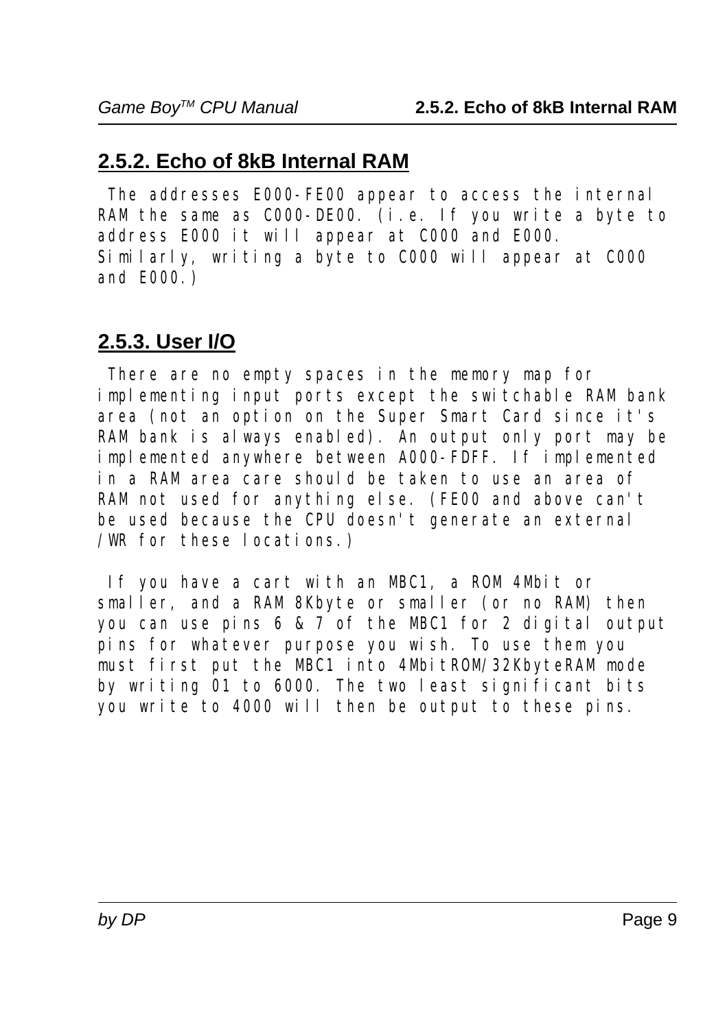## 2.5.2. Echo of 8kB Internal RAM

The addresses E000-FE00 appear to access the internal RAM the same as C000-DE00. (i.e. If you write a byte to address E000 it will appear at C000 and E000. Similarly, writing a byte to C000 will appear at C000 and E000.)

## 2.5.3. User I/O

There are no empty spaces in the memory map for implementing input ports except the switchable RAM bank area (not an option on the Super Smart Card since it's RAM bank is always enabled). An output only port may be implemented anywhere between A000-FDFF. If implemented in a RAM area care should be taken to use an area of RAM not used for anything else. (FE00 and above can't be used because the CPU doesn't generate an external /WR for these locations.)

If you have a cart with an MBC1, a ROM 4Mbit or smaller, and a RAM 8Kbyte or smaller (or no RAM) then you can use pins 6 & 7 of the MBC1 for 2 digital output pins for whatever purpose you wish. To use them you must first put the MBC1 into 4MbitROM/32KbyteRAM mode by writing 01 to 6000. The two least significant bits you write to 4000 will then be output to these pins.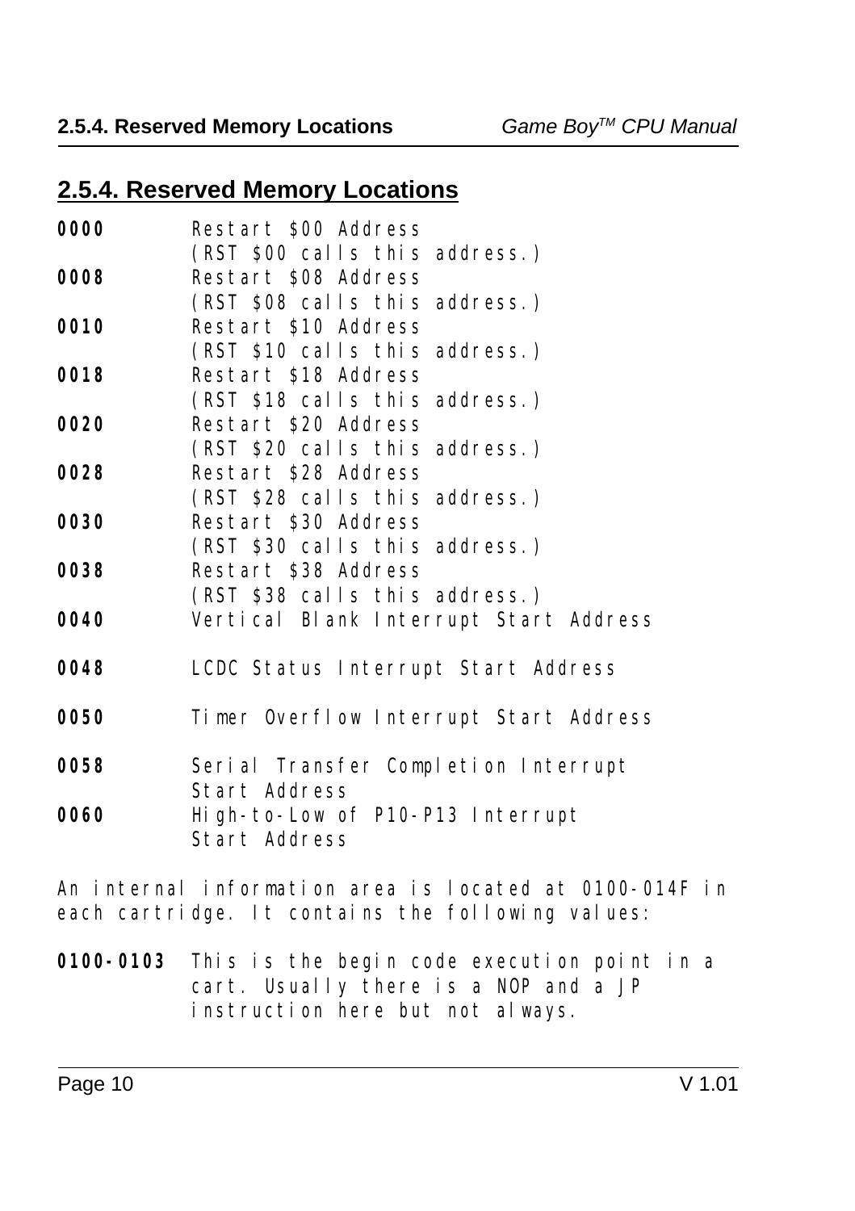## 2.5.4. Reserved Memory Locations

**0000** Restart $00 Address
(RST $00 calls this address.)

**0008** Restart $08 Address
(RST $08 calls this address.)

**0010** Restart $10 Address
(RST $10 calls this address.)

**0018** Restart $18 Address
(RST $18 calls this address.)

**0020** Restart $20 Address
(RST $20 calls this address.)

**0028** Restart $28 Address
(RST $28 calls this address.)

**0030** Restart $30 Address
(RST $30 calls this address.)

**0038** Restart $38 Address
(RST $38 calls this address.)

**0040** Vertical Blank Interrupt Start Address

**0048** LCDC Status Interrupt Start Address

**0050** Timer Overflow Interrupt Start Address

**0058** Serial Transfer Completion Interrupt
Start Address

**0060** High-to-Low of P10-P13 Interrupt
Start Address

An internal information area is located at 0100-014F in each cartridge. It contains the following values:

**0100-0103** This is the begin code execution point in a cart. Usually there is a NOP and a JP instruction here but not always.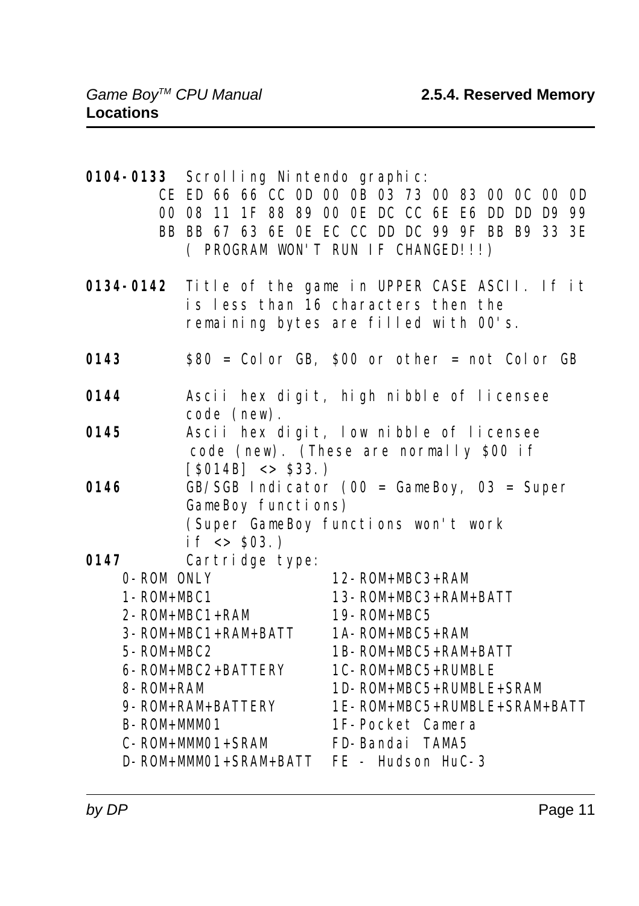**0104-0133** Scrolling Nintendo graphic:

```
CE ED 66 66 CC 0D 00 0B 03 73 00 83 00 0C 00 0D
00 08 11 1F 88 89 00 0E DC CC 6E E6 DD DD D9 99
BB BB 67 63 6E 0E EC CC DD DC 99 9F BB B9 33 3E
```

( PROGRAM WON'T RUN IF CHANGED!!!)

**0134-0142** Title of the game in UPPER CASE ASCII. If it is less than 16 characters then the remaining bytes are filled with 00's.

**0143** $80 = Color GB, $00 or other = not Color GB

**0144** Ascii hex digit, high nibble of licensee code (new).

**0145** Ascii hex digit, low nibble of licensee code (new). (These are normally $00 if [$014B] <> $33.)

**0146** GB/SGB Indicator (00 = GameBoy, 03 = Super GameBoy functions)
(Super GameBoy functions won't work if <> $03.)

**0147** Cartridge type:

| | |
|---|---|
| 0-ROM ONLY | 12-ROM+MBC3+RAM |
| 1-ROM+MBC1 | 13-ROM+MBC3+RAM+BATT |
| 2-ROM+MBC1+RAM | 19-ROM+MBC5 |
| 3-ROM+MBC1+RAM+BATT | 1A-ROM+MBC5+RAM |
| 5-ROM+MBC2 | 1B-ROM+MBC5+RAM+BATT |
| 6-ROM+MBC2+BATTERY | 1C-ROM+MBC5+RUMBLE |
| 8-ROM+RAM | 1D-ROM+MBC5+RUMBLE+SRAM |
| 9-ROM+RAM+BATTERY | 1E-ROM+MBC5+RUMBLE+SRAM+BATT |
| B-ROM+MMM01 | 1F-Pocket Camera |
| C-ROM+MMM01+SRAM | FD-Bandai TAMA5 |
| D-ROM+MMM01+SRAM+BATT | FE - Hudson HuC-3 |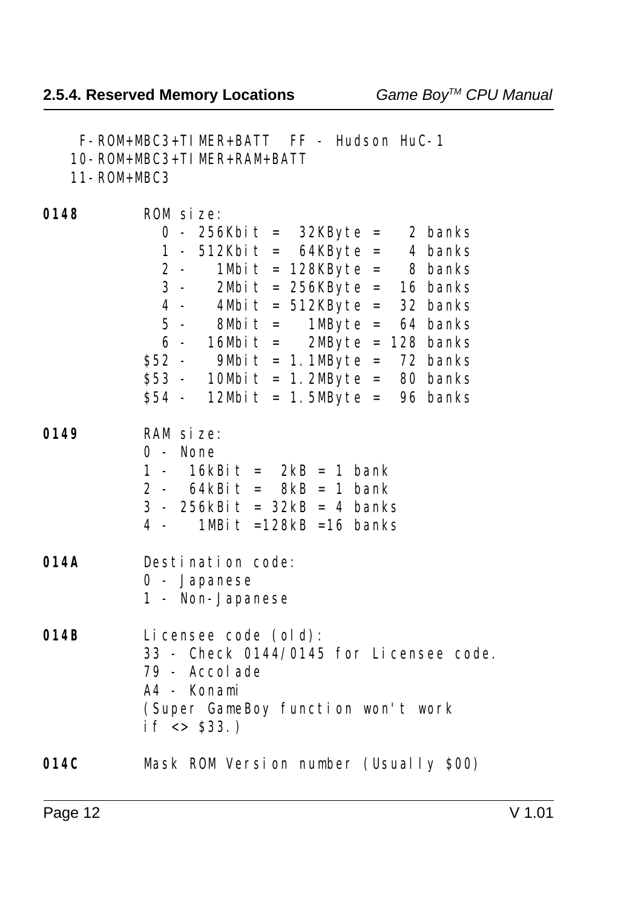```
 F-ROM+MBC3+TIMER+BATT  FF - Hudson HuC-1
10-ROM+MBC3+TIMER+RAM+BATT
11-ROM+MBC3
```

**0148** ROM size:

```
  0 - 256Kbit =  32KByte =   2 banks
  1 - 512Kbit =  64KByte =   4 banks
  2 -   1Mbit = 128KByte =   8 banks
  3 -   2Mbit = 256KByte =  16 banks
  4 -   4Mbit = 512KByte =  32 banks
  5 -   8Mbit =   1MByte =  64 banks
  6 -  16Mbit =   2MByte = 128 banks
$52 -   9Mbit = 1.1MByte =  72 banks
$53 -  10Mbit = 1.2MByte =  80 banks
$54 -  12Mbit = 1.5MByte =  96 banks
```

**0149** RAM size:

```
0 - None
1 -  16kBit =  2kB = 1 bank
2 -  64kBit =  8kB = 1 bank
3 - 256kBit = 32kB = 4 banks
4 -   1MBit =128kB =16 banks
```

**014A** Destination code:

```
0 - Japanese
1 - Non-Japanese
```

**014B** Licensee code (old):

```
33 - Check 0144/0145 for Licensee code.
79 - Accolade
A4 - Konami
(Super GameBoy function won't work
if <> $33.)
```

**014C** Mask ROM Version number (Usually $00)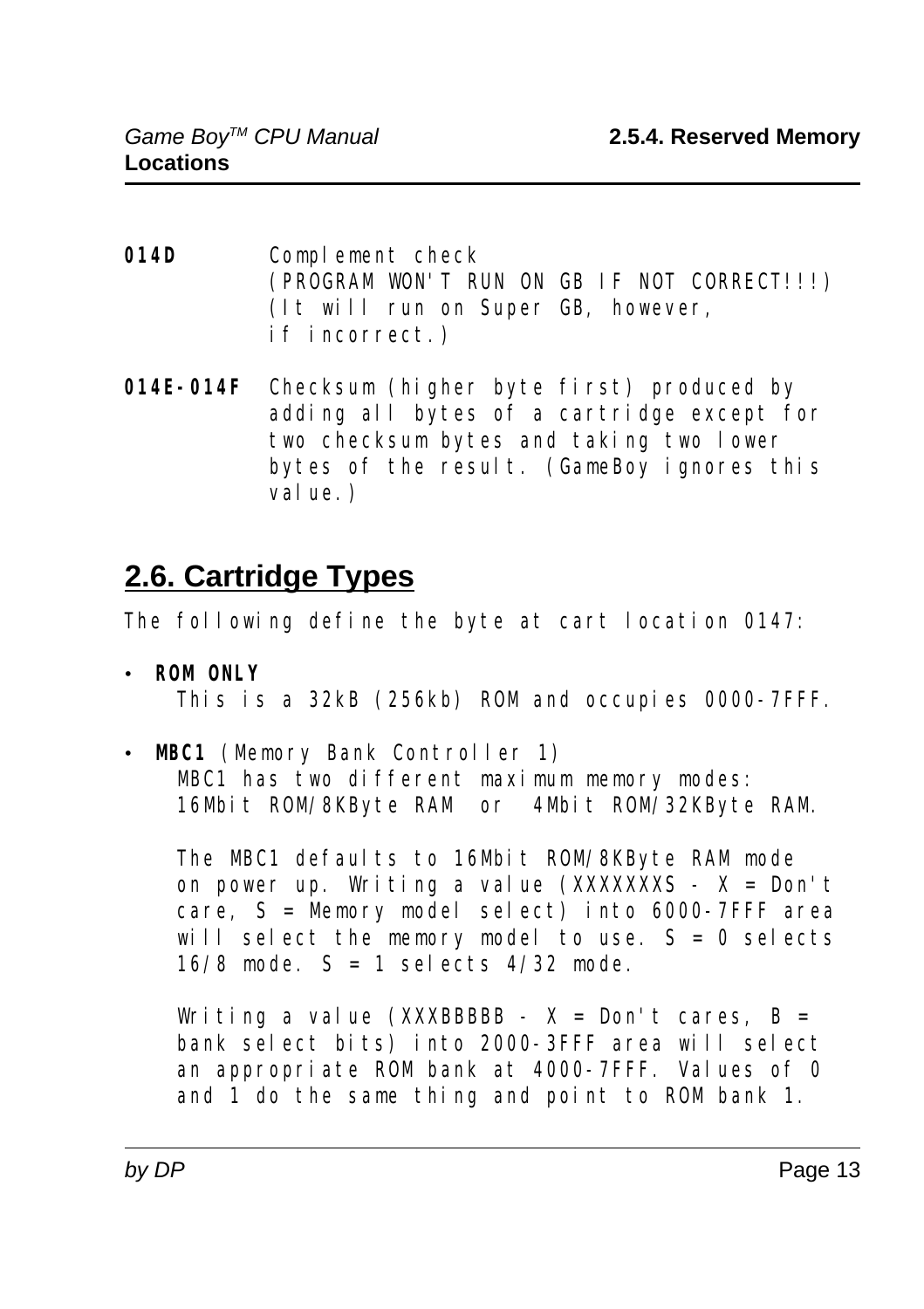**014D** Complement check
(PROGRAM WON'T RUN ON GB IF NOT CORRECT!!!)
(It will run on Super GB, however,
if incorrect.)

**014E-014F** Checksum (higher byte first) produced by adding all bytes of a cartridge except for two checksum bytes and taking two lower bytes of the result. (GameBoy ignores this value.)

## 2.6. Cartridge Types

The following define the byte at cart location 0147:

- **ROM ONLY**
  This is a 32kB (256kb) ROM and occupies 0000-7FFF.

- **MBC1** (Memory Bank Controller 1)
  MBC1 has two different maximum memory modes:
  16Mbit ROM/8KByte RAM or 4Mbit ROM/32KByte RAM.

  The MBC1 defaults to 16Mbit ROM/8KByte RAM mode on power up. Writing a value (XXXXXXXS - X = Don't care, S = Memory model select) into 6000-7FFF area will select the memory model to use. S = 0 selects 16/8 mode. S = 1 selects 4/32 mode.

  Writing a value (XXXBBBBB - X = Don't cares, B = bank select bits) into 2000-3FFF area will select an appropriate ROM bank at 4000-7FFF. Values of 0 and 1 do the same thing and point to ROM bank 1.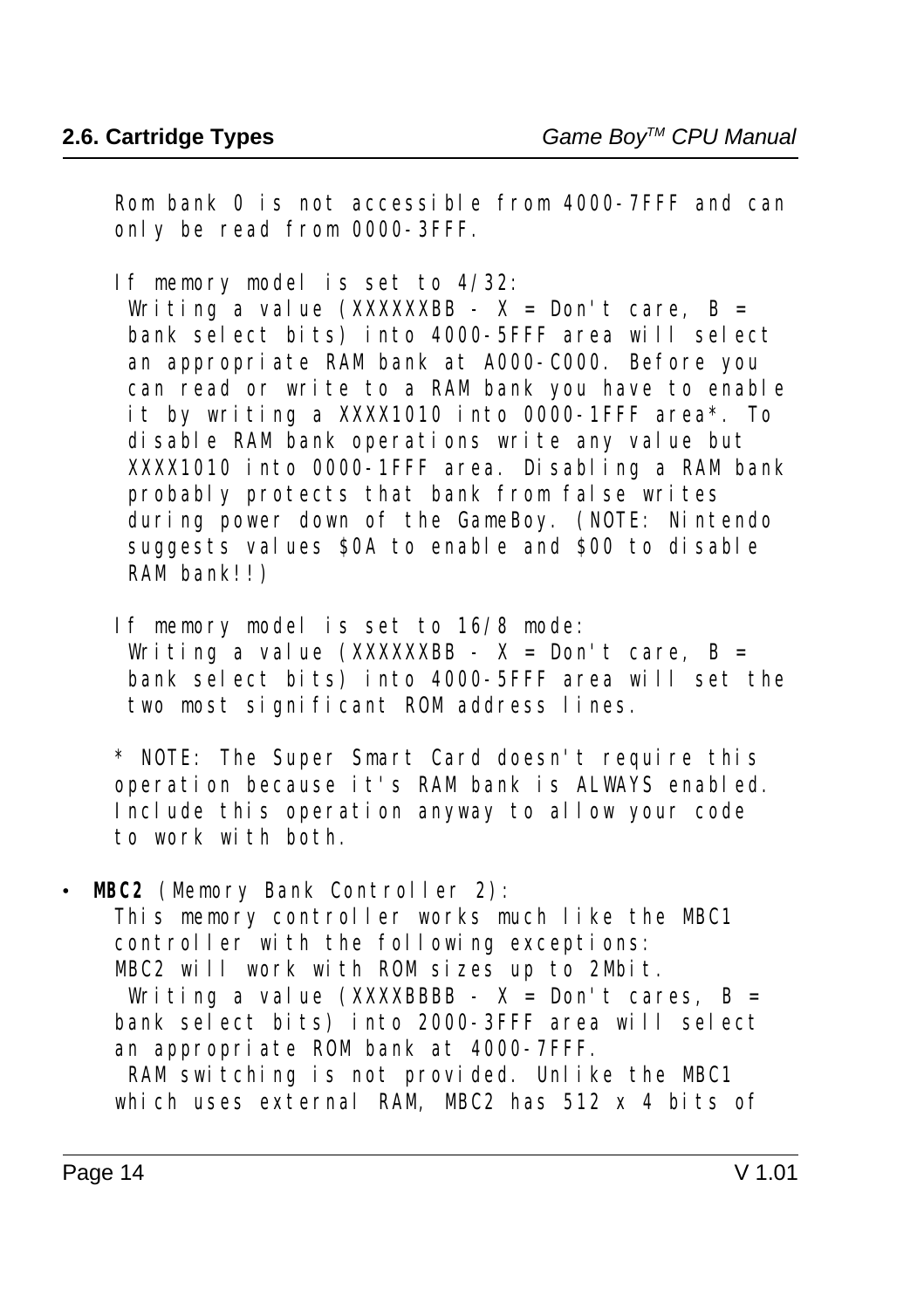Rom bank 0 is not accessible from 4000-7FFF and can only be read from 0000-3FFF.

If memory model is set to 4/32:
Writing a value (XXXXXXBB - X = Don't care, B = bank select bits) into 4000-5FFF area will select an appropriate RAM bank at A000-C000. Before you can read or write to a RAM bank you have to enable it by writing a XXXX1010 into 0000-1FFF area*. To disable RAM bank operations write any value but XXXX1010 into 0000-1FFF area. Disabling a RAM bank probably protects that bank from false writes during power down of the GameBoy. (NOTE: Nintendo suggests values $0A to enable and $00 to disable RAM bank!!)

If memory model is set to 16/8 mode:
Writing a value (XXXXXXBB - X = Don't care, B = bank select bits) into 4000-5FFF area will set the two most significant ROM address lines.

* NOTE: The Super Smart Card doesn't require this operation because it's RAM bank is ALWAYS enabled. Include this operation anyway to allow your code to work with both.

- **MBC2** (Memory Bank Controller 2):
  This memory controller works much like the MBC1 controller with the following exceptions:
  MBC2 will work with ROM sizes up to 2Mbit.
  Writing a value (XXXXBBBB - X = Don't cares, B = bank select bits) into 2000-3FFF area will select an appropriate ROM bank at 4000-7FFF.
  RAM switching is not provided. Unlike the MBC1 which uses external RAM, MBC2 has 512 x 4 bits of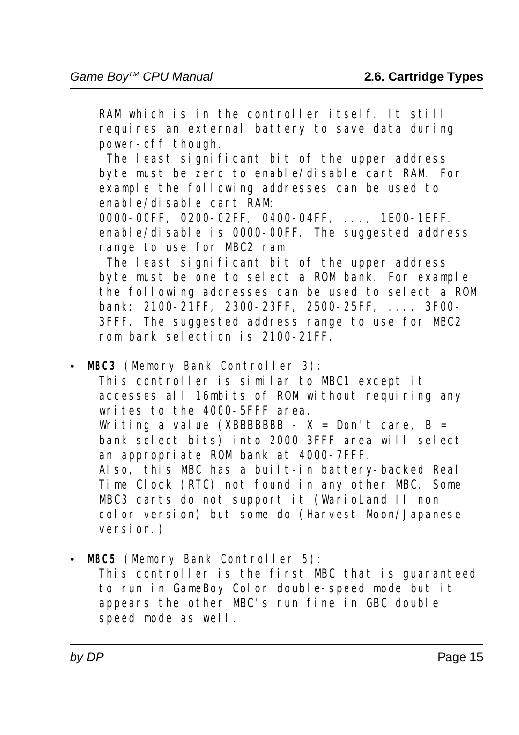RAM which is in the controller itself. It still requires an external battery to save data during power-off though.
 The least significant bit of the upper address byte must be zero to enable/disable cart RAM. For example the following addresses can be used to enable/disable cart RAM:
0000-00FF, 0200-02FF, 0400-04FF, ..., 1E00-1EFF.
enable/disable is 0000-00FF. The suggested address range to use for MBC2 ram
 The least significant bit of the upper address byte must be one to select a ROM bank. For example the following addresses can be used to select a ROM bank: 2100-21FF, 2300-23FF, 2500-25FF, ..., 3F00-3FFF. The suggested address range to use for MBC2 rom bank selection is 2100-21FF.

- **MBC3** (Memory Bank Controller 3):
  This controller is similar to MBC1 except it accesses all 16mbits of ROM without requiring any writes to the 4000-5FFF area.
  Writing a value (XBBBBBBB - X = Don't care, B = bank select bits) into 2000-3FFF area will select an appropriate ROM bank at 4000-7FFF.
  Also, this MBC has a built-in battery-backed Real Time Clock (RTC) not found in any other MBC. Some MBC3 carts do not support it (WarioLand II non color version) but some do (Harvest Moon/Japanese version.)

- **MBC5** (Memory Bank Controller 5):
  This controller is the first MBC that is guaranteed to run in GameBoy Color double-speed mode but it appears the other MBC's run fine in GBC double speed mode as well.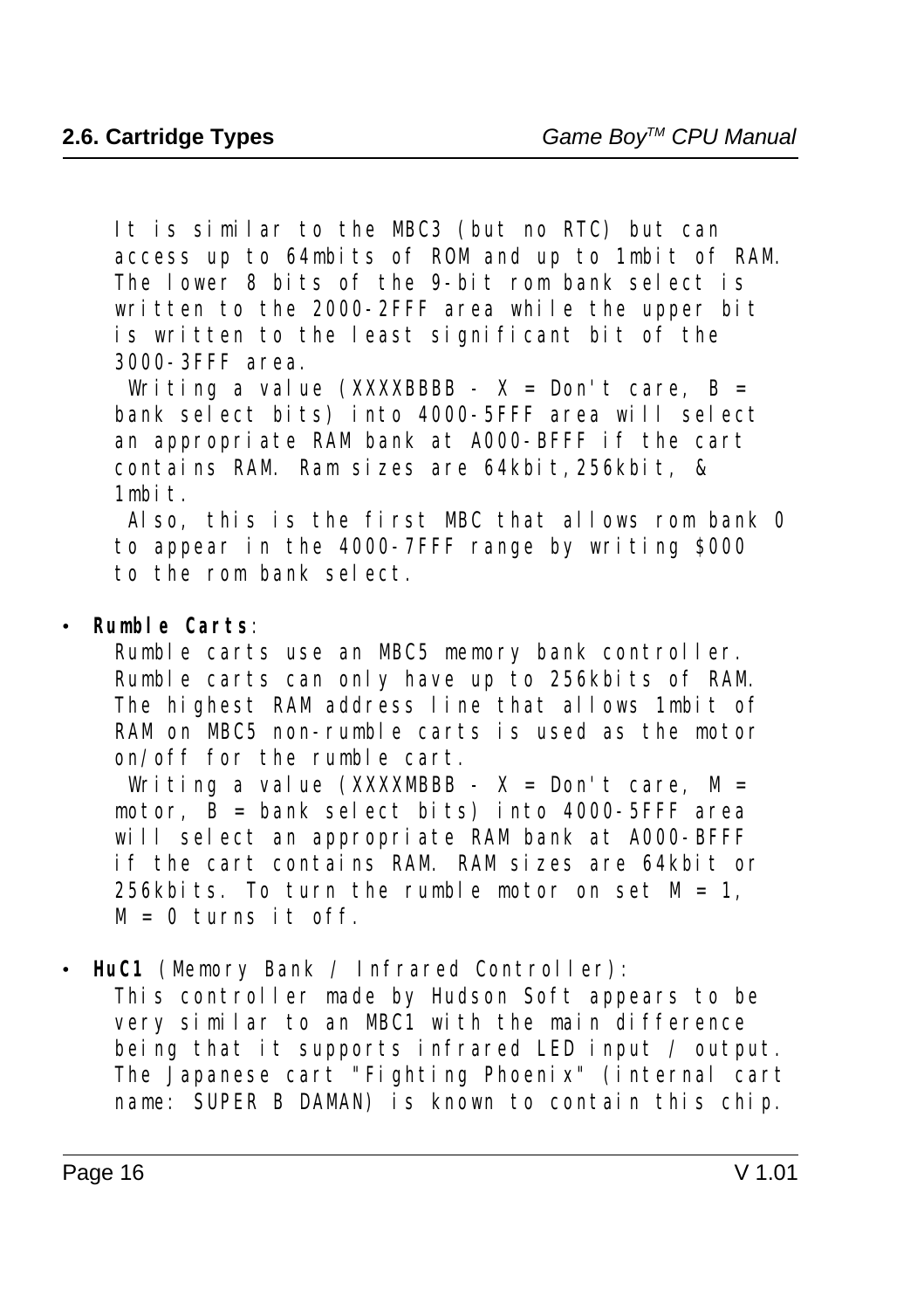It is similar to the MBC3 (but no RTC) but can access up to 64mbits of ROM and up to 1mbit of RAM. The lower 8 bits of the 9-bit rom bank select is written to the 2000-2FFF area while the upper bit is written to the least significant bit of the 3000-3FFF area.

Writing a value (XXXXBBBB - X = Don't care, B = bank select bits) into 4000-5FFF area will select an appropriate RAM bank at A000-BFFF if the cart contains RAM. Ram sizes are 64kbit,256kbit, & 1mbit.

Also, this is the first MBC that allows rom bank 0 to appear in the 4000-7FFF range by writing $000 to the rom bank select.

- **Rumble Carts**:

  Rumble carts use an MBC5 memory bank controller. Rumble carts can only have up to 256kbits of RAM. The highest RAM address line that allows 1mbit of RAM on MBC5 non-rumble carts is used as the motor on/off for the rumble cart.

  Writing a value (XXXXMBBB - X = Don't care, M = motor, B = bank select bits) into 4000-5FFF area will select an appropriate RAM bank at A000-BFFF if the cart contains RAM. RAM sizes are 64kbit or 256kbits. To turn the rumble motor on set M = 1, M = 0 turns it off.

- **HuC1** (Memory Bank / Infrared Controller):

  This controller made by Hudson Soft appears to be very similar to an MBC1 with the main difference being that it supports infrared LED input / output. The Japanese cart "Fighting Phoenix" (internal cart name: SUPER B DAMAN) is known to contain this chip.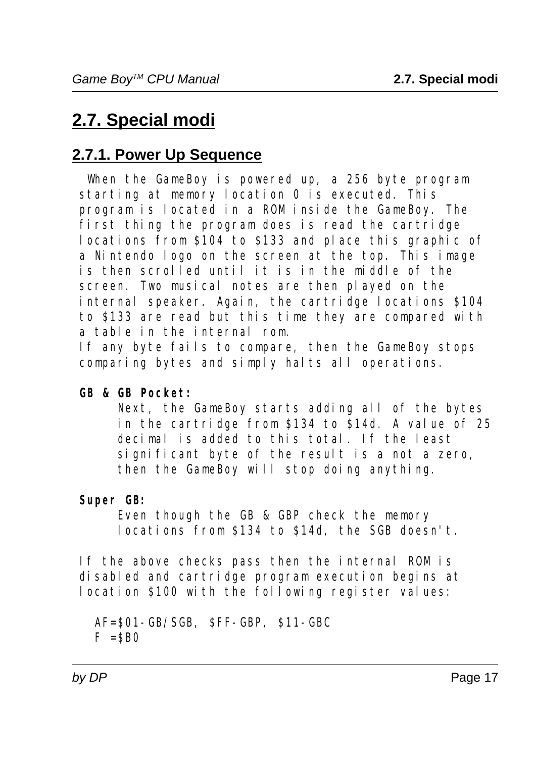# 2.7. Special modi

## 2.7.1. Power Up Sequence

When the GameBoy is powered up, a 256 byte program starting at memory location 0 is executed. This program is located in a ROM inside the GameBoy. The first thing the program does is read the cartridge locations from $104 to $133 and place this graphic of a Nintendo logo on the screen at the top. This image is then scrolled until it is in the middle of the screen. Two musical notes are then played on the internal speaker. Again, the cartridge locations $104 to $133 are read but this time they are compared with a table in the internal rom.
If any byte fails to compare, then the GameBoy stops comparing bytes and simply halts all operations.

**GB & GB Pocket:**

Next, the GameBoy starts adding all of the bytes in the cartridge from $134 to $14d. A value of 25 decimal is added to this total. If the least significant byte of the result is a not a zero, then the GameBoy will stop doing anything.

**Super GB:**

Even though the GB & GBP check the memory locations from $134 to $14d, the SGB doesn't.

If the above checks pass then the internal ROM is disabled and cartridge program execution begins at location $100 with the following register values:

```
AF=$01-GB/SGB, $FF-GBP, $11-GBC
F =$B0
```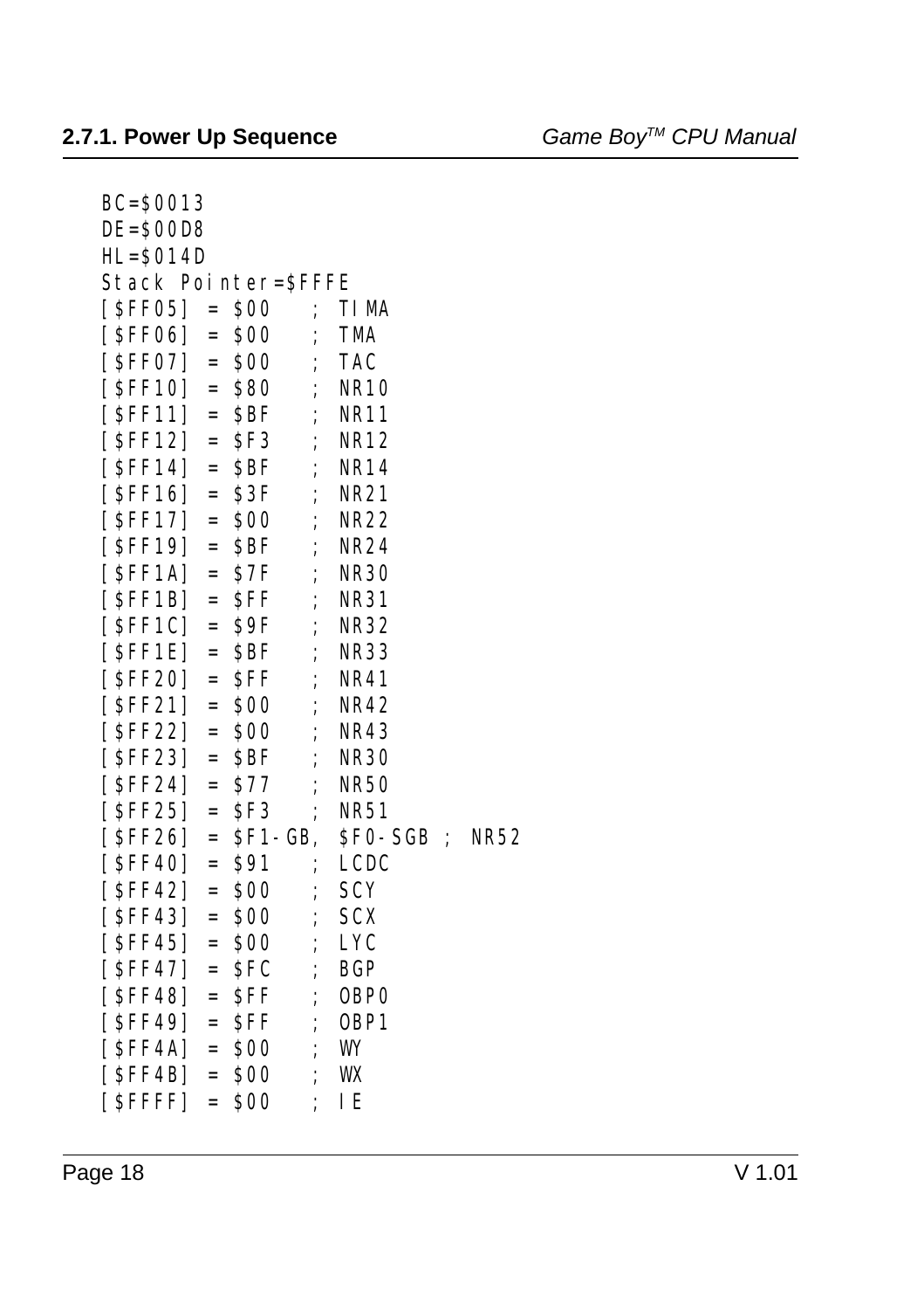```
BC=$0013
DE=$00D8
HL=$014D
Stack Pointer=$FFFE
[$FF05] = $00   ; TIMA
[$FF06] = $00   ; TMA
[$FF07] = $00   ; TAC
[$FF10] = $80   ; NR10
[$FF11] = $BF   ; NR11
[$FF12] = $F3   ; NR12
[$FF14] = $BF   ; NR14
[$FF16] = $3F   ; NR21
[$FF17] = $00   ; NR22
[$FF19] = $BF   ; NR24
[$FF1A] = $7F   ; NR30
[$FF1B] = $FF   ; NR31
[$FF1C] = $9F   ; NR32
[$FF1E] = $BF   ; NR33
[$FF20] = $FF   ; NR41
[$FF21] = $00   ; NR42
[$FF22] = $00   ; NR43
[$FF23] = $BF   ; NR30
[$FF24] = $77   ; NR50
[$FF25] = $F3   ; NR51
[$FF26] = $F1-GB, $F0-SGB ; NR52
[$FF40] = $91   ; LCDC
[$FF42] = $00   ; SCY
[$FF43] = $00   ; SCX
[$FF45] = $00   ; LYC
[$FF47] = $FC   ; BGP
[$FF48] = $FF   ; OBP0
[$FF49] = $FF   ; OBP1
[$FF4A] = $00   ; WY
[$FF4B] = $00   ; WX
[$FFFF] = $00   ; IE
```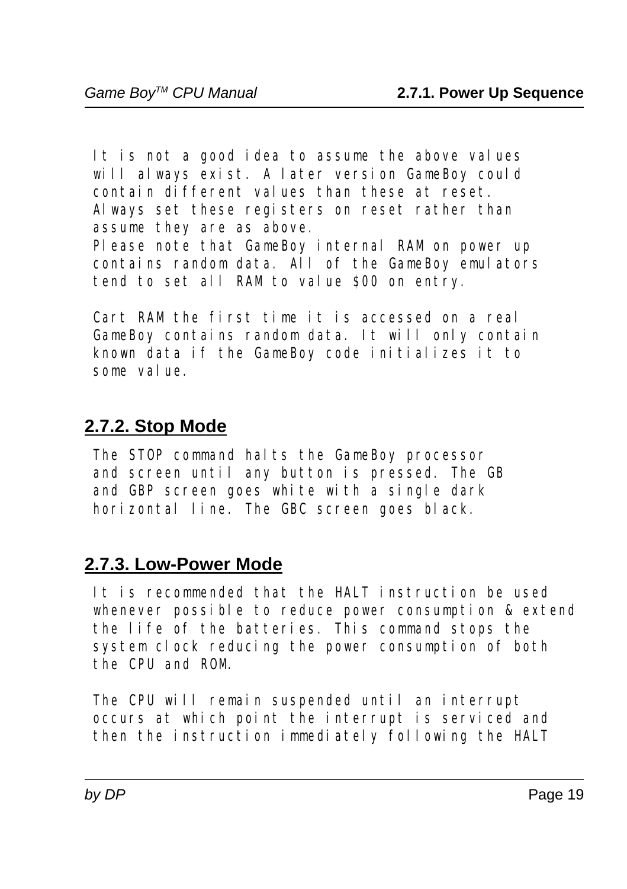It is not a good idea to assume the above values will always exist. A later version GameBoy could contain different values than these at reset. Always set these registers on reset rather than assume they are as above.
Please note that GameBoy internal RAM on power up contains random data. All of the GameBoy emulators tend to set all RAM to value $00 on entry.

Cart RAM the first time it is accessed on a real GameBoy contains random data. It will only contain known data if the GameBoy code initializes it to some value.

## 2.7.2. Stop Mode

The STOP command halts the GameBoy processor and screen until any button is pressed. The GB and GBP screen goes white with a single dark horizontal line. The GBC screen goes black.

## 2.7.3. Low-Power Mode

It is recommended that the HALT instruction be used whenever possible to reduce power consumption & extend the life of the batteries. This command stops the system clock reducing the power consumption of both the CPU and ROM.

The CPU will remain suspended until an interrupt occurs at which point the interrupt is serviced and then the instruction immediately following the HALT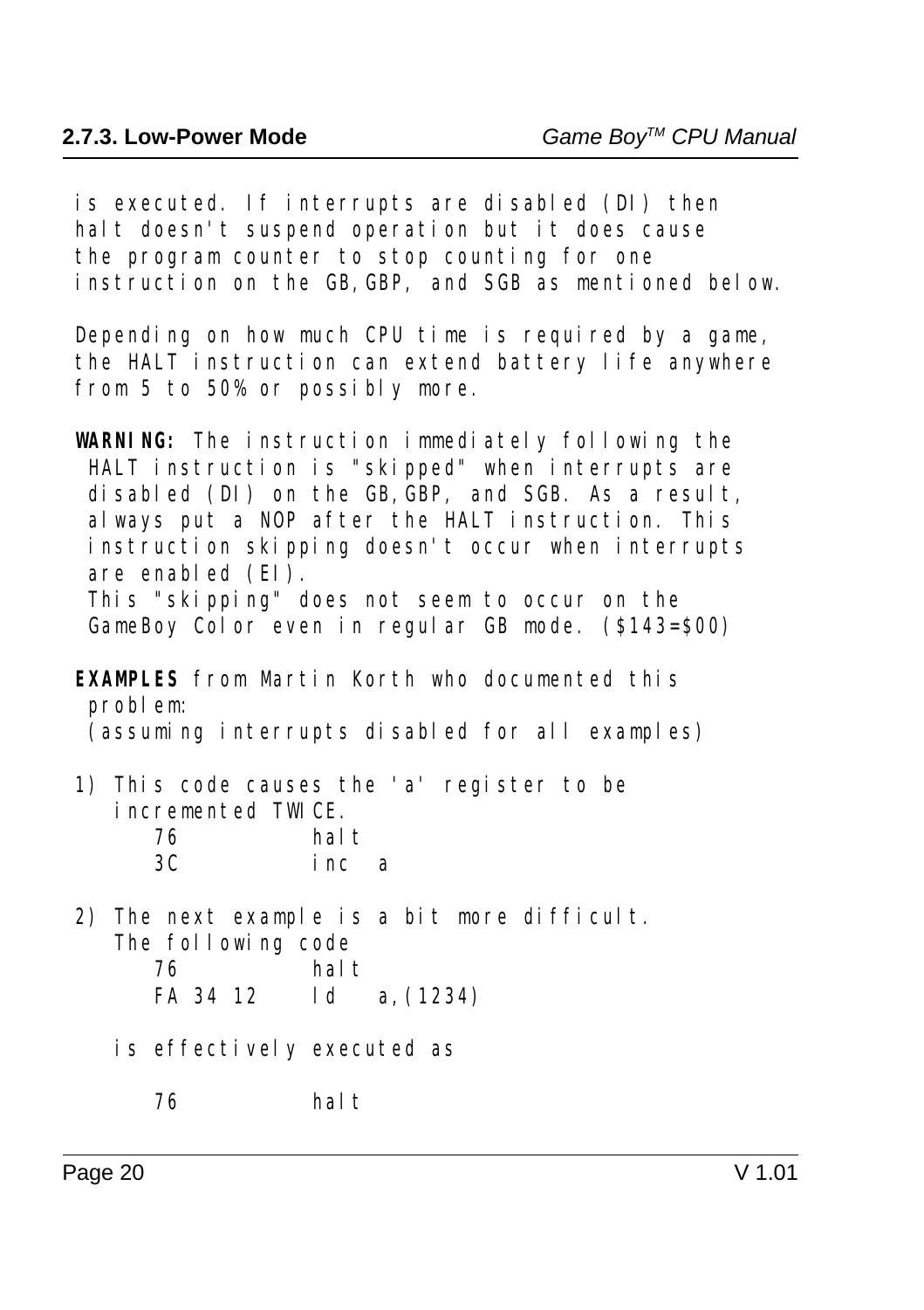is executed. If interrupts are disabled (DI) then halt doesn't suspend operation but it does cause the program counter to stop counting for one instruction on the GB,GBP, and SGB as mentioned below.

Depending on how much CPU time is required by a game, the HALT instruction can extend battery life anywhere from 5 to 50% or possibly more.

**WARNING:** The instruction immediately following the HALT instruction is "skipped" when interrupts are disabled (DI) on the GB,GBP, and SGB. As a result, always put a NOP after the HALT instruction. This instruction skipping doesn't occur when interrupts are enabled (EI).
This "skipping" does not seem to occur on the GameBoy Color even in regular GB mode. ($143=$00)

**EXAMPLES** from Martin Korth who documented this problem:
(assuming interrupts disabled for all examples)

1) This code causes the 'a' register to be incremented TWICE.

```
76          halt
3C          inc  a
```

2) The next example is a bit more difficult. The following code

```
76          halt
FA 34 12    ld   a,(1234)
```

is effectively executed as

```
76          halt
```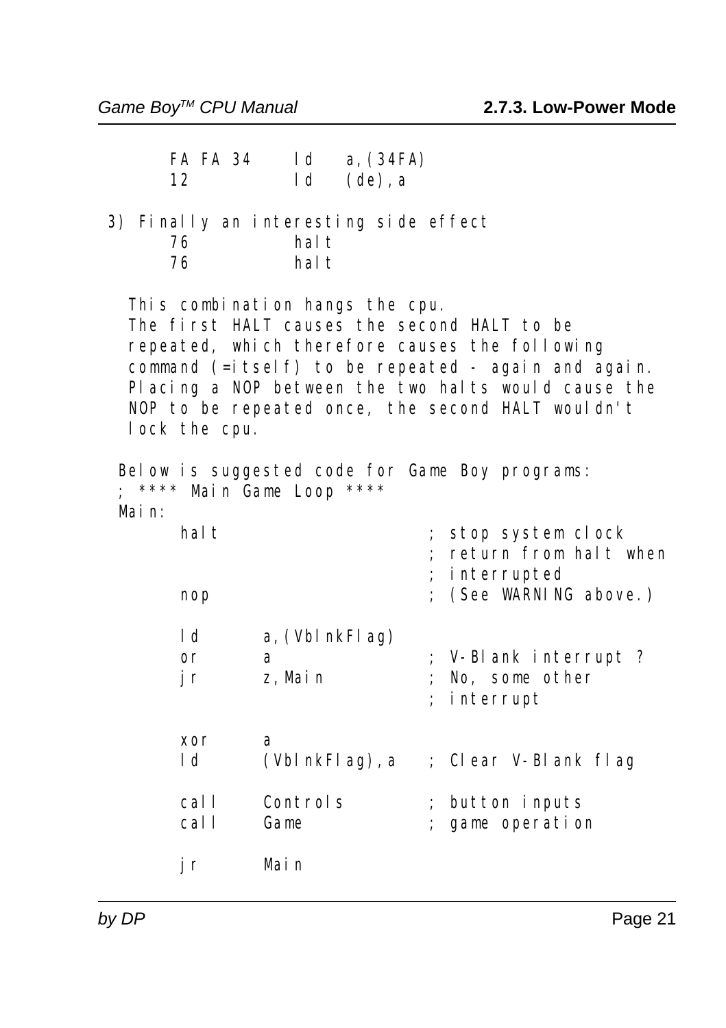```
      FA FA 34     ld   a,(34FA)
      12           ld   (de),a
```

3) Finally an interesting side effect

```
      76           halt
      76           halt
```

This combination hangs the cpu.
The first HALT causes the second HALT to be repeated, which therefore causes the following command (=itself) to be repeated - again and again. Placing a NOP between the two halts would cause the NOP to be repeated once, the second HALT wouldn't lock the cpu.

Below is suggested code for Game Boy programs:

```
; **** Main Game Loop ****
Main:
      halt                     ; stop system clock
                               ; return from halt when
                               ; interrupted
      nop                      ; (See WARNING above.)

      ld      a,(VblnkFlag)
      or      a                ; V-Blank interrupt ?
      jr      z,Main           ; No, some other
                               ; interrupt

      xor     a
      ld      (VblnkFlag),a    ; Clear V-Blank flag

      call    Controls         ; button inputs
      call    Game             ; game operation

      jr      Main
```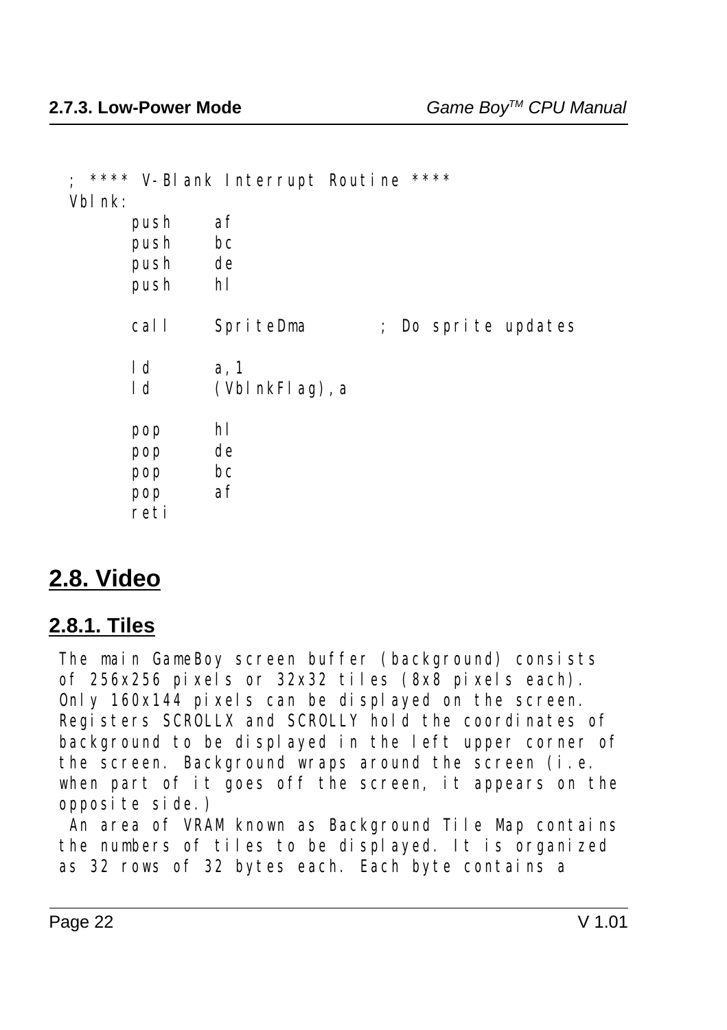```
; **** V-Blank Interrupt Routine ****
Vblnk:
        push    af
        push    bc
        push    de
        push    hl

        call    SpriteDma           ; Do sprite updates

        ld      a,1
        ld      (VblnkFlag),a

        pop     hl
        pop     de
        pop     bc
        pop     af
        reti
```

## 2.8. Video

### 2.8.1. Tiles

The main GameBoy screen buffer (background) consists of 256x256 pixels or 32x32 tiles (8x8 pixels each). Only 160x144 pixels can be displayed on the screen. Registers SCROLLX and SCROLLY hold the coordinates of background to be displayed in the left upper corner of the screen. Background wraps around the screen (i.e. when part of it goes off the screen, it appears on the opposite side.)

An area of VRAM known as Background Tile Map contains the numbers of tiles to be displayed. It is organized as 32 rows of 32 bytes each. Each byte contains a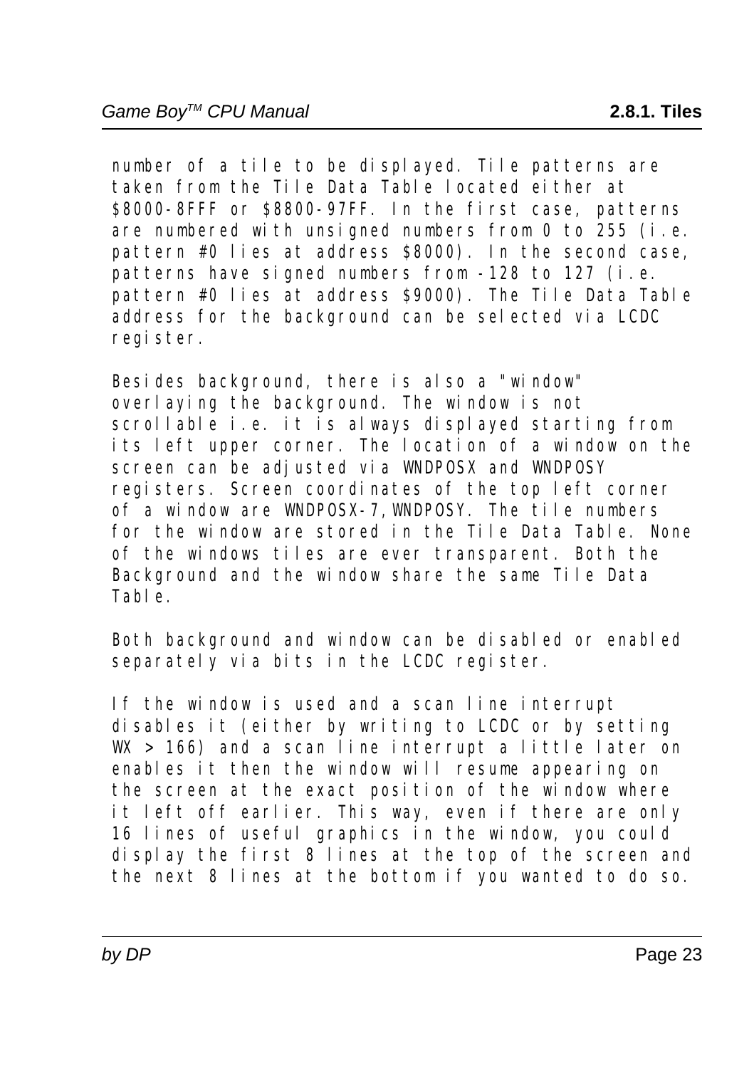number of a tile to be displayed. Tile patterns are taken from the Tile Data Table located either at $8000-8FFF or $8800-97FF. In the first case, patterns are numbered with unsigned numbers from 0 to 255 (i.e. pattern #0 lies at address $8000). In the second case, patterns have signed numbers from -128 to 127 (i.e. pattern #0 lies at address $9000). The Tile Data Table address for the background can be selected via LCDC register.

Besides background, there is also a "window" overlaying the background. The window is not scrollable i.e. it is always displayed starting from its left upper corner. The location of a window on the screen can be adjusted via WNDPOSX and WNDPOSY registers. Screen coordinates of the top left corner of a window are WNDPOSX-7,WNDPOSY. The tile numbers for the window are stored in the Tile Data Table. None of the windows tiles are ever transparent. Both the Background and the window share the same Tile Data Table.

Both background and window can be disabled or enabled separately via bits in the LCDC register.

If the window is used and a scan line interrupt disables it (either by writing to LCDC or by setting WX > 166) and a scan line interrupt a little later on enables it then the window will resume appearing on the screen at the exact position of the window where it left off earlier. This way, even if there are only 16 lines of useful graphics in the window, you could display the first 8 lines at the top of the screen and the next 8 lines at the bottom if you wanted to do so.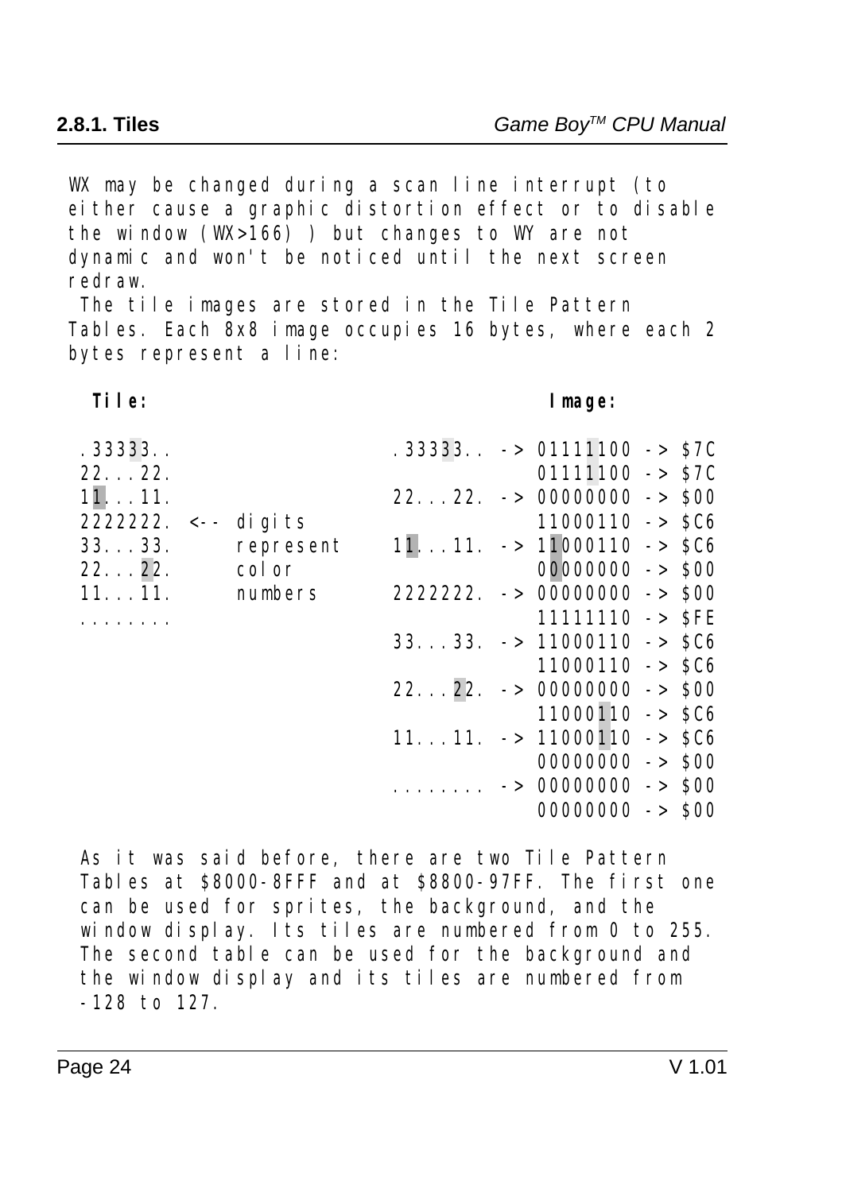WX may be changed during a scan line interrupt (to either cause a graphic distortion effect or to disable the window (WX>166) ) but changes to WY are not dynamic and won't be noticed until the next screen redraw.

The tile images are stored in the Tile Pattern Tables. Each 8x8 image occupies 16 bytes, where each 2 bytes represent a line:

```
 Tile:                               Image:

.33333..                     .33333.. -> 01111100 -> $7C
22...22.                                 01111100 -> $7C
11...11.                     22...22. -> 00000000 -> $00
2222222. <-- digits                      11000110 -> $C6
33...33.     represent       11...11. -> 11000110 -> $C6
22...22.     color                       00000000 -> $00
11...11.     numbers         2222222. -> 00000000 -> $00
........                                 11111110 -> $FE
                             33...33. -> 11000110 -> $C6
                                         11000110 -> $C6
                             22...22. -> 00000000 -> $00
                                         11000110 -> $C6
                             11...11. -> 11000110 -> $C6
                                         00000000 -> $00
                             ........ -> 00000000 -> $00
                                         00000000 -> $00
```

As it was said before, there are two Tile Pattern Tables at $8000-8FFF and at $8800-97FF. The first one can be used for sprites, the background, and the window display. Its tiles are numbered from 0 to 255. The second table can be used for the background and the window display and its tiles are numbered from -128 to 127.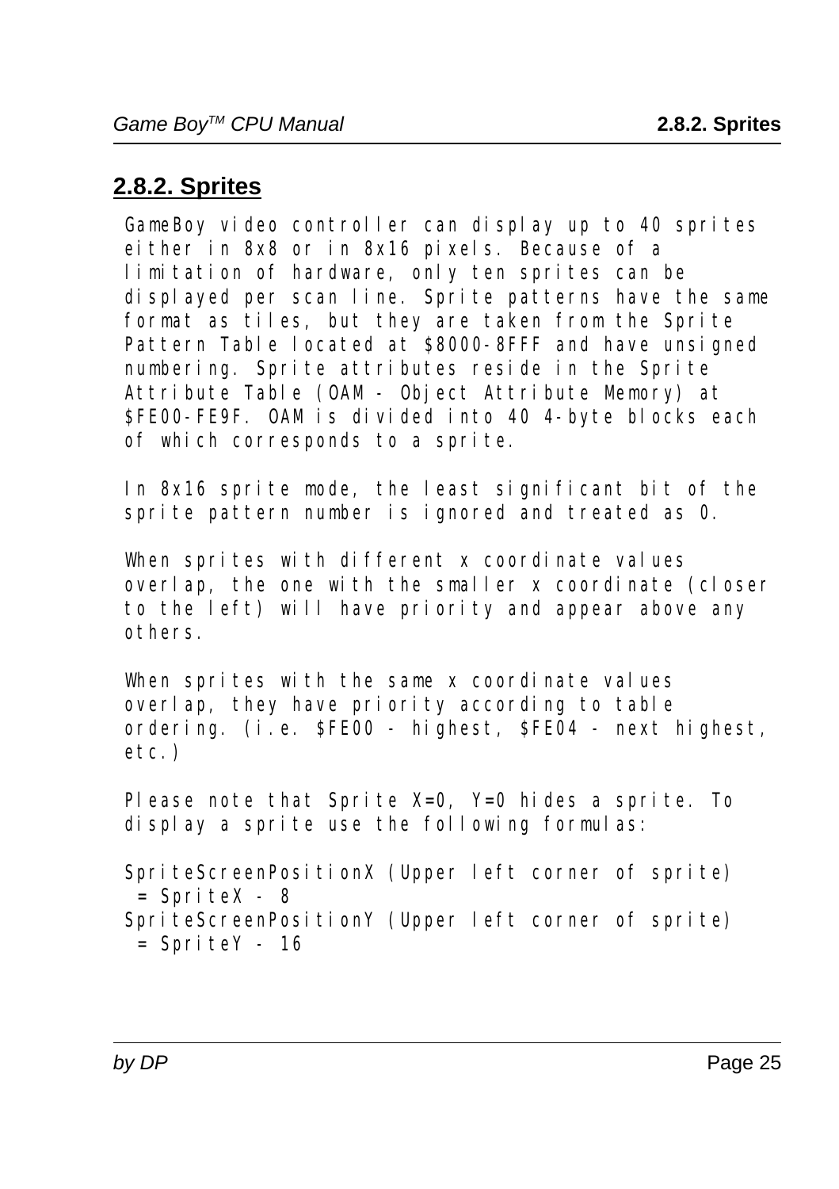## 2.8.2. Sprites

GameBoy video controller can display up to 40 sprites either in 8x8 or in 8x16 pixels. Because of a limitation of hardware, only ten sprites can be displayed per scan line. Sprite patterns have the same format as tiles, but they are taken from the Sprite Pattern Table located at $8000-8FFF and have unsigned numbering. Sprite attributes reside in the Sprite Attribute Table (OAM - Object Attribute Memory) at $FE00-FE9F. OAM is divided into 40 4-byte blocks each of which corresponds to a sprite.

In 8x16 sprite mode, the least significant bit of the sprite pattern number is ignored and treated as 0.

When sprites with different x coordinate values overlap, the one with the smaller x coordinate (closer to the left) will have priority and appear above any others.

When sprites with the same x coordinate values overlap, they have priority according to table ordering. (i.e. $FE00 - highest, $FE04 - next highest, etc.)

Please note that Sprite X=0, Y=0 hides a sprite. To display a sprite use the following formulas:

```
SpriteScreenPositionX (Upper left corner of sprite)
 = SpriteX - 8
SpriteScreenPositionY (Upper left corner of sprite)
 = SpriteY - 16
```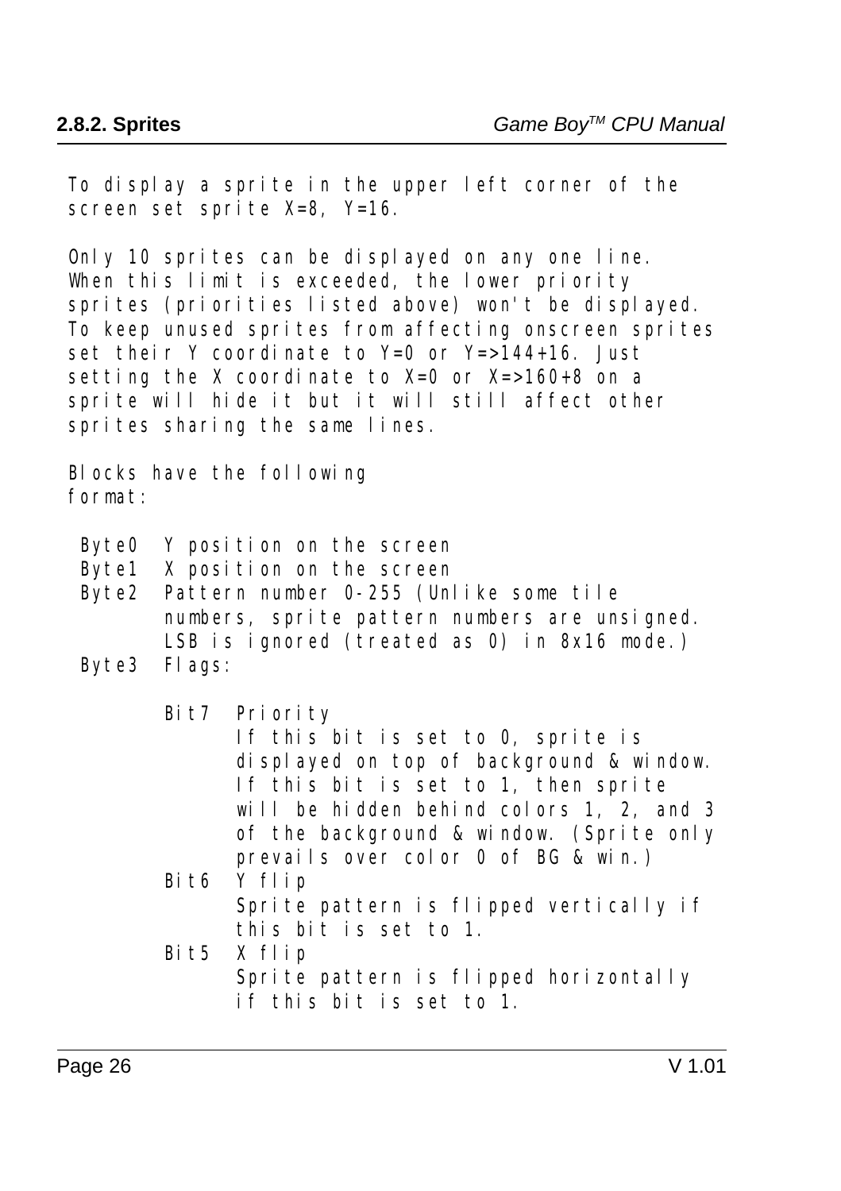To display a sprite in the upper left corner of the screen set sprite X=8, Y=16.

Only 10 sprites can be displayed on any one line. When this limit is exceeded, the lower priority sprites (priorities listed above) won't be displayed. To keep unused sprites from affecting onscreen sprites set their Y coordinate to Y=0 or Y=>144+16. Just setting the X coordinate to X=0 or X=>160+8 on a sprite will hide it but it will still affect other sprites sharing the same lines.

Blocks have the following format:

```
 Byte0  Y position on the screen
 Byte1  X position on the screen
 Byte2  Pattern number 0-255 (Unlike some tile
        numbers, sprite pattern numbers are unsigned.
        LSB is ignored (treated as 0) in 8x16 mode.)
 Byte3  Flags:

        Bit7  Priority
              If this bit is set to 0, sprite is
              displayed on top of background & window.
              If this bit is set to 1, then sprite
              will be hidden behind colors 1, 2, and 3
              of the background & window. (Sprite only
              prevails over color 0 of BG & win.)
        Bit6  Y flip
              Sprite pattern is flipped vertically if
              this bit is set to 1.
        Bit5  X flip
              Sprite pattern is flipped horizontally
              if this bit is set to 1.
```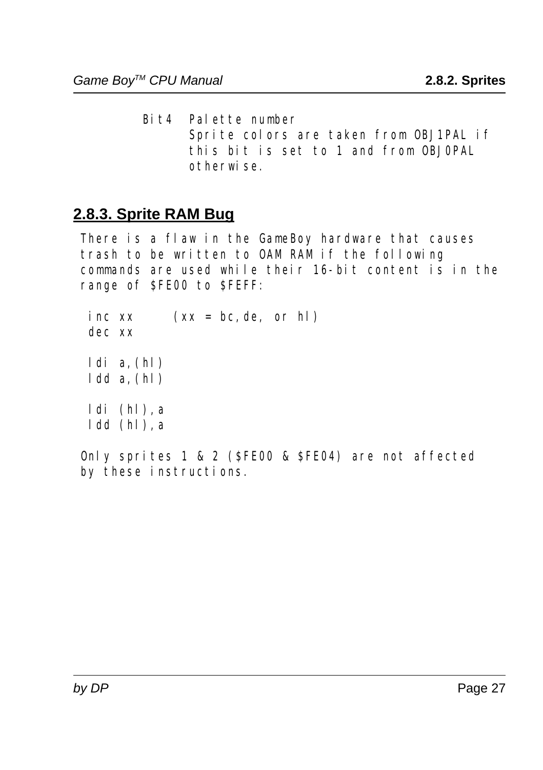```
Bit4  Palette number
      Sprite colors are taken from OBJ1PAL if
      this bit is set to 1 and from OBJ0PAL
      otherwise.
```

### 2.8.3. Sprite RAM Bug

There is a flaw in the GameBoy hardware that causes trash to be written to OAM RAM if the following commands are used while their 16-bit content is in the range of $FE00 to $FEFF:

```
inc xx     (xx = bc,de, or hl)
dec xx

ldi a,(hl)
ldd a,(hl)

ldi (hl),a
ldd (hl),a
```

Only sprites 1 & 2 ($FE00 & $FE04) are not affected by these instructions.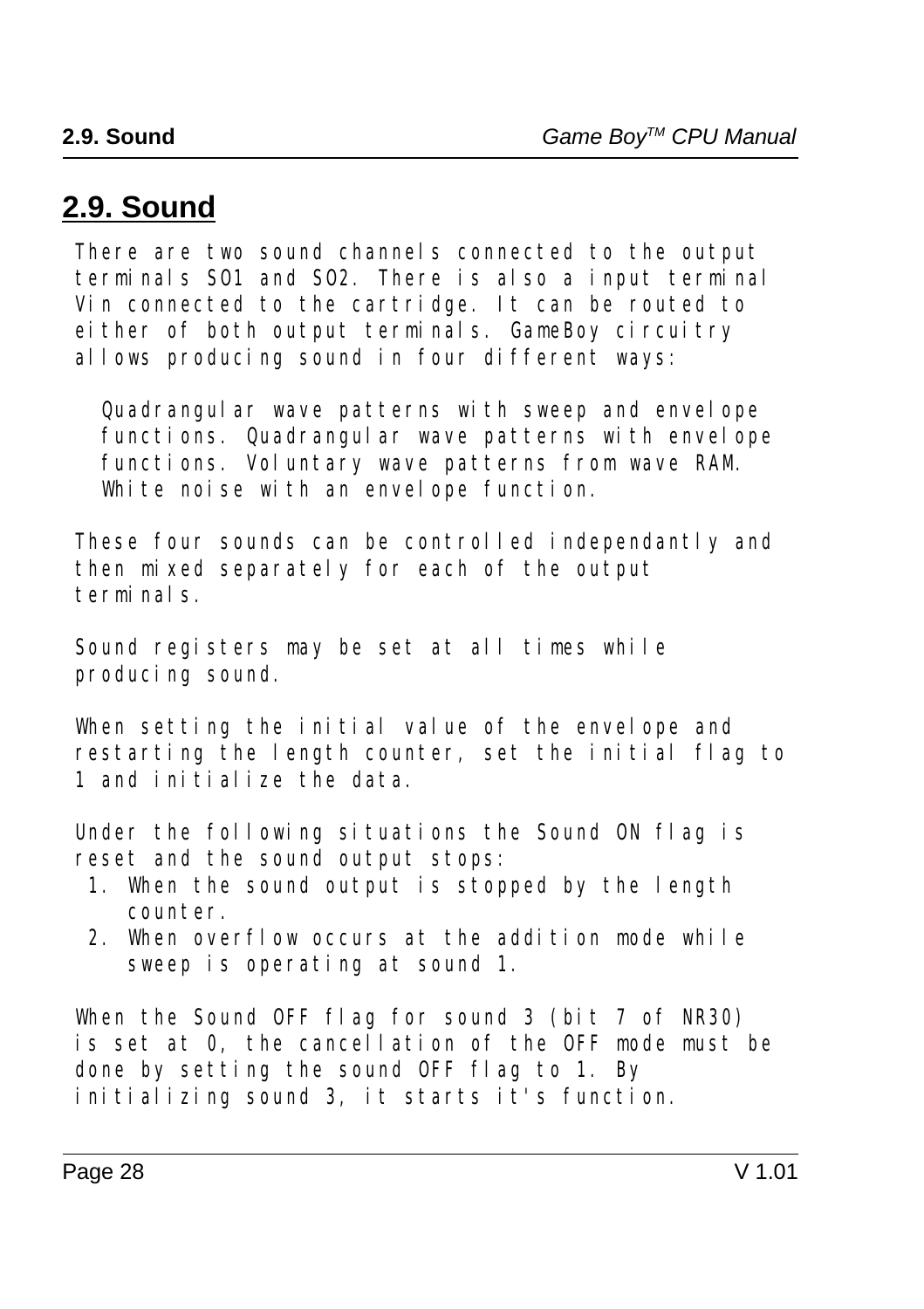## 2.9. Sound

There are two sound channels connected to the output terminals SO1 and SO2. There is also a input terminal Vin connected to the cartridge. It can be routed to either of both output terminals. GameBoy circuitry allows producing sound in four different ways:

Quadrangular wave patterns with sweep and envelope functions. Quadrangular wave patterns with envelope functions. Voluntary wave patterns from wave RAM. White noise with an envelope function.

These four sounds can be controlled independantly and then mixed separately for each of the output terminals.

Sound registers may be set at all times while producing sound.

When setting the initial value of the envelope and restarting the length counter, set the initial flag to 1 and initialize the data.

Under the following situations the Sound ON flag is reset and the sound output stops:

1. When the sound output is stopped by the length counter.
2. When overflow occurs at the addition mode while sweep is operating at sound 1.

When the Sound OFF flag for sound 3 (bit 7 of NR30) is set at 0, the cancellation of the OFF mode must be done by setting the sound OFF flag to 1. By initializing sound 3, it starts it's function.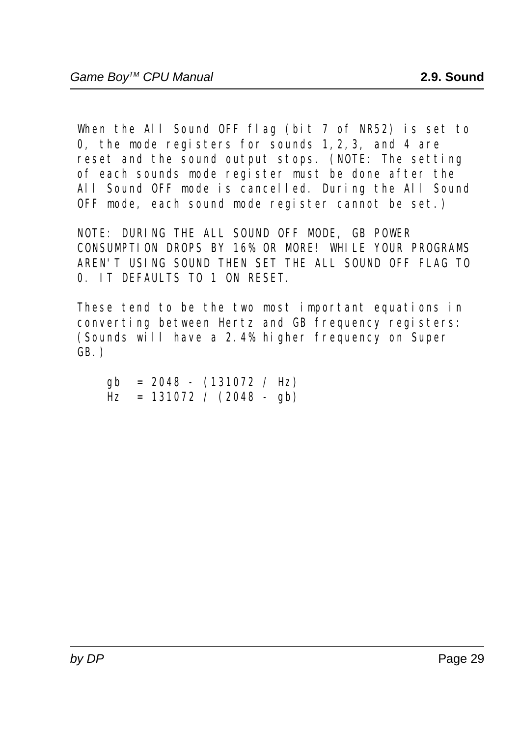When the All Sound OFF flag (bit 7 of NR52) is set to 0, the mode registers for sounds 1,2,3, and 4 are reset and the sound output stops. (NOTE: The setting of each sounds mode register must be done after the All Sound OFF mode is cancelled. During the All Sound OFF mode, each sound mode register cannot be set.)

NOTE: DURING THE ALL SOUND OFF MODE, GB POWER CONSUMPTION DROPS BY 16% OR MORE! WHILE YOUR PROGRAMS AREN'T USING SOUND THEN SET THE ALL SOUND OFF FLAG TO 0. IT DEFAULTS TO 1 ON RESET.

These tend to be the two most important equations in converting between Hertz and GB frequency registers: (Sounds will have a 2.4% higher frequency on Super GB.)

```
gb  = 2048 - (131072 / Hz)
Hz  = 131072 / (2048 - gb)
```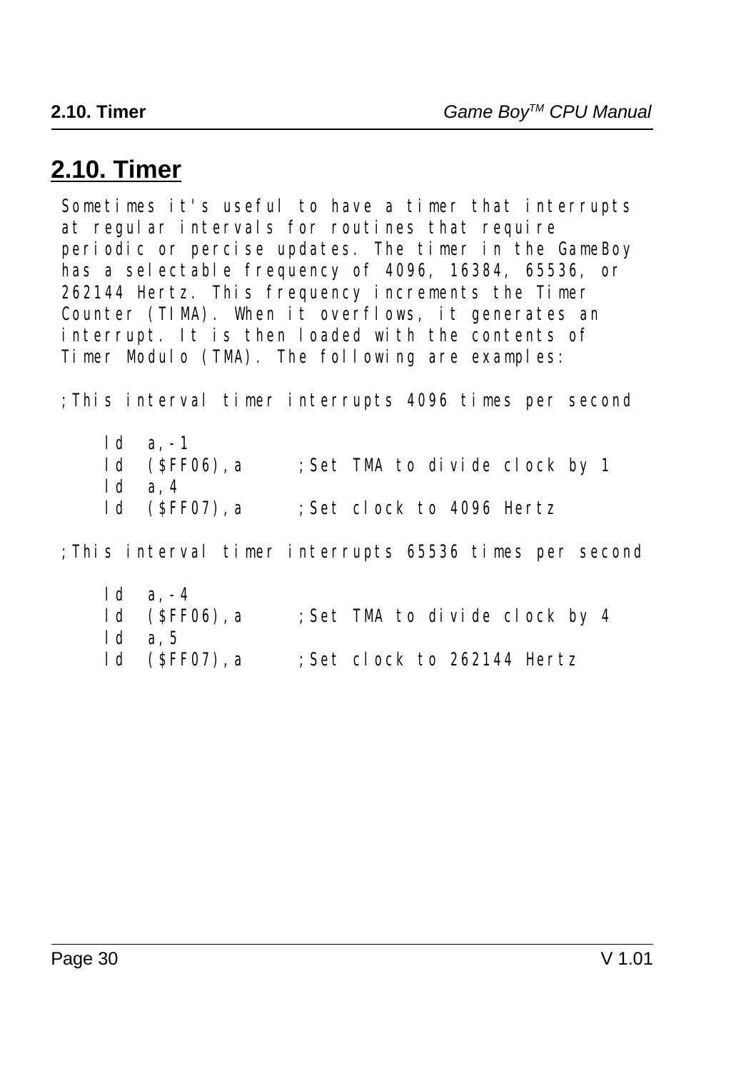## 2.10. Timer

Sometimes it's useful to have a timer that interrupts at regular intervals for routines that require periodic or percise updates. The timer in the GameBoy has a selectable frequency of 4096, 16384, 65536, or 262144 Hertz. This frequency increments the Timer Counter (TIMA). When it overflows, it generates an interrupt. It is then loaded with the contents of Timer Modulo (TMA). The following are examples:

```
;This interval timer interrupts 4096 times per second

    ld  a,-1
    ld  ($FF06),a      ;Set TMA to divide clock by 1
    ld  a,4
    ld  ($FF07),a      ;Set clock to 4096 Hertz

;This interval timer interrupts 65536 times per second

    ld  a,-4
    ld  ($FF06),a      ;Set TMA to divide clock by 4
    ld  a,5
    ld  ($FF07),a      ;Set clock to 262144 Hertz
```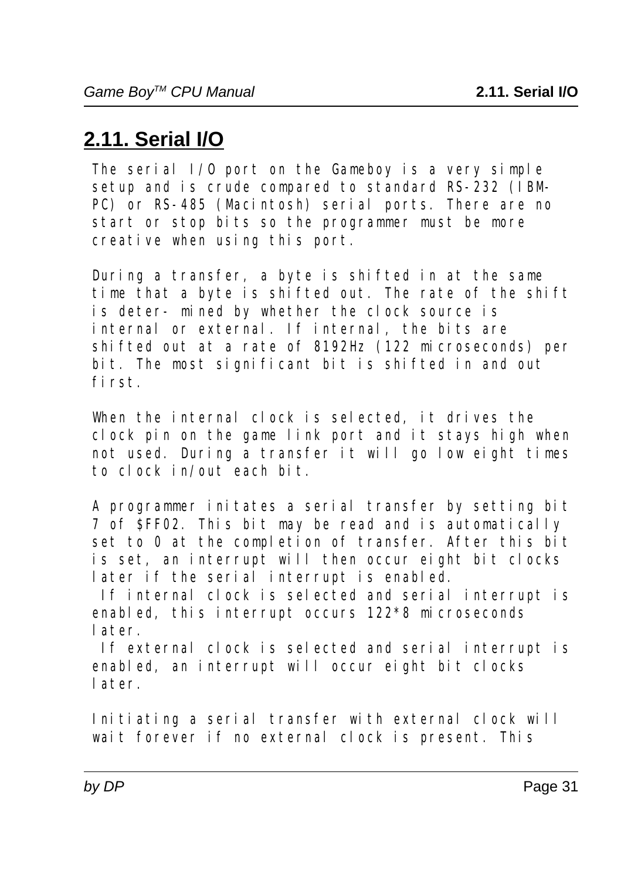## 2.11. Serial I/O

The serial I/O port on the Gameboy is a very simple setup and is crude compared to standard RS-232 (IBM-PC) or RS-485 (Macintosh) serial ports. There are no start or stop bits so the programmer must be more creative when using this port.

During a transfer, a byte is shifted in at the same time that a byte is shifted out. The rate of the shift is deter- mined by whether the clock source is internal or external. If internal, the bits are shifted out at a rate of 8192Hz (122 microseconds) per bit. The most significant bit is shifted in and out first.

When the internal clock is selected, it drives the clock pin on the game link port and it stays high when not used. During a transfer it will go low eight times to clock in/out each bit.

A programmer initates a serial transfer by setting bit 7 of $FF02. This bit may be read and is automatically set to 0 at the completion of transfer. After this bit is set, an interrupt will then occur eight bit clocks later if the serial interrupt is enabled.
 If internal clock is selected and serial interrupt is enabled, this interrupt occurs 122*8 microseconds later.
 If external clock is selected and serial interrupt is enabled, an interrupt will occur eight bit clocks later.

Initiating a serial transfer with external clock will wait forever if no external clock is present. This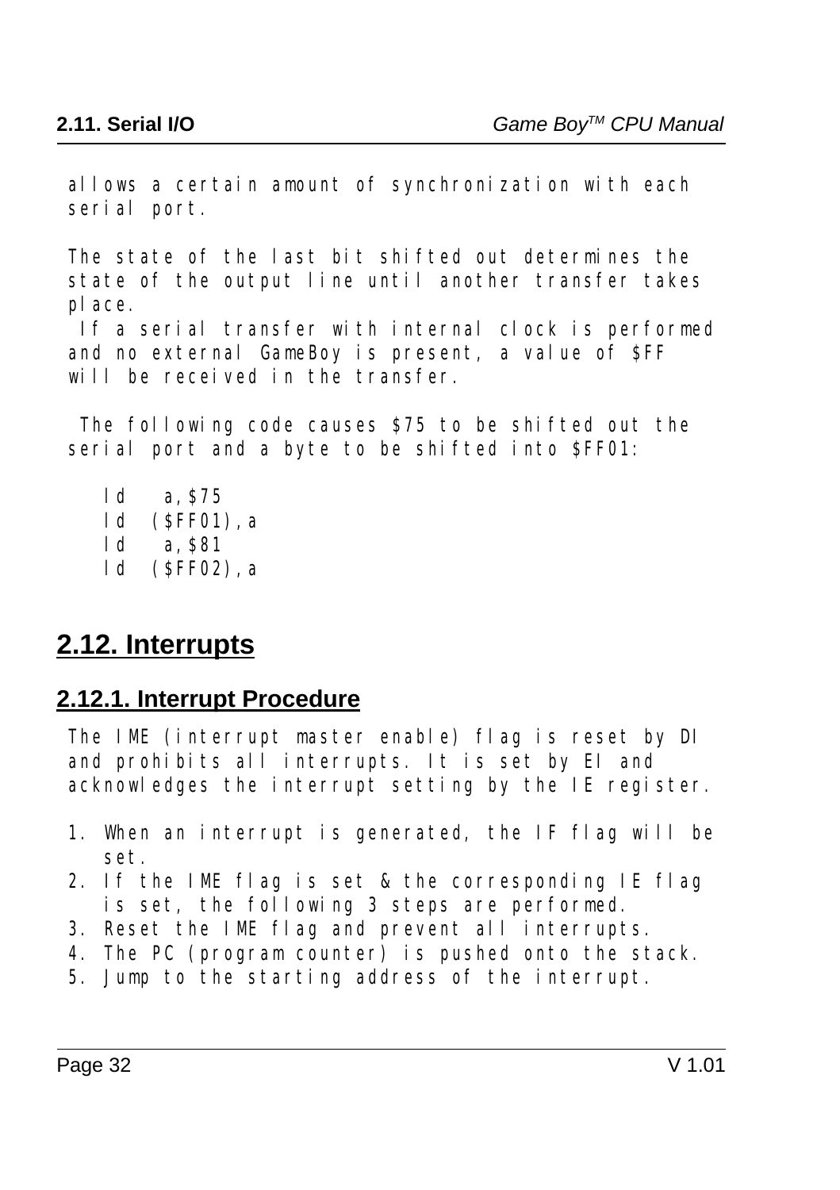allows a certain amount of synchronization with each serial port.

The state of the last bit shifted out determines the state of the output line until another transfer takes place.

If a serial transfer with internal clock is performed and no external GameBoy is present, a value of $FF will be received in the transfer.

The following code causes $75 to be shifted out the serial port and a byte to be shifted into $FF01:

```
ld   a,$75
ld  ($FF01),a
ld   a,$81
ld  ($FF02),a
```

## 2.12. Interrupts

### 2.12.1. Interrupt Procedure

The IME (interrupt master enable) flag is reset by DI and prohibits all interrupts. It is set by EI and acknowledges the interrupt setting by the IE register.

1. When an interrupt is generated, the IF flag will be set.
2. If the IME flag is set & the corresponding IE flag is set, the following 3 steps are performed.
3. Reset the IME flag and prevent all interrupts.
4. The PC (program counter) is pushed onto the stack.
5. Jump to the starting address of the interrupt.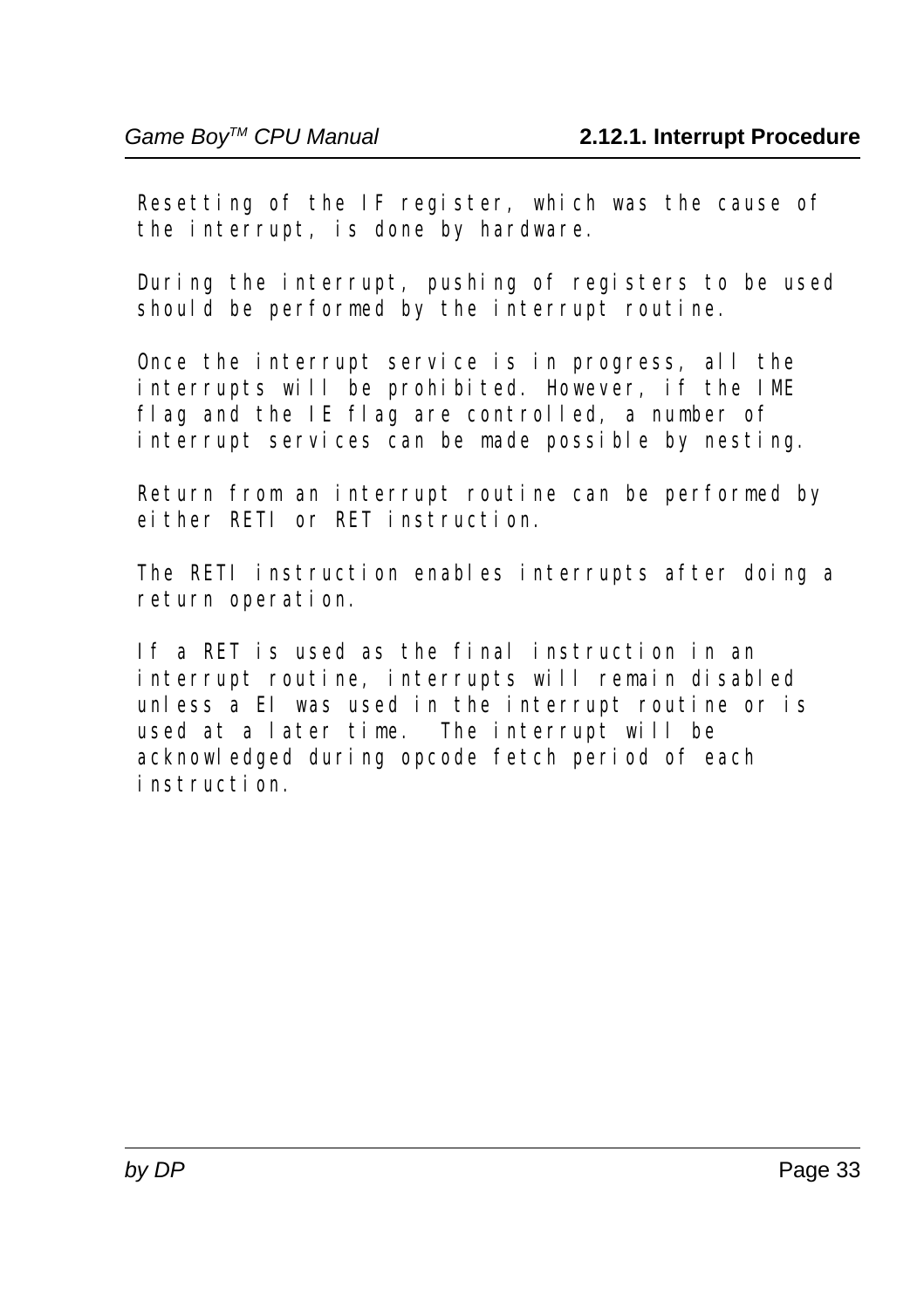Resetting of the IF register, which was the cause of the interrupt, is done by hardware.

During the interrupt, pushing of registers to be used should be performed by the interrupt routine.

Once the interrupt service is in progress, all the interrupts will be prohibited. However, if the IME flag and the IE flag are controlled, a number of interrupt services can be made possible by nesting.

Return from an interrupt routine can be performed by either RETI or RET instruction.

The RETI instruction enables interrupts after doing a return operation.

If a RET is used as the final instruction in an interrupt routine, interrupts will remain disabled unless a EI was used in the interrupt routine or is used at a later time. The interrupt will be acknowledged during opcode fetch period of each instruction.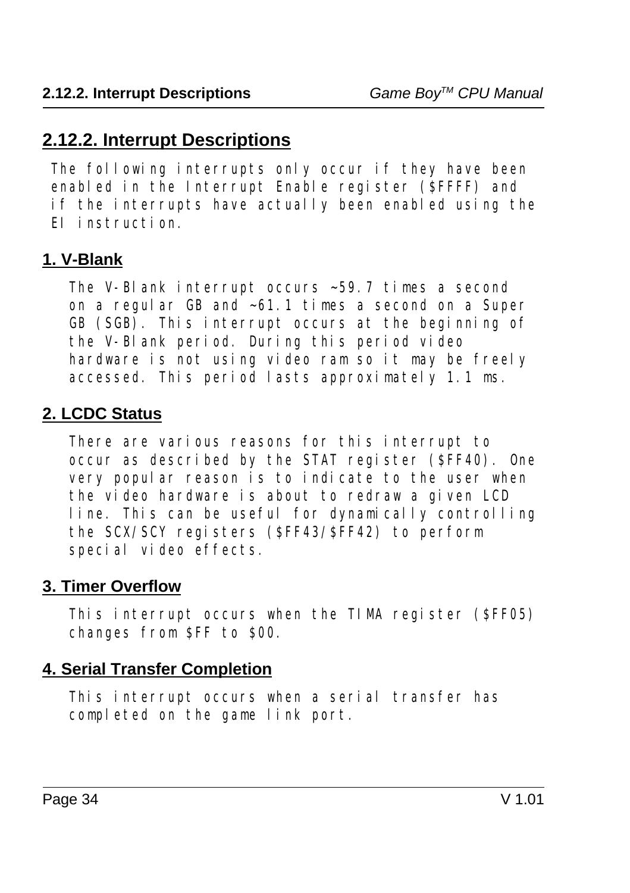## 2.12.2. Interrupt Descriptions

The following interrupts only occur if they have been enabled in the Interrupt Enable register ($FFFF) and if the interrupts have actually been enabled using the EI instruction.

### 1. V-Blank

The V-Blank interrupt occurs ~59.7 times a second on a regular GB and ~61.1 times a second on a Super GB (SGB). This interrupt occurs at the beginning of the V-Blank period. During this period video hardware is not using video ram so it may be freely accessed. This period lasts approximately 1.1 ms.

### 2. LCDC Status

There are various reasons for this interrupt to occur as described by the STAT register ($FF40). One very popular reason is to indicate to the user when the video hardware is about to redraw a given LCD line. This can be useful for dynamically controlling the SCX/SCY registers ($FF43/$FF42) to perform special video effects.

### 3. Timer Overflow

This interrupt occurs when the TIMA register ($FF05) changes from $FF to $00.

### 4. Serial Transfer Completion

This interrupt occurs when a serial transfer has completed on the game link port.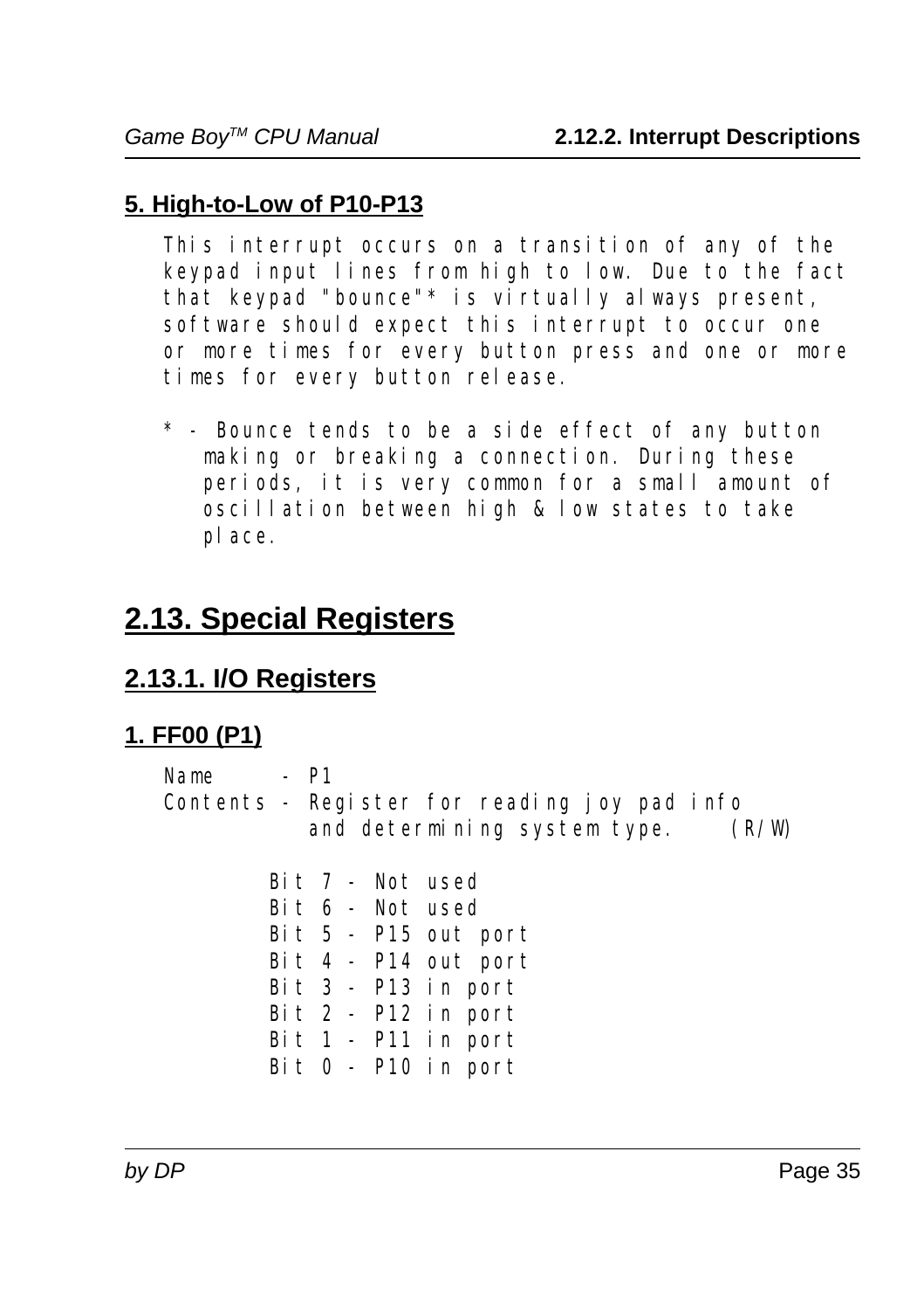### 5. High-to-Low of P10-P13

This interrupt occurs on a transition of any of the keypad input lines from high to low. Due to the fact that keypad "bounce"* is virtually always present, software should expect this interrupt to occur one or more times for every button press and one or more times for every button release.

\* - Bounce tends to be a side effect of any button making or breaking a connection. During these periods, it is very common for a small amount of oscillation between high & low states to take place.

# 2.13. Special Registers

## 2.13.1. I/O Registers

### 1. FF00 (P1)

```
Name     - P1
Contents - Register for reading joy pad info
           and determining system type.    (R/W)

        Bit 7 - Not used
        Bit 6 - Not used
        Bit 5 - P15 out port
        Bit 4 - P14 out port
        Bit 3 - P13 in port
        Bit 2 - P12 in port
        Bit 1 - P11 in port
        Bit 0 - P10 in port
```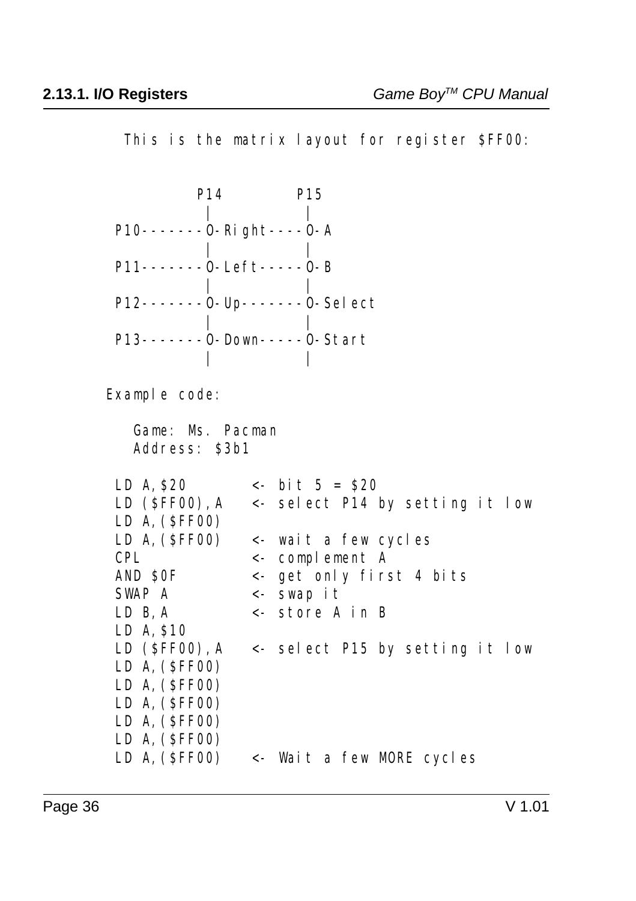This is the matrix layout for register $FF00:

```
          P14        P15
           |          |
P10-------O-Right----O-A
           |          |
P11-------O-Left-----O-B
           |          |
P12-------O-Up-------O-Select
           |          |
P13-------O-Down-----O-Start
           |          |
```

Example code:

Game: Ms. Pacman
Address: $3b1

```
LD A,$20        <- bit 5 = $20
LD ($FF00),A    <- select P14 by setting it low
LD A,($FF00)
LD A,($FF00)    <- wait a few cycles
CPL             <- complement A
AND $0F         <- get only first 4 bits
SWAP A          <- swap it
LD B,A          <- store A in B
LD A,$10
LD ($FF00),A    <- select P15 by setting it low
LD A,($FF00)
LD A,($FF00)
LD A,($FF00)
LD A,($FF00)
LD A,($FF00)
LD A,($FF00)    <- Wait a few MORE cycles
```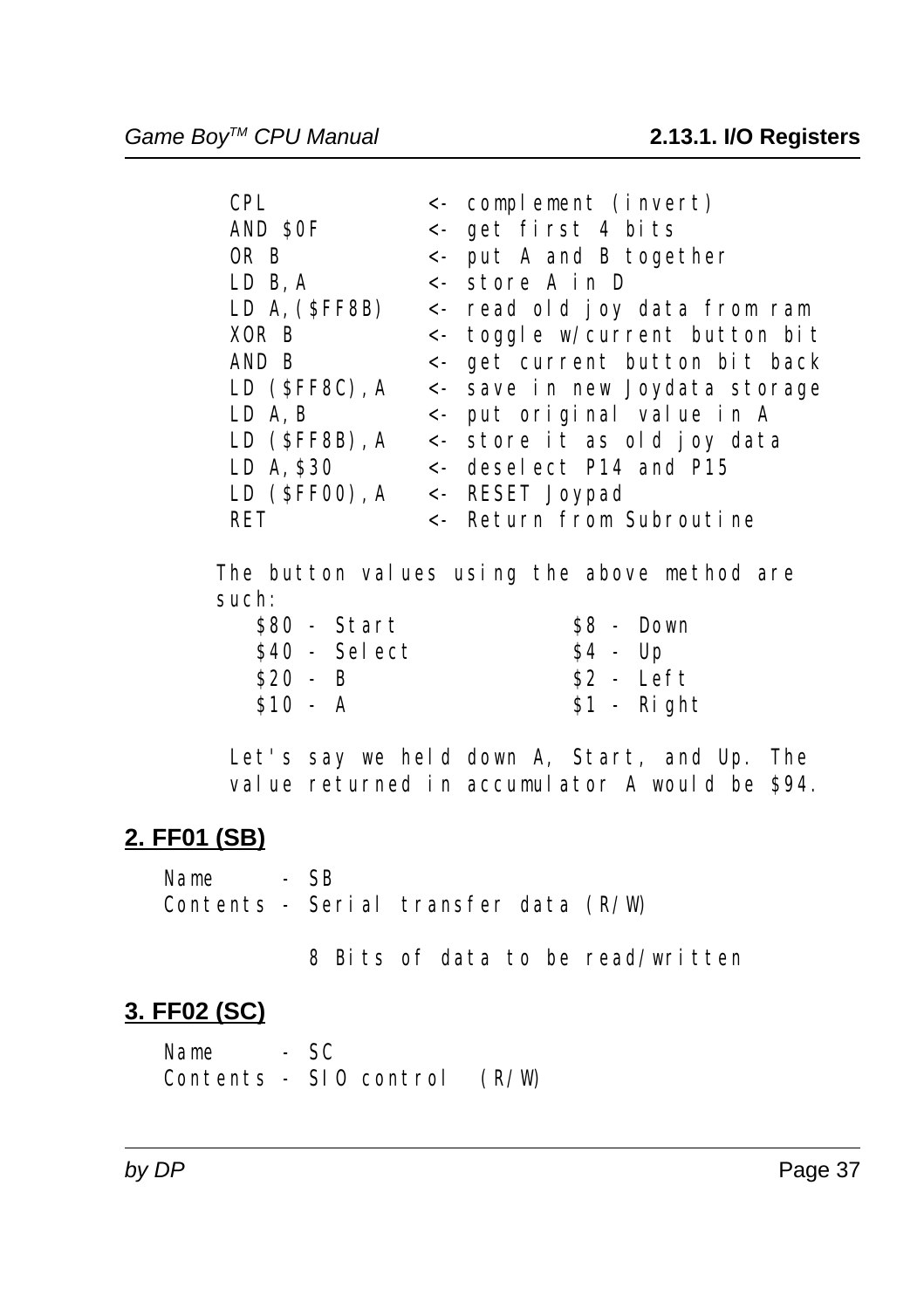```
CPL             <- complement (invert)
AND $0F         <- get first 4 bits
OR B            <- put A and B together
LD B,A          <- store A in D
LD A,($FF8B)    <- read old joy data from ram
XOR B           <- toggle w/current button bit
AND B           <- get current button bit back
LD ($FF8C),A    <- save in new Joydata storage
LD A,B          <- put original value in A
LD ($FF8B),A    <- store it as old joy data
LD A,$30        <- deselect P14 and P15
LD ($FF00),A    <- RESET Joypad
RET             <- Return from Subroutine
```

The button values using the above method are such:

```
$80 - Start          $8 - Down
$40 - Select         $4 - Up
$20 - B              $2 - Left
$10 - A              $1 - Right
```

Let's say we held down A, Start, and Up. The value returned in accumulator A would be $94.

## 2. FF01 (SB)

```
Name     - SB
Contents - Serial transfer data (R/W)

           8 Bits of data to be read/written
```

## 3. FF02 (SC)

```
Name     - SC
Contents - SIO control  (R/W)
```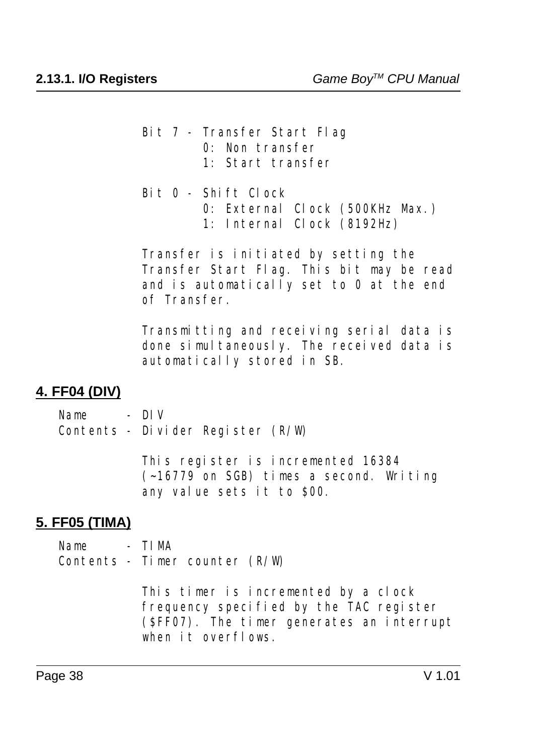Bit 7 - Transfer Start Flag
  0: Non transfer
  1: Start transfer

Bit 0 - Shift Clock
  0: External Clock (500KHz Max.)
  1: Internal Clock (8192Hz)

Transfer is initiated by setting the Transfer Start Flag. This bit may be read and is automatically set to 0 at the end of Transfer.

Transmitting and receiving serial data is done simultaneously. The received data is automatically stored in SB.

## 4. FF04 (DIV)

Name - DIV
Contents - Divider Register (R/W)

This register is incremented 16384 (~16779 on SGB) times a second. Writing any value sets it to $00.

## 5. FF05 (TIMA)

Name - TIMA
Contents - Timer counter (R/W)

This timer is incremented by a clock frequency specified by the TAC register ($FF07). The timer generates an interrupt when it overflows.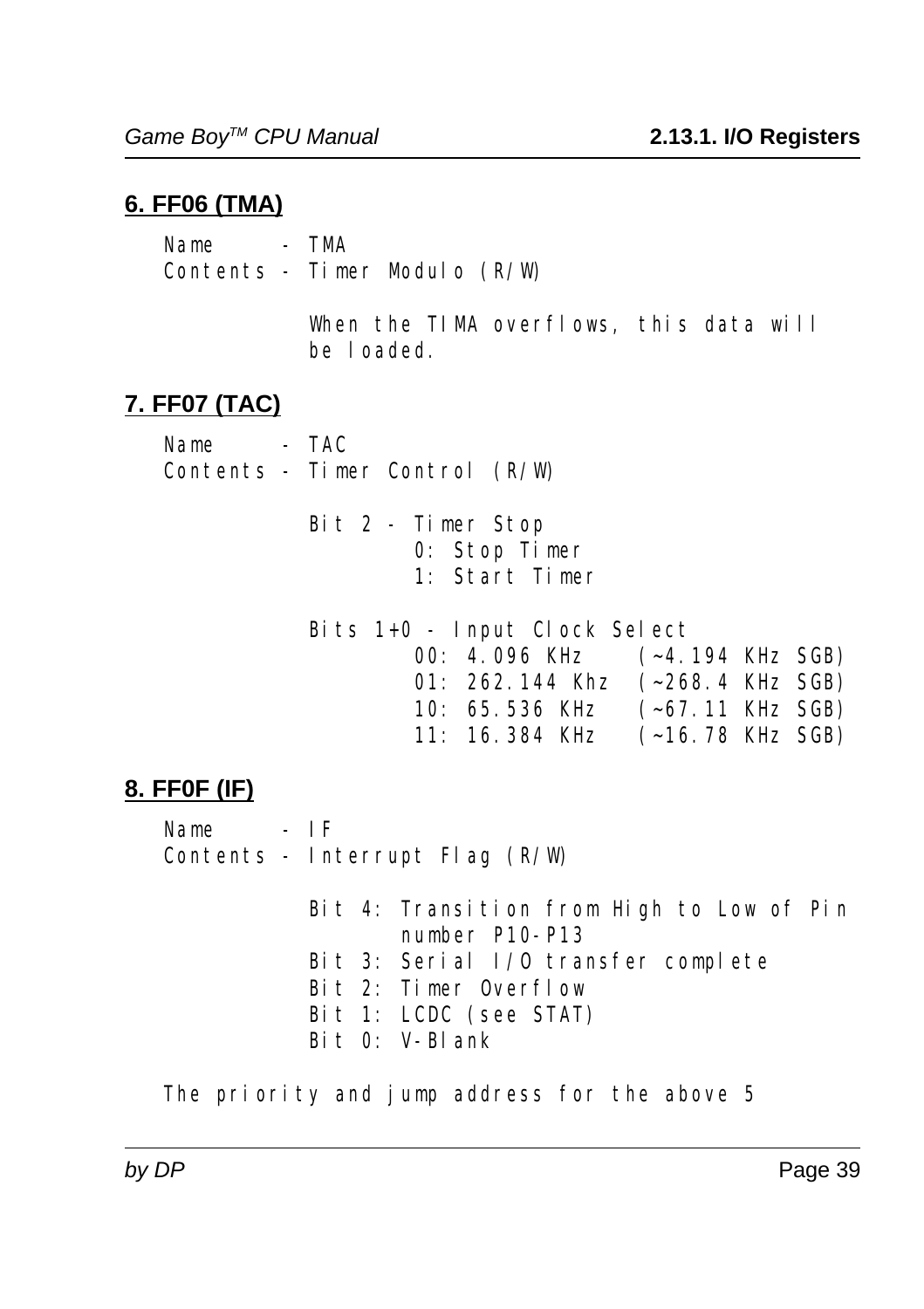## 6. FF06 (TMA)

```
Name     - TMA
Contents - Timer Modulo (R/W)

           When the TIMA overflows, this data will
           be loaded.
```

## 7. FF07 (TAC)

```
Name     - TAC
Contents - Timer Control (R/W)

           Bit 2 - Timer Stop
                   0: Stop Timer
                   1: Start Timer

           Bits 1+0 - Input Clock Select
                   00: 4.096 KHz    (~4.194 KHz SGB)
                   01: 262.144 Khz  (~268.4 KHz SGB)
                   10: 65.536 KHz   (~67.11 KHz SGB)
                   11: 16.384 KHz   (~16.78 KHz SGB)
```

## 8. FF0F (IF)

```
Name     - IF
Contents - Interrupt Flag (R/W)

           Bit 4: Transition from High to Low of Pin
                  number P10-P13
           Bit 3: Serial I/O transfer complete
           Bit 2: Timer Overflow
           Bit 1: LCDC (see STAT)
           Bit 0: V-Blank

The priority and jump address for the above 5
```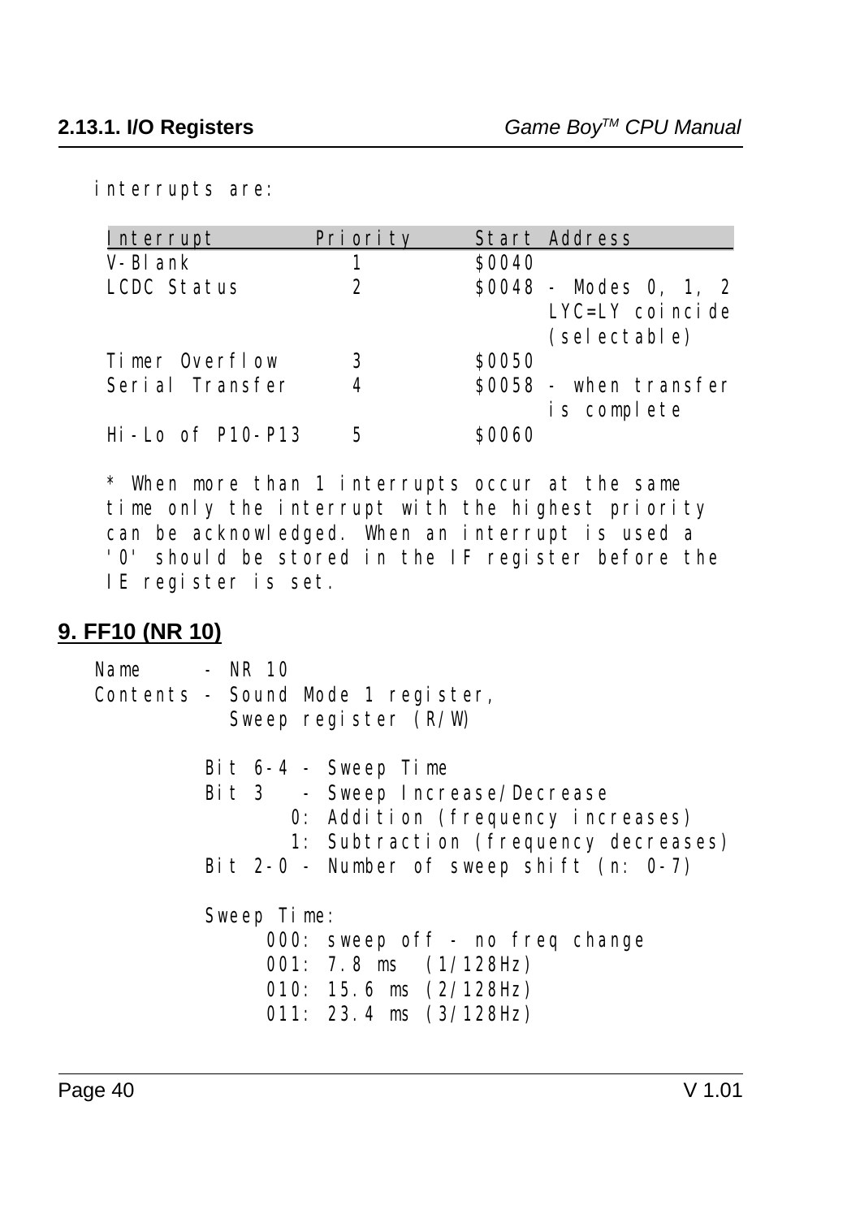interrupts are:

| Interrupt | Priority | Start Address |
|---|---|---|
| V-Blank | 1 | $0040 |
| LCDC Status | 2 | $0048 - Modes 0, 1, 2 LYC=LY coincide (selectable) |
| Timer Overflow | 3 | $0050 |
| Serial Transfer | 4 | $0058 - when transfer is complete |
| Hi-Lo of P10-P13 | 5 | $0060 |

* When more than 1 interrupts occur at the same time only the interrupt with the highest priority can be acknowledged. When an interrupt is used a '0' should be stored in the IF register before the IE register is set.

## 9. FF10 (NR 10)

```
Name     - NR 10
Contents - Sound Mode 1 register,
           Sweep register (R/W)

        Bit 6-4 - Sweep Time
        Bit 3   - Sweep Increase/Decrease
                0: Addition (frequency increases)
                1: Subtraction (frequency decreases)
        Bit 2-0 - Number of sweep shift (n: 0-7)

        Sweep Time:
             000: sweep off - no freq change
             001: 7.8 ms  (1/128Hz)
             010: 15.6 ms (2/128Hz)
             011: 23.4 ms (3/128Hz)
```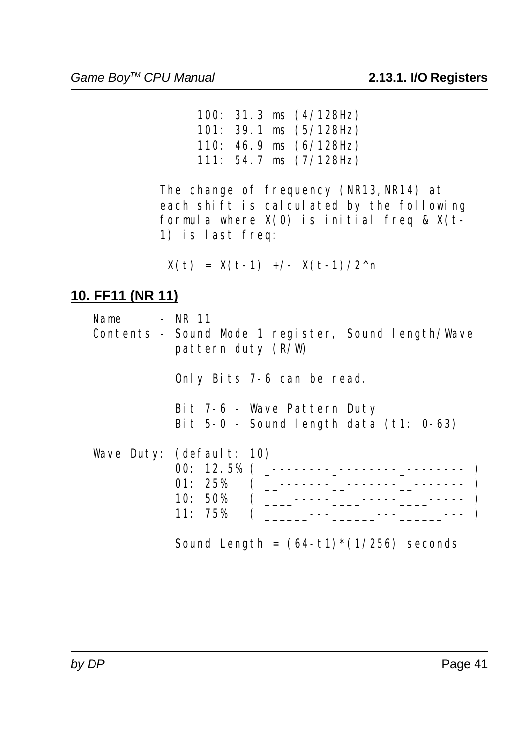```
100: 31.3 ms (4/128Hz)
101: 39.1 ms (5/128Hz)
110: 46.9 ms (6/128Hz)
111: 54.7 ms (7/128Hz)
```

The change of frequency (NR13,NR14) at each shift is calculated by the following formula where X(0) is initial freq & X(t-1) is last freq:

```
X(t) = X(t-1) +/- X(t-1)/2^n
```

## 10. FF11 (NR 11)

```
Name     - NR 11
Contents - Sound Mode 1 register, Sound length/Wave
           pattern duty (R/W)

           Only Bits 7-6 can be read.

           Bit 7-6 - Wave Pattern Duty
           Bit 5-0 - Sound length data (t1: 0-63)

Wave Duty: (default: 10)
           00: 12.5% ( _--------_--------_-------- )
           01: 25%   ( __-------__-------__------- )
           10: 50%   ( ____-----____-----____----- )
           11: 75%   ( ______---______---______--- )

           Sound Length = (64-t1)*(1/256) seconds
```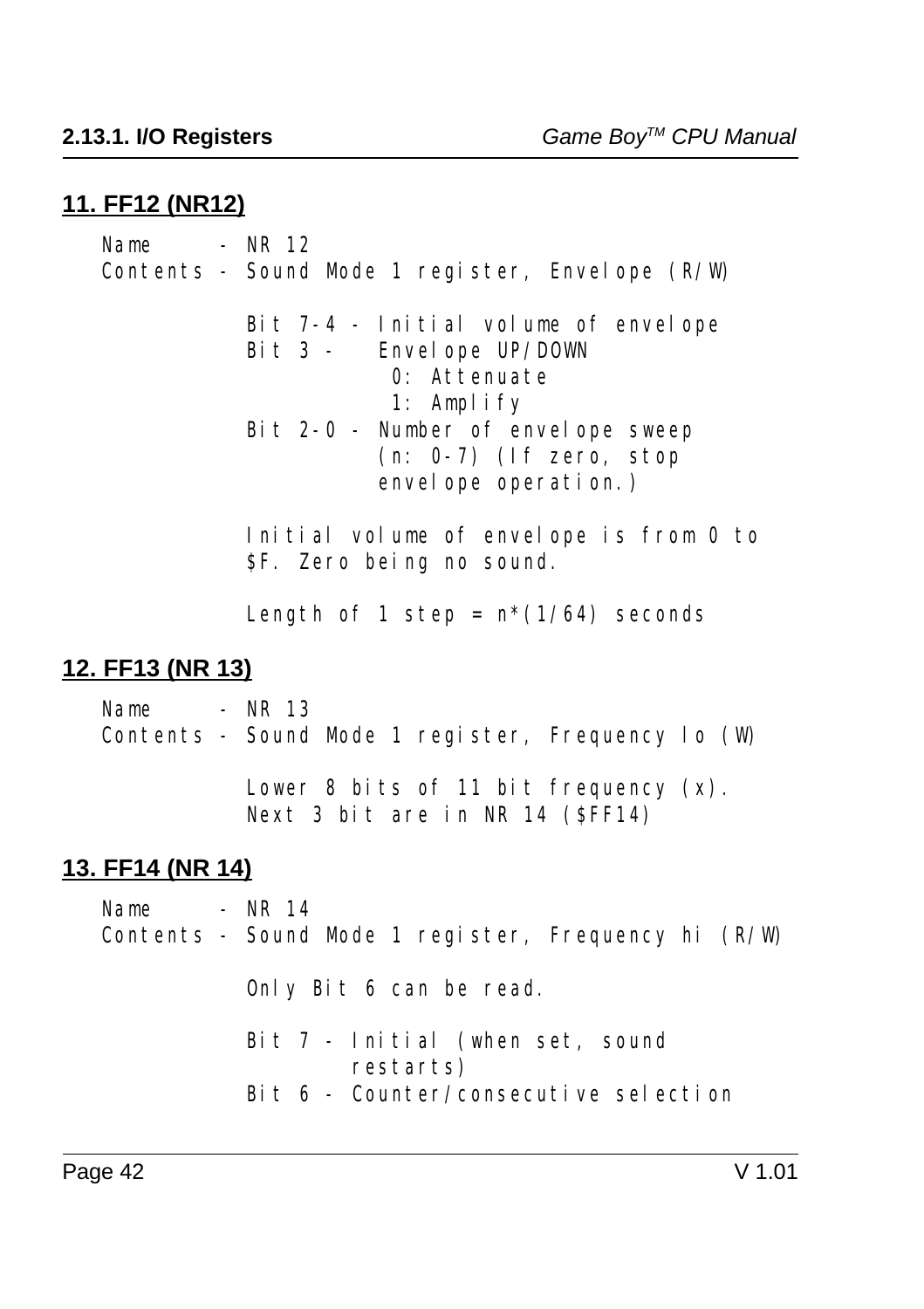## 11. FF12 (NR12)

```
Name     - NR 12
Contents - Sound Mode 1 register, Envelope (R/W)

           Bit 7-4 - Initial volume of envelope
           Bit 3 -   Envelope UP/DOWN
                      0: Attenuate
                      1: Amplify
           Bit 2-0 - Number of envelope sweep
                     (n: 0-7) (If zero, stop
                     envelope operation.)

           Initial volume of envelope is from 0 to
           $F. Zero being no sound.

           Length of 1 step = n*(1/64) seconds
```

## 12. FF13 (NR 13)

```
Name     - NR 13
Contents - Sound Mode 1 register, Frequency lo (W)

           Lower 8 bits of 11 bit frequency (x).
           Next 3 bit are in NR 14 ($FF14)
```

## 13. FF14 (NR 14)

```
Name     - NR 14
Contents - Sound Mode 1 register, Frequency hi (R/W)

           Only Bit 6 can be read.

           Bit 7 - Initial (when set, sound
                   restarts)
           Bit 6 - Counter/consecutive selection
```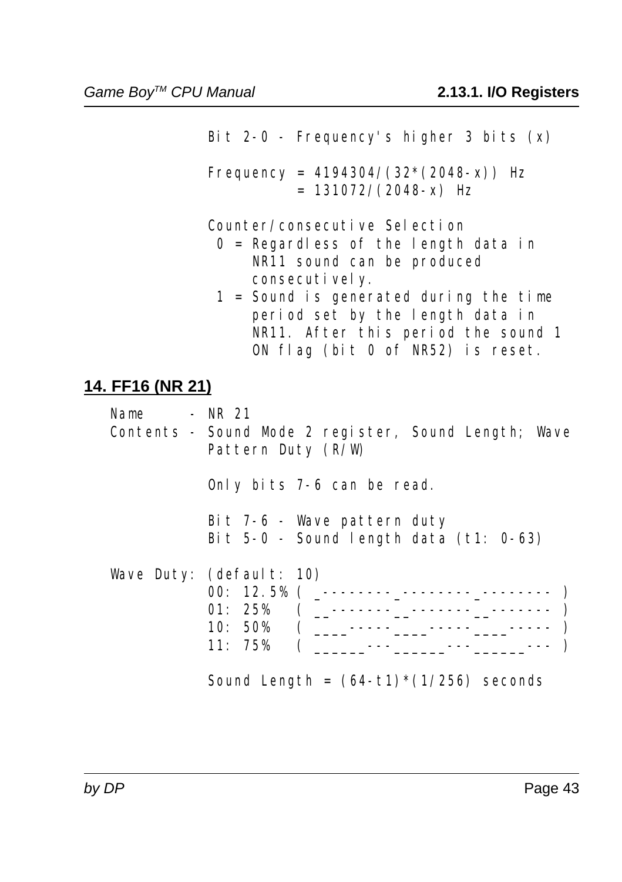```
            Bit 2-0 - Frequency's higher 3 bits (x)

            Frequency = 4194304/(32*(2048-x)) Hz
                      = 131072/(2048-x) Hz

            Counter/consecutive Selection
             0 = Regardless of the length data in
                 NR11 sound can be produced
                 consecutively.
             1 = Sound is generated during the time
                 period set by the length data in
                 NR11. After this period the sound 1
                 ON flag (bit 0 of NR52) is reset.
```

## 14. FF16 (NR 21)

```
Name      - NR 21
Contents - Sound Mode 2 register, Sound Length; Wave
           Pattern Duty (R/W)

           Only bits 7-6 can be read.

           Bit 7-6 - Wave pattern duty
           Bit 5-0 - Sound length data (t1: 0-63)

Wave Duty: (default: 10)
           00: 12.5% ( _--------_--------_-------- )
           01: 25%   ( __-------__-------__------- )
           10: 50%   ( ____-----____-----____----- )
           11: 75%   ( ______---______---______--- )

           Sound Length = (64-t1)*(1/256) seconds
```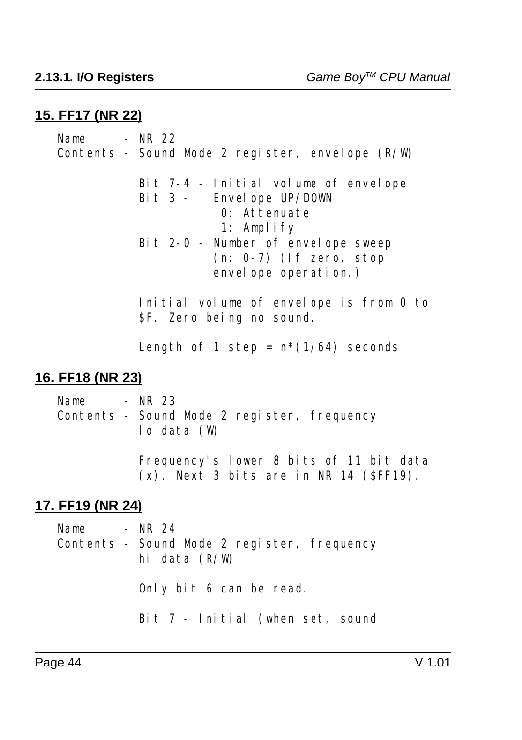## 15. FF17 (NR 22)

```
Name     - NR 22
Contents - Sound Mode 2 register, envelope (R/W)

           Bit 7-4 - Initial volume of envelope
           Bit 3 -   Envelope UP/DOWN
                      0: Attenuate
                      1: Amplify
           Bit 2-0 - Number of envelope sweep
                     (n: 0-7) (If zero, stop
                     envelope operation.)

           Initial volume of envelope is from 0 to
           $F. Zero being no sound.

           Length of 1 step = n*(1/64) seconds
```

## 16. FF18 (NR 23)

```
Name     - NR 23
Contents - Sound Mode 2 register, frequency
           lo data (W)

           Frequency's lower 8 bits of 11 bit data
           (x). Next 3 bits are in NR 14 ($FF19).
```

## 17. FF19 (NR 24)

```
Name     - NR 24
Contents - Sound Mode 2 register, frequency
           hi data (R/W)

           Only bit 6 can be read.

           Bit 7 - Initial (when set, sound
```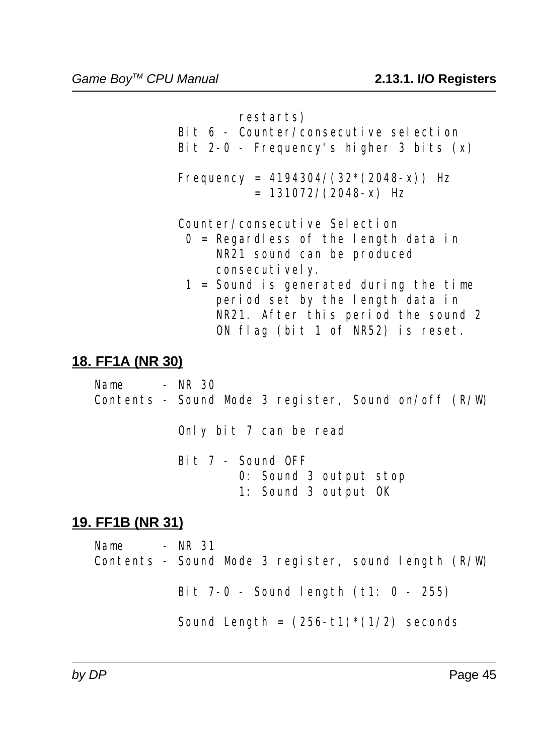restarts)
Bit 6 - Counter/consecutive selection
Bit 2-0 - Frequency's higher 3 bits (x)

Frequency = 4194304/(32*(2048-x)) Hz
= 131072/(2048-x) Hz

Counter/consecutive Selection
0 = Regardless of the length data in NR21 sound can be produced consecutively.
1 = Sound is generated during the time period set by the length data in NR21. After this period the sound 2 ON flag (bit 1 of NR52) is reset.

## 18. FF1A (NR 30)

Name - NR 30
Contents - Sound Mode 3 register, Sound on/off (R/W)

Only bit 7 can be read

Bit 7 - Sound OFF
0: Sound 3 output stop
1: Sound 3 output OK

## 19. FF1B (NR 31)

Name - NR 31
Contents - Sound Mode 3 register, sound length (R/W)

Bit 7-0 - Sound length (t1: 0 - 255)

Sound Length = (256-t1)*(1/2) seconds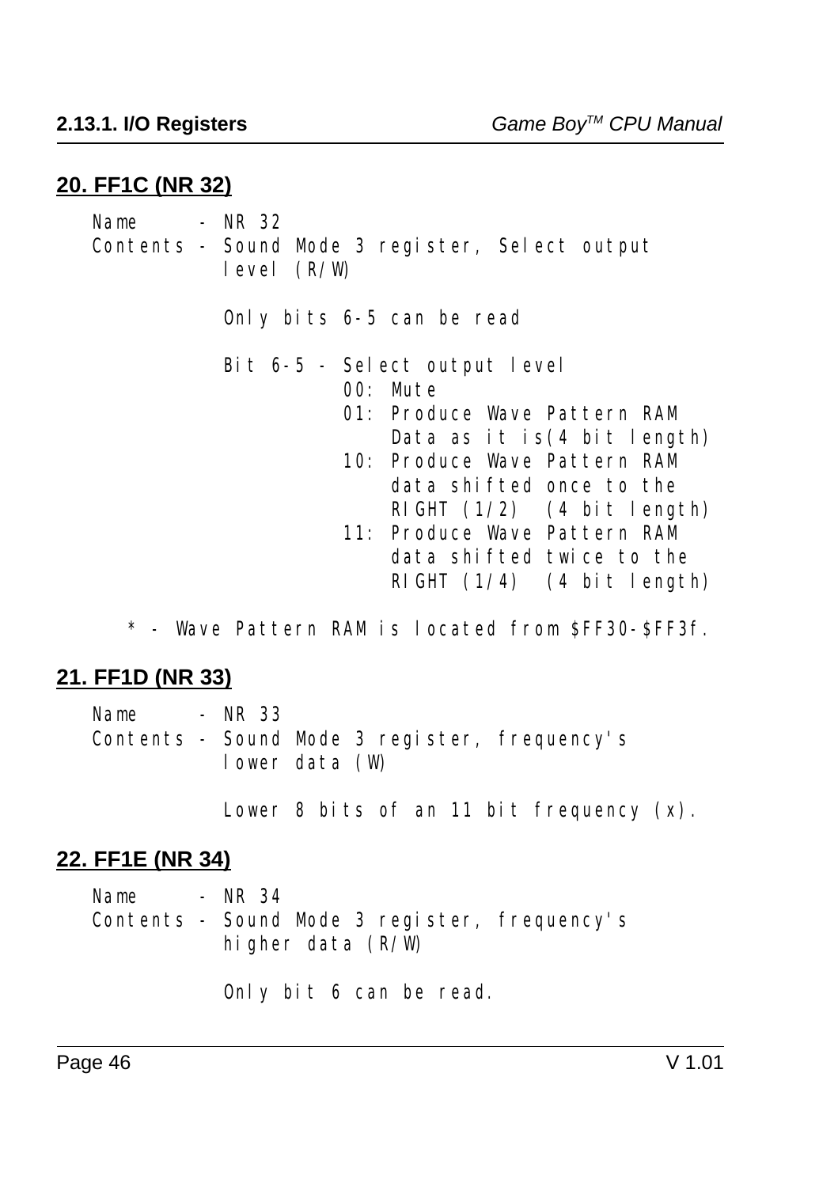## 20. FF1C (NR 32)

```
Name     - NR 32
Contents - Sound Mode 3 register, Select output
           level (R/W)

           Only bits 6-5 can be read

           Bit 6-5 - Select output level
                     00: Mute
                     01: Produce Wave Pattern RAM
                         Data as it is(4 bit length)
                     10: Produce Wave Pattern RAM
                         data shifted once to the
                         RIGHT (1/2)  (4 bit length)
                     11: Produce Wave Pattern RAM
                         data shifted twice to the
                         RIGHT (1/4)  (4 bit length)

   * - Wave Pattern RAM is located from $FF30-$FF3f.
```

## 21. FF1D (NR 33)

```
Name     - NR 33
Contents - Sound Mode 3 register, frequency's
           lower data (W)

           Lower 8 bits of an 11 bit frequency (x).
```

## 22. FF1E (NR 34)

```
Name     - NR 34
Contents - Sound Mode 3 register, frequency's
           higher data (R/W)

           Only bit 6 can be read.
```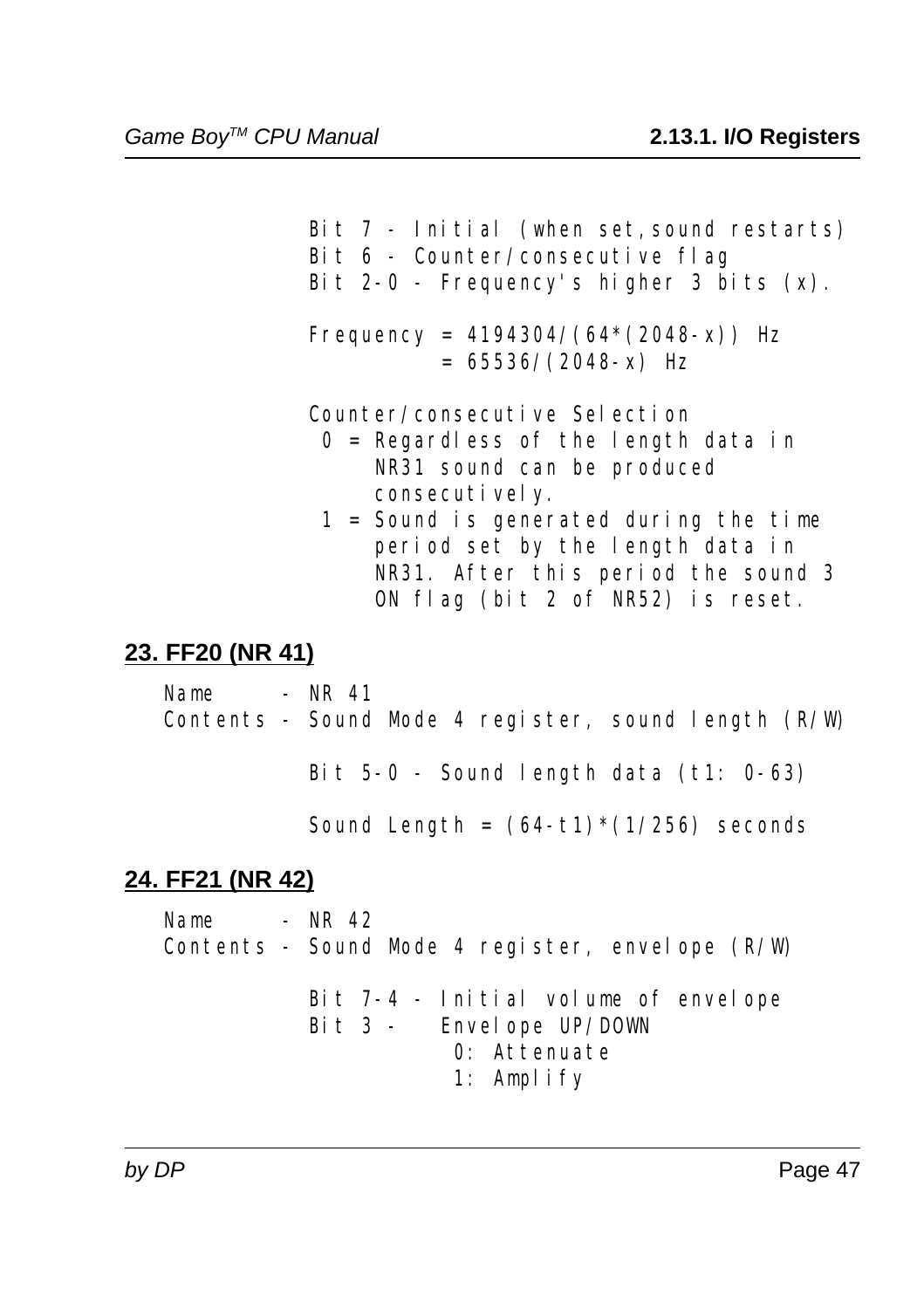```
            Bit 7 - Initial (when set,sound restarts)
            Bit 6 - Counter/consecutive flag
            Bit 2-0 - Frequency's higher 3 bits (x).

            Frequency = 4194304/(64*(2048-x)) Hz
                      = 65536/(2048-x) Hz

            Counter/consecutive Selection
             0 = Regardless of the length data in
                 NR31 sound can be produced
                 consecutively.
             1 = Sound is generated during the time
                 period set by the length data in
                 NR31. After this period the sound 3
                 ON flag (bit 2 of NR52) is reset.
```

## 23. FF20 (NR 41)

```
   Name     - NR 41
   Contents - Sound Mode 4 register, sound length (R/W)

            Bit 5-0 - Sound length data (t1: 0-63)

            Sound Length = (64-t1)*(1/256) seconds
```

## 24. FF21 (NR 42)

```
   Name     - NR 42
   Contents - Sound Mode 4 register, envelope (R/W)

            Bit 7-4 - Initial volume of envelope
            Bit 3 -   Envelope UP/DOWN
                       0: Attenuate
                       1: Amplify
```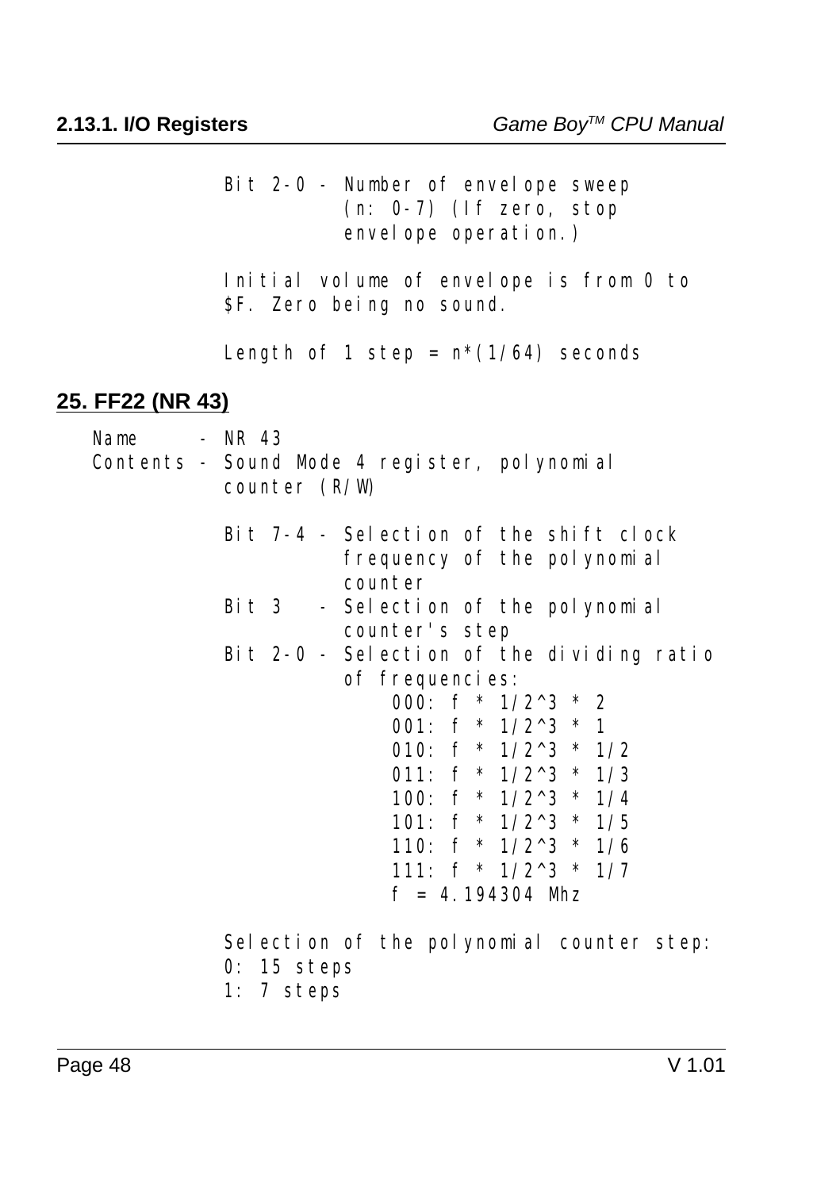```
Bit 2-0 - Number of envelope sweep
          (n: 0-7) (If zero, stop
          envelope operation.)

Initial volume of envelope is from 0 to
$F. Zero being no sound.

Length of 1 step = n*(1/64) seconds
```

## 25. FF22 (NR 43)

```
Name     - NR 43
Contents - Sound Mode 4 register, polynomial
           counter (R/W)

           Bit 7-4 - Selection of the shift clock
                     frequency of the polynomial
                     counter
           Bit 3   - Selection of the polynomial
                     counter's step
           Bit 2-0 - Selection of the dividing ratio
                     of frequencies:
                         000: f * 1/2^3 * 2
                         001: f * 1/2^3 * 1
                         010: f * 1/2^3 * 1/2
                         011: f * 1/2^3 * 1/3
                         100: f * 1/2^3 * 1/4
                         101: f * 1/2^3 * 1/5
                         110: f * 1/2^3 * 1/6
                         111: f * 1/2^3 * 1/7
                         f = 4.194304 Mhz

           Selection of the polynomial counter step:
           0: 15 steps
           1: 7 steps
```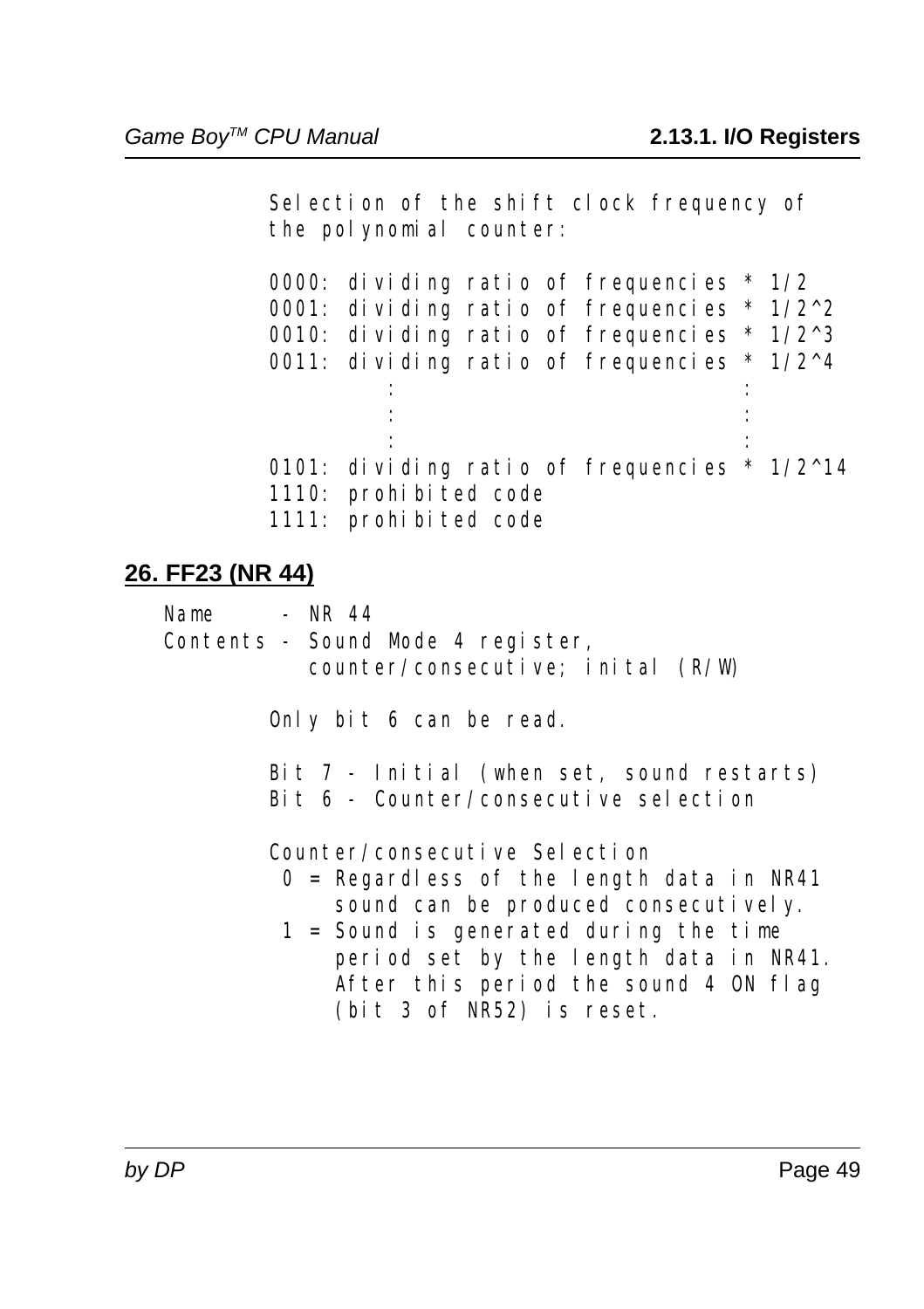```
Selection of the shift clock frequency of
the polynomial counter:

0000: dividing ratio of frequencies * 1/2
0001: dividing ratio of frequencies * 1/2^2
0010: dividing ratio of frequencies * 1/2^3
0011: dividing ratio of frequencies * 1/2^4
          :                           :
          :                           :
          :                           :
0101: dividing ratio of frequencies * 1/2^14
1110: prohibited code
1111: prohibited code
```

## 26. FF23 (NR 44)

```
Name     - NR 44
Contents - Sound Mode 4 register,
           counter/consecutive; inital (R/W)

         Only bit 6 can be read.

         Bit 7 - Initial (when set, sound restarts)
         Bit 6 - Counter/consecutive selection

         Counter/consecutive Selection
          0 = Regardless of the length data in NR41
              sound can be produced consecutively.
          1 = Sound is generated during the time
              period set by the length data in NR41.
              After this period the sound 4 ON flag
              (bit 3 of NR52) is reset.
```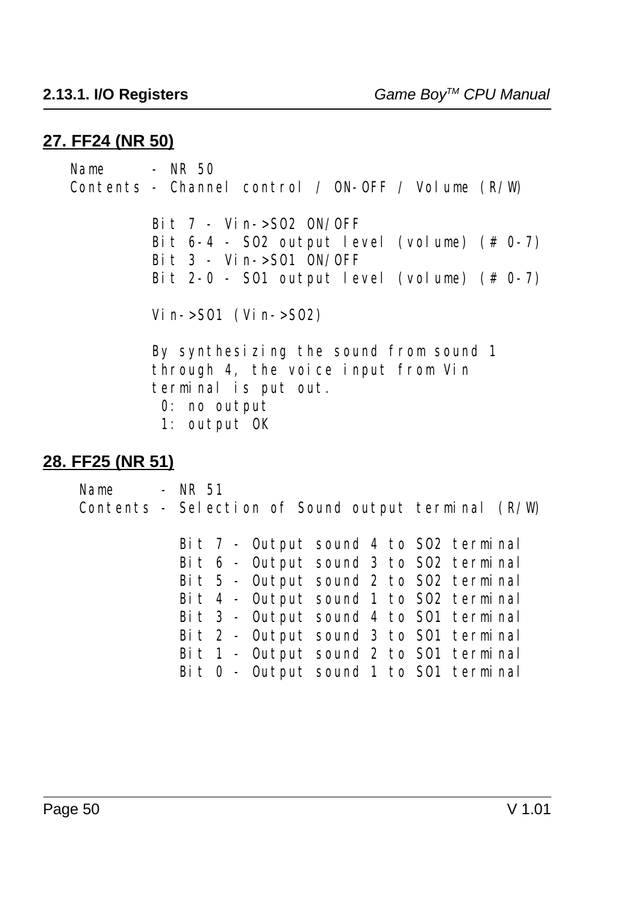## 27. FF24 (NR 50)

```
Name     - NR 50
Contents - Channel control / ON-OFF / Volume (R/W)

         Bit 7 - Vin->SO2 ON/OFF
         Bit 6-4 - SO2 output level (volume) (# 0-7)
         Bit 3 - Vin->SO1 ON/OFF
         Bit 2-0 - SO1 output level (volume) (# 0-7)

         Vin->SO1 (Vin->SO2)

         By synthesizing the sound from sound 1
         through 4, the voice input from Vin
         terminal is put out.
          0: no output
          1: output OK
```

## 28. FF25 (NR 51)

```
Name     - NR 51
Contents - Selection of Sound output terminal (R/W)

           Bit 7 - Output sound 4 to SO2 terminal
           Bit 6 - Output sound 3 to SO2 terminal
           Bit 5 - Output sound 2 to SO2 terminal
           Bit 4 - Output sound 1 to SO2 terminal
           Bit 3 - Output sound 4 to SO1 terminal
           Bit 2 - Output sound 3 to SO1 terminal
           Bit 1 - Output sound 2 to SO1 terminal
           Bit 0 - Output sound 1 to SO1 terminal
```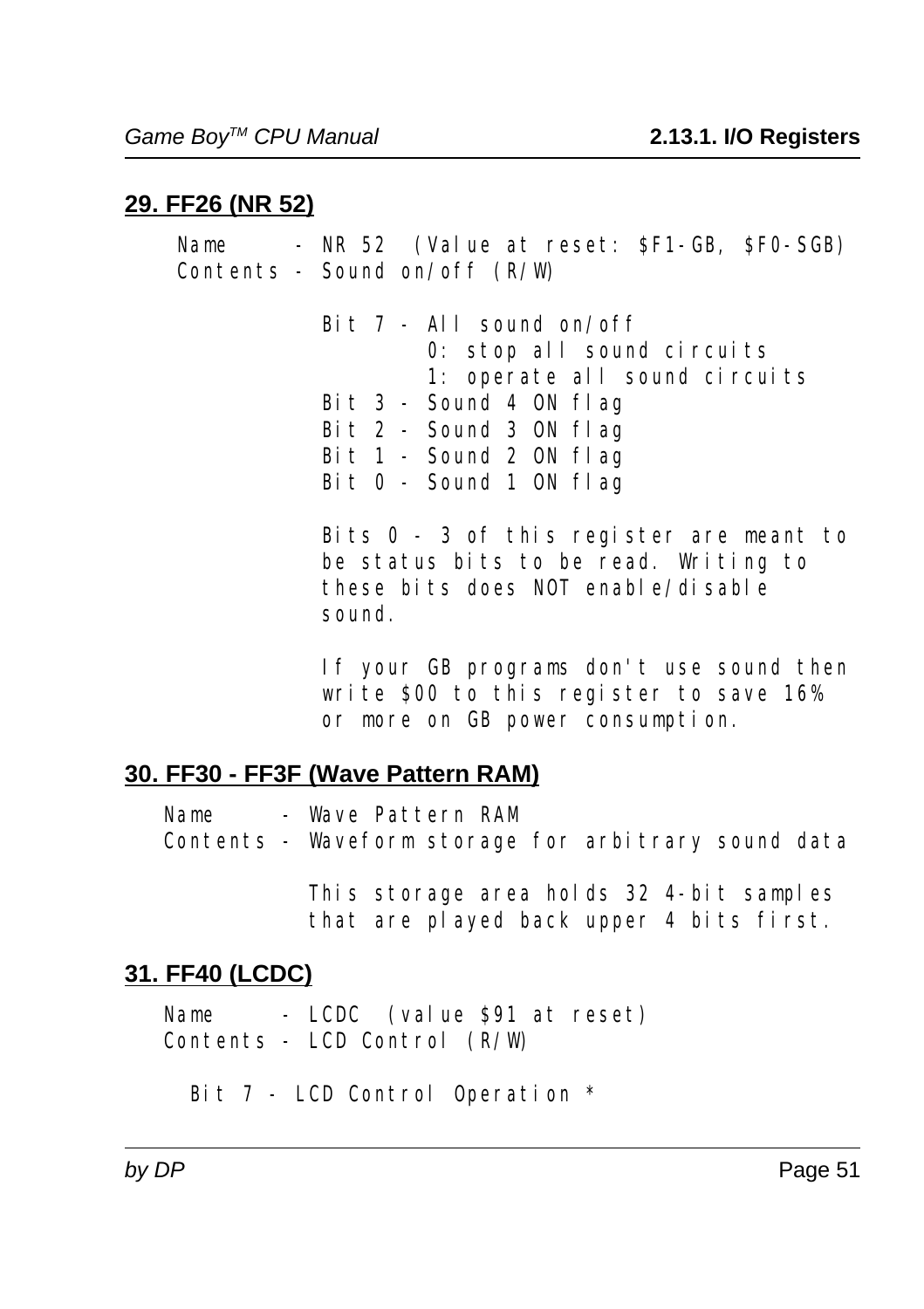## 29. FF26 (NR 52)

```
Name     - NR 52  (Value at reset: $F1-GB, $F0-SGB)
Contents - Sound on/off (R/W)

           Bit 7 - All sound on/off
                   0: stop all sound circuits
                   1: operate all sound circuits
           Bit 3 - Sound 4 ON flag
           Bit 2 - Sound 3 ON flag
           Bit 1 - Sound 2 ON flag
           Bit 0 - Sound 1 ON flag

           Bits 0 - 3 of this register are meant to
           be status bits to be read. Writing to
           these bits does NOT enable/disable
           sound.

           If your GB programs don't use sound then
           write $00 to this register to save 16%
           or more on GB power consumption.
```

## 30. FF30 - FF3F (Wave Pattern RAM)

```
Name     - Wave Pattern RAM
Contents - Waveform storage for arbitrary sound data

           This storage area holds 32 4-bit samples
           that are played back upper 4 bits first.
```

## 31. FF40 (LCDC)

```
Name     - LCDC  (value $91 at reset)
Contents - LCD Control (R/W)

  Bit 7 - LCD Control Operation *
```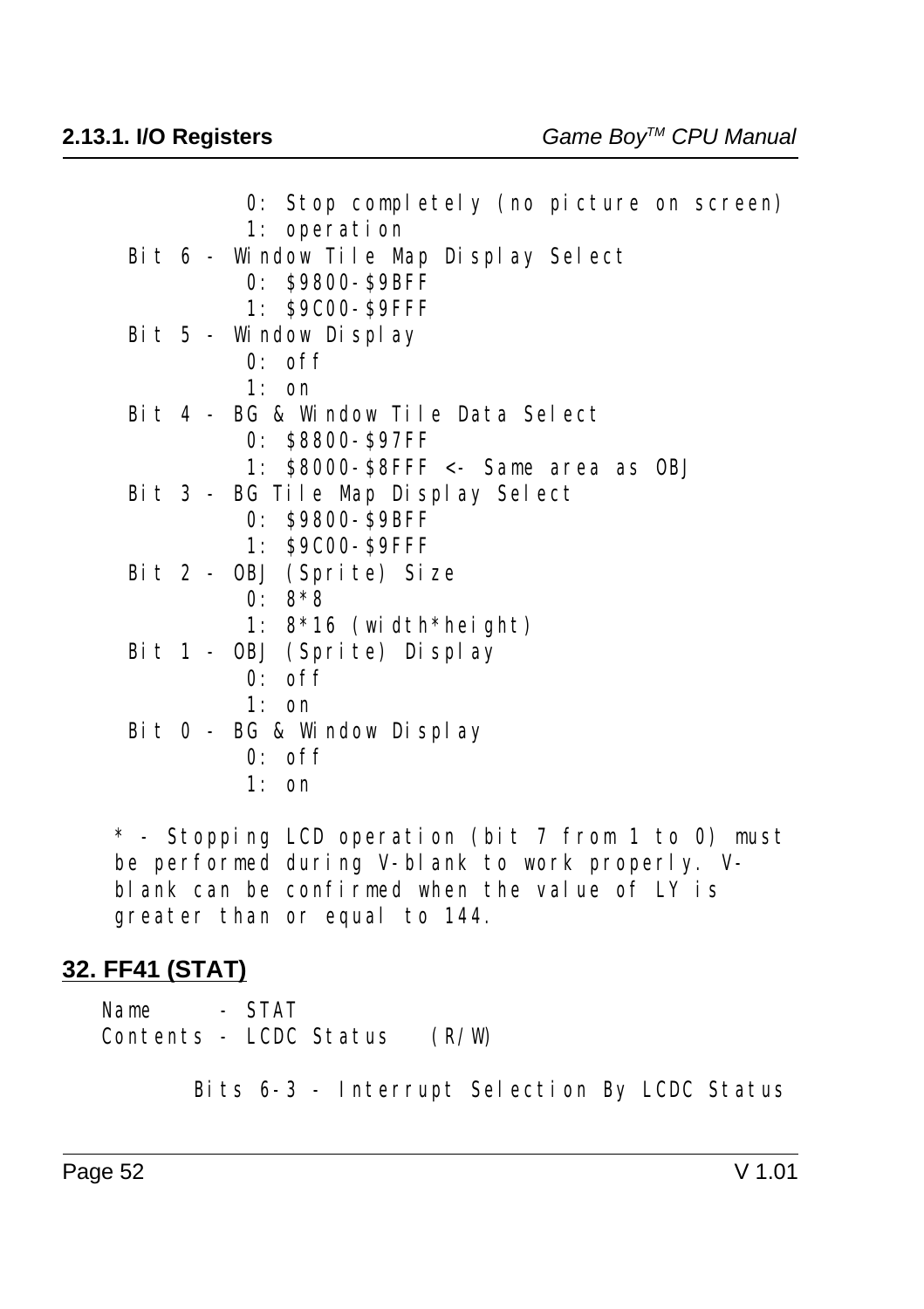```
            0: Stop completely (no picture on screen)
            1: operation
  Bit 6 - Window Tile Map Display Select
            0: $9800-$9BFF
            1: $9C00-$9FFF
  Bit 5 - Window Display
            0: off
            1: on
  Bit 4 - BG & Window Tile Data Select
            0: $8800-$97FF
            1: $8000-$8FFF <- Same area as OBJ
  Bit 3 - BG Tile Map Display Select
            0: $9800-$9BFF
            1: $9C00-$9FFF
  Bit 2 - OBJ (Sprite) Size
            0: 8*8
            1: 8*16 (width*height)
  Bit 1 - OBJ (Sprite) Display
            0: off
            1: on
  Bit 0 - BG & Window Display
            0: off
            1: on

 * - Stopping LCD operation (bit 7 from 1 to 0) must
 be performed during V-blank to work properly. V-
 blank can be confirmed when the value of LY is
 greater than or equal to 144.
```

## 32. FF41 (STAT)

```
Name     - STAT
Contents - LCDC Status   (R/W)

      Bits 6-3 - Interrupt Selection By LCDC Status
```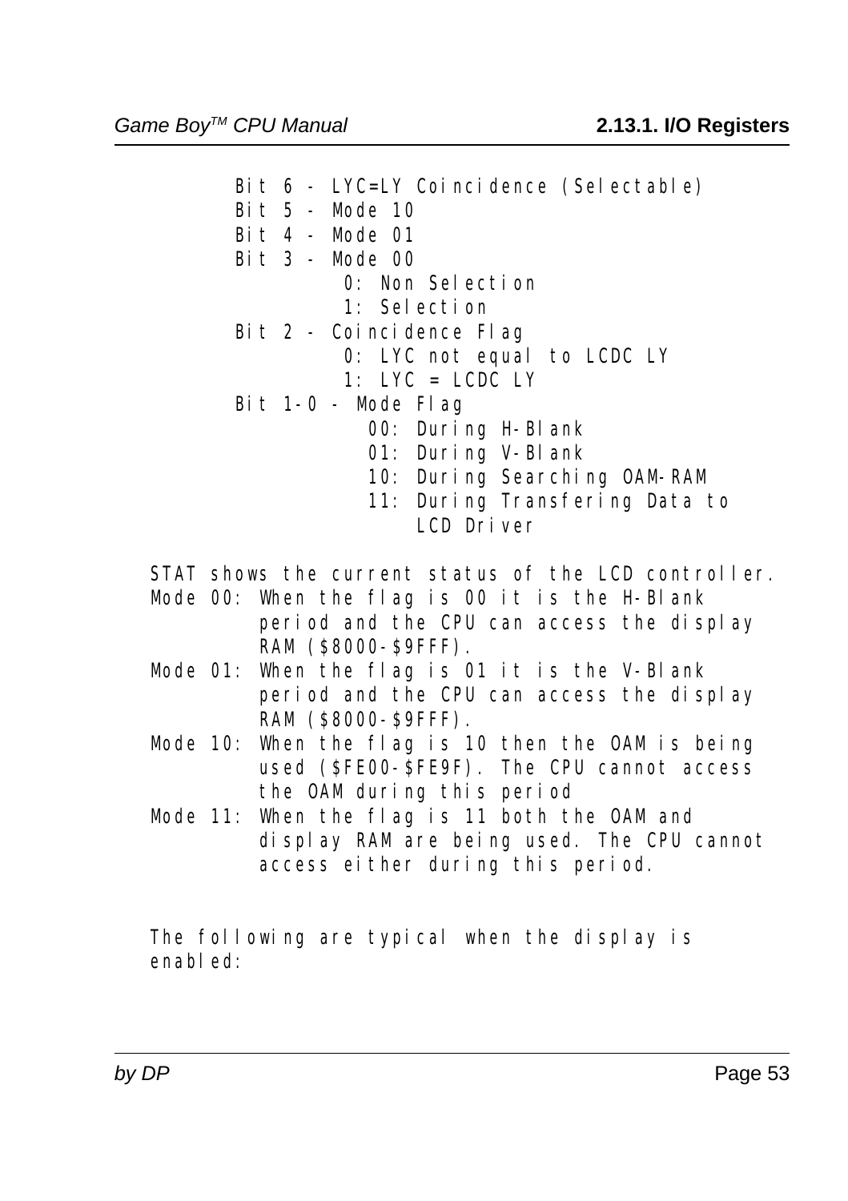```
        Bit 6 - LYC=LY Coincidence (Selectable)
        Bit 5 - Mode 10
        Bit 4 - Mode 01
        Bit 3 - Mode 00
                 0: Non Selection
                 1: Selection
        Bit 2 - Coincidence Flag
                 0: LYC not equal to LCDC LY
                 1: LYC = LCDC LY
        Bit 1-0 - Mode Flag
                   00: During H-Blank
                   01: During V-Blank
                   10: During Searching OAM-RAM
                   11: During Transfering Data to
                       LCD Driver
```

STAT shows the current status of the LCD controller.

Mode 00: When the flag is 00 it is the H-Blank period and the CPU can access the display RAM ($8000-$9FFF).

Mode 01: When the flag is 01 it is the V-Blank period and the CPU can access the display RAM ($8000-$9FFF).

Mode 10: When the flag is 10 then the OAM is being used ($FE00-$FE9F). The CPU cannot access the OAM during this period

Mode 11: When the flag is 11 both the OAM and display RAM are being used. The CPU cannot access either during this period.

The following are typical when the display is enabled: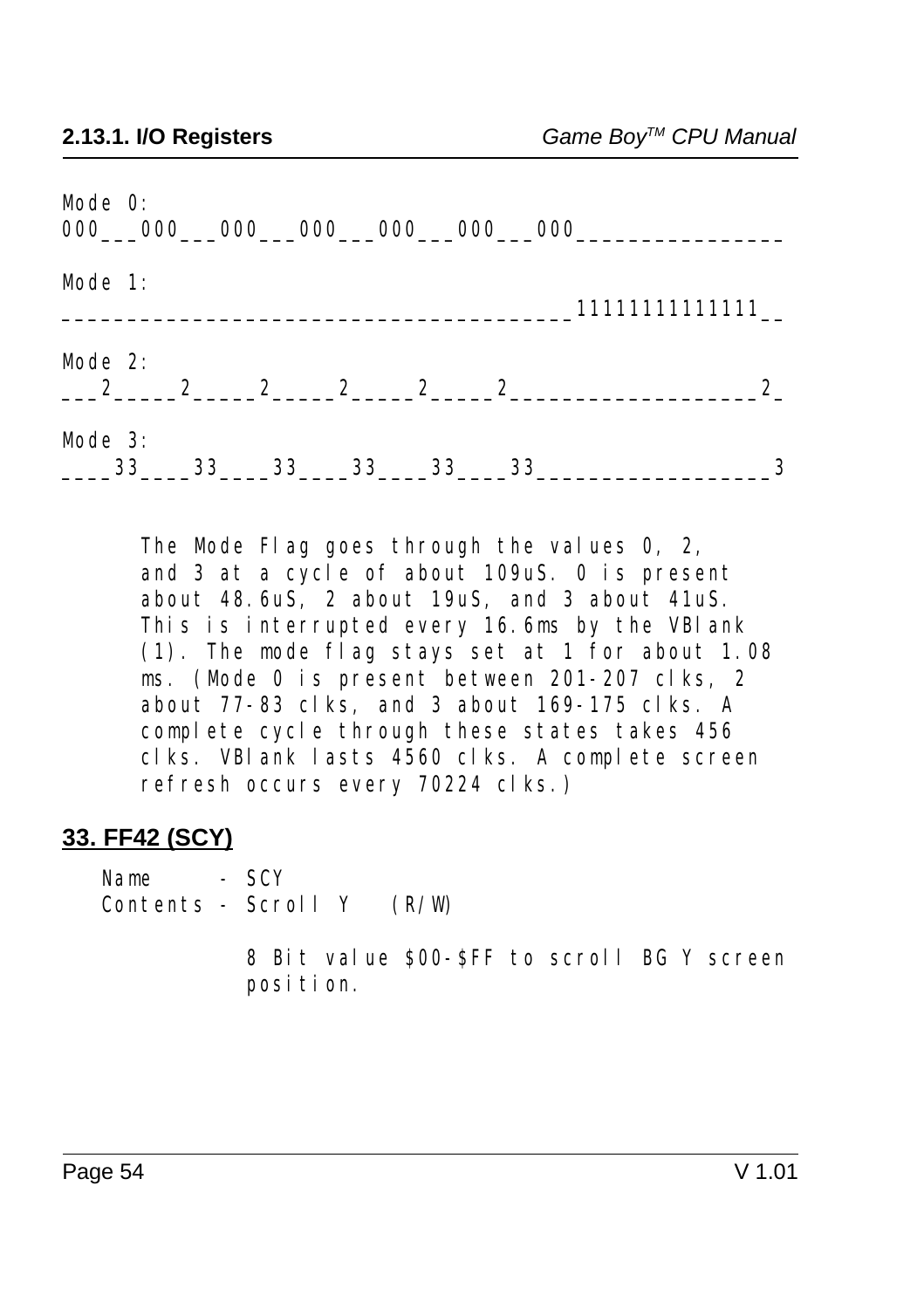```
Mode 0:
000___000___000___000___000___000___000________________

Mode 1:
____________________________________11111111111111__

Mode 2:
___2_____2_____2_____2_____2_____2___________________2_

Mode 3:
____33____33____33____33____33____33__________________3
```

The Mode Flag goes through the values 0, 2, and 3 at a cycle of about 109uS. 0 is present about 48.6uS, 2 about 19uS, and 3 about 41uS. This is interrupted every 16.6ms by the VBlank (1). The mode flag stays set at 1 for about 1.08 ms. (Mode 0 is present between 201-207 clks, 2 about 77-83 clks, and 3 about 169-175 clks. A complete cycle through these states takes 456 clks. VBlank lasts 4560 clks. A complete screen refresh occurs every 70224 clks.)

### 33. FF42 (SCY)

Name - SCY
Contents - Scroll Y (R/W)

8 Bit value $00-$FF to scroll BG Y screen position.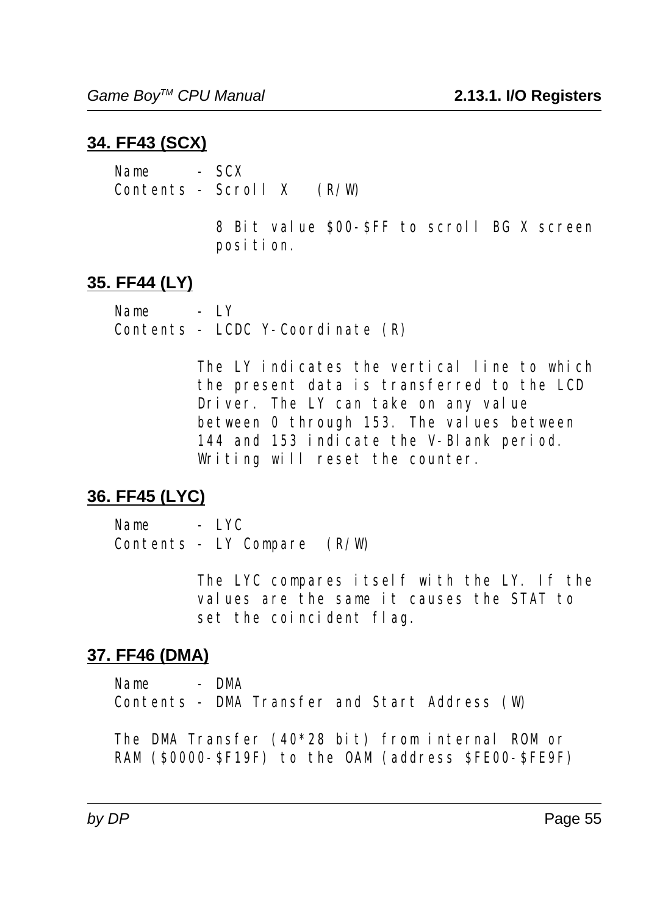## 34. FF43 (SCX)

```
Name     - SCX
Contents - Scroll X   (R/W)

           8 Bit value $00-$FF to scroll BG X screen
           position.
```

## 35. FF44 (LY)

```
Name     - LY
Contents - LCDC Y-Coordinate (R)

         The LY indicates the vertical line to which
         the present data is transferred to the LCD
         Driver. The LY can take on any value
         between 0 through 153. The values between
         144 and 153 indicate the V-Blank period.
         Writing will reset the counter.
```

## 36. FF45 (LYC)

```
Name     - LYC
Contents - LY Compare  (R/W)

         The LYC compares itself with the LY. If the
         values are the same it causes the STAT to
         set the coincident flag.
```

## 37. FF46 (DMA)

```
Name     - DMA
Contents - DMA Transfer and Start Address (W)

The DMA Transfer (40*28 bit) from internal ROM or
RAM ($0000-$F19F) to the OAM (address $FE00-$FE9F)
```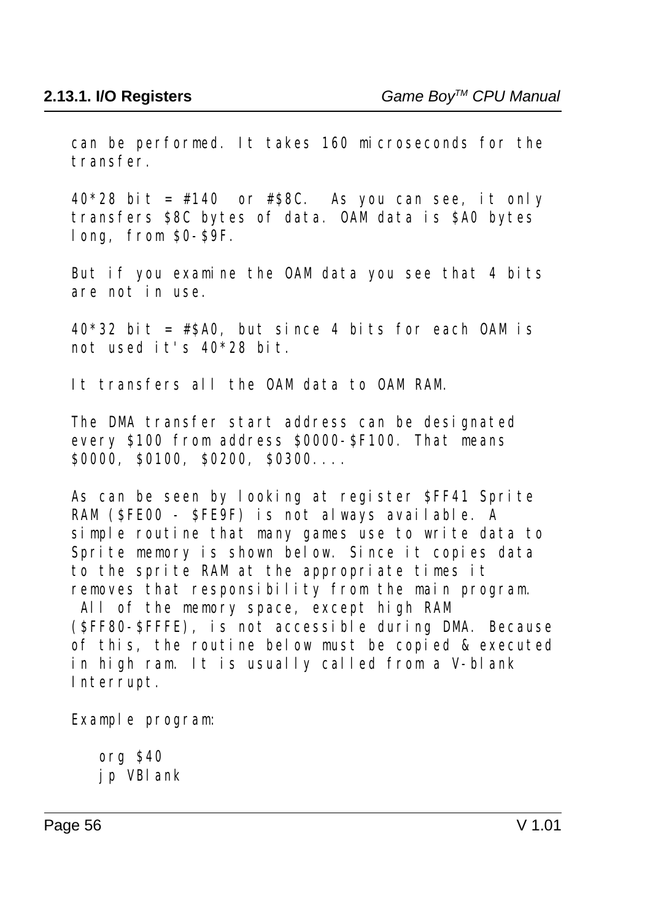can be performed. It takes 160 microseconds for the transfer.

40*28 bit = #140 or #$8C. As you can see, it only transfers $8C bytes of data. OAM data is $A0 bytes long, from $0-$9F.

But if you examine the OAM data you see that 4 bits are not in use.

40*32 bit = #$A0, but since 4 bits for each OAM is not used it's 40*28 bit.

It transfers all the OAM data to OAM RAM.

The DMA transfer start address can be designated every $100 from address $0000-$F100. That means $0000, $0100, $0200, $0300....

As can be seen by looking at register $FF41 Sprite RAM ($FE00 - $FE9F) is not always available. A simple routine that many games use to write data to Sprite memory is shown below. Since it copies data to the sprite RAM at the appropriate times it removes that responsibility from the main program. All of the memory space, except high RAM ($FF80-$FFFE), is not accessible during DMA. Because of this, the routine below must be copied & executed in high ram. It is usually called from a V-blank Interrupt.

Example program:

```
org $40
jp VBlank
```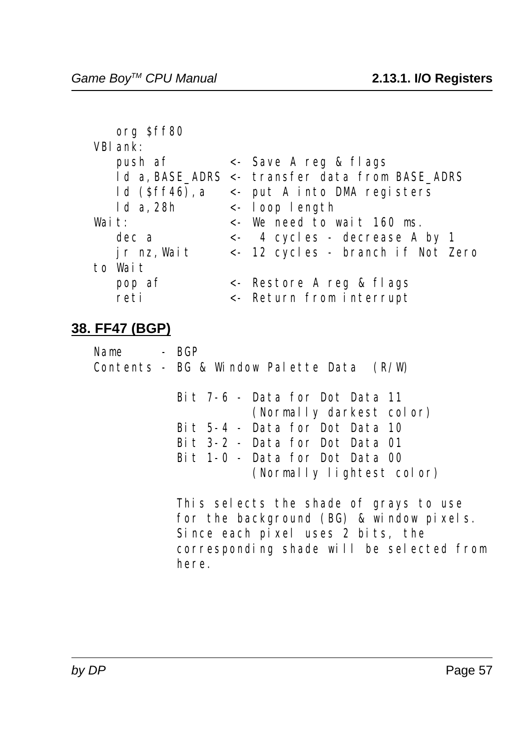```
   org $ff80
VBlank:
   push af          <- Save A reg & flags
   ld a,BASE_ADRS <- transfer data from BASE_ADRS
   ld ($ff46),a    <- put A into DMA registers
   ld a,28h         <- loop length
Wait:               <- We need to wait 160 ms.
   dec a            <-  4 cycles - decrease A by 1
   jr nz,Wait       <- 12 cycles - branch if Not Zero
to Wait
   pop af           <- Restore A reg & flags
   reti             <- Return from interrupt
```

## 38. FF47 (BGP)

```
Name     - BGP
Contents - BG & Window Palette Data  (R/W)

           Bit 7-6 - Data for Dot Data 11
                     (Normally darkest color)
           Bit 5-4 - Data for Dot Data 10
           Bit 3-2 - Data for Dot Data 01
           Bit 1-0 - Data for Dot Data 00
                     (Normally lightest color)

           This selects the shade of grays to use
           for the background (BG) & window pixels.
           Since each pixel uses 2 bits, the
           corresponding shade will be selected from
           here.
```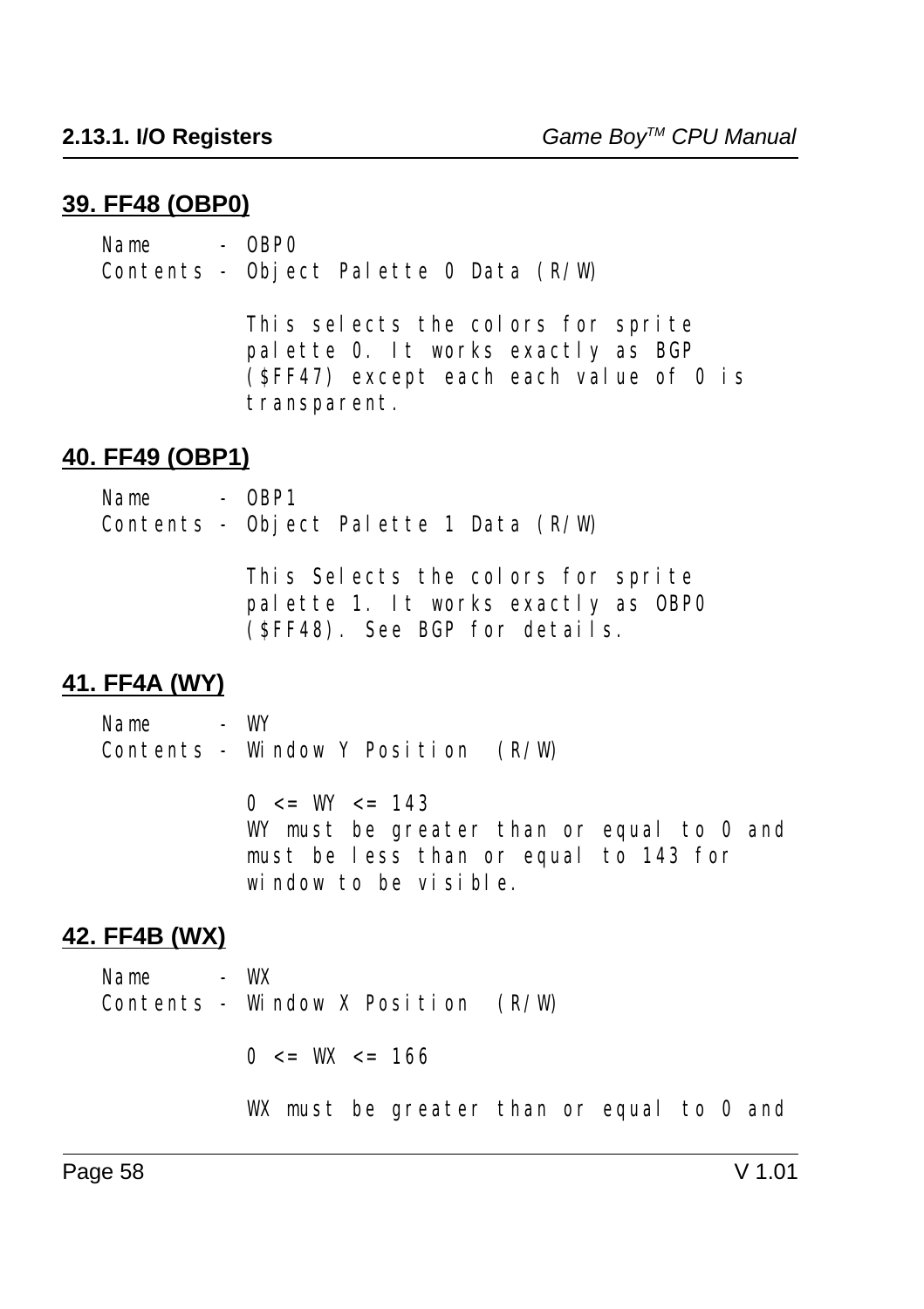## 39. FF48 (OBP0)

```
Name     - OBP0
Contents - Object Palette 0 Data (R/W)

           This selects the colors for sprite
           palette 0. It works exactly as BGP
           ($FF47) except each each value of 0 is
           transparent.
```

## 40. FF49 (OBP1)

```
Name     - OBP1
Contents - Object Palette 1 Data (R/W)

           This Selects the colors for sprite
           palette 1. It works exactly as OBP0
           ($FF48). See BGP for details.
```

## 41. FF4A (WY)

```
Name     - WY
Contents - Window Y Position  (R/W)

           0 <= WY <= 143
           WY must be greater than or equal to 0 and
           must be less than or equal to 143 for
           window to be visible.
```

## 42. FF4B (WX)

```
Name     - WX
Contents - Window X Position  (R/W)

           0 <= WX <= 166

           WX must be greater than or equal to 0 and
```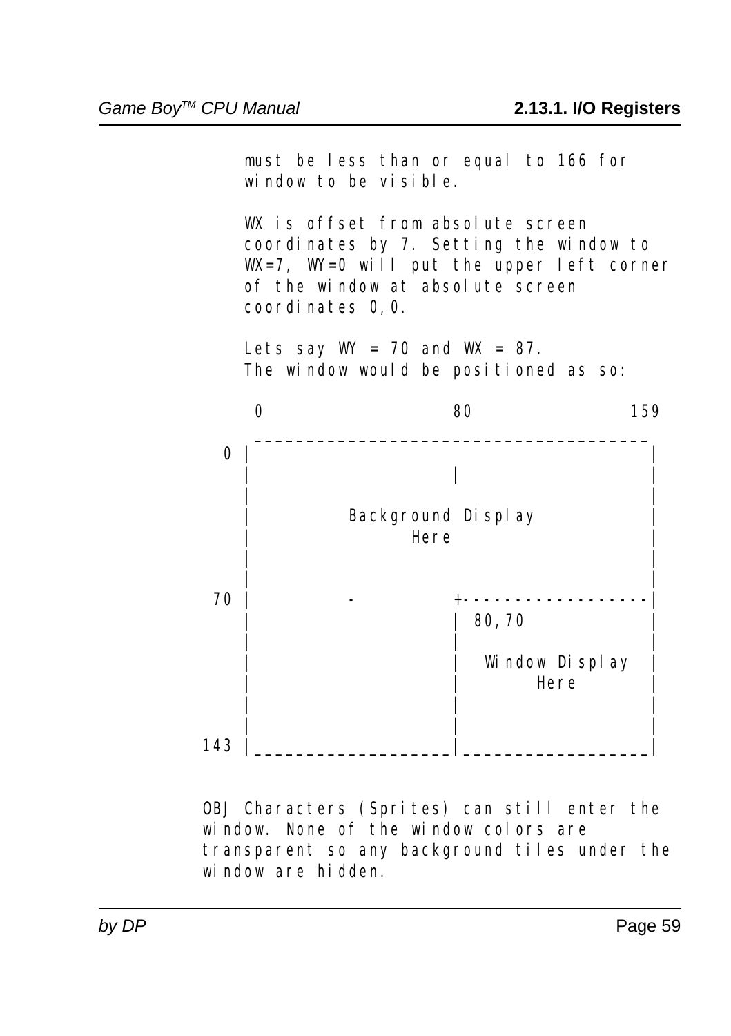must be less than or equal to 166 for window to be visible.

WX is offset from absolute screen coordinates by 7. Setting the window to WX=7, WY=0 will put the upper left corner of the window at absolute screen coordinates 0,0.

Lets say WY = 70 and WX = 87.
The window would be positioned as so:

```
       0                  80               159

      ______________________________________
  0  |                                      |
     |                   |                  |
     |                                      |
     |         Background Display           |
     |               Here                   |
     |                                      |
     |                                      |
 70  |         -         +------------------|
     |                   | 80,70            |
     |                   |                  |
     |                   |  Window Display  |
     |                   |       Here       |
     |                   |                  |
     |                   |                  |
143  |___________________|__________________|
```

OBJ Characters (Sprites) can still enter the window. None of the window colors are transparent so any background tiles under the window are hidden.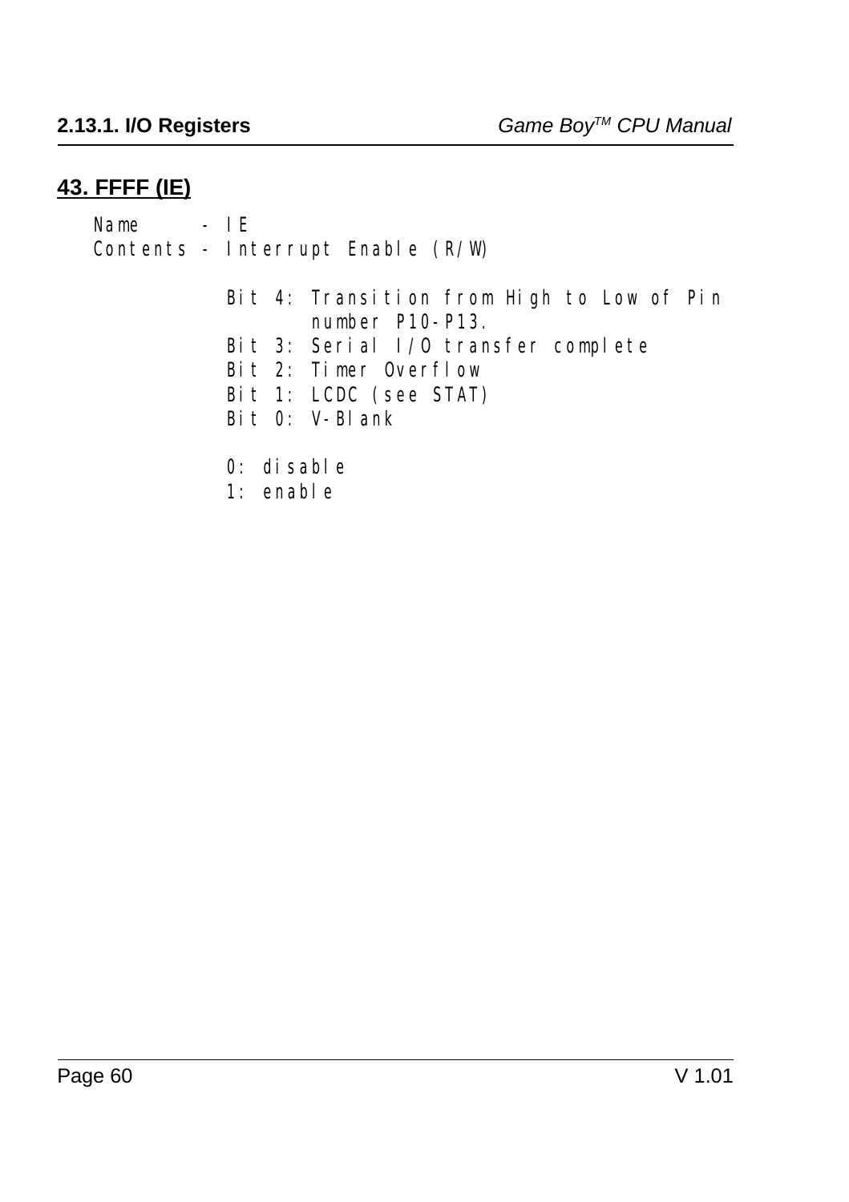## 43. FFFF (IE)

```
Name     - IE
Contents - Interrupt Enable (R/W)

           Bit 4: Transition from High to Low of Pin
                  number P10-P13.
           Bit 3: Serial I/O transfer complete
           Bit 2: Timer Overflow
           Bit 1: LCDC (see STAT)
           Bit 0: V-Blank

           0: disable
           1: enable
```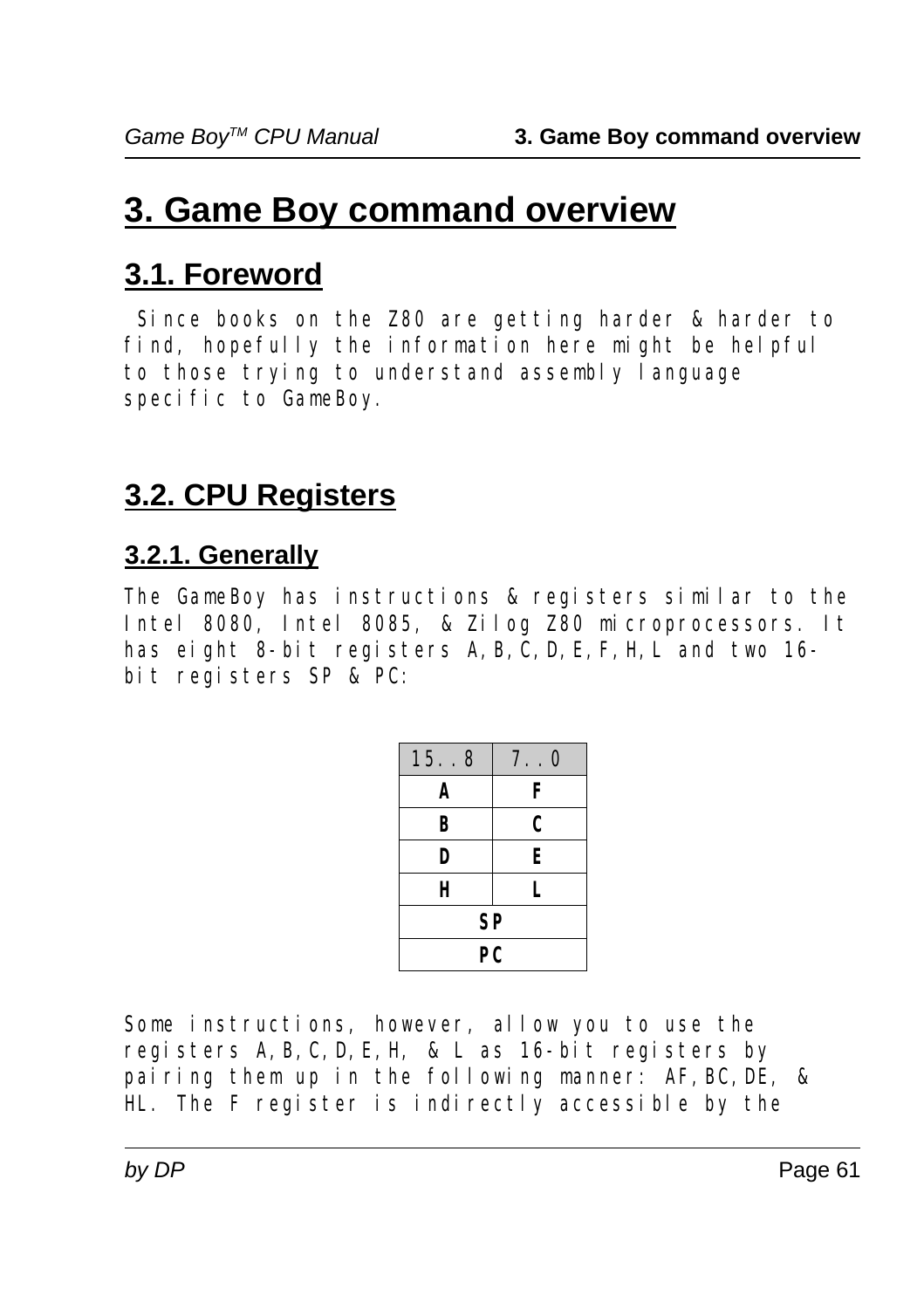# 3. Game Boy command overview

## 3.1. Foreword

Since books on the Z80 are getting harder & harder to find, hopefully the information here might be helpful to those trying to understand assembly language specific to GameBoy.

## 3.2. CPU Registers

### 3.2.1. Generally

The GameBoy has instructions & registers similar to the Intel 8080, Intel 8085, & Zilog Z80 microprocessors. It has eight 8-bit registers A,B,C,D,E,F,H,L and two 16-bit registers SP & PC:

| 15..8 | 7..0 |
|---|---|
| **A** | **F** |
| **B** | **C** |
| **D** | **E** |
| **H** | **L** |
| **SP** | |
| **PC** | |

Some instructions, however, allow you to use the registers A,B,C,D,E,H, & L as 16-bit registers by pairing them up in the following manner: AF,BC,DE, & HL. The F register is indirectly accessible by the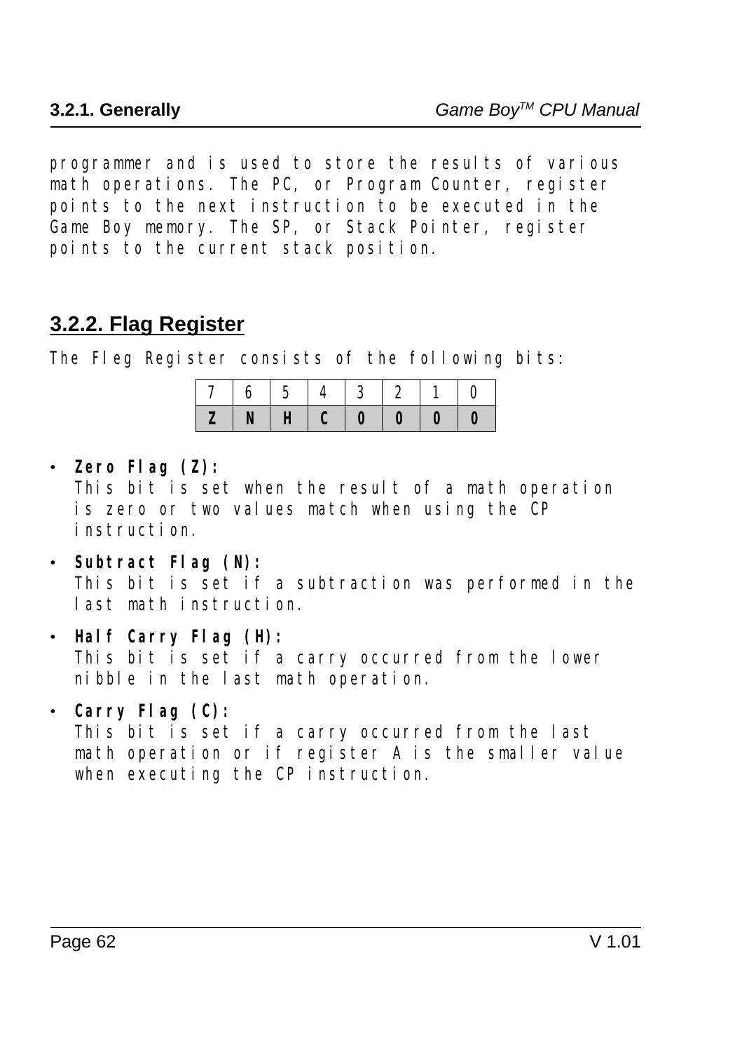programmer and is used to store the results of various math operations. The PC, or Program Counter, register points to the next instruction to be executed in the Game Boy memory. The SP, or Stack Pointer, register points to the current stack position.

### 3.2.2. Flag Register

The Fleg Register consists of the following bits:

| 7 | 6 | 5 | 4 | 3 | 2 | 1 | 0 |
|---|---|---|---|---|---|---|---|
| **Z** | **N** | **H** | **C** | **0** | **0** | **0** | **0** |

- **Zero Flag (Z):**
  This bit is set when the result of a math operation is zero or two values match when using the CP instruction.
- **Subtract Flag (N):**
  This bit is set if a subtraction was performed in the last math instruction.
- **Half Carry Flag (H):**
  This bit is set if a carry occurred from the lower nibble in the last math operation.
- **Carry Flag (C):**
  This bit is set if a carry occurred from the last math operation or if register A is the smaller value when executing the CP instruction.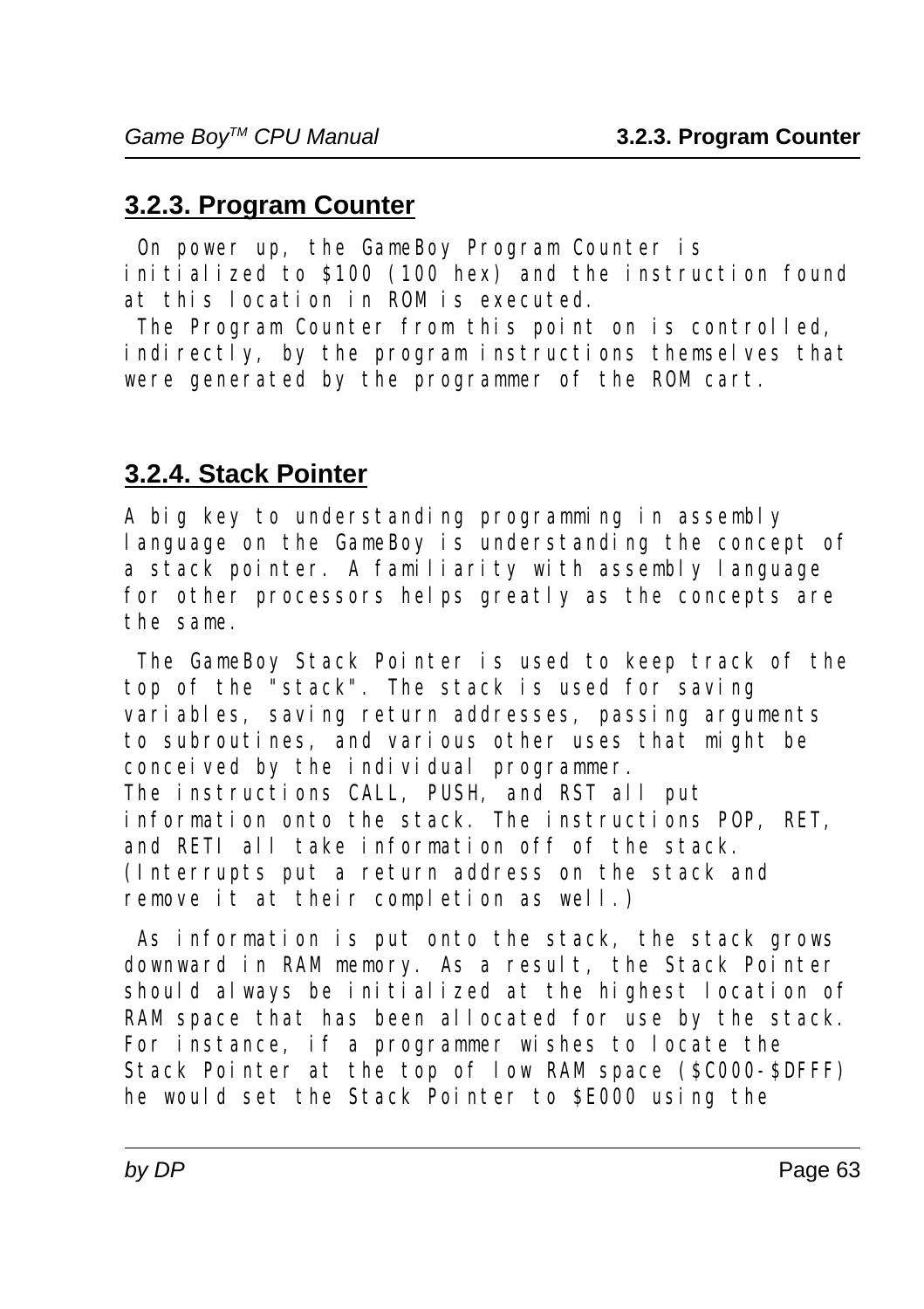## 3.2.3. Program Counter

On power up, the GameBoy Program Counter is initialized to $100 (100 hex) and the instruction found at this location in ROM is executed.

The Program Counter from this point on is controlled, indirectly, by the program instructions themselves that were generated by the programmer of the ROM cart.

## 3.2.4. Stack Pointer

A big key to understanding programming in assembly language on the GameBoy is understanding the concept of a stack pointer. A familiarity with assembly language for other processors helps greatly as the concepts are the same.

The GameBoy Stack Pointer is used to keep track of the top of the "stack". The stack is used for saving variables, saving return addresses, passing arguments to subroutines, and various other uses that might be conceived by the individual programmer.
The instructions CALL, PUSH, and RST all put information onto the stack. The instructions POP, RET, and RETI all take information off of the stack. (Interrupts put a return address on the stack and remove it at their completion as well.)

As information is put onto the stack, the stack grows downward in RAM memory. As a result, the Stack Pointer should always be initialized at the highest location of RAM space that has been allocated for use by the stack. For instance, if a programmer wishes to locate the Stack Pointer at the top of low RAM space ($C000-$DFFF) he would set the Stack Pointer to $E000 using the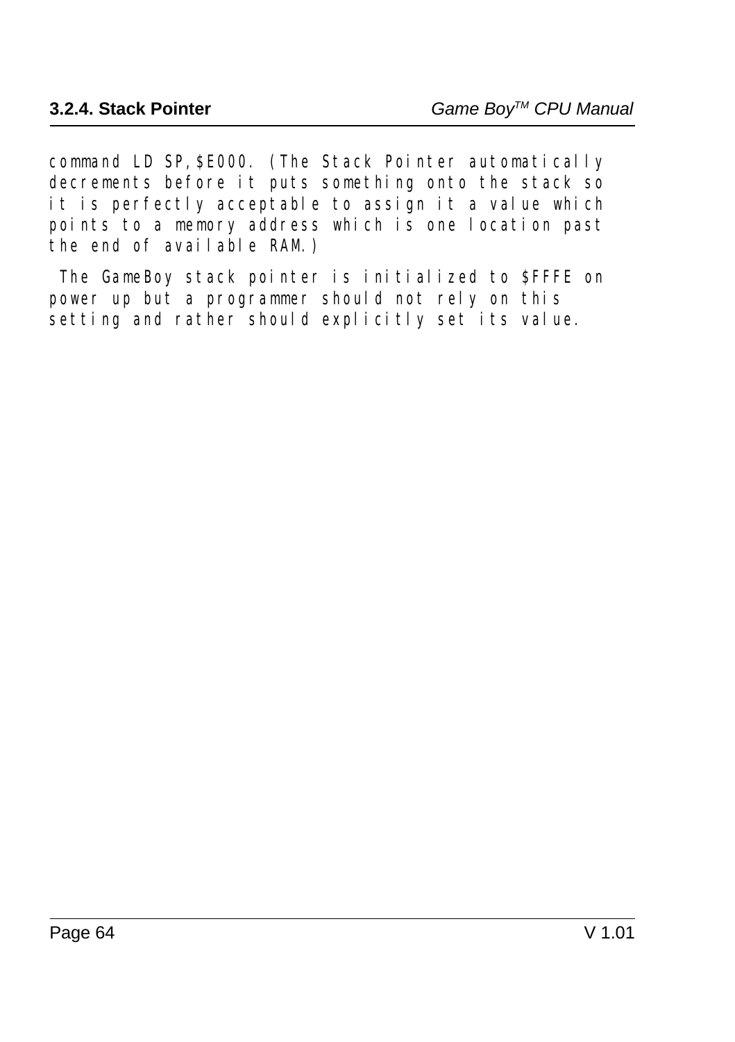command LD SP,$E000. (The Stack Pointer automatically decrements before it puts something onto the stack so it is perfectly acceptable to assign it a value which points to a memory address which is one location past the end of available RAM.)

The GameBoy stack pointer is initialized to $FFFE on power up but a programmer should not rely on this setting and rather should explicitly set its value.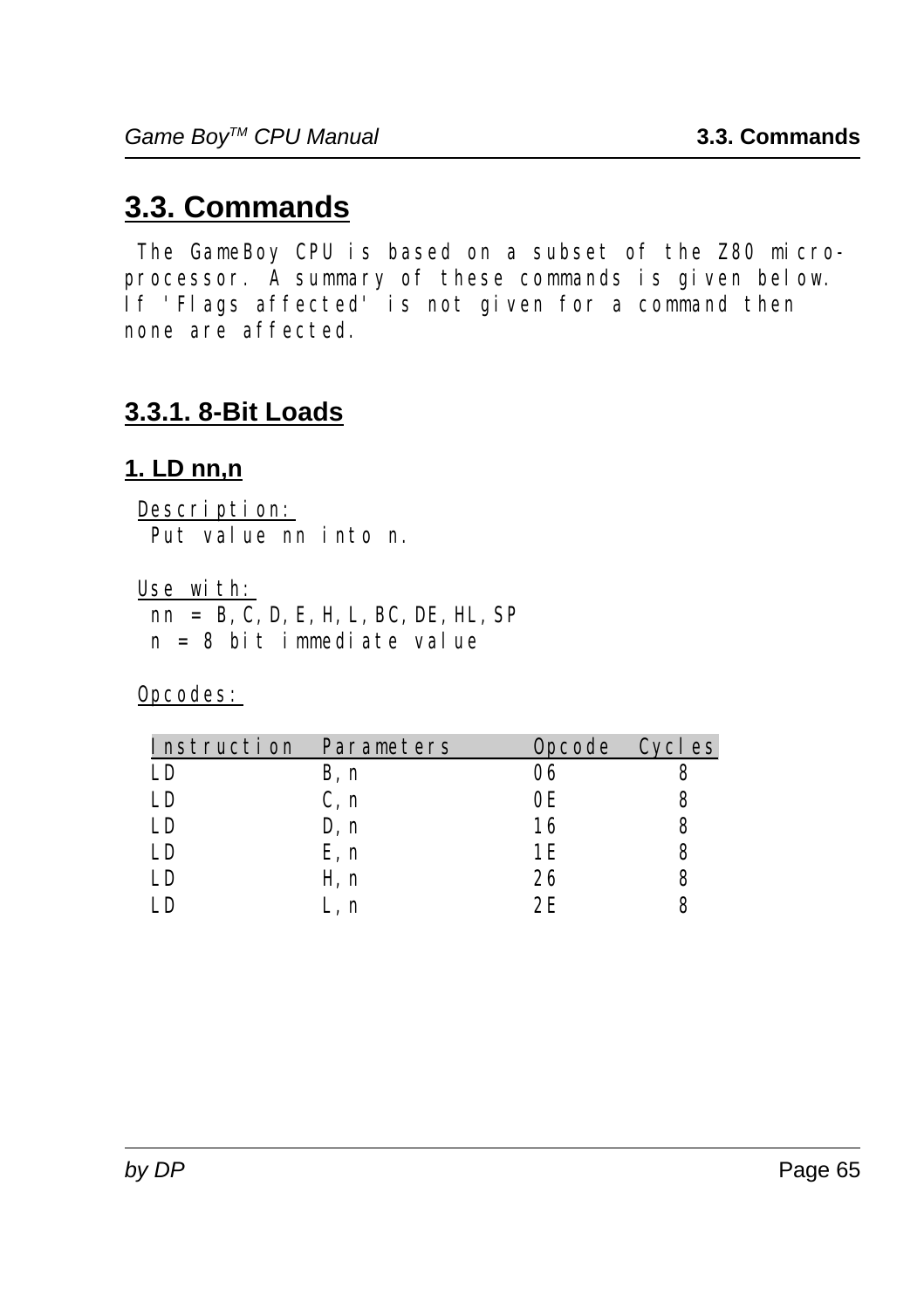# 3.3. Commands

The GameBoy CPU is based on a subset of the Z80 micro-processor. A summary of these commands is given below. If 'Flags affected' is not given for a command then none are affected.

## 3.3.1. 8-Bit Loads

### 1. LD nn,n

Description:
Put value nn into n.

Use with:
nn = B,C,D,E,H,L,BC,DE,HL,SP
n = 8 bit immediate value

Opcodes:

| Instruction | Parameters | Opcode | Cycles |
|---|---|---|---|
| LD | B,n | 06 | 8 |
| LD | C,n | 0E | 8 |
| LD | D,n | 16 | 8 |
| LD | E,n | 1E | 8 |
| LD | H,n | 26 | 8 |
| LD | L,n | 2E | 8 |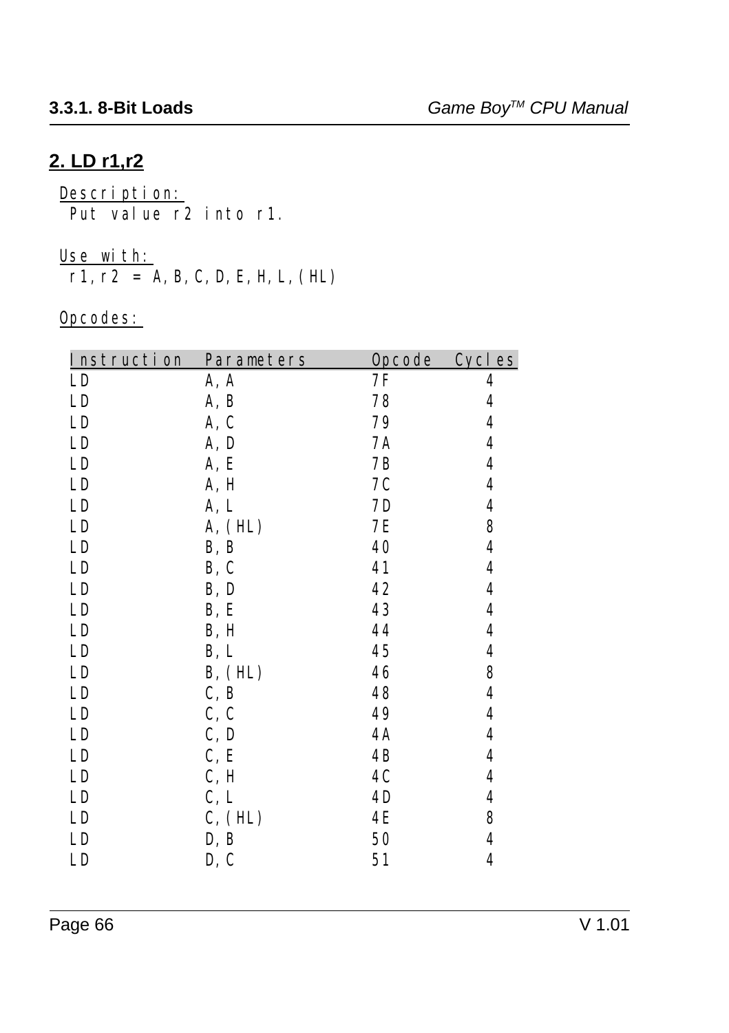## 2. LD r1,r2

Description:
 Put value r2 into r1.

Use with:
 r1,r2 = A,B,C,D,E,H,L,(HL)

Opcodes:

| Instruction | Parameters | Opcode | Cycles |
|---|---|---|---|
| LD | A,A | 7F | 4 |
| LD | A,B | 78 | 4 |
| LD | A,C | 79 | 4 |
| LD | A,D | 7A | 4 |
| LD | A,E | 7B | 4 |
| LD | A,H | 7C | 4 |
| LD | A,L | 7D | 4 |
| LD | A,(HL) | 7E | 8 |
| LD | B,B | 40 | 4 |
| LD | B,C | 41 | 4 |
| LD | B,D | 42 | 4 |
| LD | B,E | 43 | 4 |
| LD | B,H | 44 | 4 |
| LD | B,L | 45 | 4 |
| LD | B,(HL) | 46 | 8 |
| LD | C,B | 48 | 4 |
| LD | C,C | 49 | 4 |
| LD | C,D | 4A | 4 |
| LD | C,E | 4B | 4 |
| LD | C,H | 4C | 4 |
| LD | C,L | 4D | 4 |
| LD | C,(HL) | 4E | 8 |
| LD | D,B | 50 | 4 |
| LD | D,C | 51 | 4 |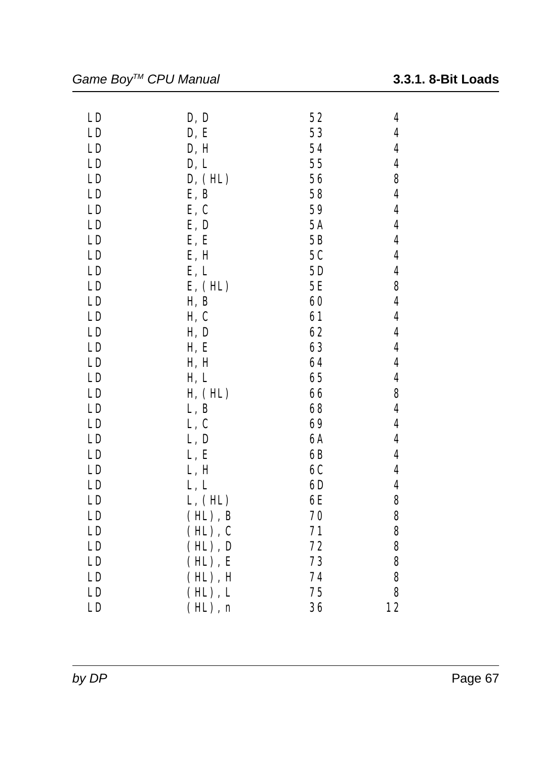| LD | D,D | 52 | 4 |
|---|---|---|---|
| LD | D,E | 53 | 4 |
| LD | D,H | 54 | 4 |
| LD | D,L | 55 | 4 |
| LD | D,(HL) | 56 | 8 |
| LD | E,B | 58 | 4 |
| LD | E,C | 59 | 4 |
| LD | E,D | 5A | 4 |
| LD | E,E | 5B | 4 |
| LD | E,H | 5C | 4 |
| LD | E,L | 5D | 4 |
| LD | E,(HL) | 5E | 8 |
| LD | H,B | 60 | 4 |
| LD | H,C | 61 | 4 |
| LD | H,D | 62 | 4 |
| LD | H,E | 63 | 4 |
| LD | H,H | 64 | 4 |
| LD | H,L | 65 | 4 |
| LD | H,(HL) | 66 | 8 |
| LD | L,B | 68 | 4 |
| LD | L,C | 69 | 4 |
| LD | L,D | 6A | 4 |
| LD | L,E | 6B | 4 |
| LD | L,H | 6C | 4 |
| LD | L,L | 6D | 4 |
| LD | L,(HL) | 6E | 8 |
| LD | (HL),B | 70 | 8 |
| LD | (HL),C | 71 | 8 |
| LD | (HL),D | 72 | 8 |
| LD | (HL),E | 73 | 8 |
| LD | (HL),H | 74 | 8 |
| LD | (HL),L | 75 | 8 |
| LD | (HL),n | 36 | 12 |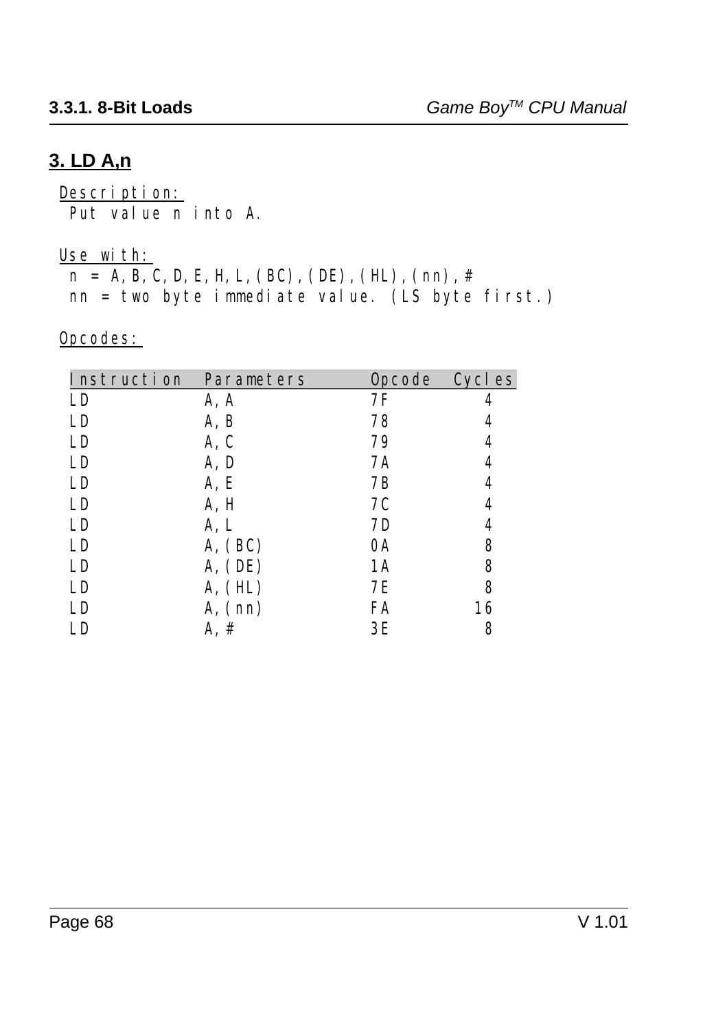## 3. LD A,n

Description:
Put value n into A.

Use with:
n = A,B,C,D,E,H,L,(BC),(DE),(HL),(nn),#
nn = two byte immediate value. (LS byte first.)

Opcodes:

| Instruction | Parameters | Opcode | Cycles |
|---|---|---|---|
| LD | A,A | 7F | 4 |
| LD | A,B | 78 | 4 |
| LD | A,C | 79 | 4 |
| LD | A,D | 7A | 4 |
| LD | A,E | 7B | 4 |
| LD | A,H | 7C | 4 |
| LD | A,L | 7D | 4 |
| LD | A,(BC) | 0A | 8 |
| LD | A,(DE) | 1A | 8 |
| LD | A,(HL) | 7E | 8 |
| LD | A,(nn) | FA | 16 |
| LD | A,# | 3E | 8 |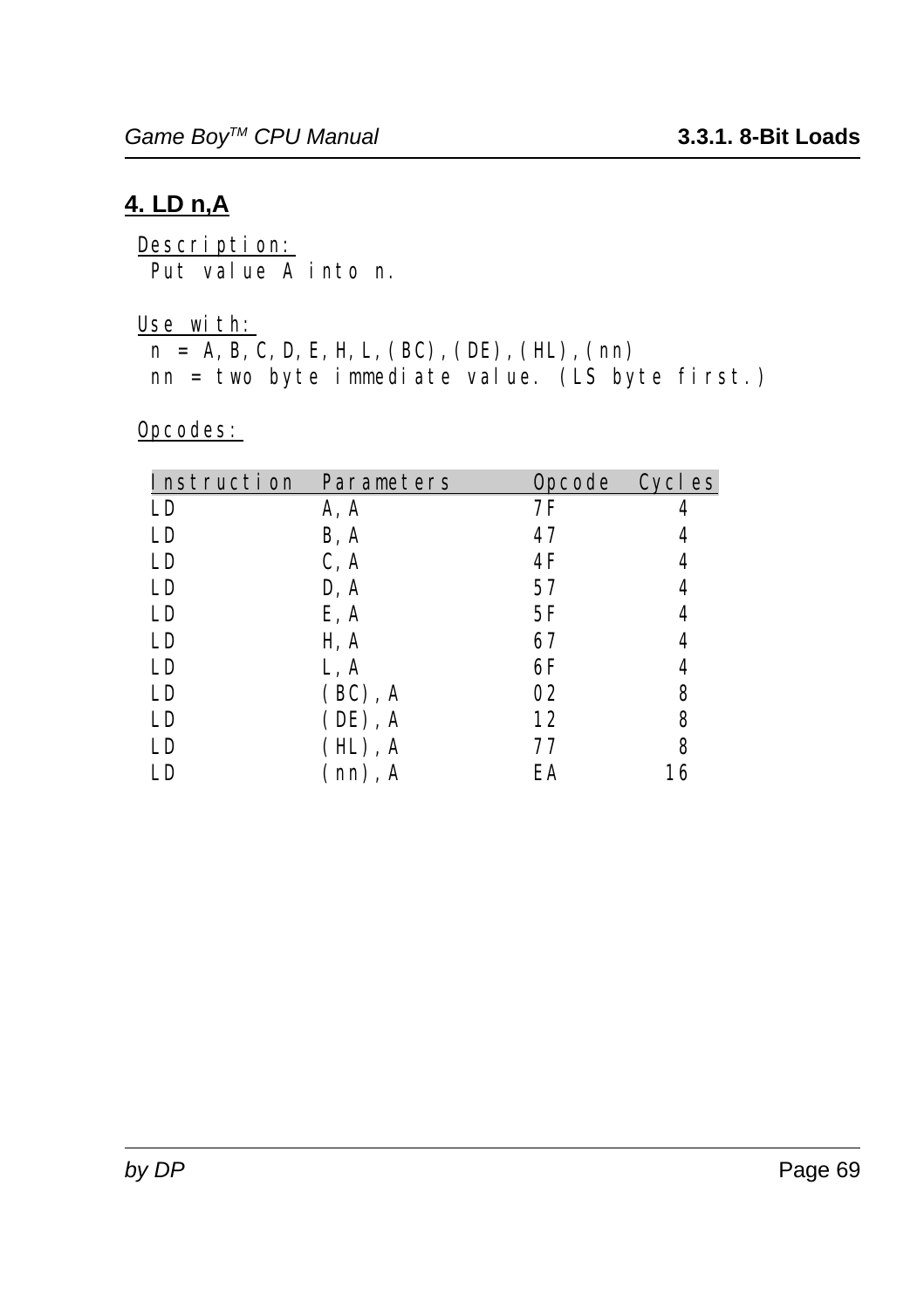## 4. LD n,A

Description:
 Put value A into n.

Use with:
 n = A,B,C,D,E,H,L,(BC),(DE),(HL),(nn)
 nn = two byte immediate value. (LS byte first.)

Opcodes:

| Instruction | Parameters | Opcode | Cycles |
|---|---|---|---|
| LD | A,A | 7F | 4 |
| LD | B,A | 47 | 4 |
| LD | C,A | 4F | 4 |
| LD | D,A | 57 | 4 |
| LD | E,A | 5F | 4 |
| LD | H,A | 67 | 4 |
| LD | L,A | 6F | 4 |
| LD | (BC),A | 02 | 8 |
| LD | (DE),A | 12 | 8 |
| LD | (HL),A | 77 | 8 |
| LD | (nn),A | EA | 16 |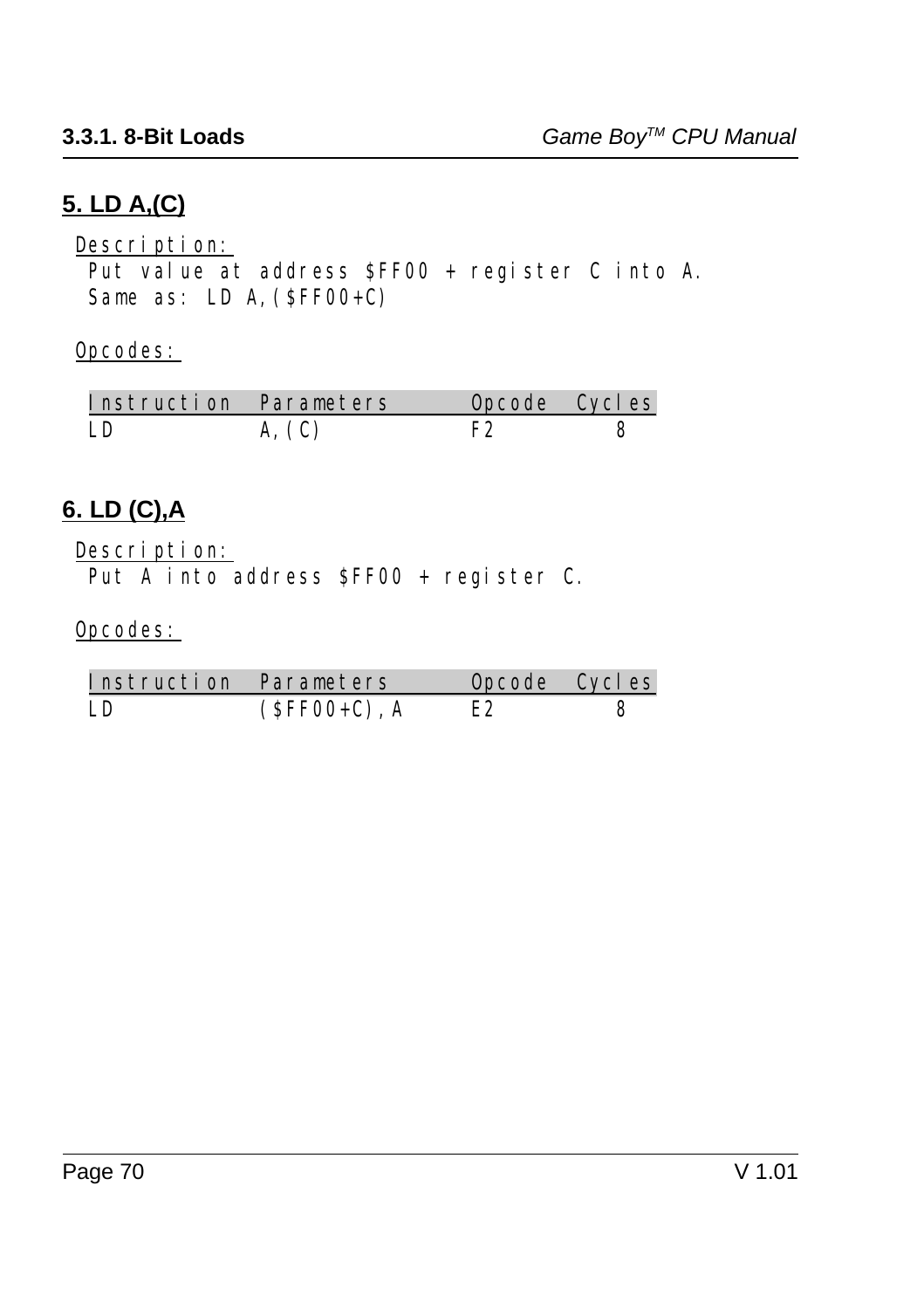## 5. LD A,(C)

Description:

Put value at address $FF00 + register C into A.
Same as: LD A,($FF00+C)

Opcodes:

| Instruction | Parameters | Opcode | Cycles |
|---|---|---|---|
| LD | A,(C) | F2 | 8 |

## 6. LD (C),A

Description:

Put A into address $FF00 + register C.

Opcodes:

| Instruction | Parameters | Opcode | Cycles |
|---|---|---|---|
| LD | ($FF00+C),A | E2 | 8 |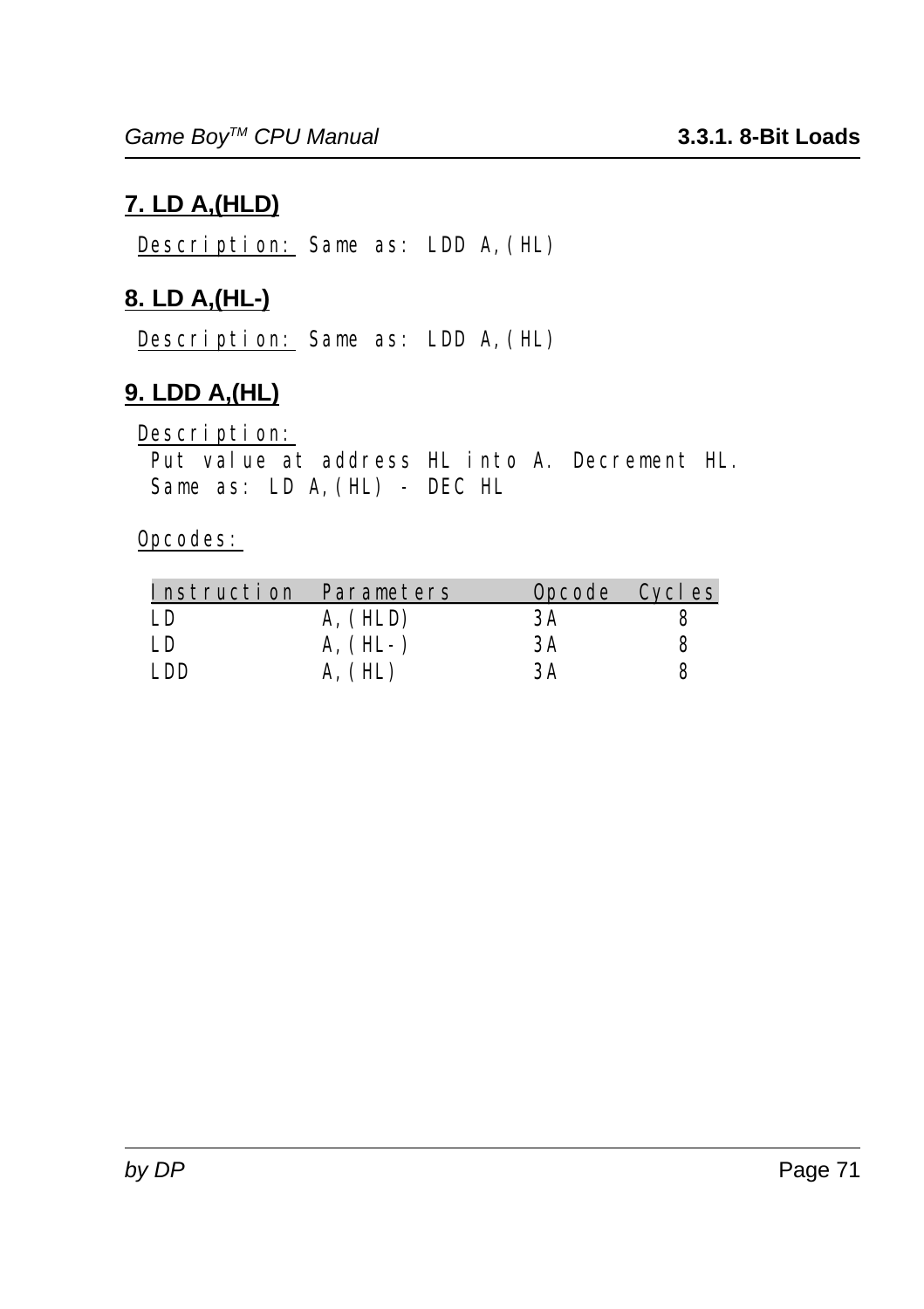## 7. LD A,(HLD)

Description: Same as: LDD A,(HL)

## 8. LD A,(HL-)

Description: Same as: LDD A,(HL)

## 9. LDD A,(HL)

Description:
Put value at address HL into A. Decrement HL.
Same as: LD A,(HL) - DEC HL

Opcodes:

| Instruction | Parameters | Opcode | Cycles |
|---|---|---|---|
| LD | A,(HLD) | 3A | 8 |
| LD | A,(HL-) | 3A | 8 |
| LDD | A,(HL) | 3A | 8 |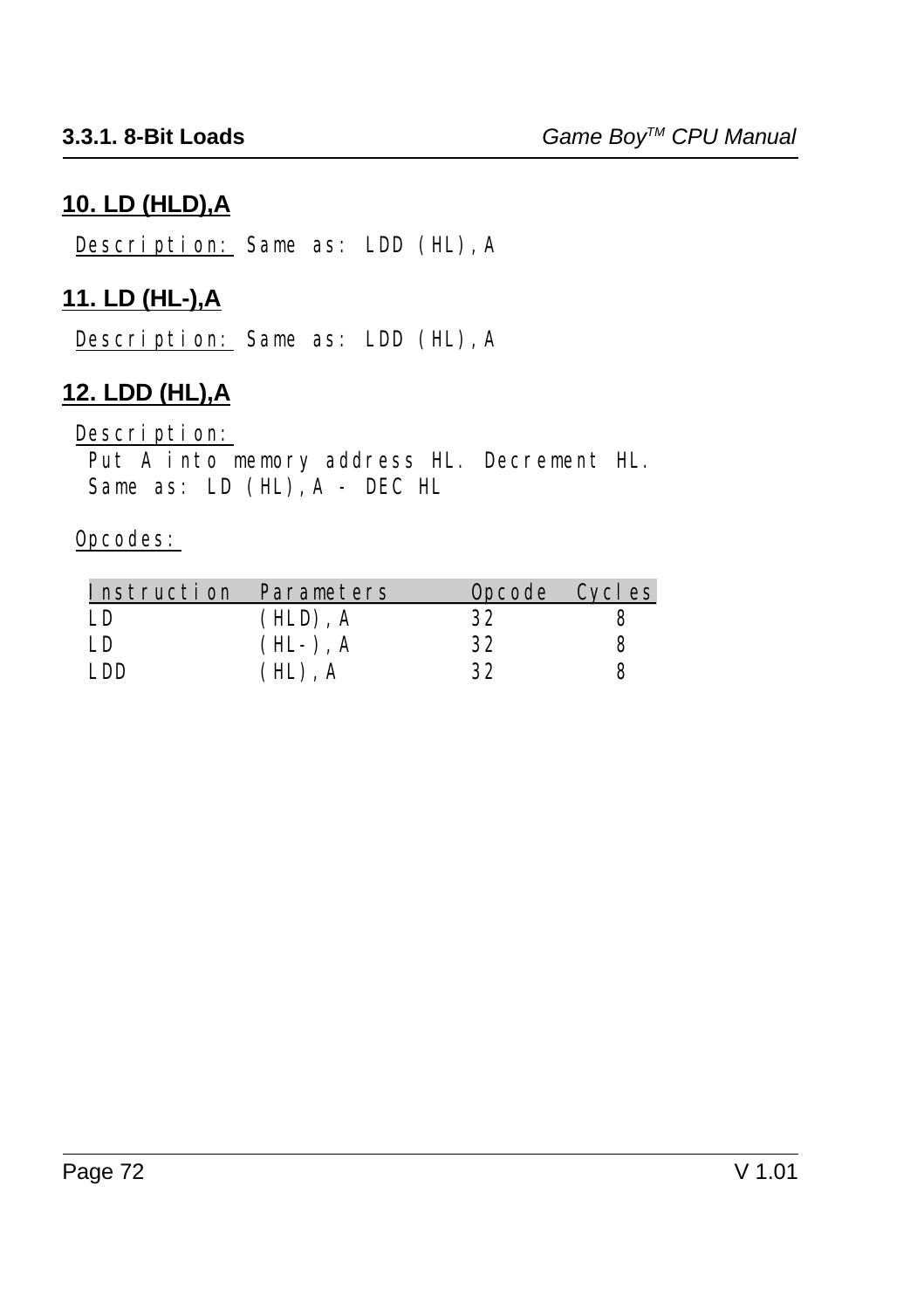## 10. LD (HLD),A

Description: Same as: LDD (HL),A

## 11. LD (HL-),A

Description: Same as: LDD (HL),A

## 12. LDD (HL),A

Description:
Put A into memory address HL. Decrement HL.
Same as: LD (HL),A - DEC HL

Opcodes:

| Instruction | Parameters | Opcode | Cycles |
|---|---|---|---|
| LD | (HLD),A | 32 | 8 |
| LD | (HL-),A | 32 | 8 |
| LDD | (HL),A | 32 | 8 |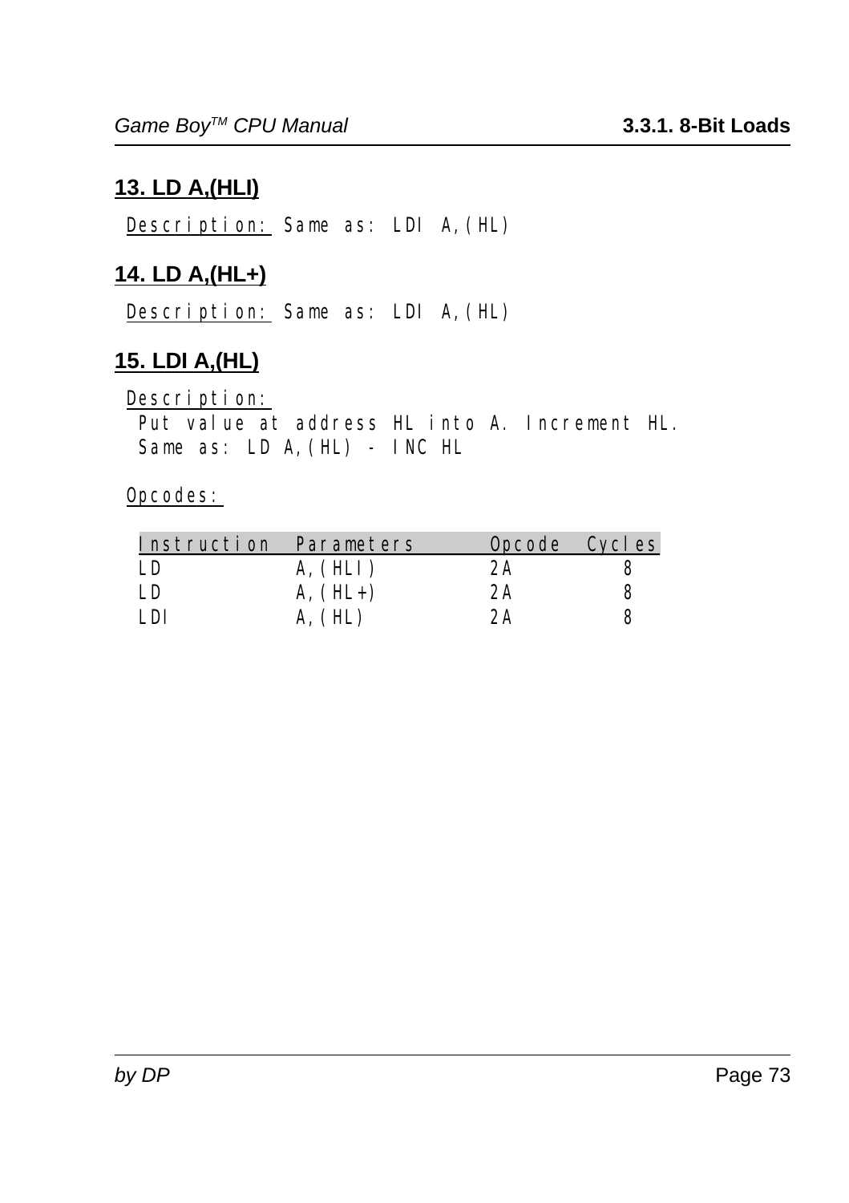## 13. LD A,(HLI)

Description: Same as: LDI A,(HL)

## 14. LD A,(HL+)

Description: Same as: LDI A,(HL)

## 15. LDI A,(HL)

Description:
Put value at address HL into A. Increment HL.
Same as: LD A,(HL) - INC HL

Opcodes:

| Instruction | Parameters | Opcode | Cycles |
|---|---|---|---|
| LD | A,(HLI) | 2A | 8 |
| LD | A,(HL+) | 2A | 8 |
| LDI | A,(HL) | 2A | 8 |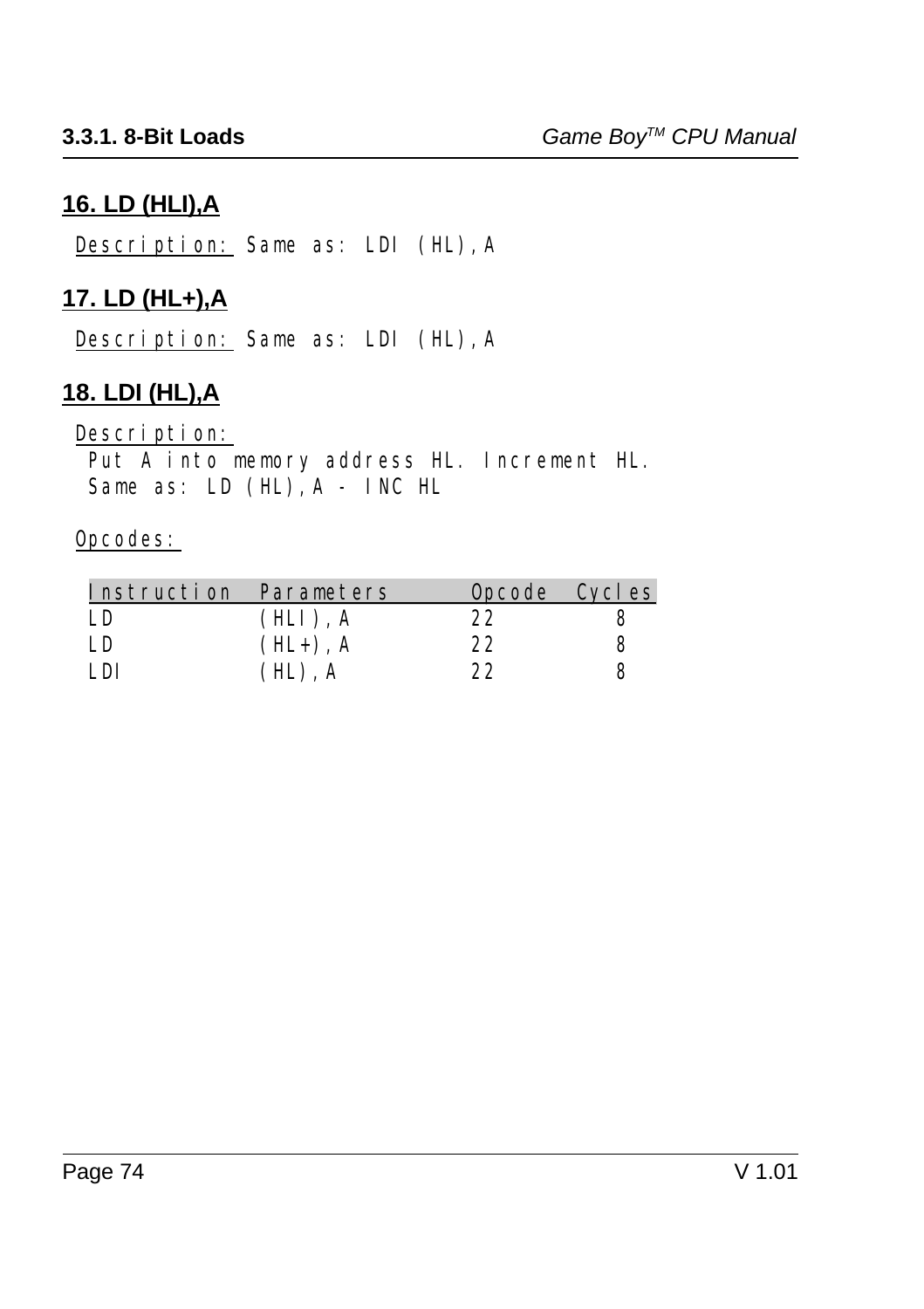## 16. LD (HLI),A

Description: Same as: LDI (HL),A

## 17. LD (HL+),A

Description: Same as: LDI (HL),A

## 18. LDI (HL),A

Description:
Put A into memory address HL. Increment HL.
Same as: LD (HL),A - INC HL

Opcodes:

| Instruction | Parameters | Opcode | Cycles |
|---|---|---|---|
| LD | (HLI),A | 22 | 8 |
| LD | (HL+),A | 22 | 8 |
| LDI | (HL),A | 22 | 8 |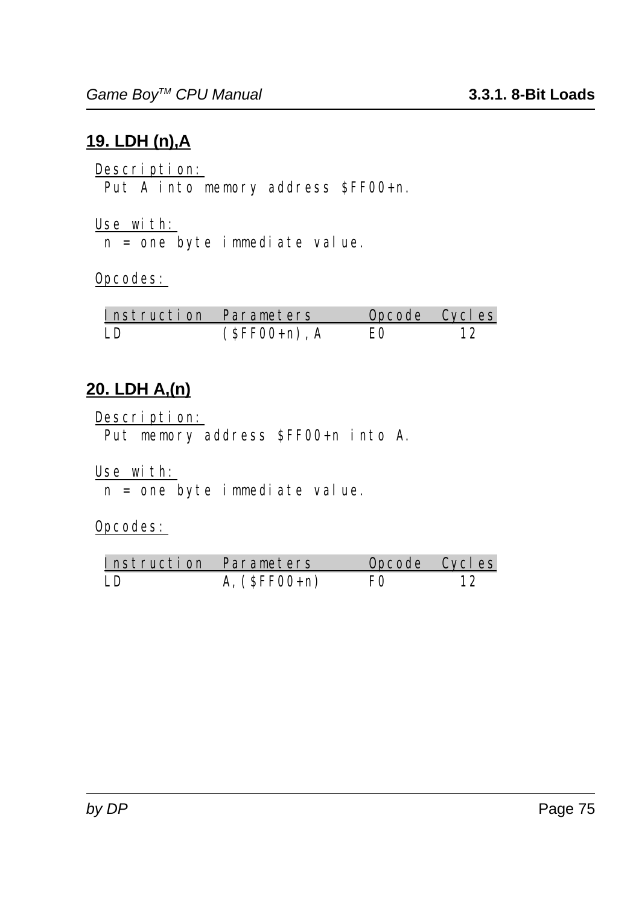## 19. LDH (n),A

Description:
 Put A into memory address $FF00+n.

Use with:
 n = one byte immediate value.

Opcodes:

| Instruction | Parameters | Opcode | Cycles |
|---|---|---|---|
| LD | ($FF00+n),A | E0 | 12 |

## 20. LDH A,(n)

Description:
 Put memory address $FF00+n into A.

Use with:
 n = one byte immediate value.

Opcodes:

| Instruction | Parameters | Opcode | Cycles |
|---|---|---|---|
| LD | A,($FF00+n) | F0 | 12 |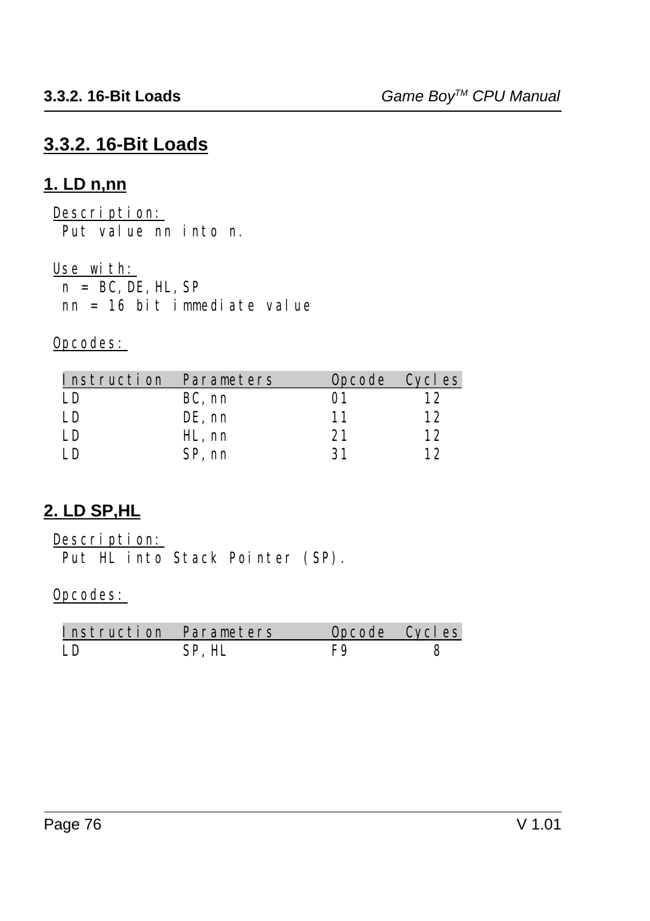## 3.3.2. 16-Bit Loads

### 1. LD n,nn

Description:
 Put value nn into n.

Use with:
 n = BC,DE,HL,SP
 nn = 16 bit immediate value

Opcodes:

| Instruction | Parameters | Opcode | Cycles |
|---|---|---|---|
| LD | BC,nn | 01 | 12 |
| LD | DE,nn | 11 | 12 |
| LD | HL,nn | 21 | 12 |
| LD | SP,nn | 31 | 12 |

### 2. LD SP,HL

Description:
 Put HL into Stack Pointer (SP).

Opcodes:

| Instruction | Parameters | Opcode | Cycles |
|---|---|---|---|
| LD | SP,HL | F9 | 8 |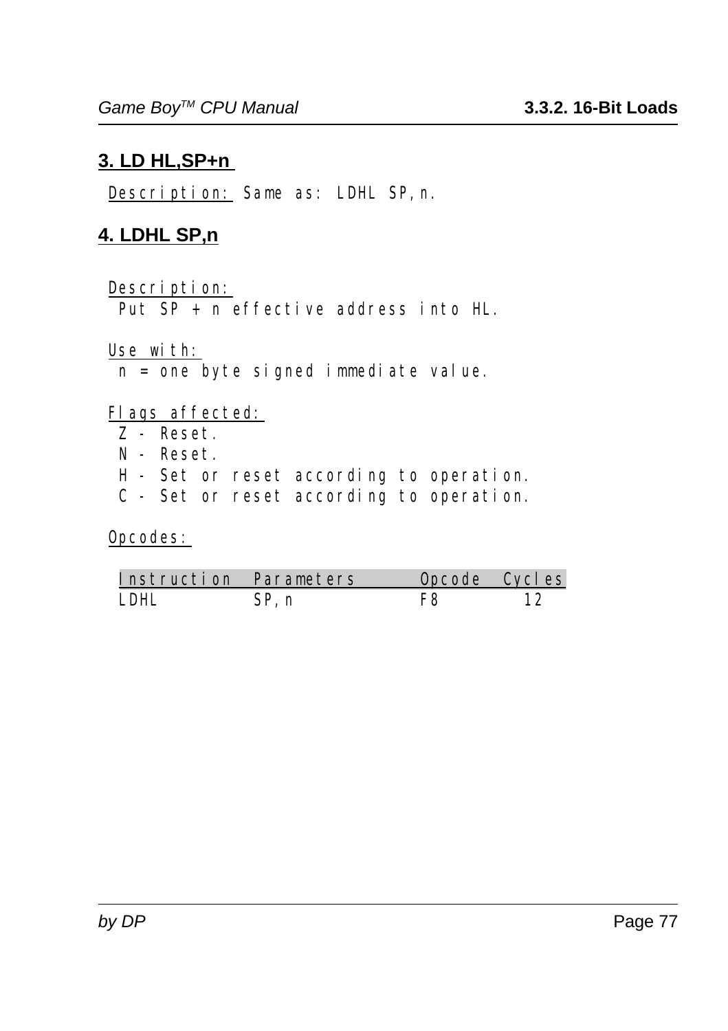## 3. LD HL,SP+n

Description: Same as: LDHL SP,n.

## 4. LDHL SP,n

Description:
Put SP + n effective address into HL.

Use with:
n = one byte signed immediate value.

Flags affected:
- Z - Reset.
- N - Reset.
- H - Set or reset according to operation.
- C - Set or reset according to operation.

Opcodes:

| Instruction | Parameters | Opcode | Cycles |
|---|---|---|---|
| LDHL | SP,n | F8 | 12 |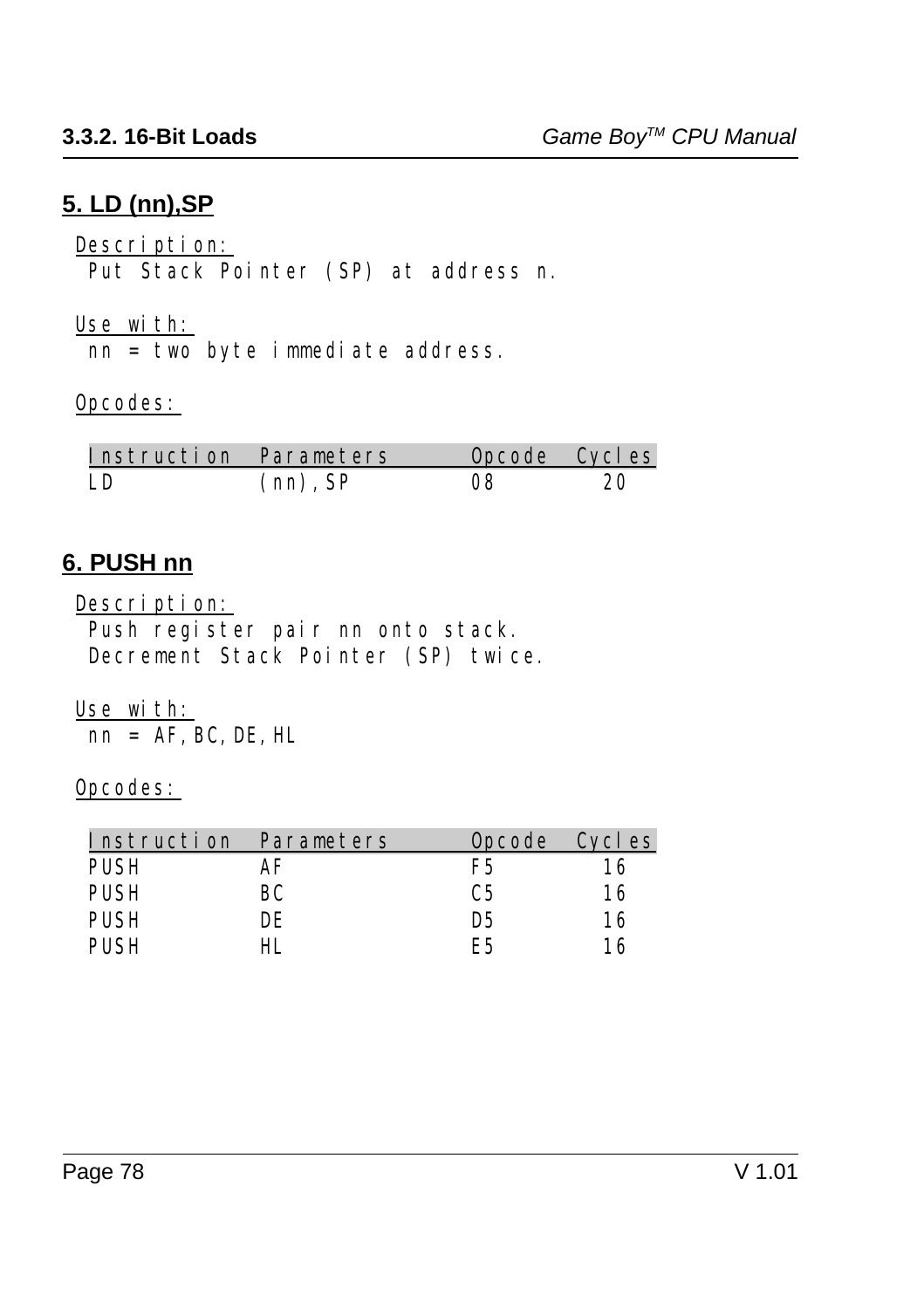## 5. LD (nn),SP

Description:
Put Stack Pointer (SP) at address n.

Use with:
nn = two byte immediate address.

Opcodes:

| Instruction | Parameters | Opcode | Cycles |
|---|---|---|---|
| LD | (nn),SP | 08 | 20 |

## 6. PUSH nn

Description:
Push register pair nn onto stack.
Decrement Stack Pointer (SP) twice.

Use with:
nn = AF,BC,DE,HL

Opcodes:

| Instruction | Parameters | Opcode | Cycles |
|---|---|---|---|
| PUSH | AF | F5 | 16 |
| PUSH | BC | C5 | 16 |
| PUSH | DE | D5 | 16 |
| PUSH | HL | E5 | 16 |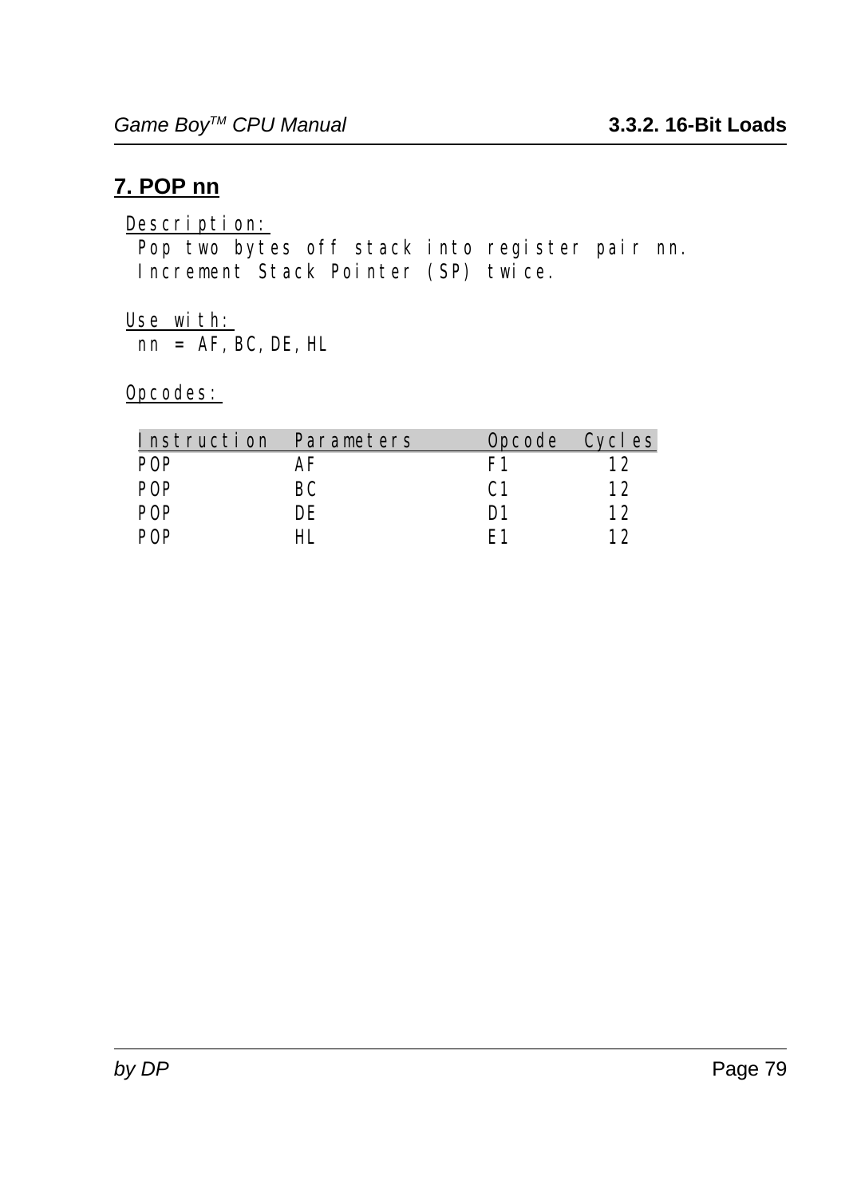## 7. POP nn

Description:

Pop two bytes off stack into register pair nn.
Increment Stack Pointer (SP) twice.

Use with:

nn = AF,BC,DE,HL

Opcodes:

| Instruction | Parameters | Opcode | Cycles |
|---|---|---|---|
| POP | AF | F1 | 12 |
| POP | BC | C1 | 12 |
| POP | DE | D1 | 12 |
| POP | HL | E1 | 12 |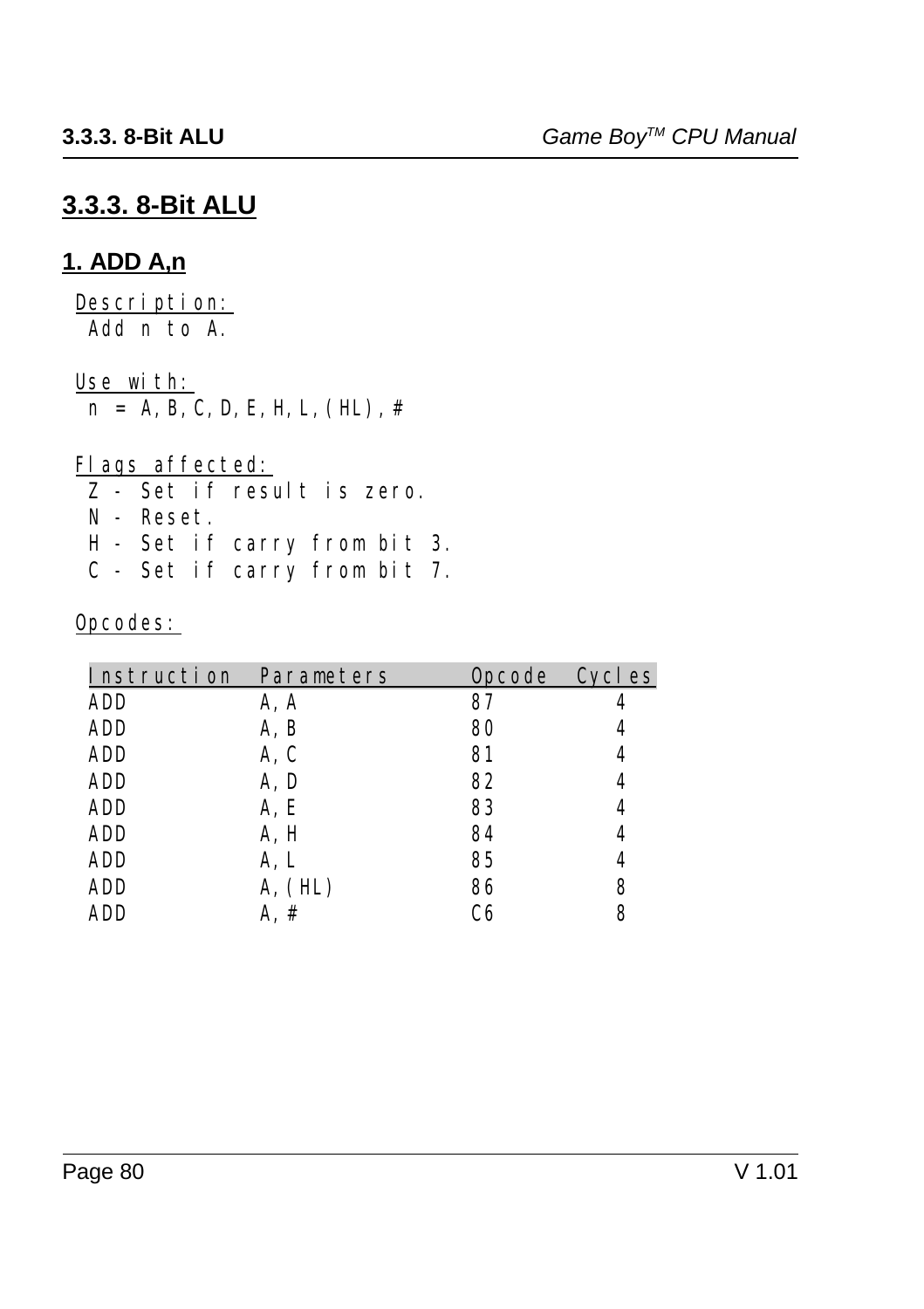## 3.3.3. 8-Bit ALU

### 1. ADD A,n

Description:
Add n to A.

Use with:
n = A,B,C,D,E,H,L,(HL),#

Flags affected:
Z - Set if result is zero.
N - Reset.
H - Set if carry from bit 3.
C - Set if carry from bit 7.

Opcodes:

| Instruction | Parameters | Opcode | Cycles |
|---|---|---|---|
| ADD | A,A | 87 | 4 |
| ADD | A,B | 80 | 4 |
| ADD | A,C | 81 | 4 |
| ADD | A,D | 82 | 4 |
| ADD | A,E | 83 | 4 |
| ADD | A,H | 84 | 4 |
| ADD | A,L | 85 | 4 |
| ADD | A,(HL) | 86 | 8 |
| ADD | A,# | C6 | 8 |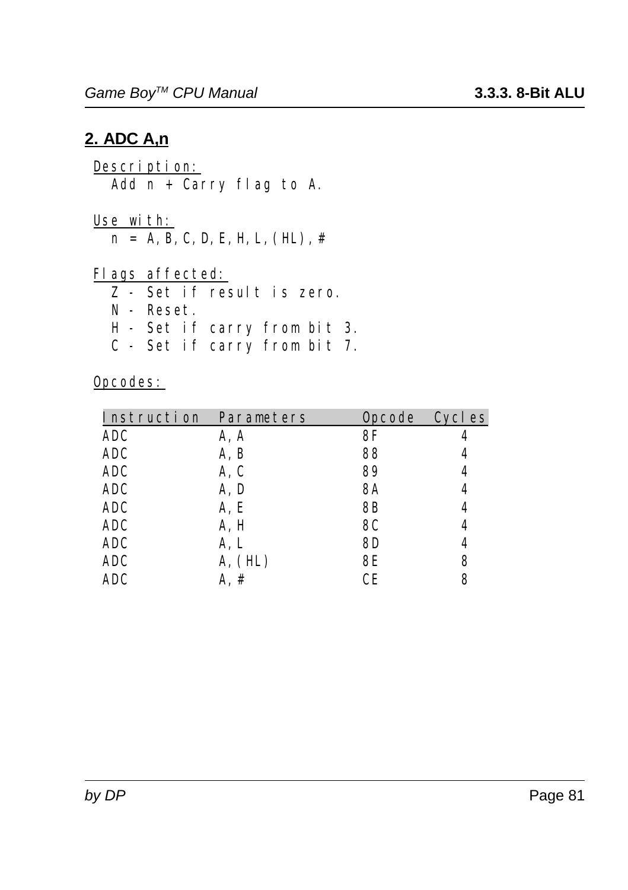## 2. ADC A,n

Description:
Add n + Carry flag to A.

Use with:
n = A,B,C,D,E,H,L,(HL),#

Flags affected:
- Z - Set if result is zero.
- N - Reset.
- H - Set if carry from bit 3.
- C - Set if carry from bit 7.

Opcodes:

| Instruction | Parameters | Opcode | Cycles |
|---|---|---|---|
| ADC | A,A | 8F | 4 |
| ADC | A,B | 88 | 4 |
| ADC | A,C | 89 | 4 |
| ADC | A,D | 8A | 4 |
| ADC | A,E | 8B | 4 |
| ADC | A,H | 8C | 4 |
| ADC | A,L | 8D | 4 |
| ADC | A,(HL) | 8E | 8 |
| ADC | A,# | CE | 8 |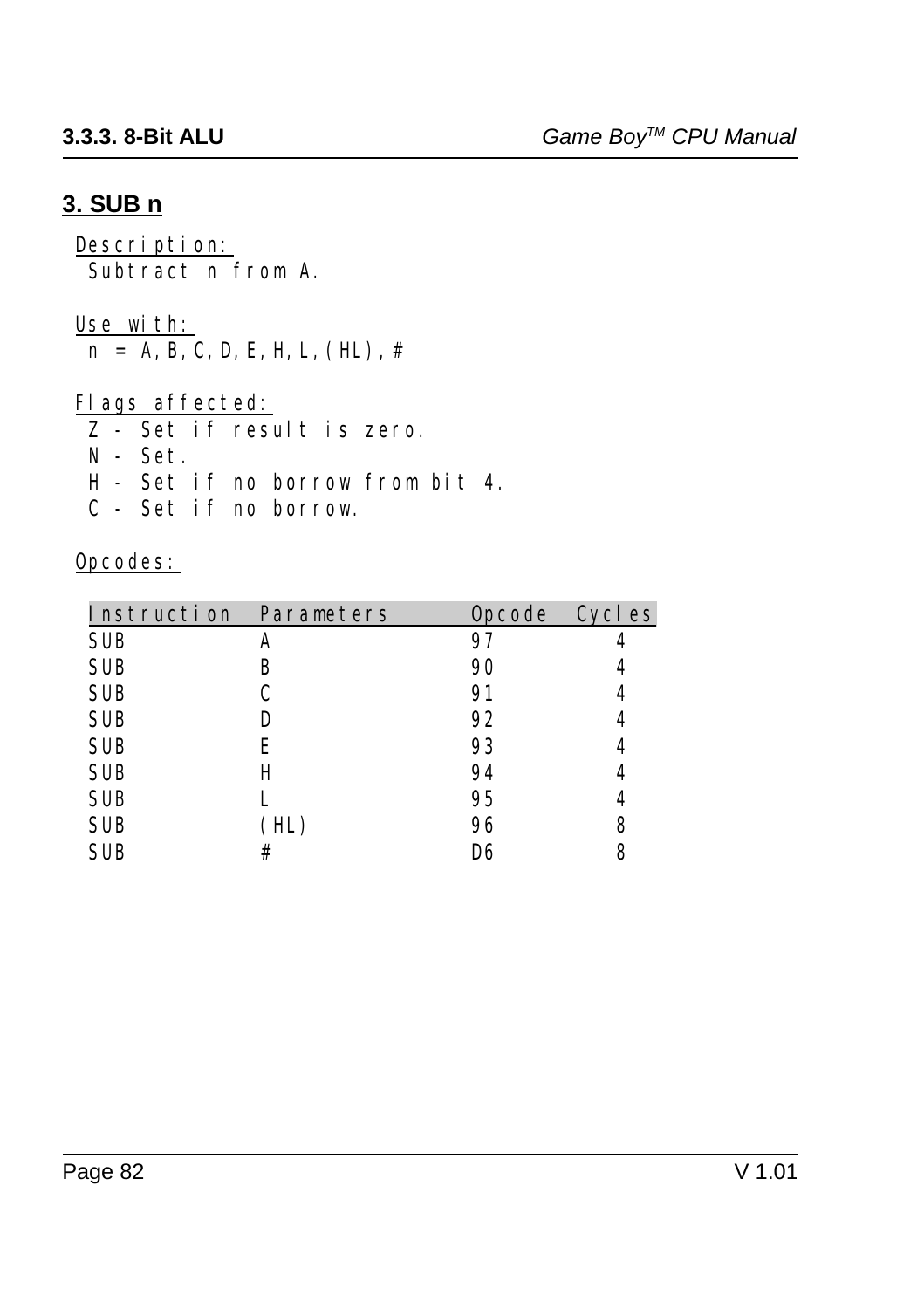## 3. SUB n

Description:
Subtract n from A.

Use with:
n = A,B,C,D,E,H,L,(HL),#

Flags affected:
Z - Set if result is zero.
N - Set.
H - Set if no borrow from bit 4.
C - Set if no borrow.

Opcodes:

| Instruction | Parameters | Opcode | Cycles |
|---|---|---|---|
| SUB | A | 97 | 4 |
| SUB | B | 90 | 4 |
| SUB | C | 91 | 4 |
| SUB | D | 92 | 4 |
| SUB | E | 93 | 4 |
| SUB | H | 94 | 4 |
| SUB | L | 95 | 4 |
| SUB | (HL) | 96 | 8 |
| SUB | # | D6 | 8 |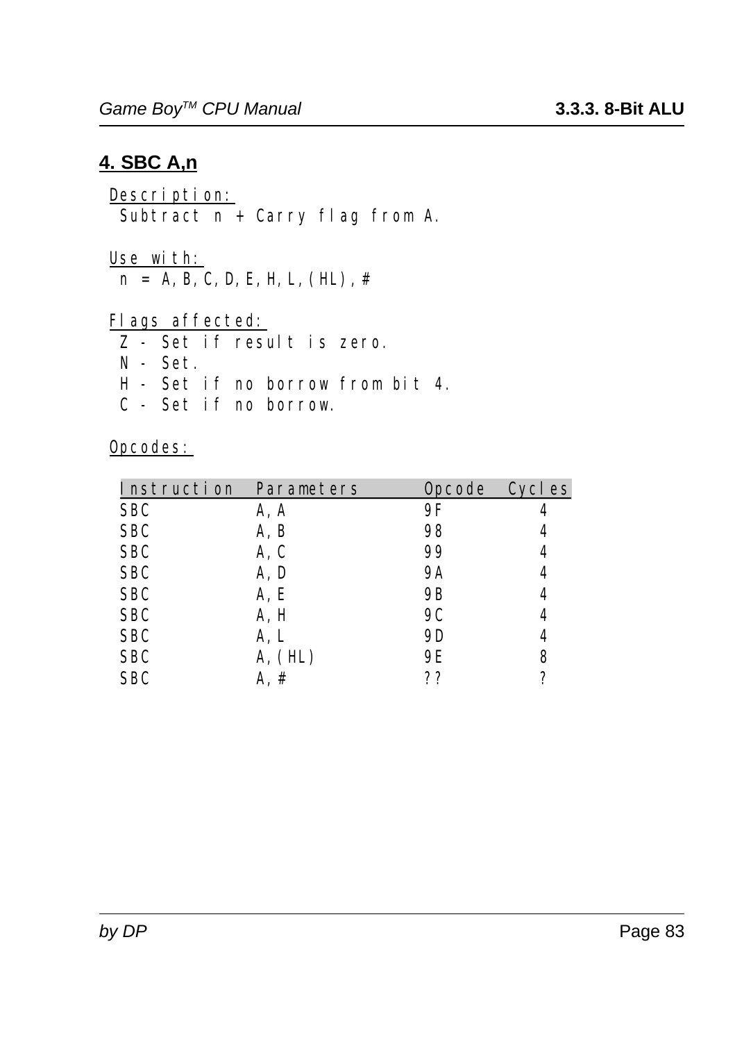## 4. SBC A,n

Description:
Subtract n + Carry flag from A.

Use with:
n = A,B,C,D,E,H,L,(HL),#

Flags affected:
Z - Set if result is zero.
N - Set.
H - Set if no borrow from bit 4.
C - Set if no borrow.

Opcodes:

| Instruction | Parameters | Opcode | Cycles |
|---|---|---|---|
| SBC | A,A | 9F | 4 |
| SBC | A,B | 98 | 4 |
| SBC | A,C | 99 | 4 |
| SBC | A,D | 9A | 4 |
| SBC | A,E | 9B | 4 |
| SBC | A,H | 9C | 4 |
| SBC | A,L | 9D | 4 |
| SBC | A,(HL) | 9E | 8 |
| SBC | A,# | ?? | ? |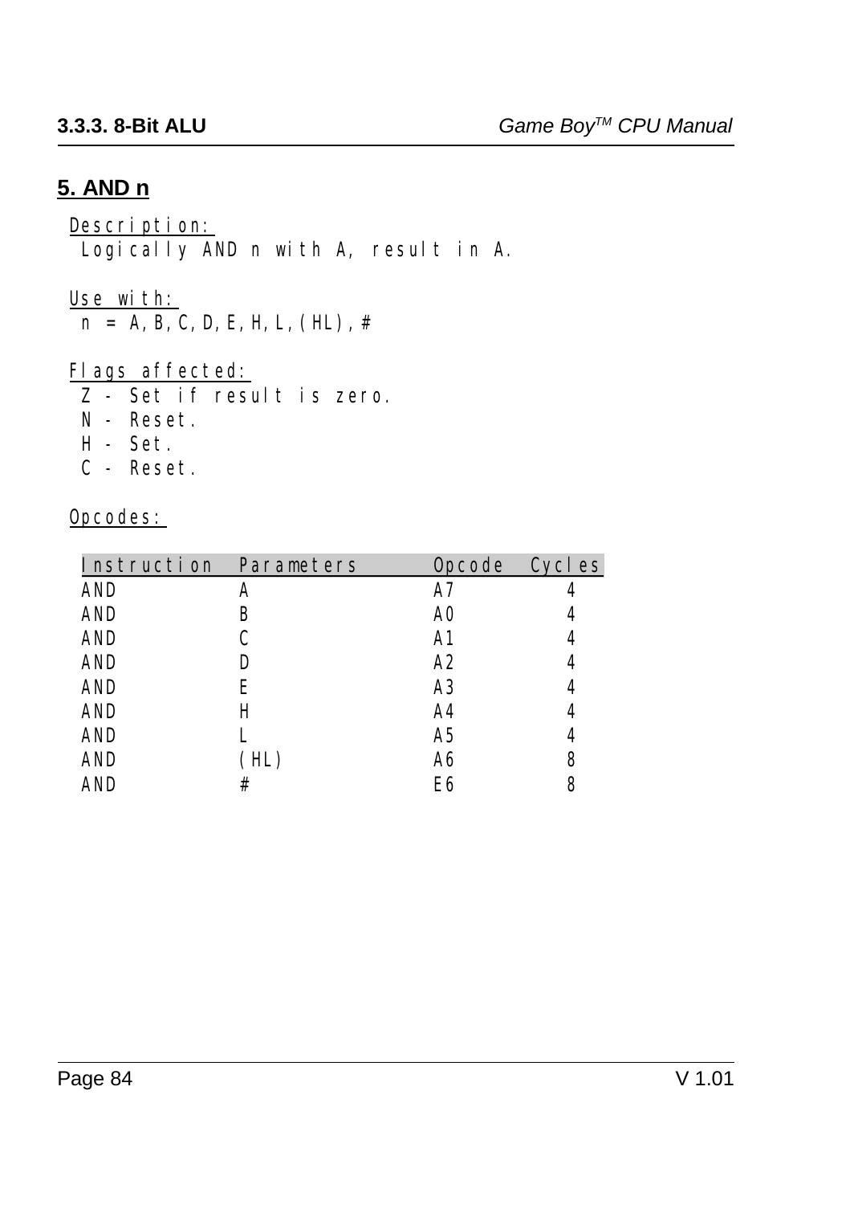## 5. AND n

Description:
Logically AND n with A, result in A.

Use with:
n = A,B,C,D,E,H,L,(HL),#

Flags affected:
Z - Set if result is zero.
N - Reset.
H - Set.
C - Reset.

Opcodes:

| Instruction | Parameters | Opcode | Cycles |
|---|---|---|---|
| AND | A | A7 | 4 |
| AND | B | A0 | 4 |
| AND | C | A1 | 4 |
| AND | D | A2 | 4 |
| AND | E | A3 | 4 |
| AND | H | A4 | 4 |
| AND | L | A5 | 4 |
| AND | (HL) | A6 | 8 |
| AND | # | E6 | 8 |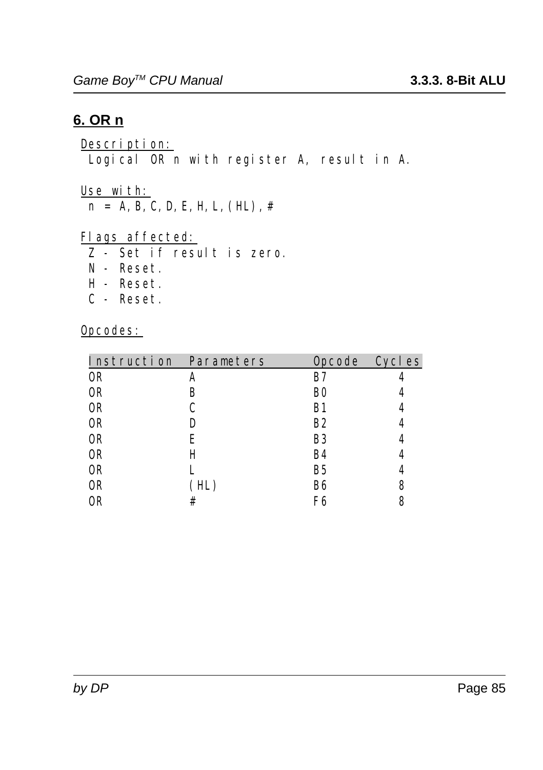## 6. OR n

Description:
Logical OR n with register A, result in A.

Use with:
n = A,B,C,D,E,H,L,(HL),#

Flags affected:
Z - Set if result is zero.
N - Reset.
H - Reset.
C - Reset.

Opcodes:

| Instruction | Parameters | Opcode | Cycles |
|---|---|---|---|
| OR | A | B7 | 4 |
| OR | B | B0 | 4 |
| OR | C | B1 | 4 |
| OR | D | B2 | 4 |
| OR | E | B3 | 4 |
| OR | H | B4 | 4 |
| OR | L | B5 | 4 |
| OR | (HL) | B6 | 8 |
| OR | # | F6 | 8 |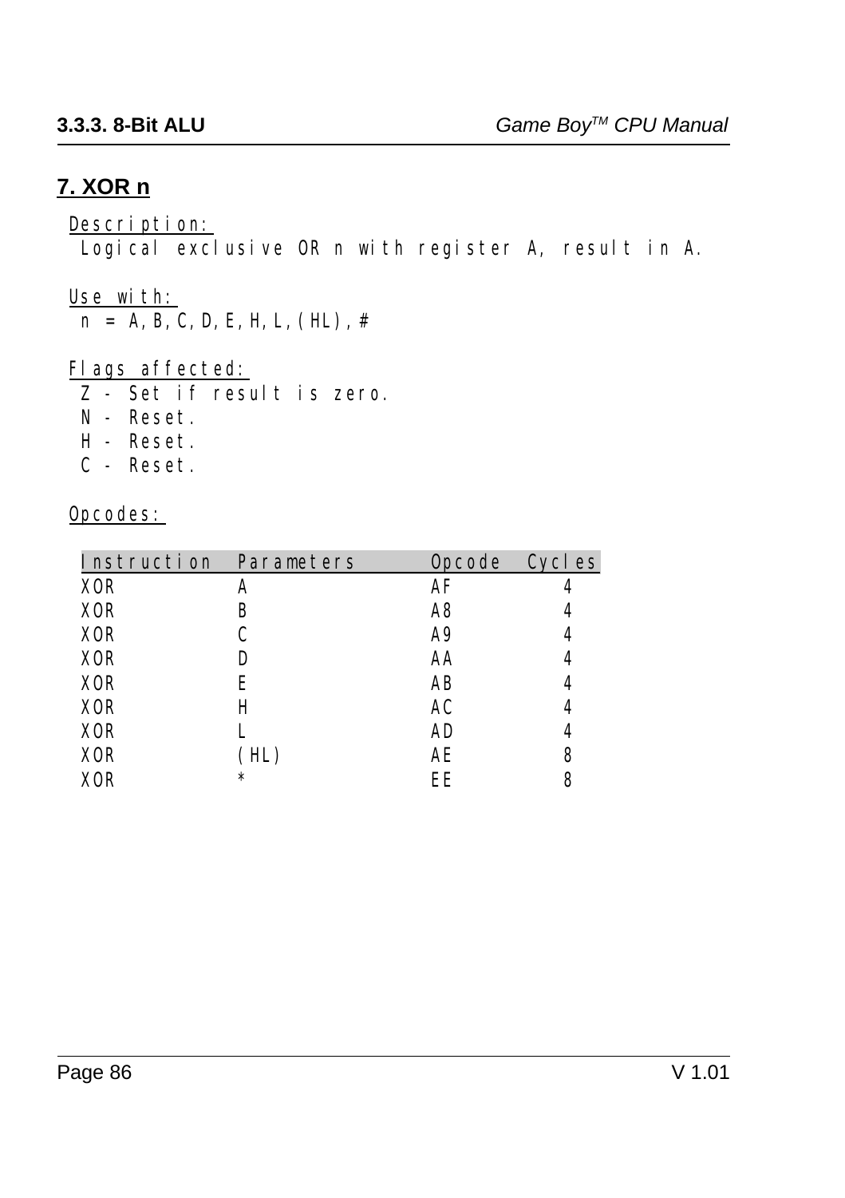## 7. XOR n

Description:
Logical exclusive OR n with register A, result in A.

Use with:
n = A,B,C,D,E,H,L,(HL),#

Flags affected:
Z - Set if result is zero.
N - Reset.
H - Reset.
C - Reset.

Opcodes:

| Instruction | Parameters | Opcode | Cycles |
|---|---|---|---|
| XOR | A | AF | 4 |
| XOR | B | A8 | 4 |
| XOR | C | A9 | 4 |
| XOR | D | AA | 4 |
| XOR | E | AB | 4 |
| XOR | H | AC | 4 |
| XOR | L | AD | 4 |
| XOR | (HL) | AE | 8 |
| XOR | * | EE | 8 |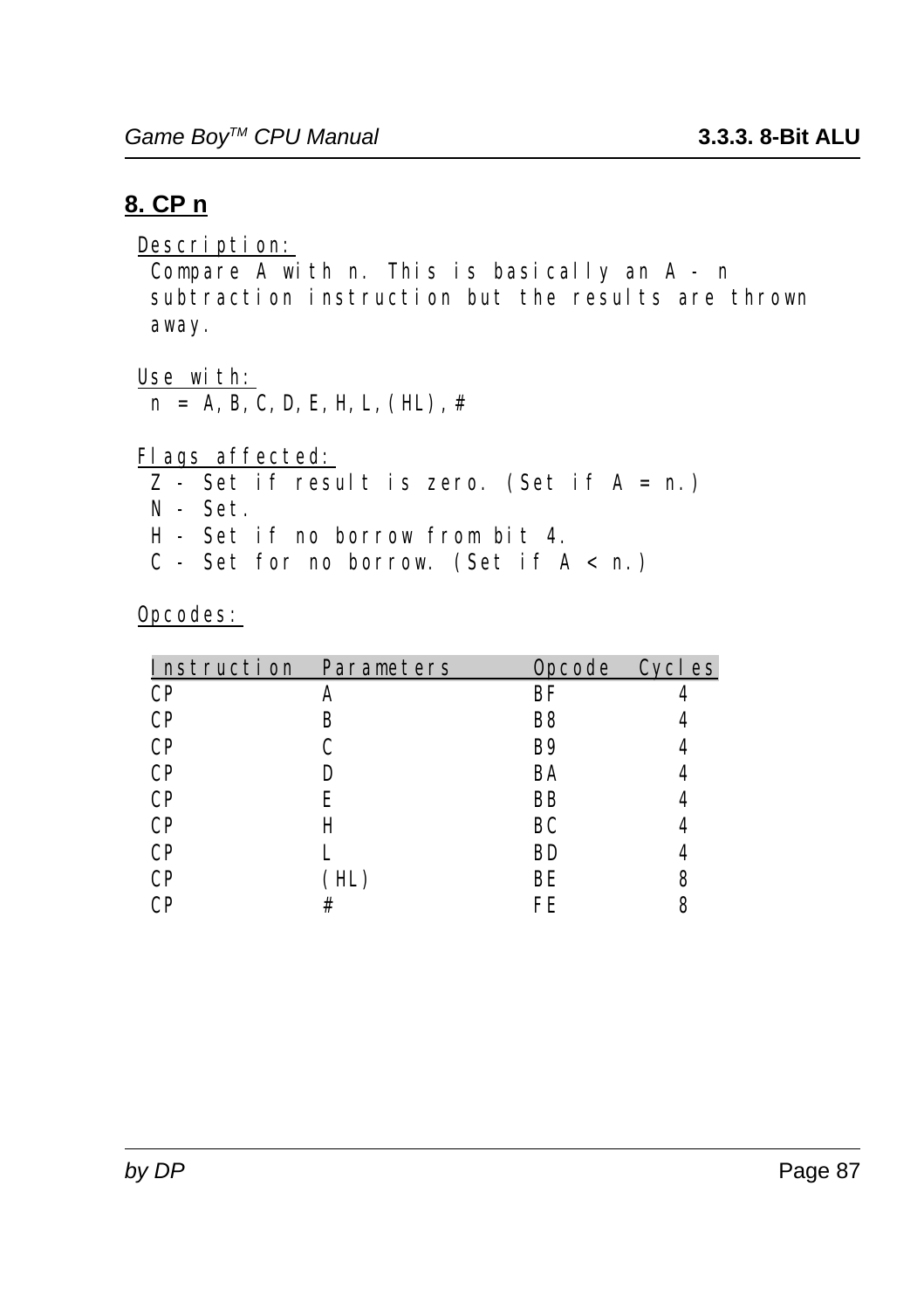## 8. CP n

Description:

Compare A with n. This is basically an A - n subtraction instruction but the results are thrown away.

Use with:

n = A,B,C,D,E,H,L,(HL),#

Flags affected:

Z - Set if result is zero. (Set if A = n.)
N - Set.
H - Set if no borrow from bit 4.
C - Set for no borrow. (Set if A < n.)

Opcodes:

| Instruction | Parameters | Opcode | Cycles |
|---|---|---|---|
| CP | A | BF | 4 |
| CP | B | B8 | 4 |
| CP | C | B9 | 4 |
| CP | D | BA | 4 |
| CP | E | BB | 4 |
| CP | H | BC | 4 |
| CP | L | BD | 4 |
| CP | (HL) | BE | 8 |
| CP | # | FE | 8 |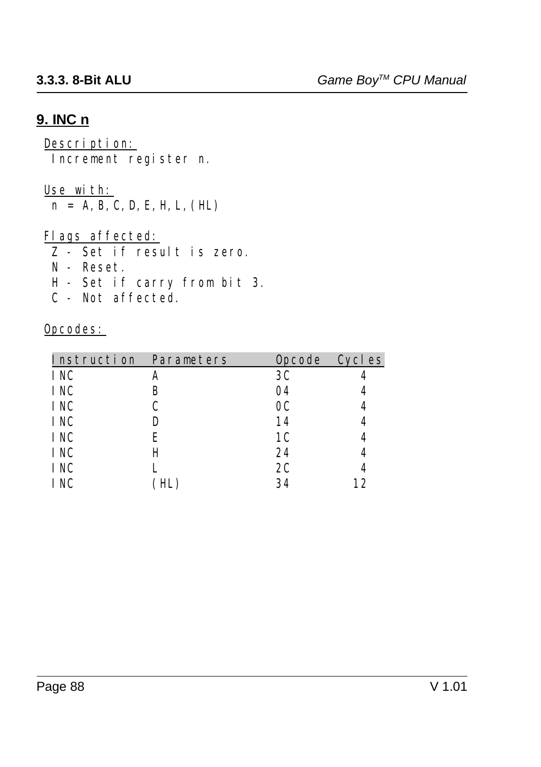## 9. INC n

Description:
 Increment register n.

Use with:
 n = A,B,C,D,E,H,L,(HL)

Flags affected:
 Z - Set if result is zero.
 N - Reset.
 H - Set if carry from bit 3.
 C - Not affected.

Opcodes:

| Instruction | Parameters | Opcode | Cycles |
|---|---|---|---|
| INC | A | 3C | 4 |
| INC | B | 04 | 4 |
| INC | C | 0C | 4 |
| INC | D | 14 | 4 |
| INC | E | 1C | 4 |
| INC | H | 24 | 4 |
| INC | L | 2C | 4 |
| INC | (HL) | 34 | 12 |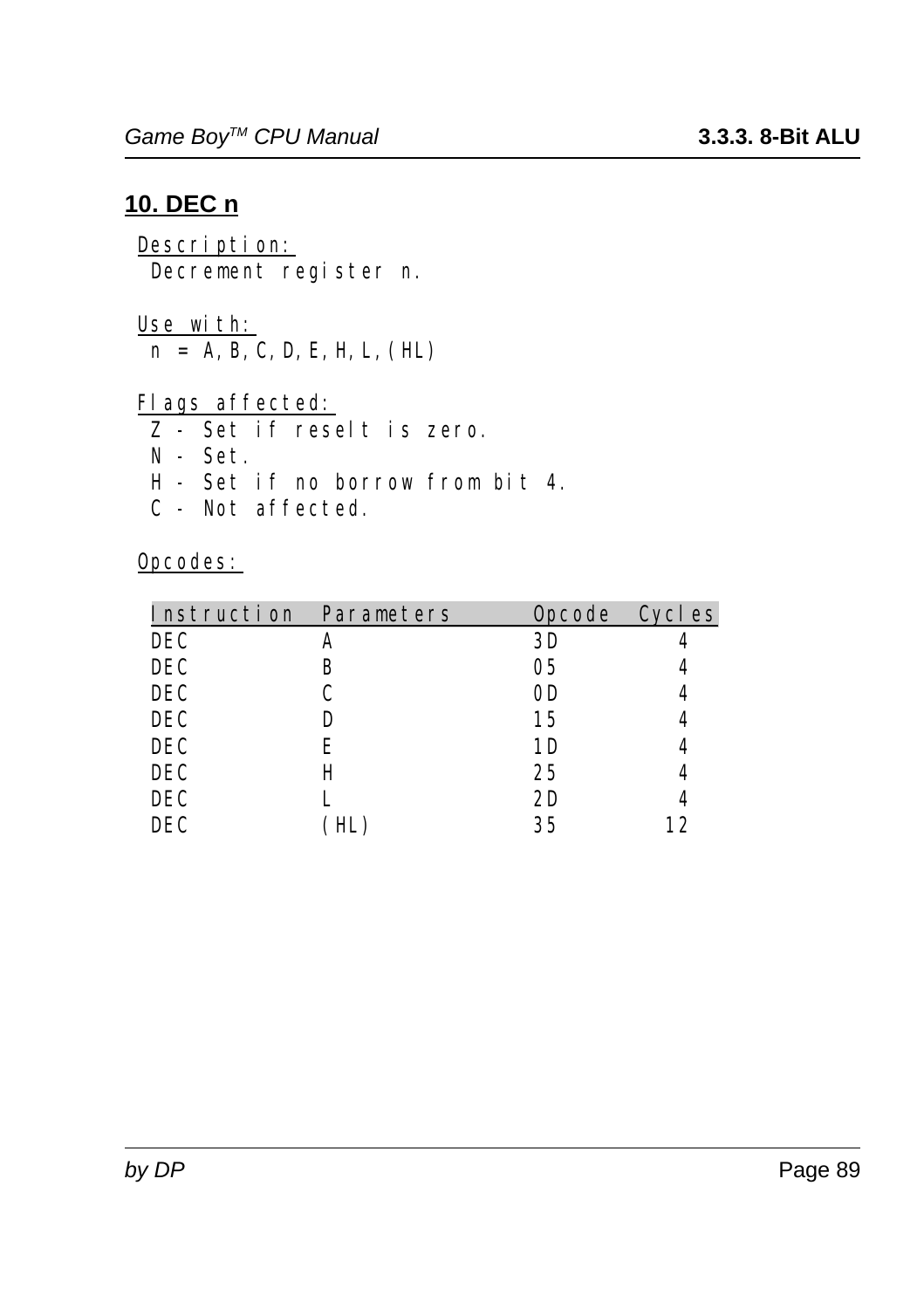## 10. DEC n

Description:
Decrement register n.

Use with:
n = A,B,C,D,E,H,L,(HL)

Flags affected:
Z - Set if reselt is zero.
N - Set.
H - Set if no borrow from bit 4.
C - Not affected.

Opcodes:

| Instruction | Parameters | Opcode | Cycles |
|---|---|---|---|
| DEC | A | 3D | 4 |
| DEC | B | 05 | 4 |
| DEC | C | 0D | 4 |
| DEC | D | 15 | 4 |
| DEC | E | 1D | 4 |
| DEC | H | 25 | 4 |
| DEC | L | 2D | 4 |
| DEC | (HL) | 35 | 12 |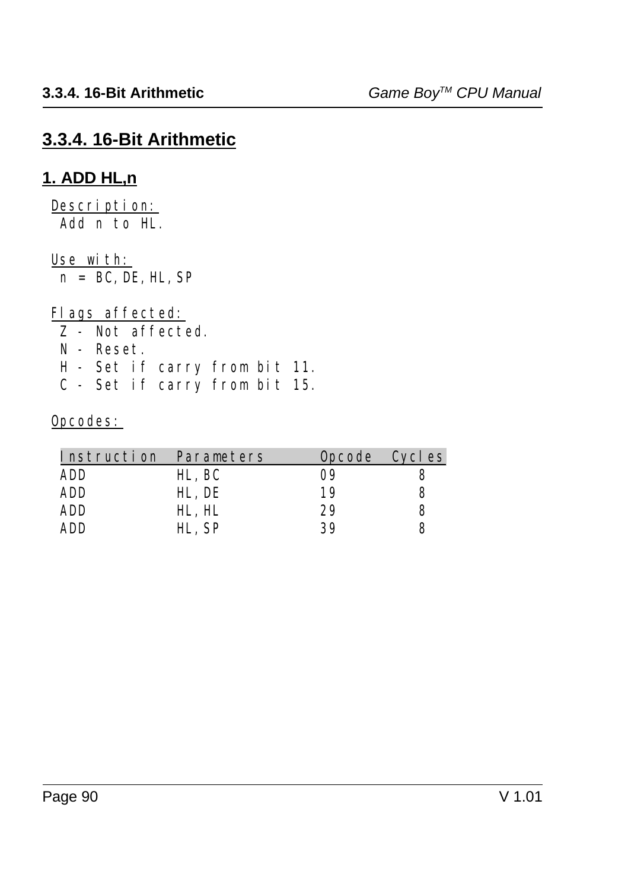## 3.3.4. 16-Bit Arithmetic

### 1. ADD HL,n

Description:
Add n to HL.

Use with:
n = BC,DE,HL,SP

Flags affected:
Z - Not affected.
N - Reset.
H - Set if carry from bit 11.
C - Set if carry from bit 15.

Opcodes:

| Instruction | Parameters | Opcode | Cycles |
|---|---|---|---|
| ADD | HL,BC | 09 | 8 |
| ADD | HL,DE | 19 | 8 |
| ADD | HL,HL | 29 | 8 |
| ADD | HL,SP | 39 | 8 |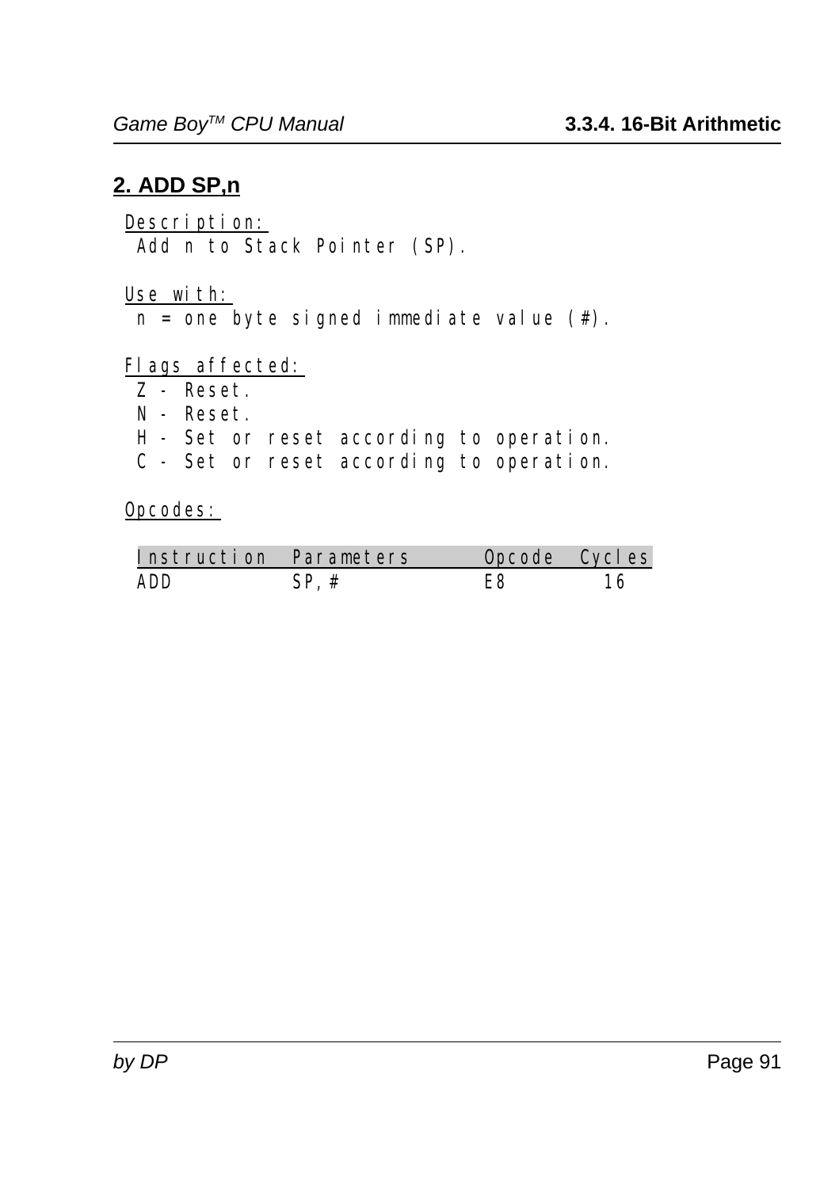## 2. ADD SP,n

Description:
 Add n to Stack Pointer (SP).

Use with:
 n = one byte signed immediate value (#).

Flags affected:
 Z - Reset.
 N - Reset.
 H - Set or reset according to operation.
 C - Set or reset according to operation.

Opcodes:

| Instruction | Parameters | Opcode | Cycles |
|---|---|---|---|
| ADD | SP,# | E8 | 16 |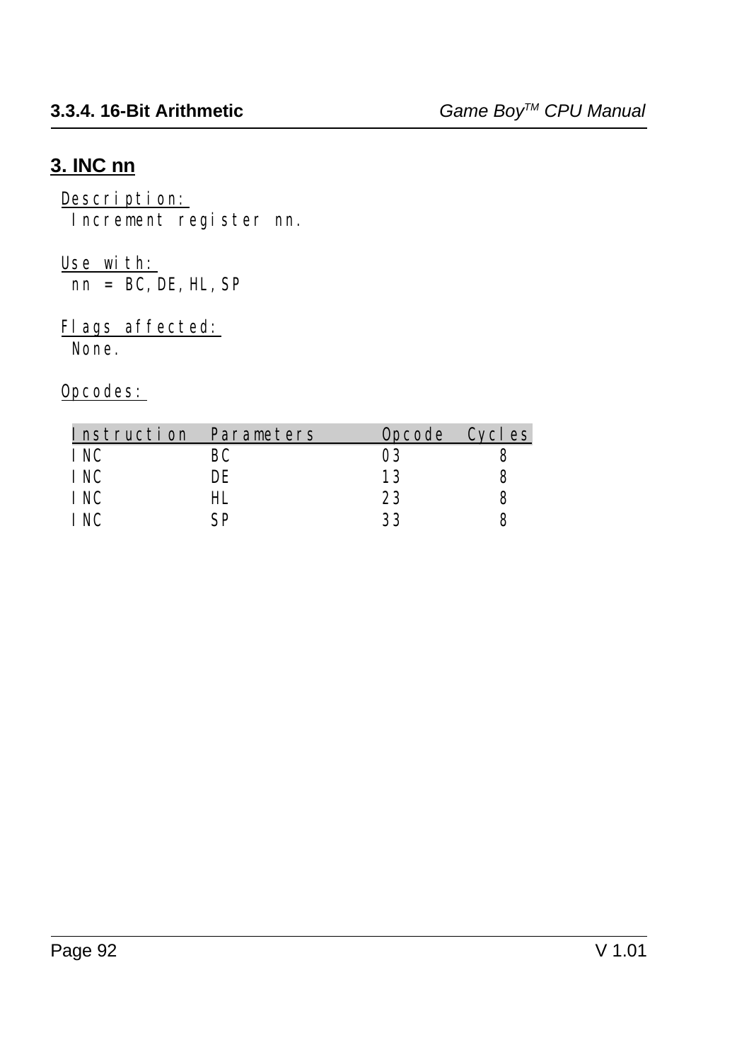## 3. INC nn

Description:
Increment register nn.

Use with:
nn = BC,DE,HL,SP

Flags affected:
None.

Opcodes:

| Instruction | Parameters | Opcode | Cycles |
|---|---|---|---|
| INC | BC | 03 | 8 |
| INC | DE | 13 | 8 |
| INC | HL | 23 | 8 |
| INC | SP | 33 | 8 |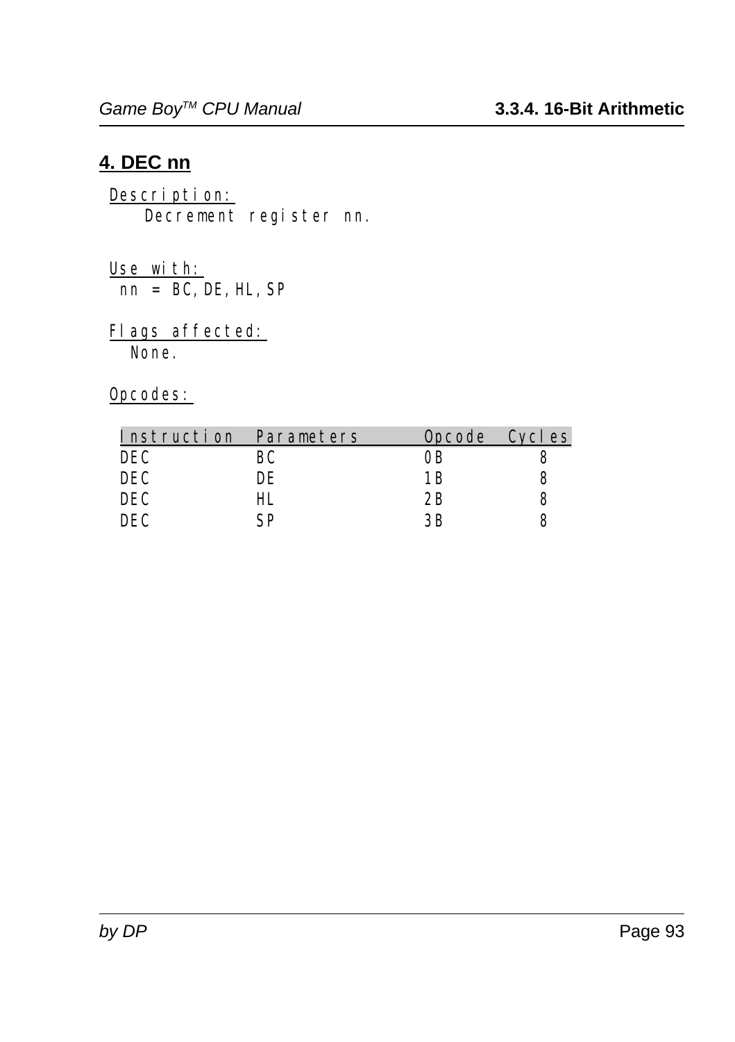## 4. DEC nn

Description:
Decrement register nn.

Use with:
nn = BC,DE,HL,SP

Flags affected:
None.

Opcodes:

| Instruction | Parameters | Opcode | Cycles |
|---|---|---|---|
| DEC | BC | 0B | 8 |
| DEC | DE | 1B | 8 |
| DEC | HL | 2B | 8 |
| DEC | SP | 3B | 8 |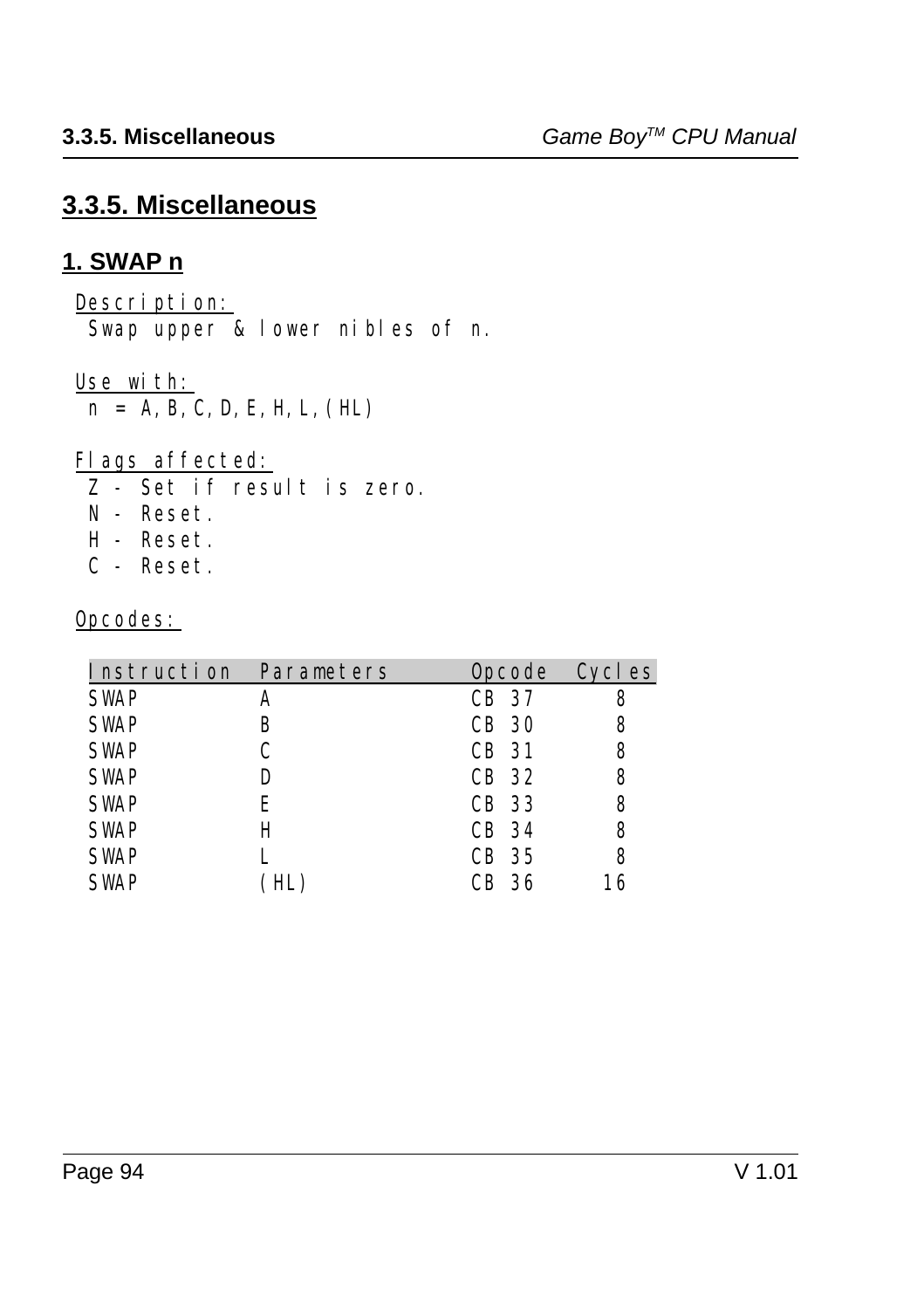## 3.3.5. Miscellaneous

### 1. SWAP n

Description:
Swap upper & lower nibles of n.

Use with:
n = A,B,C,D,E,H,L,(HL)

Flags affected:
Z - Set if result is zero.
N - Reset.
H - Reset.
C - Reset.

Opcodes:

| Instruction | Parameters | Opcode | Cycles |
|---|---|---|---|
| SWAP | A | CB 37 | 8 |
| SWAP | B | CB 30 | 8 |
| SWAP | C | CB 31 | 8 |
| SWAP | D | CB 32 | 8 |
| SWAP | E | CB 33 | 8 |
| SWAP | H | CB 34 | 8 |
| SWAP | L | CB 35 | 8 |
| SWAP | (HL) | CB 36 | 16 |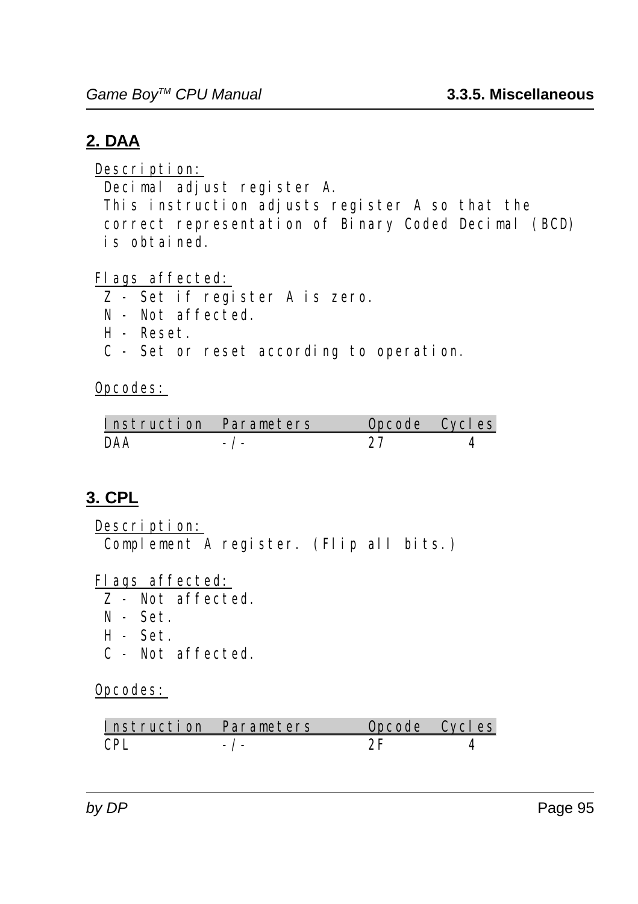## 2. DAA

Description:
Decimal adjust register A.
This instruction adjusts register A so that the correct representation of Binary Coded Decimal (BCD) is obtained.

Flags affected:
Z - Set if register A is zero.
N - Not affected.
H - Reset.
C - Set or reset according to operation.

Opcodes:

| Instruction | Parameters | Opcode | Cycles |
|---|---|---|---|
| DAA | -/- | 27 | 4 |

## 3. CPL

Description:
Complement A register. (Flip all bits.)

Flags affected:
Z - Not affected.
N - Set.
H - Set.
C - Not affected.

Opcodes:

| Instruction | Parameters | Opcode | Cycles |
|---|---|---|---|
| CPL | -/- | 2F | 4 |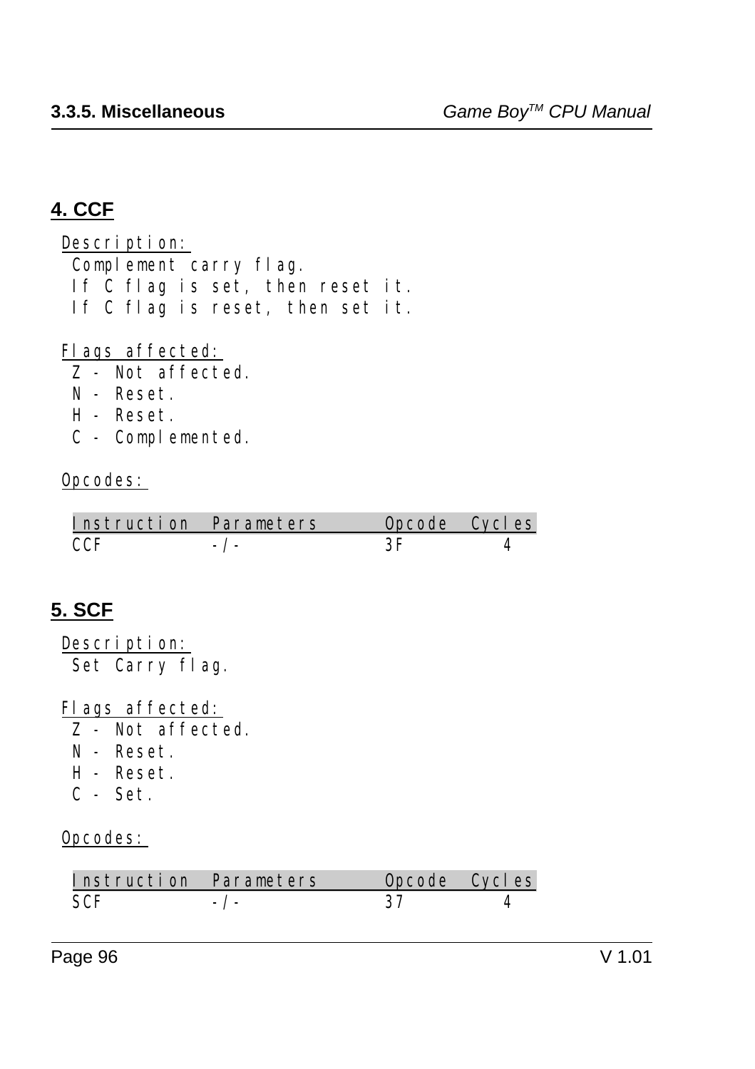## 4. CCF

Description:

Complement carry flag.
If C flag is set, then reset it.
If C flag is reset, then set it.

Flags affected:

Z - Not affected.
N - Reset.
H - Reset.
C - Complemented.

Opcodes:

| Instruction | Parameters | Opcode | Cycles |
|---|---|---|---|
| CCF | -/- | 3F | 4 |

## 5. SCF

Description:

Set Carry flag.

Flags affected:

Z - Not affected.
N - Reset.
H - Reset.
C - Set.

Opcodes:

| Instruction | Parameters | Opcode | Cycles |
|---|---|---|---|
| SCF | -/- | 37 | 4 |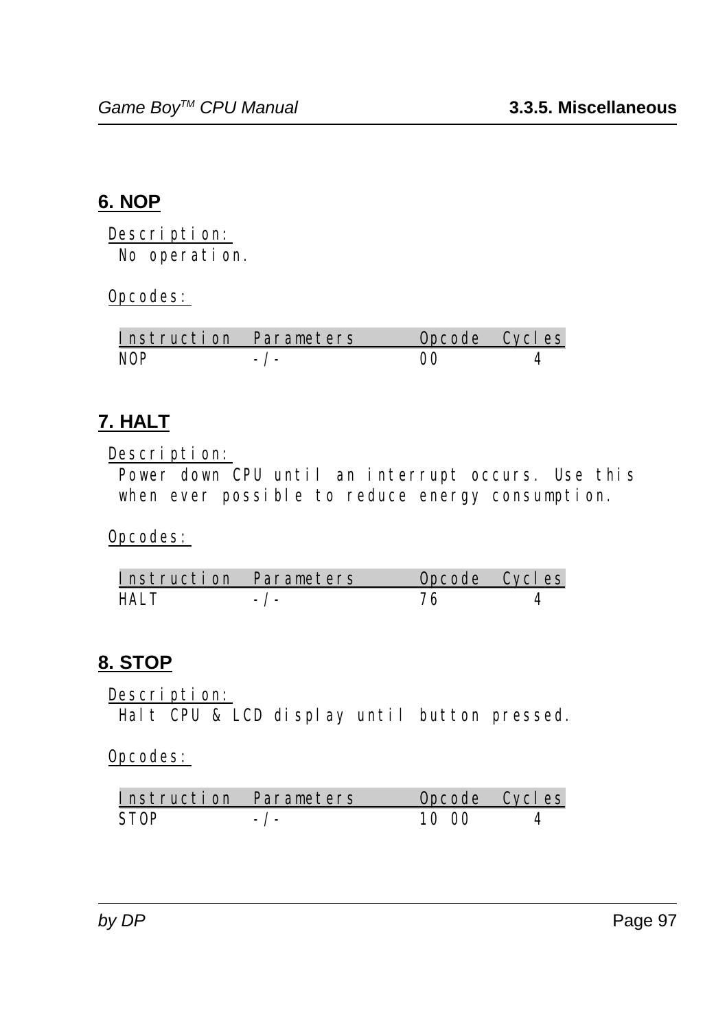## 6. NOP

Description:
No operation.

Opcodes:

| Instruction | Parameters | Opcode | Cycles |
|---|---|---|---|
| NOP | -/- | 00 | 4 |

## 7. HALT

Description:
Power down CPU until an interrupt occurs. Use this when ever possible to reduce energy consumption.

Opcodes:

| Instruction | Parameters | Opcode | Cycles |
|---|---|---|---|
| HALT | -/- | 76 | 4 |

## 8. STOP

Description:
Halt CPU & LCD display until button pressed.

Opcodes:

| Instruction | Parameters | Opcode | Cycles |
|---|---|---|---|
| STOP | -/- | 10 00 | 4 |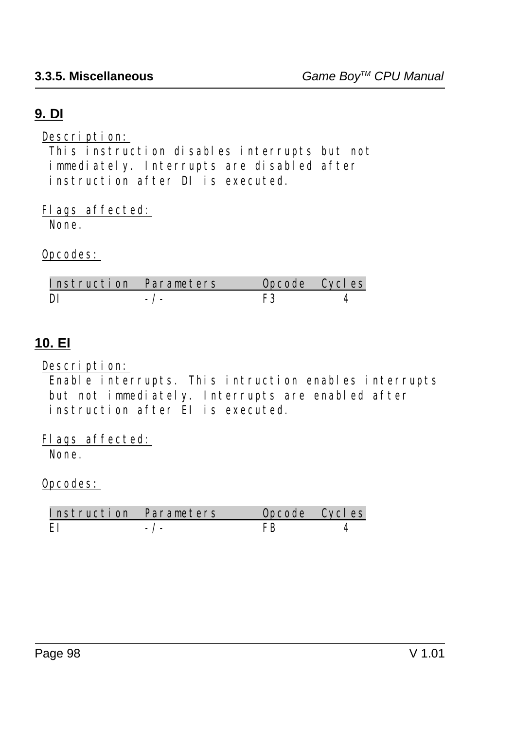## 9. DI

Description:
This instruction disables interrupts but not immediately. Interrupts are disabled after instruction after DI is executed.

Flags affected:
None.

Opcodes:

| Instruction | Parameters | Opcode | Cycles |
|---|---|---|---|
| DI | -/- | F3 | 4 |

## 10. EI

Description:
Enable interrupts. This intruction enables interrupts but not immediately. Interrupts are enabled after instruction after EI is executed.

Flags affected:
None.

Opcodes:

| Instruction | Parameters | Opcode | Cycles |
|---|---|---|---|
| EI | -/- | FB | 4 |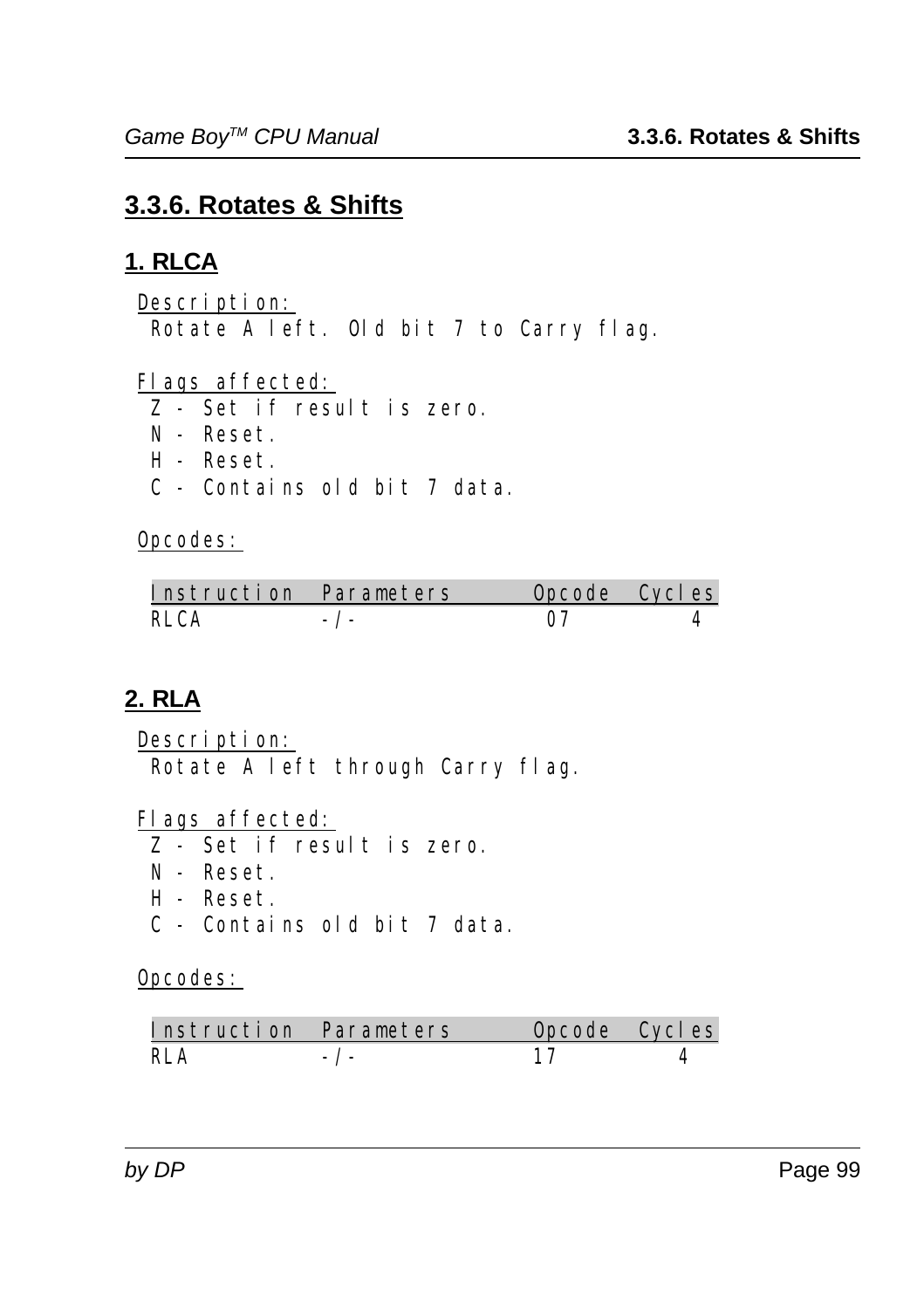## 3.3.6. Rotates & Shifts

### 1. RLCA

Description:
 Rotate A left. Old bit 7 to Carry flag.

Flags affected:
 Z - Set if result is zero.
 N - Reset.
 H - Reset.
 C - Contains old bit 7 data.

Opcodes:

| Instruction | Parameters | Opcode | Cycles |
|---|---|---|---|
| RLCA | -/- | 07 | 4 |

### 2. RLA

Description:
 Rotate A left through Carry flag.

Flags affected:
 Z - Set if result is zero.
 N - Reset.
 H - Reset.
 C - Contains old bit 7 data.

Opcodes:

| Instruction | Parameters | Opcode | Cycles |
|---|---|---|---|
| RLA | -/- | 17 | 4 |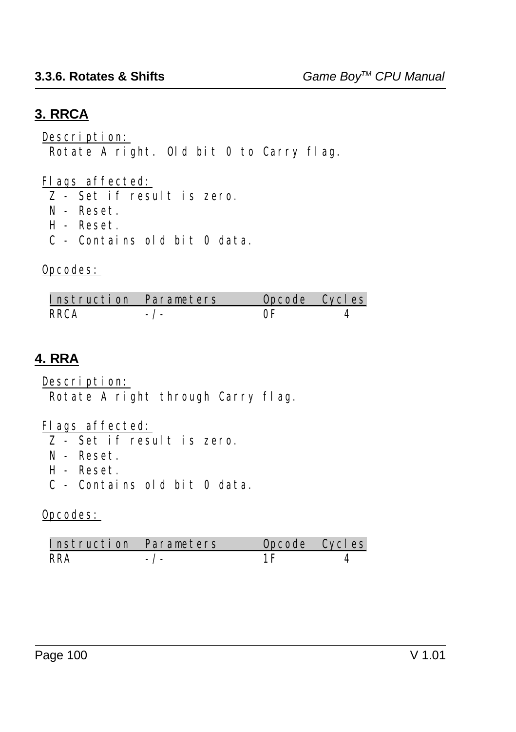## 3. RRCA

Description:
Rotate A right. Old bit 0 to Carry flag.

Flags affected:
- Z - Set if result is zero.
- N - Reset.
- H - Reset.
- C - Contains old bit 0 data.

Opcodes:

| Instruction | Parameters | Opcode | Cycles |
|---|---|---|---|
| RRCA | -/- | 0F | 4 |

## 4. RRA

Description:
Rotate A right through Carry flag.

Flags affected:
- Z - Set if result is zero.
- N - Reset.
- H - Reset.
- C - Contains old bit 0 data.

Opcodes:

| Instruction | Parameters | Opcode | Cycles |
|---|---|---|---|
| RRA | -/- | 1F | 4 |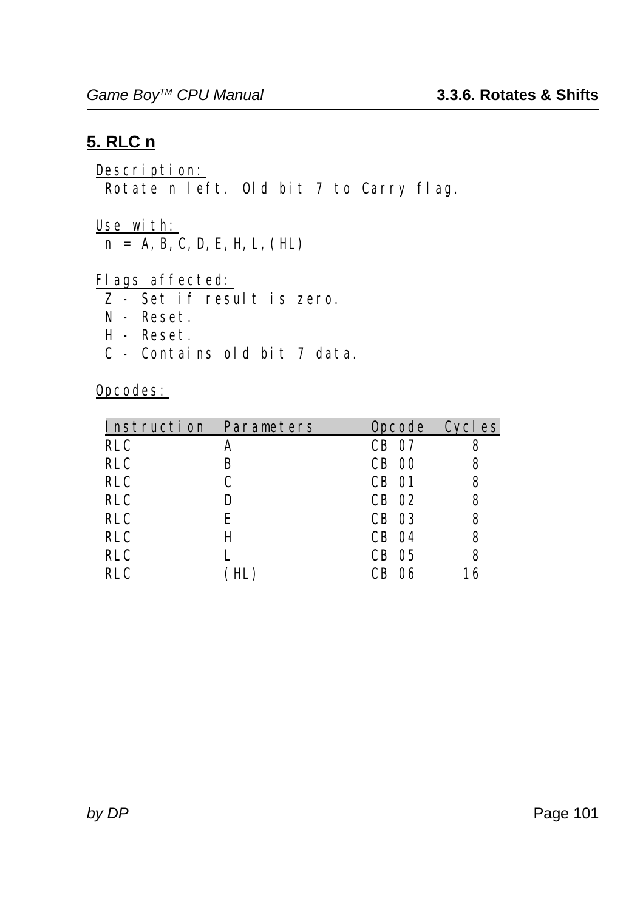## 5. RLC n

Description:
Rotate n left. Old bit 7 to Carry flag.

Use with:
n = A,B,C,D,E,H,L,(HL)

Flags affected:
Z - Set if result is zero.
N - Reset.
H - Reset.
C - Contains old bit 7 data.

Opcodes:

| Instruction | Parameters | Opcode | Cycles |
|---|---|---|---|
| RLC | A | CB 07 | 8 |
| RLC | B | CB 00 | 8 |
| RLC | C | CB 01 | 8 |
| RLC | D | CB 02 | 8 |
| RLC | E | CB 03 | 8 |
| RLC | H | CB 04 | 8 |
| RLC | L | CB 05 | 8 |
| RLC | (HL) | CB 06 | 16 |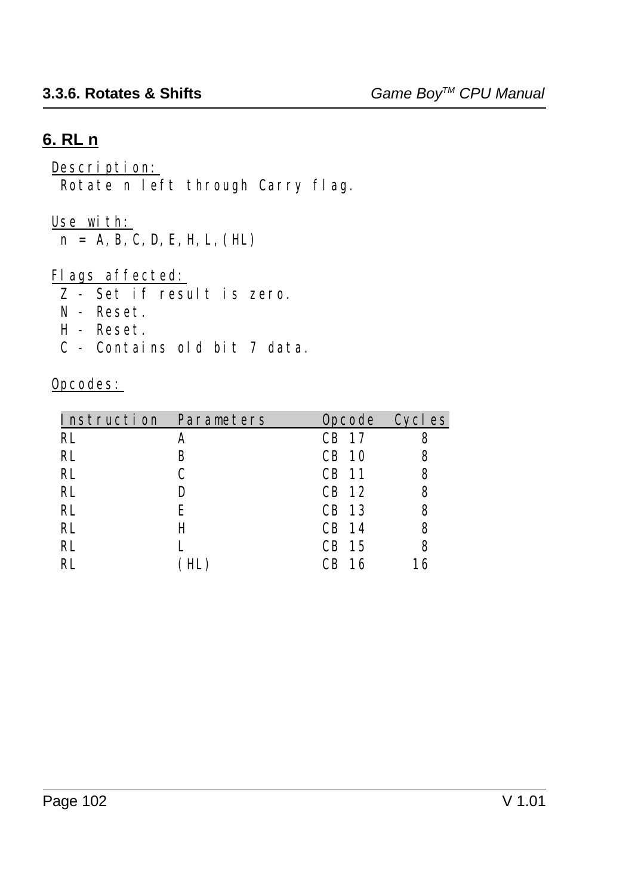## 6. RL n

Description:
Rotate n left through Carry flag.

Use with:
n = A,B,C,D,E,H,L,(HL)

Flags affected:
- Z - Set if result is zero.
- N - Reset.
- H - Reset.
- C - Contains old bit 7 data.

Opcodes:

| Instruction | Parameters | Opcode | Cycles |
|---|---|---|---|
| RL | A | CB 17 | 8 |
| RL | B | CB 10 | 8 |
| RL | C | CB 11 | 8 |
| RL | D | CB 12 | 8 |
| RL | E | CB 13 | 8 |
| RL | H | CB 14 | 8 |
| RL | L | CB 15 | 8 |
| RL | (HL) | CB 16 | 16 |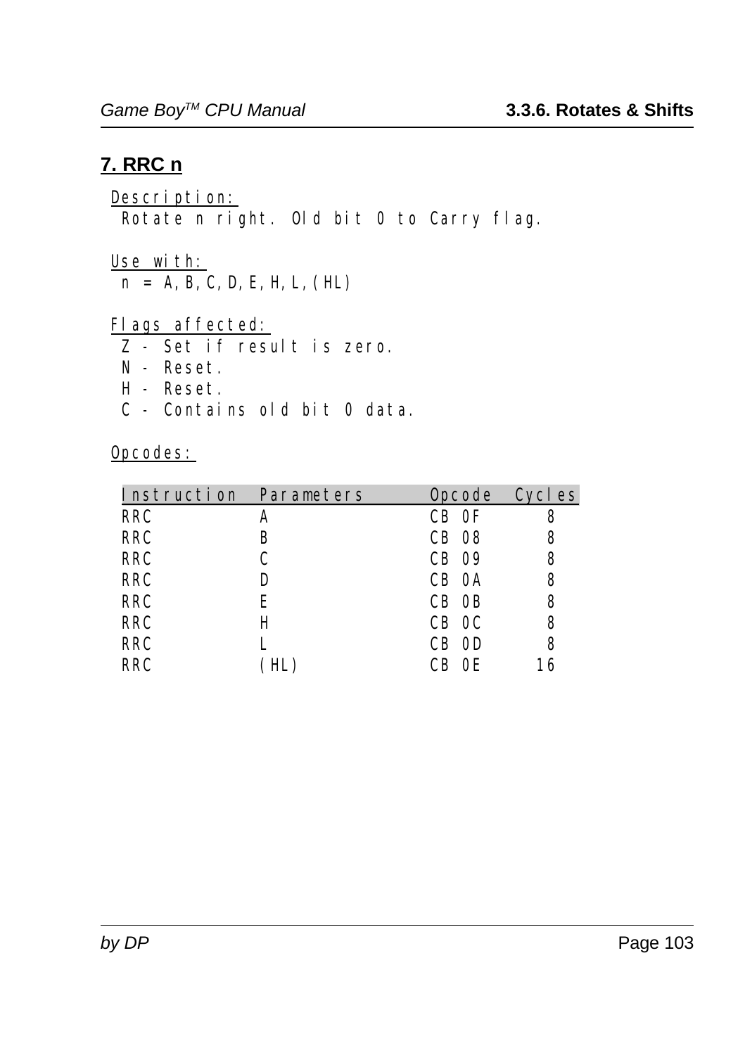## 7. RRC n

Description:
Rotate n right. Old bit 0 to Carry flag.

Use with:
n = A,B,C,D,E,H,L,(HL)

Flags affected:
Z - Set if result is zero.
N - Reset.
H - Reset.
C - Contains old bit 0 data.

Opcodes:

| Instruction | Parameters | Opcode | Cycles |
|---|---|---|---|
| RRC | A | CB 0F | 8 |
| RRC | B | CB 08 | 8 |
| RRC | C | CB 09 | 8 |
| RRC | D | CB 0A | 8 |
| RRC | E | CB 0B | 8 |
| RRC | H | CB 0C | 8 |
| RRC | L | CB 0D | 8 |
| RRC | (HL) | CB 0E | 16 |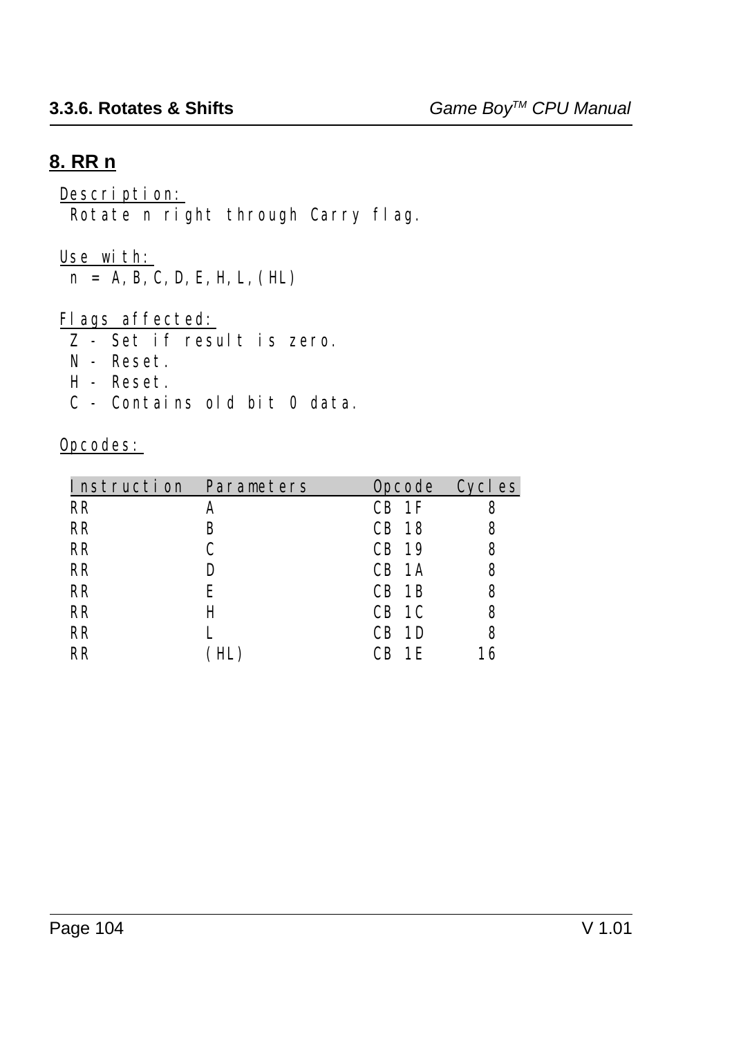## 8. RR n

Description:
Rotate n right through Carry flag.

Use with:
n = A,B,C,D,E,H,L,(HL)

Flags affected:
Z - Set if result is zero.
N - Reset.
H - Reset.
C - Contains old bit 0 data.

Opcodes:

| Instruction | Parameters | Opcode | Cycles |
|---|---|---|---|
| RR | A | CB 1F | 8 |
| RR | B | CB 18 | 8 |
| RR | C | CB 19 | 8 |
| RR | D | CB 1A | 8 |
| RR | E | CB 1B | 8 |
| RR | H | CB 1C | 8 |
| RR | L | CB 1D | 8 |
| RR | (HL) | CB 1E | 16 |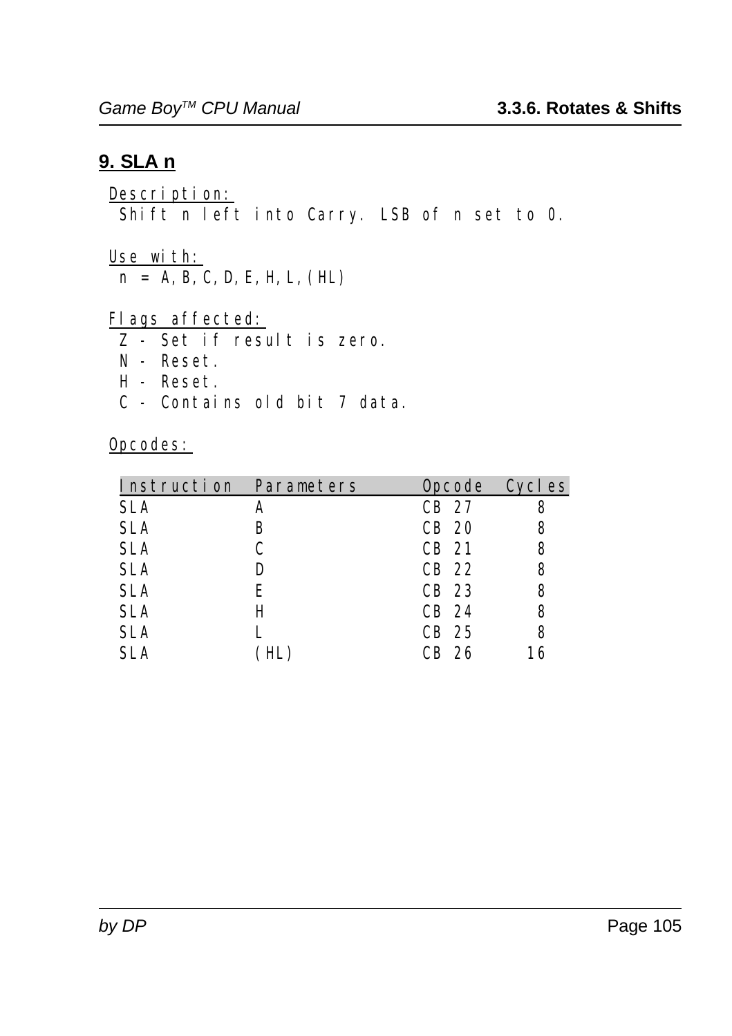## 9. SLA n

Description:
Shift n left into Carry. LSB of n set to 0.

Use with:
n = A,B,C,D,E,H,L,(HL)

Flags affected:
- Z - Set if result is zero.
- N - Reset.
- H - Reset.
- C - Contains old bit 7 data.

Opcodes:

| Instruction | Parameters | Opcode | Cycles |
|---|---|---|---|
| SLA | A | CB 27 | 8 |
| SLA | B | CB 20 | 8 |
| SLA | C | CB 21 | 8 |
| SLA | D | CB 22 | 8 |
| SLA | E | CB 23 | 8 |
| SLA | H | CB 24 | 8 |
| SLA | L | CB 25 | 8 |
| SLA | (HL) | CB 26 | 16 |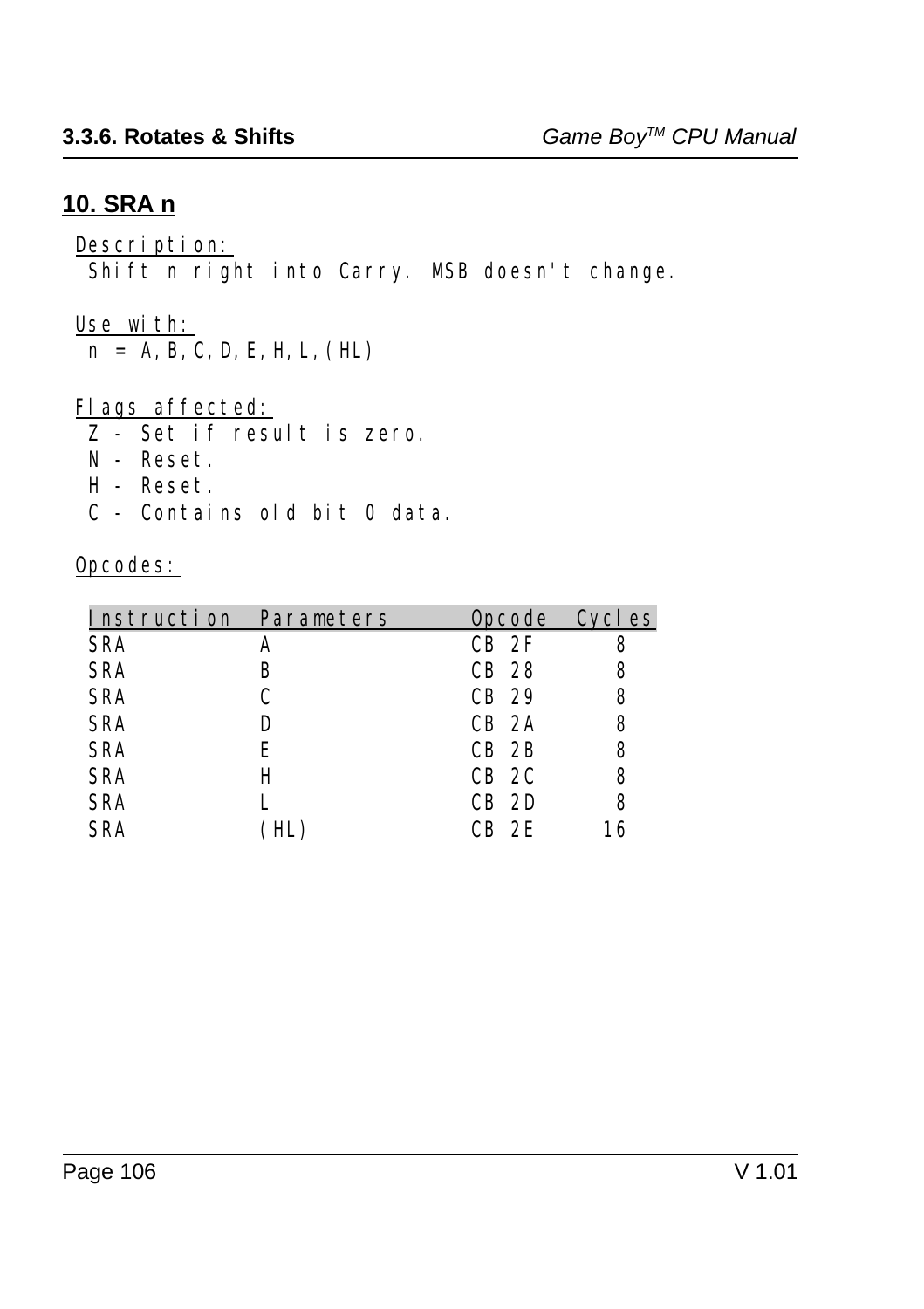## 10. SRA n

Description:
Shift n right into Carry. MSB doesn't change.

Use with:
n = A,B,C,D,E,H,L,(HL)

Flags affected:
Z - Set if result is zero.
N - Reset.
H - Reset.
C - Contains old bit 0 data.

Opcodes:

| Instruction | Parameters | Opcode | Cycles |
|---|---|---|---|
| SRA | A | CB 2F | 8 |
| SRA | B | CB 28 | 8 |
| SRA | C | CB 29 | 8 |
| SRA | D | CB 2A | 8 |
| SRA | E | CB 2B | 8 |
| SRA | H | CB 2C | 8 |
| SRA | L | CB 2D | 8 |
| SRA | (HL) | CB 2E | 16 |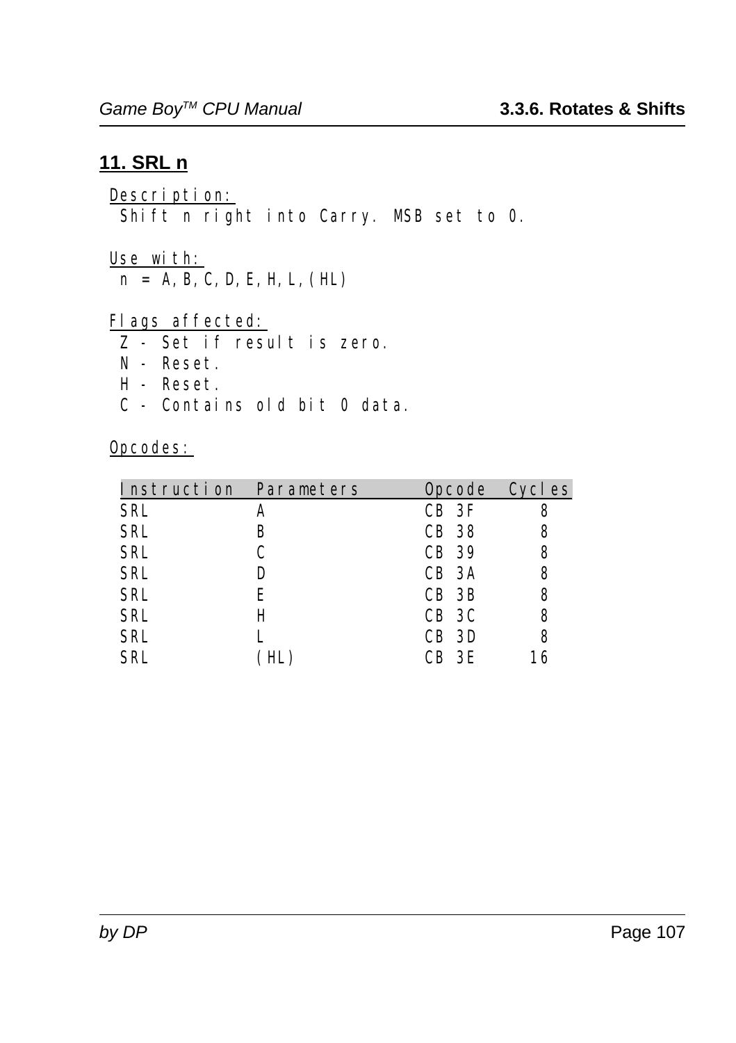## 11. SRL n

Description:
Shift n right into Carry. MSB set to 0.

Use with:
n = A,B,C,D,E,H,L,(HL)

Flags affected:
Z - Set if result is zero.
N - Reset.
H - Reset.
C - Contains old bit 0 data.

Opcodes:

| Instruction | Parameters | Opcode | Cycles |
|---|---|---|---|
| SRL | A | CB 3F | 8 |
| SRL | B | CB 38 | 8 |
| SRL | C | CB 39 | 8 |
| SRL | D | CB 3A | 8 |
| SRL | E | CB 3B | 8 |
| SRL | H | CB 3C | 8 |
| SRL | L | CB 3D | 8 |
| SRL | (HL) | CB 3E | 16 |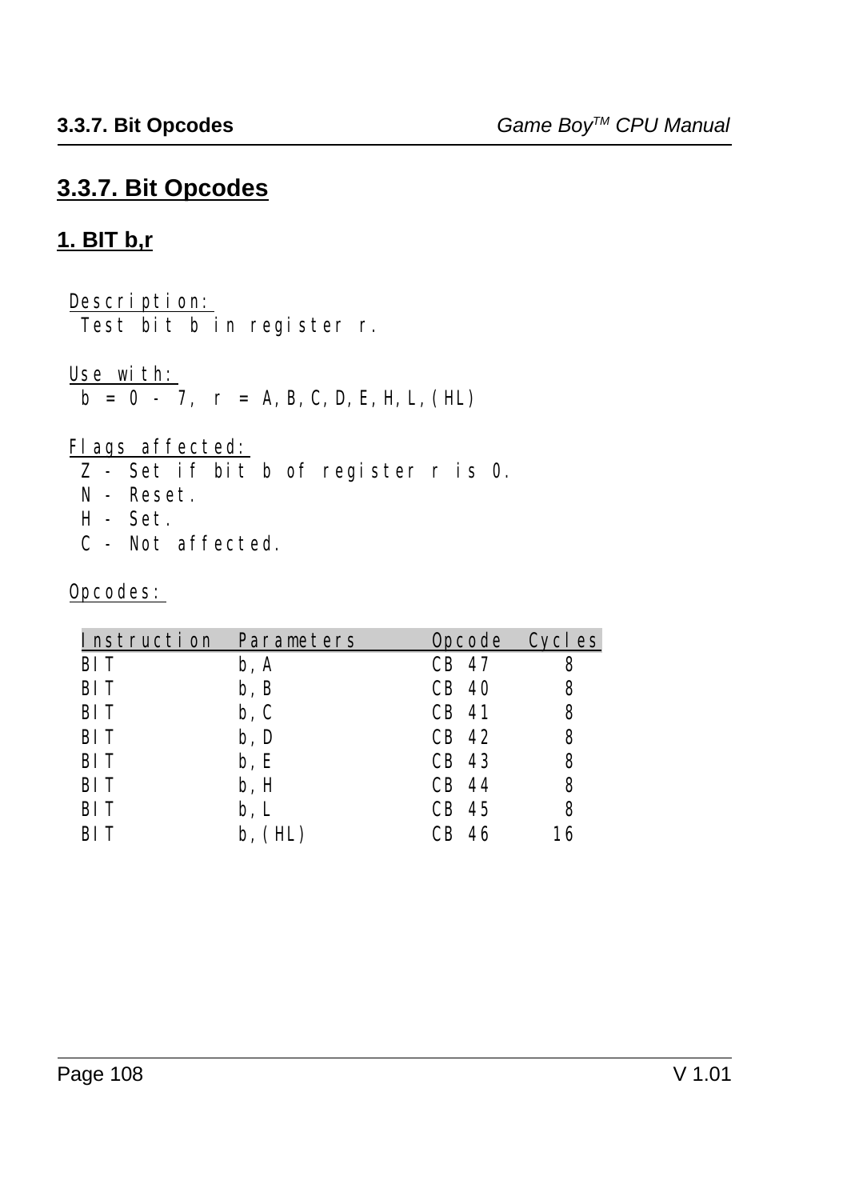## 3.3.7. Bit Opcodes

### 1. BIT b,r

Description:
Test bit b in register r.

Use with:
b = 0 - 7, r = A,B,C,D,E,H,L,(HL)

Flags affected:
- Z - Set if bit b of register r is 0.
- N - Reset.
- H - Set.
- C - Not affected.

Opcodes:

| Instruction | Parameters | Opcode | Cycles |
|---|---|---|---|
| BIT | b,A | CB 47 | 8 |
| BIT | b,B | CB 40 | 8 |
| BIT | b,C | CB 41 | 8 |
| BIT | b,D | CB 42 | 8 |
| BIT | b,E | CB 43 | 8 |
| BIT | b,H | CB 44 | 8 |
| BIT | b,L | CB 45 | 8 |
| BIT | b,(HL) | CB 46 | 16 |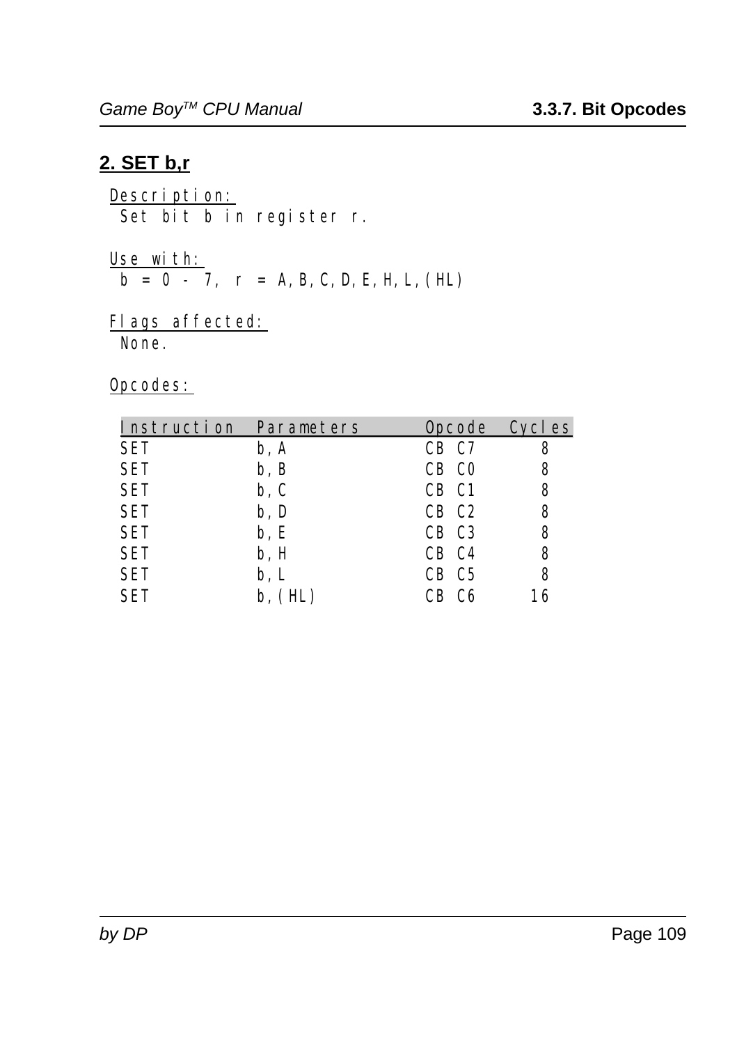## 2. SET b,r

Description:
Set bit b in register r.

Use with:
b = 0 - 7, r = A,B,C,D,E,H,L,(HL)

Flags affected:
None.

Opcodes:

| Instruction | Parameters | Opcode | Cycles |
|---|---|---|---|
| SET | b,A | CB C7 | 8 |
| SET | b,B | CB C0 | 8 |
| SET | b,C | CB C1 | 8 |
| SET | b,D | CB C2 | 8 |
| SET | b,E | CB C3 | 8 |
| SET | b,H | CB C4 | 8 |
| SET | b,L | CB C5 | 8 |
| SET | b,(HL) | CB C6 | 16 |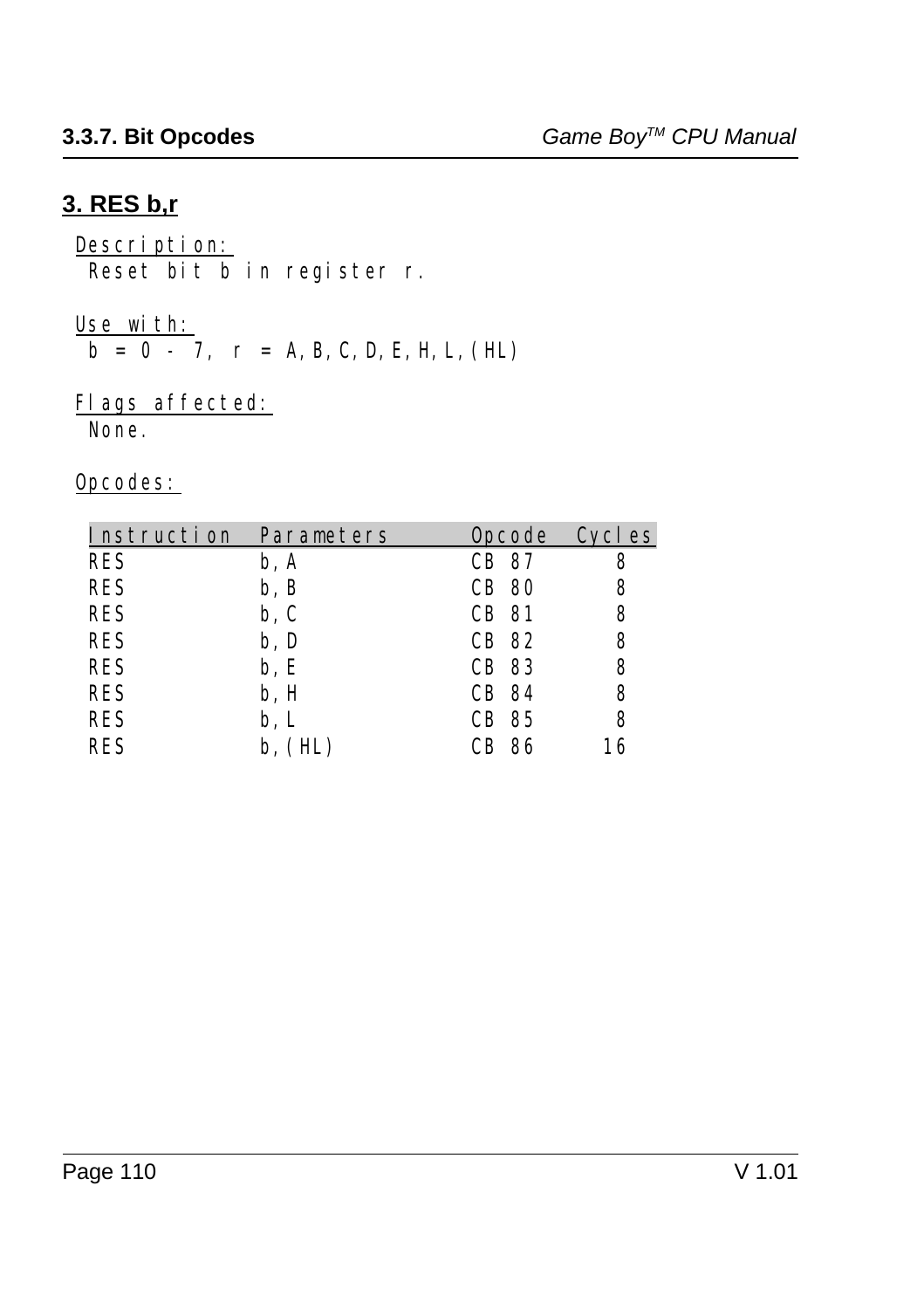### 3. RES b,r

Description:
Reset bit b in register r.

Use with:
b = 0 - 7, r = A,B,C,D,E,H,L,(HL)

Flags affected:
None.

Opcodes:

| Instruction | Parameters | Opcode | Cycles |
|---|---|---|---|
| RES | b,A | CB 87 | 8 |
| RES | b,B | CB 80 | 8 |
| RES | b,C | CB 81 | 8 |
| RES | b,D | CB 82 | 8 |
| RES | b,E | CB 83 | 8 |
| RES | b,H | CB 84 | 8 |
| RES | b,L | CB 85 | 8 |
| RES | b,(HL) | CB 86 | 16 |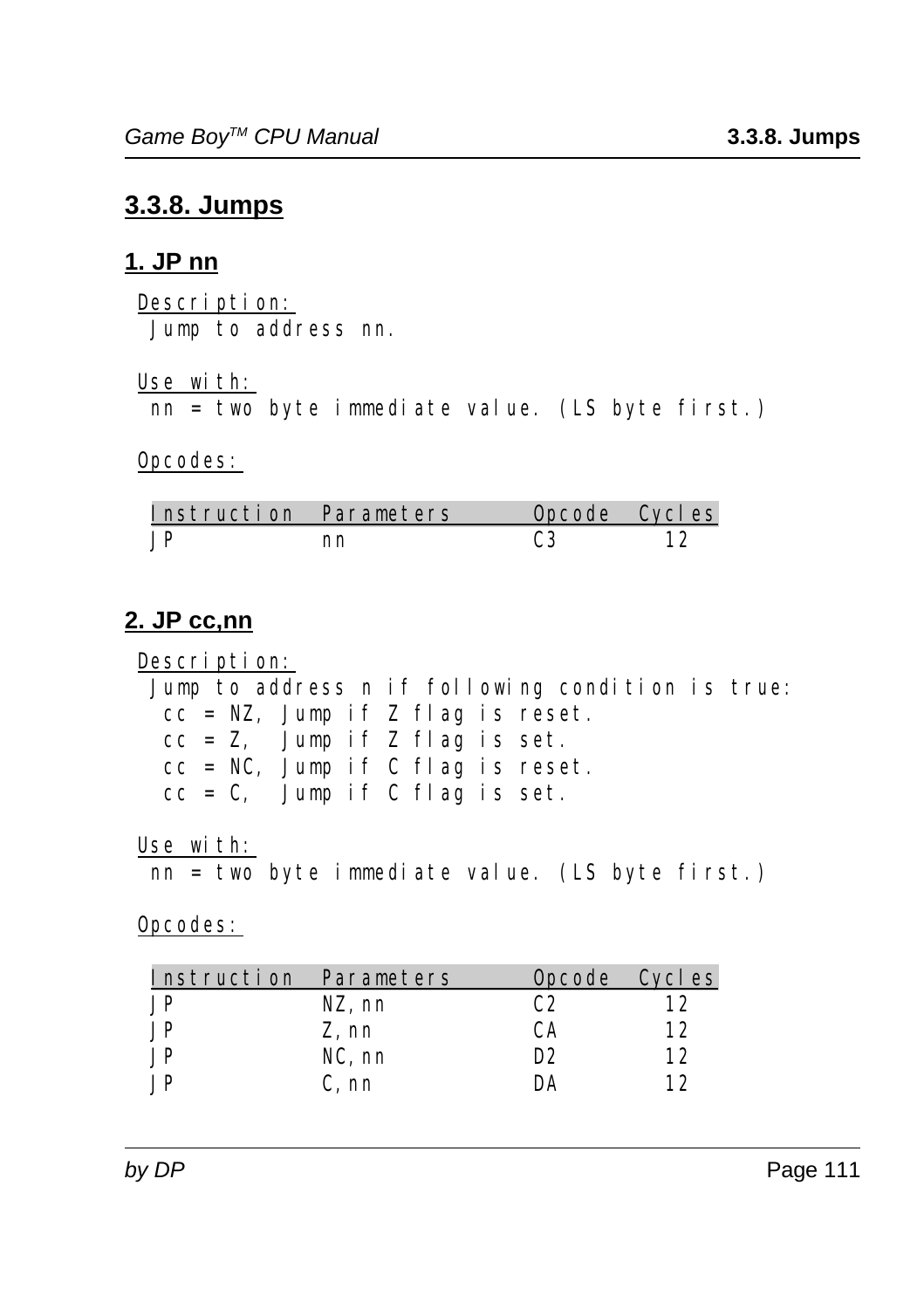## 3.3.8. Jumps

### 1. JP nn

Description:
 Jump to address nn.

Use with:
 nn = two byte immediate value. (LS byte first.)

Opcodes:

| Instruction | Parameters | Opcode | Cycles |
|---|---|---|---|
| JP | nn | C3 | 12 |

### 2. JP cc,nn

Description:
 Jump to address n if following condition is true:
  cc = NZ, Jump if Z flag is reset.
  cc = Z, Jump if Z flag is set.
  cc = NC, Jump if C flag is reset.
  cc = C, Jump if C flag is set.

Use with:
 nn = two byte immediate value. (LS byte first.)

Opcodes:

| Instruction | Parameters | Opcode | Cycles |
|---|---|---|---|
| JP | NZ,nn | C2 | 12 |
| JP | Z,nn | CA | 12 |
| JP | NC,nn | D2 | 12 |
| JP | C,nn | DA | 12 |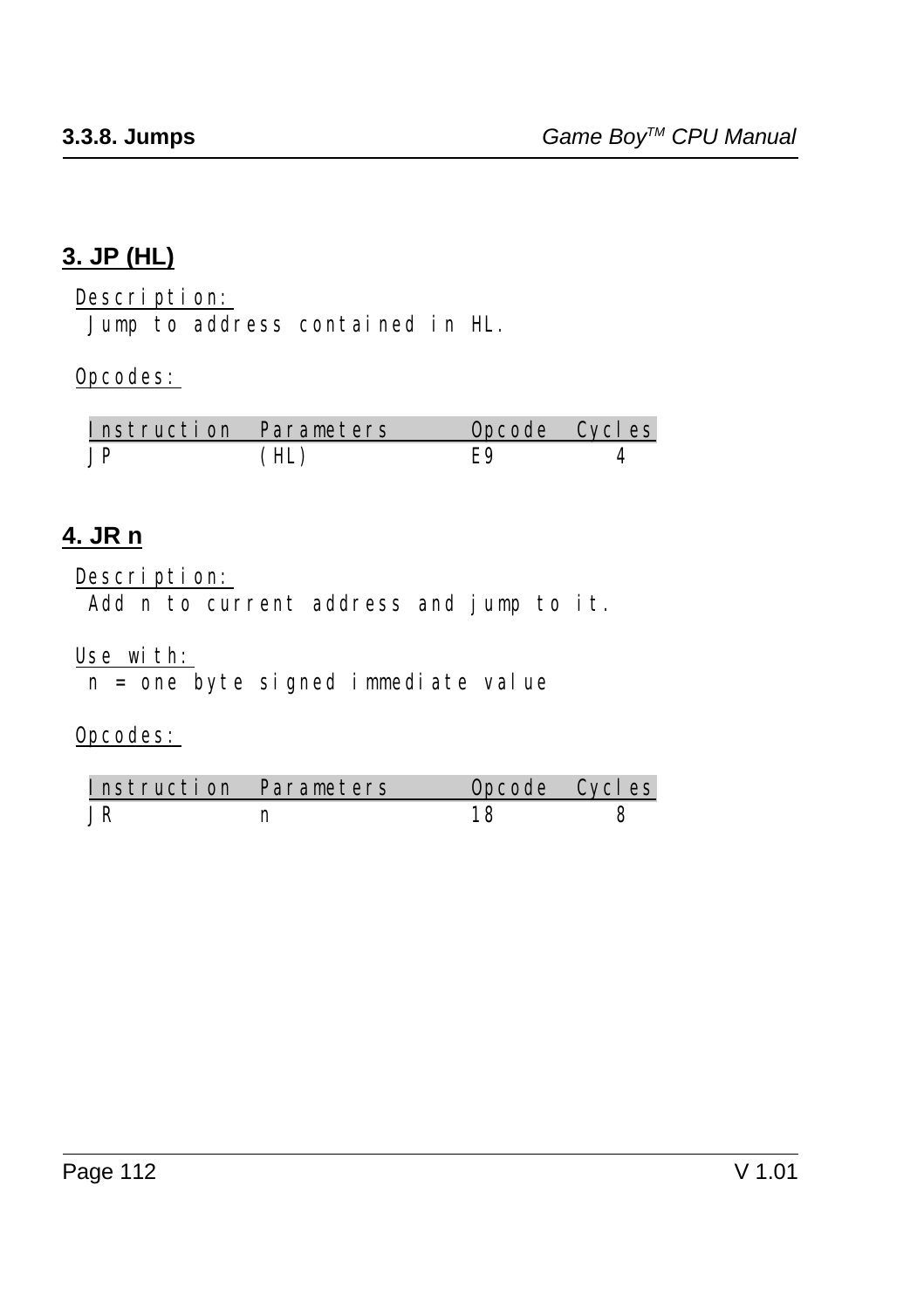## 3. JP (HL)

Description:
Jump to address contained in HL.

Opcodes:

| Instruction | Parameters | Opcode | Cycles |
|---|---|---|---|
| JP | (HL) | E9 | 4 |

## 4. JR n

Description:
Add n to current address and jump to it.

Use with:
n = one byte signed immediate value

Opcodes:

| Instruction | Parameters | Opcode | Cycles |
|---|---|---|---|
| JR | n | 18 | 8 |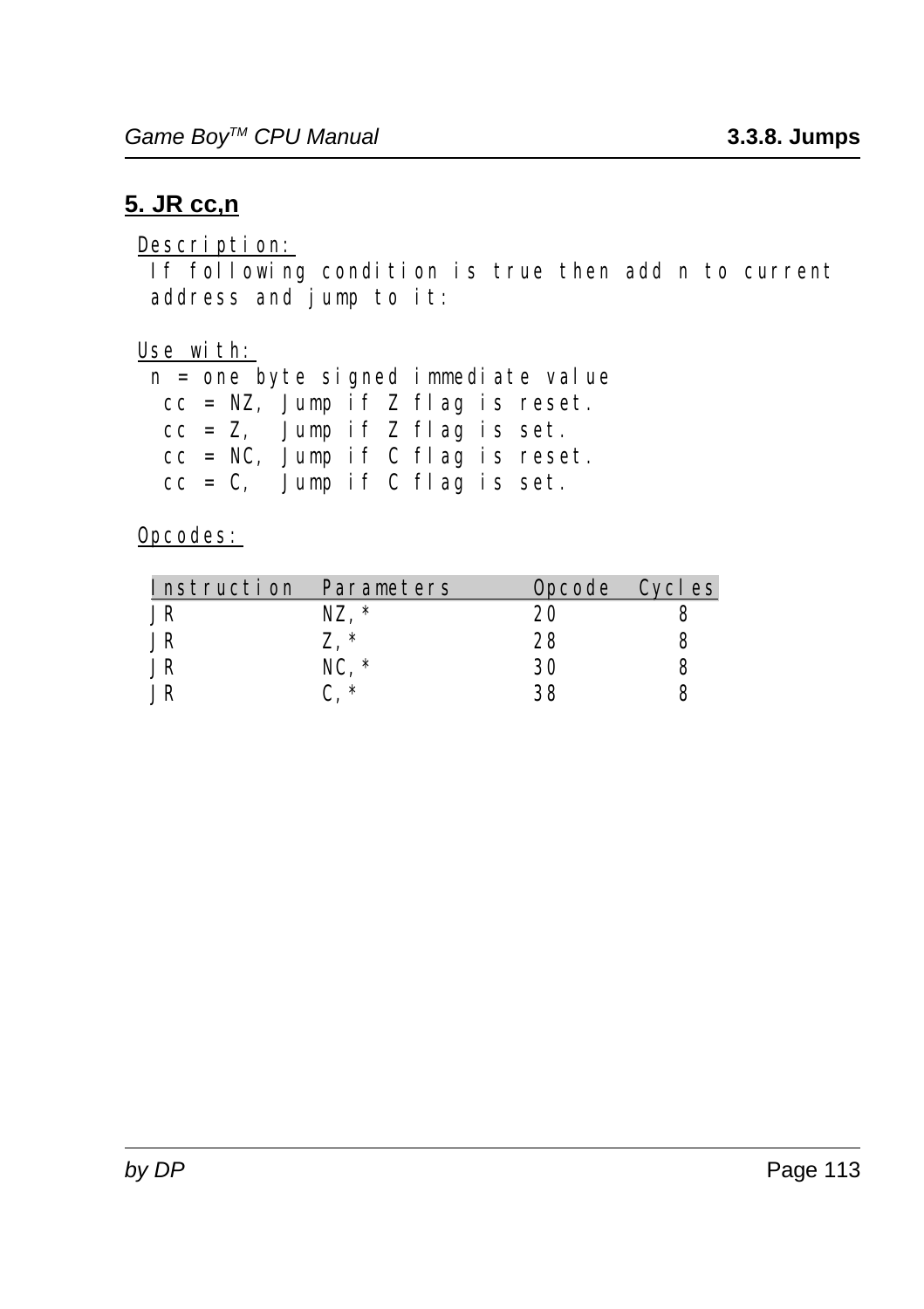## 5. JR cc,n

Description:

If following condition is true then add n to current address and jump to it:

Use with:

n = one byte signed immediate value
- cc = NZ, Jump if Z flag is reset.
- cc = Z, Jump if Z flag is set.
- cc = NC, Jump if C flag is reset.
- cc = C, Jump if C flag is set.

Opcodes:

| Instruction | Parameters | Opcode | Cycles |
|---|---|---|---|
| JR | NZ,* | 20 | 8 |
| JR | Z,* | 28 | 8 |
| JR | NC,* | 30 | 8 |
| JR | C,* | 38 | 8 |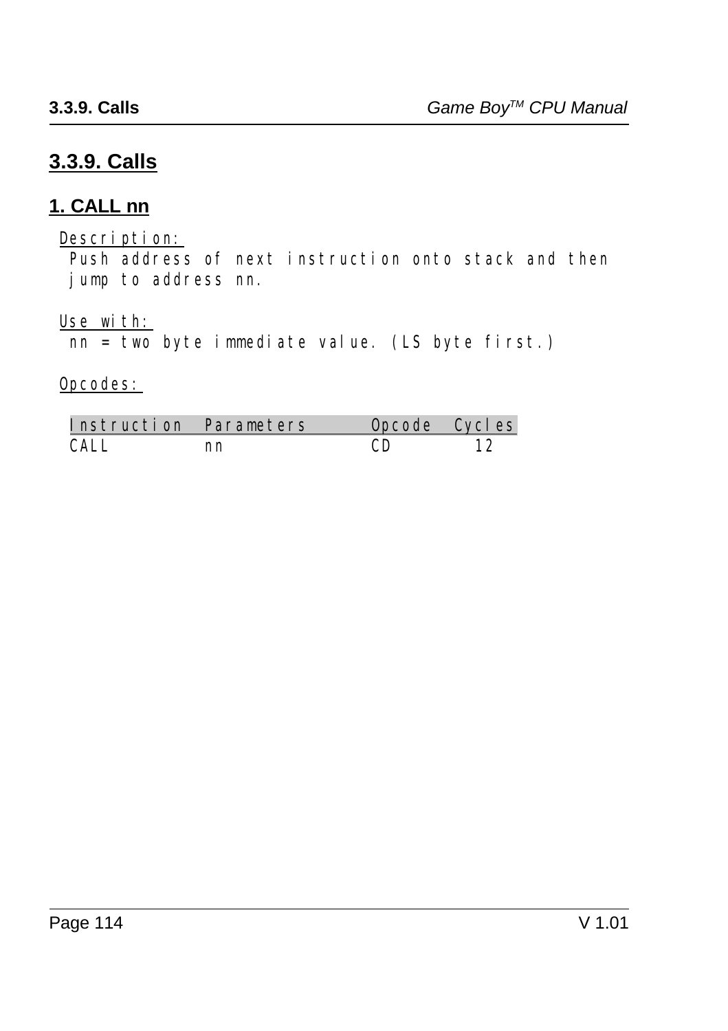## 3.3.9. Calls

### 1. CALL nn

Description:
Push address of next instruction onto stack and then jump to address nn.

Use with:
nn = two byte immediate value. (LS byte first.)

Opcodes:

| Instruction | Parameters | Opcode | Cycles |
|---|---|---|---|
| CALL | nn | CD | 12 |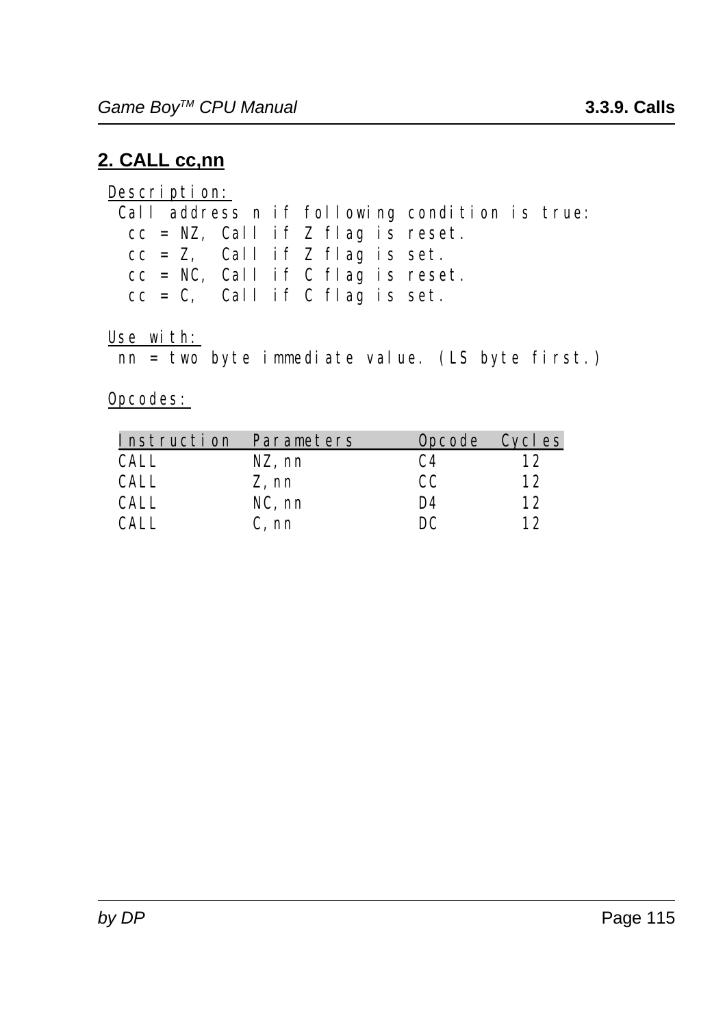## 2. CALL cc,nn

Description:

Call address n if following condition is true:
- cc = NZ, Call if Z flag is reset.
- cc = Z, Call if Z flag is set.
- cc = NC, Call if C flag is reset.
- cc = C, Call if C flag is set.

Use with:

nn = two byte immediate value. (LS byte first.)

Opcodes:

| Instruction | Parameters | Opcode | Cycles |
|---|---|---|---|
| CALL | NZ,nn | C4 | 12 |
| CALL | Z,nn | CC | 12 |
| CALL | NC,nn | D4 | 12 |
| CALL | C,nn | DC | 12 |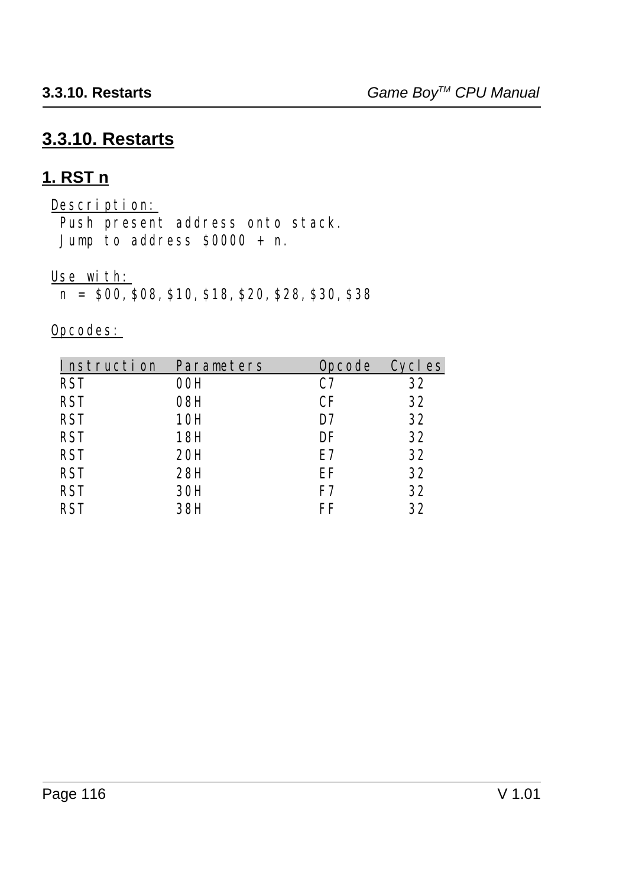## 3.3.10. Restarts

### 1. RST n

Description:
Push present address onto stack.
Jump to address $0000 + n.

Use with:
n = $00,$08,$10,$18,$20,$28,$30,$38

Opcodes:

| Instruction | Parameters | Opcode | Cycles |
|---|---|---|---|
| RST | 00H | C7 | 32 |
| RST | 08H | CF | 32 |
| RST | 10H | D7 | 32 |
| RST | 18H | DF | 32 |
| RST | 20H | E7 | 32 |
| RST | 28H | EF | 32 |
| RST | 30H | F7 | 32 |
| RST | 38H | FF | 32 |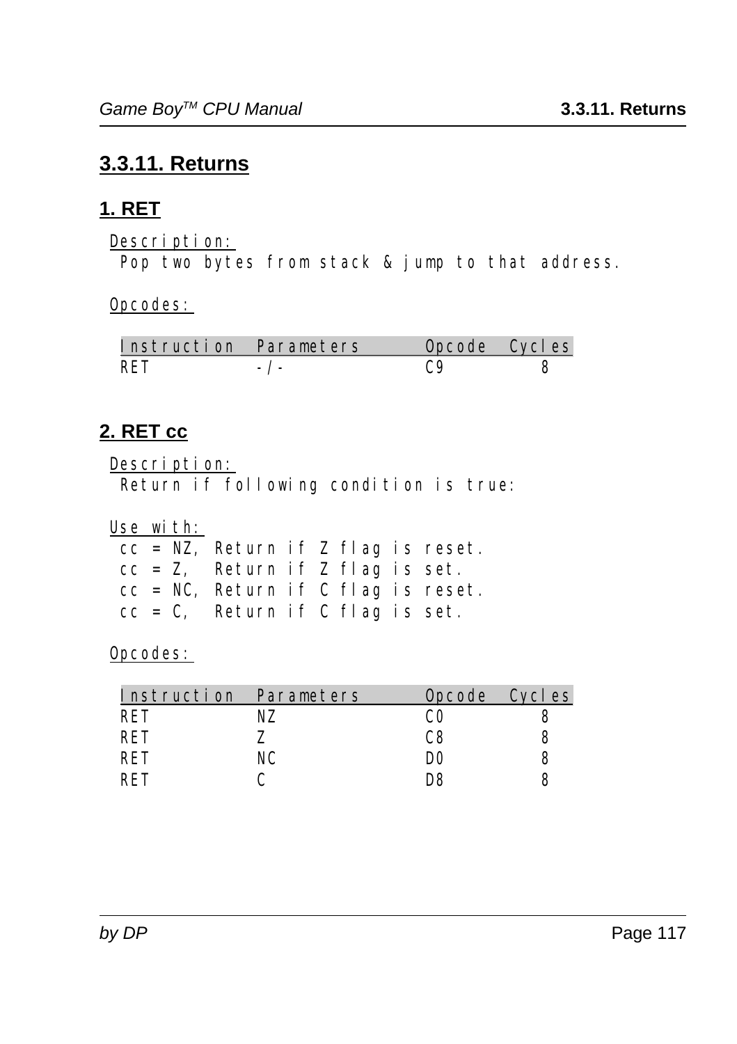## 3.3.11. Returns

### 1. RET

Description:
Pop two bytes from stack & jump to that address.

Opcodes:

| Instruction | Parameters | Opcode | Cycles |
|---|---|---|---|
| RET | -/- | C9 | 8 |

### 2. RET cc

Description:
Return if following condition is true:

Use with:
cc = NZ, Return if Z flag is reset.
cc = Z, Return if Z flag is set.
cc = NC, Return if C flag is reset.
cc = C, Return if C flag is set.

Opcodes:

| Instruction | Parameters | Opcode | Cycles |
|---|---|---|---|
| RET | NZ | C0 | 8 |
| RET | Z | C8 | 8 |
| RET | NC | D0 | 8 |
| RET | C | D8 | 8 |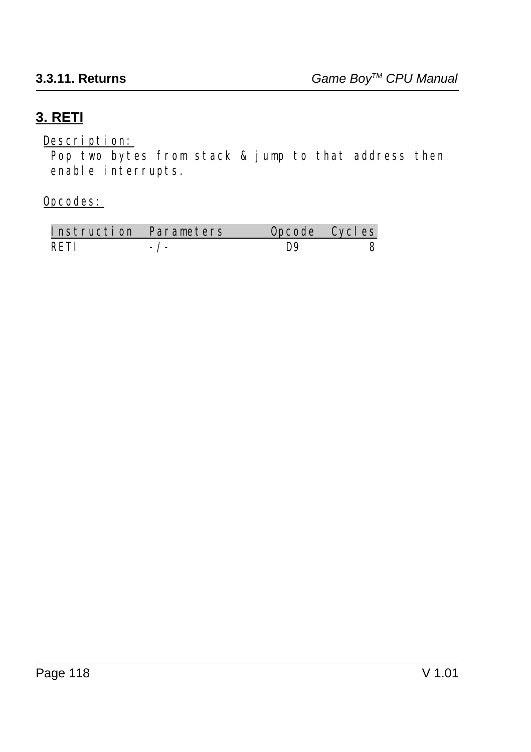## 3. RETI

Description:
Pop two bytes from stack & jump to that address then enable interrupts.

Opcodes:

| Instruction | Parameters | Opcode | Cycles |
|---|---|---|---|
| RETI | -/- | D9 | 8 |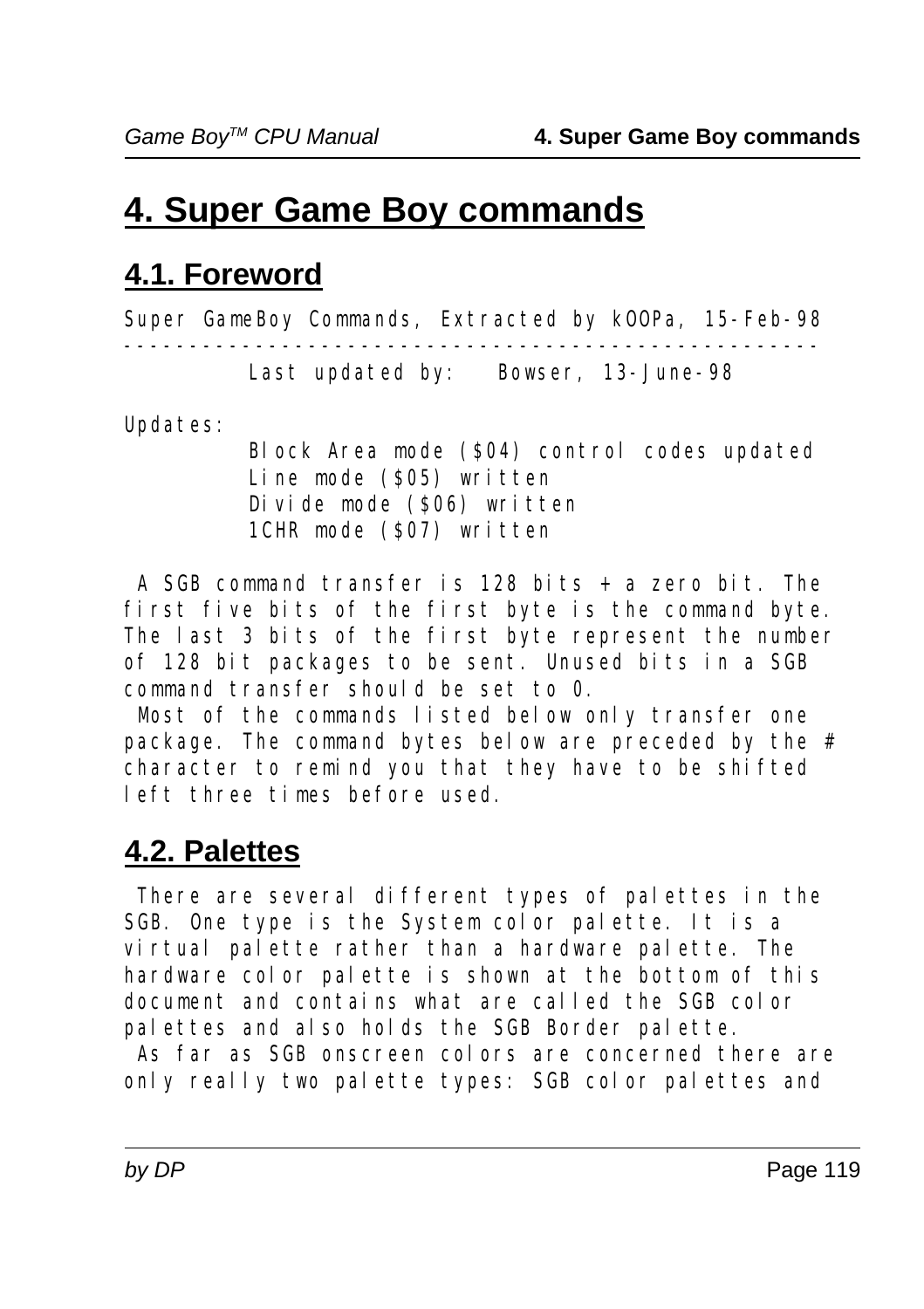# 4. Super Game Boy commands

## 4.1. Foreword

```
Super GameBoy Commands, Extracted by kOOPa, 15-Feb-98
-----------------------------------------------------
          Last updated by:   Bowser, 13-June-98

Updates:
          Block Area mode ($04) control codes updated
          Line mode ($05) written
          Divide mode ($06) written
          1CHR mode ($07) written
```

A SGB command transfer is 128 bits + a zero bit. The first five bits of the first byte is the command byte. The last 3 bits of the first byte represent the number of 128 bit packages to be sent. Unused bits in a SGB command transfer should be set to 0.

Most of the commands listed below only transfer one package. The command bytes below are preceded by the # character to remind you that they have to be shifted left three times before used.

## 4.2. Palettes

There are several different types of palettes in the SGB. One type is the System color palette. It is a virtual palette rather than a hardware palette. The hardware color palette is shown at the bottom of this document and contains what are called the SGB color palettes and also holds the SGB Border palette.

As far as SGB onscreen colors are concerned there are only really two palette types: SGB color palettes and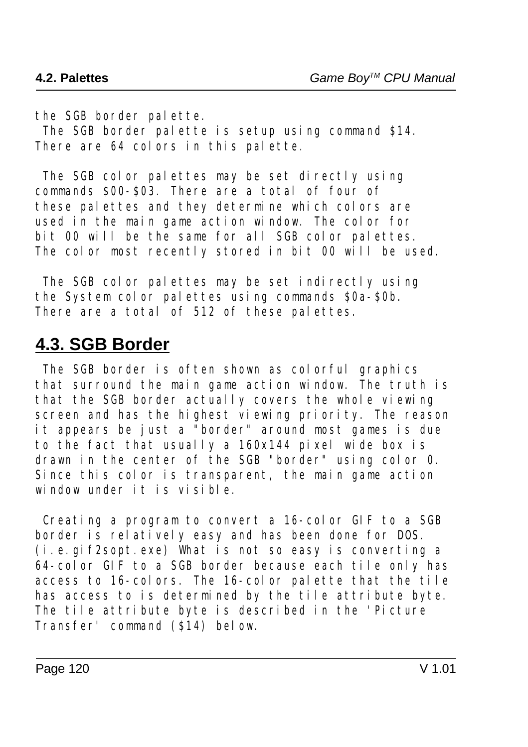the SGB border palette.
The SGB border palette is setup using command $14. There are 64 colors in this palette.

The SGB color palettes may be set directly using commands $00-$03. There are a total of four of these palettes and they determine which colors are used in the main game action window. The color for bit 00 will be the same for all SGB color palettes. The color most recently stored in bit 00 will be used.

The SGB color palettes may be set indirectly using the System color palettes using commands $0a-$0b. There are a total of 512 of these palettes.

## 4.3. SGB Border

The SGB border is often shown as colorful graphics that surround the main game action window. The truth is that the SGB border actually covers the whole viewing screen and has the highest viewing priority. The reason it appears be just a "border" around most games is due to the fact that usually a 160x144 pixel wide box is drawn in the center of the SGB "border" using color 0. Since this color is transparent, the main game action window under it is visible.

Creating a program to convert a 16-color GIF to a SGB border is relatively easy and has been done for DOS. (i.e.gif2sopt.exe) What is not so easy is converting a 64-color GIF to a SGB border because each tile only has access to 16-colors. The 16-color palette that the tile has access to is determined by the tile attribute byte. The tile attribute byte is described in the 'Picture Transfer' command ($14) below.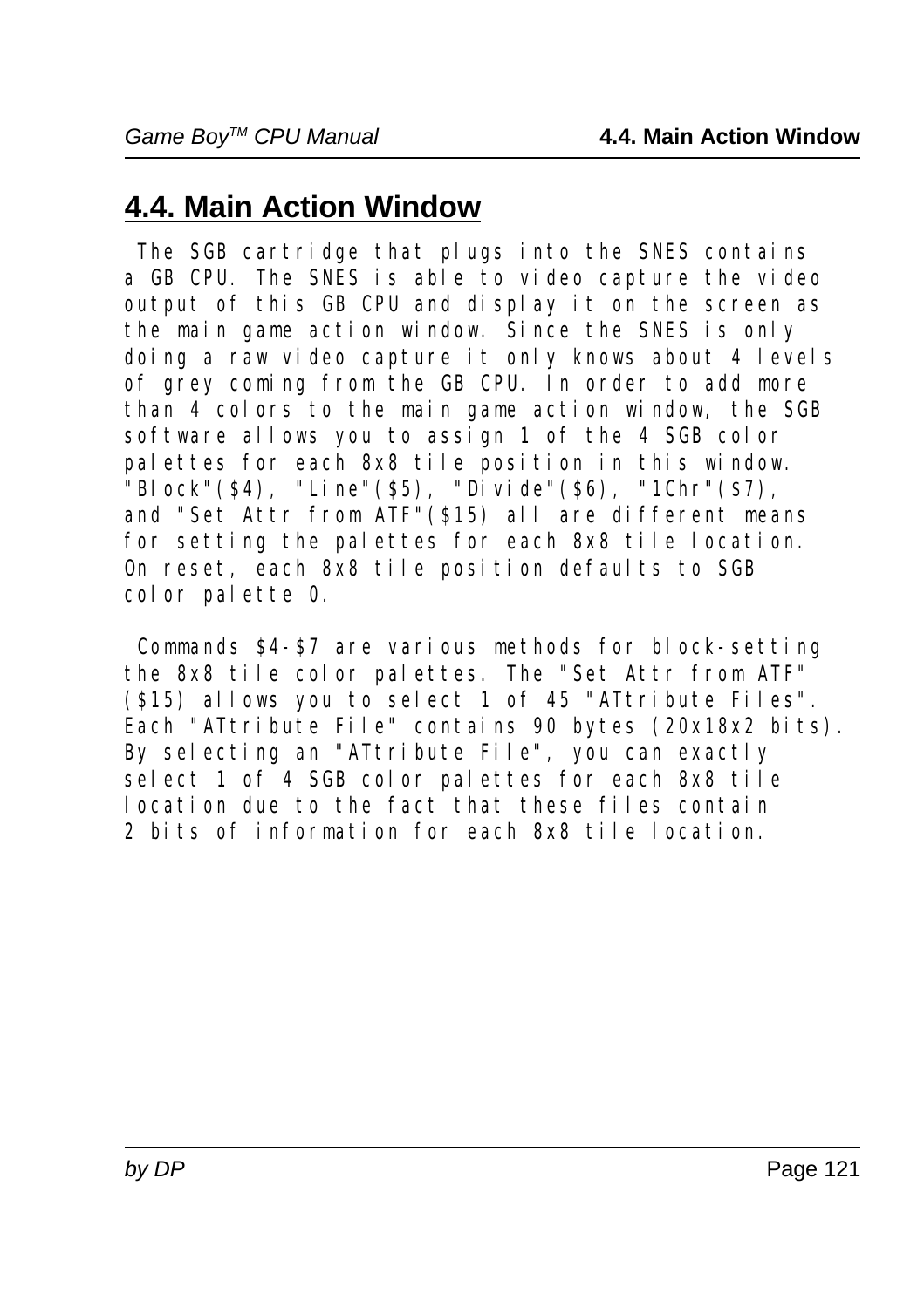## 4.4. Main Action Window

The SGB cartridge that plugs into the SNES contains a GB CPU. The SNES is able to video capture the video output of this GB CPU and display it on the screen as the main game action window. Since the SNES is only doing a raw video capture it only knows about 4 levels of grey coming from the GB CPU. In order to add more than 4 colors to the main game action window, the SGB software allows you to assign 1 of the 4 SGB color palettes for each 8x8 tile position in this window. "Block"($4), "Line"($5), "Divide"($6), "1Chr"($7), and "Set Attr from ATF"($15) all are different means for setting the palettes for each 8x8 tile location. On reset, each 8x8 tile position defaults to SGB color palette 0.

Commands $4-$7 are various methods for block-setting the 8x8 tile color palettes. The "Set Attr from ATF" ($15) allows you to select 1 of 45 "ATtribute Files". Each "ATtribute File" contains 90 bytes (20x18x2 bits). By selecting an "ATtribute File", you can exactly select 1 of 4 SGB color palettes for each 8x8 tile location due to the fact that these files contain 2 bits of information for each 8x8 tile location.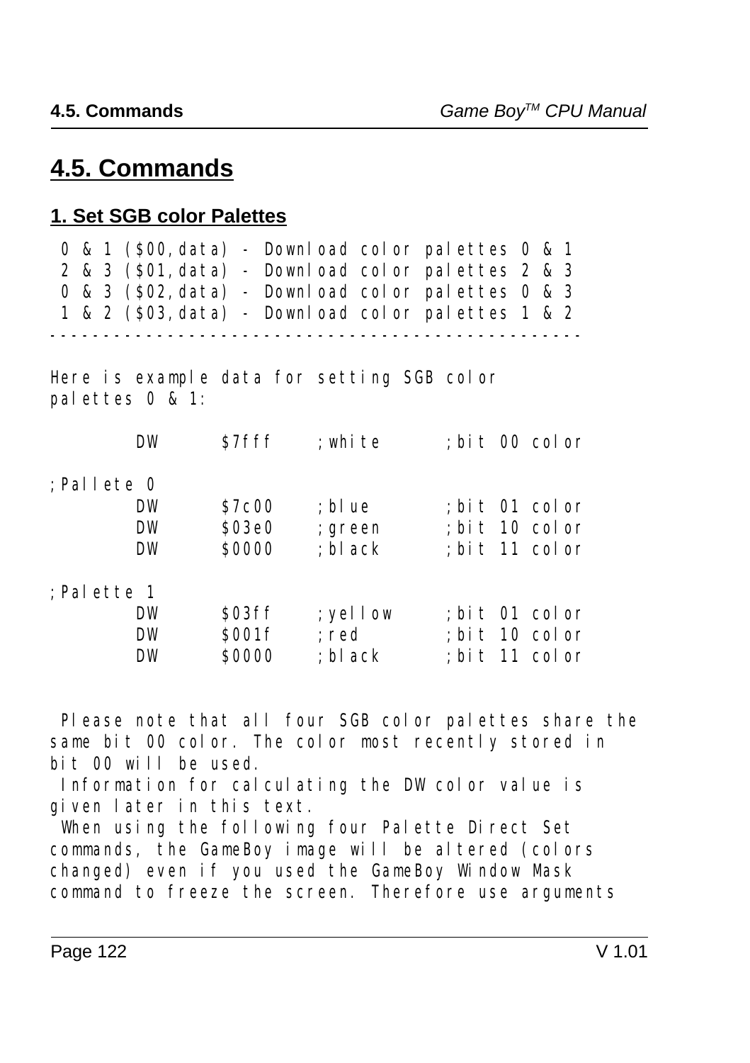# 4.5. Commands

## 1. Set SGB color Palettes

```
 0 & 1 ($00,data) - Download color palettes 0 & 1
 2 & 3 ($01,data) - Download color palettes 2 & 3
 0 & 3 ($02,data) - Download color palettes 0 & 3
 1 & 2 ($03,data) - Download color palettes 1 & 2
-----------------------------------------------
```

Here is example data for setting SGB color palettes 0 & 1:

```
        DW      $7fff    ;white      ;bit 00 color

;Pallete 0
        DW      $7c00    ;blue       ;bit 01 color
        DW      $03e0    ;green      ;bit 10 color
        DW      $0000    ;black      ;bit 11 color

;Palette 1
        DW      $03ff    ;yellow     ;bit 01 color
        DW      $001f    ;red        ;bit 10 color
        DW      $0000    ;black      ;bit 11 color
```

Please note that all four SGB color palettes share the same bit 00 color. The color most recently stored in bit 00 will be used.

Information for calculating the DW color value is given later in this text.

When using the following four Palette Direct Set commands, the GameBoy image will be altered (colors changed) even if you used the GameBoy Window Mask command to freeze the screen. Therefore use arguments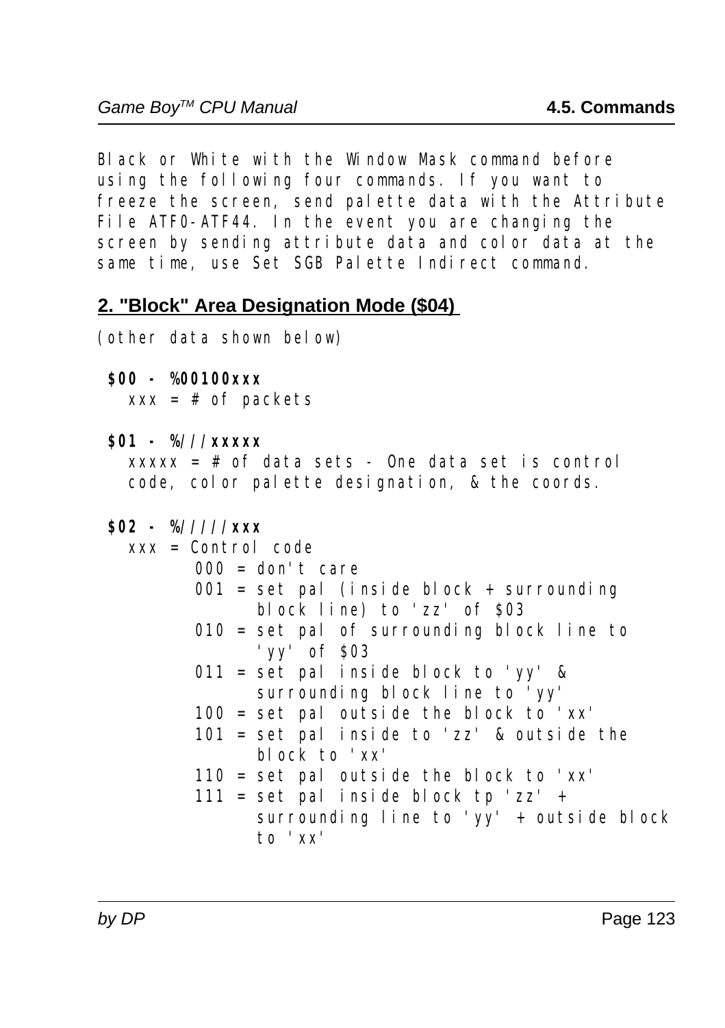Black or White with the Window Mask command before using the following four commands. If you want to freeze the screen, send palette data with the Attribute File ATF0-ATF44. In the event you are changing the screen by sending attribute data and color data at the same time, use Set SGB Palette Indirect command.

## 2. "Block" Area Designation Mode ($04)

(other data shown below)

**$00 - %00100xxx**
xxx = # of packets

**$01 - %///xxxxx**
xxxxx = # of data sets - One data set is control code, color palette designation, & the coords.

**$02 - %/////xxx**
xxx = Control code

```
000 = don't care
001 = set pal (inside block + surrounding
      block line) to 'zz' of $03
010 = set pal of surrounding block line to
      'yy' of $03
011 = set pal inside block to 'yy' &
      surrounding block line to 'yy'
100 = set pal outside the block to 'xx'
101 = set pal inside to 'zz' & outside the
      block to 'xx'
110 = set pal outside the block to 'xx'
111 = set pal inside block tp 'zz' +
      surrounding line to 'yy' + outside block
      to 'xx'
```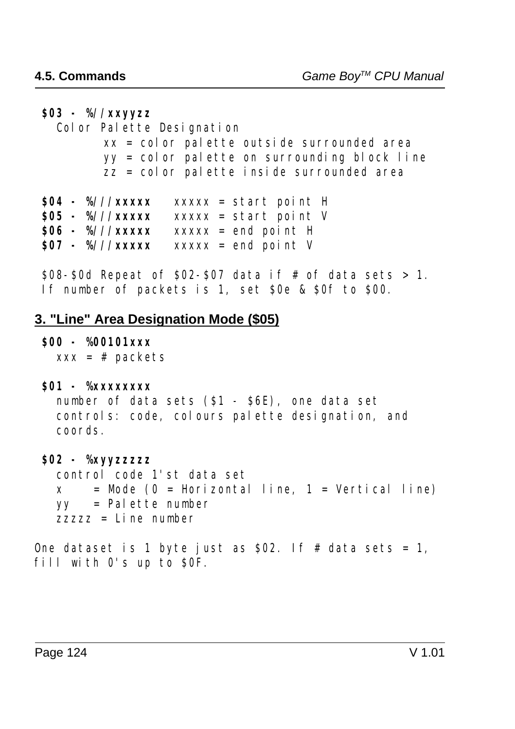**$03 - %//xxyyzz**
Color Palette Designation
xx = color palette outside surrounded area
yy = color palette on surrounding block line
zz = color palette inside surrounded area

**$04 - %///xxxxx** xxxxx = start point H
**$05 - %///xxxxx** xxxxx = start point V
**$06 - %///xxxxx** xxxxx = end point H
**$07 - %///xxxxx** xxxxx = end point V

$08-$0d Repeat of $02-$07 data if # of data sets > 1.
If number of packets is 1, set $0e & $0f to $00.

## 3. "Line" Area Designation Mode ($05)

**$00 - %00101xxx**
xxx = # packets

**$01 - %xxxxxxxx**
number of data sets ($1 - $6E), one data set controls: code, colours palette designation, and coords.

**$02 - %xyyzzzzz**
control code 1'st data set
x = Mode (0 = Horizontal line, 1 = Vertical line)
yy = Palette number
zzzzz = Line number

One dataset is 1 byte just as $02. If # data sets = 1, fill with 0's up to $0F.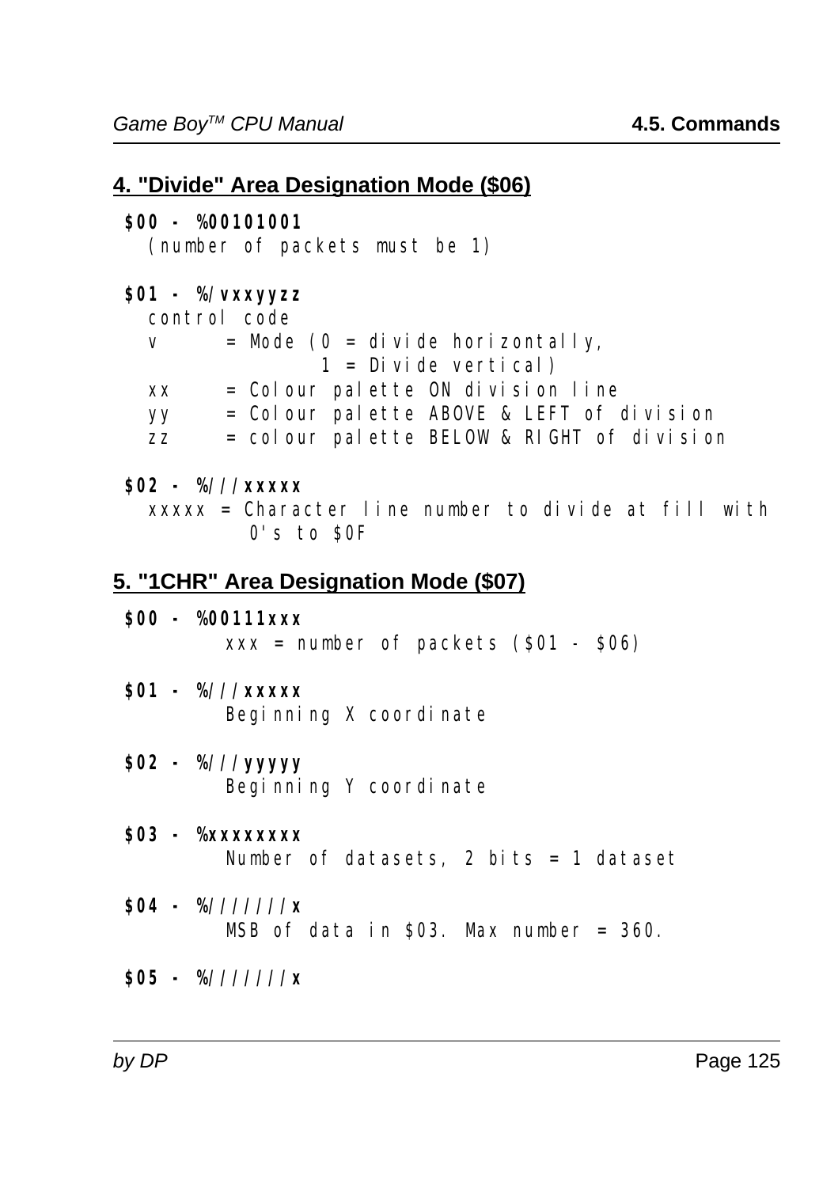## 4. "Divide" Area Designation Mode ($06)

**$00 - %00101001**
(number of packets must be 1)

**$01 - %/vxxyyzz**
control code
```
v      = Mode (0 = divide horizontally,
               1 = Divide vertical)
xx     = Colour palette ON division line
yy     = Colour palette ABOVE & LEFT of division
zz     = colour palette BELOW & RIGHT of division
```

**$02 - %///xxxxx**
```
xxxxx = Character line number to divide at fill with
        0's to $0F
```

## 5. "1CHR" Area Designation Mode ($07)

**$00 - %00111xxx**
xxx = number of packets ($01 - $06)

**$01 - %///xxxxx**
Beginning X coordinate

**$02 - %///yyyyy**
Beginning Y coordinate

**$03 - %xxxxxxxx**
Number of datasets, 2 bits = 1 dataset

**$04 - %///////x**
MSB of data in $03. Max number = 360.

**$05 - %///////x**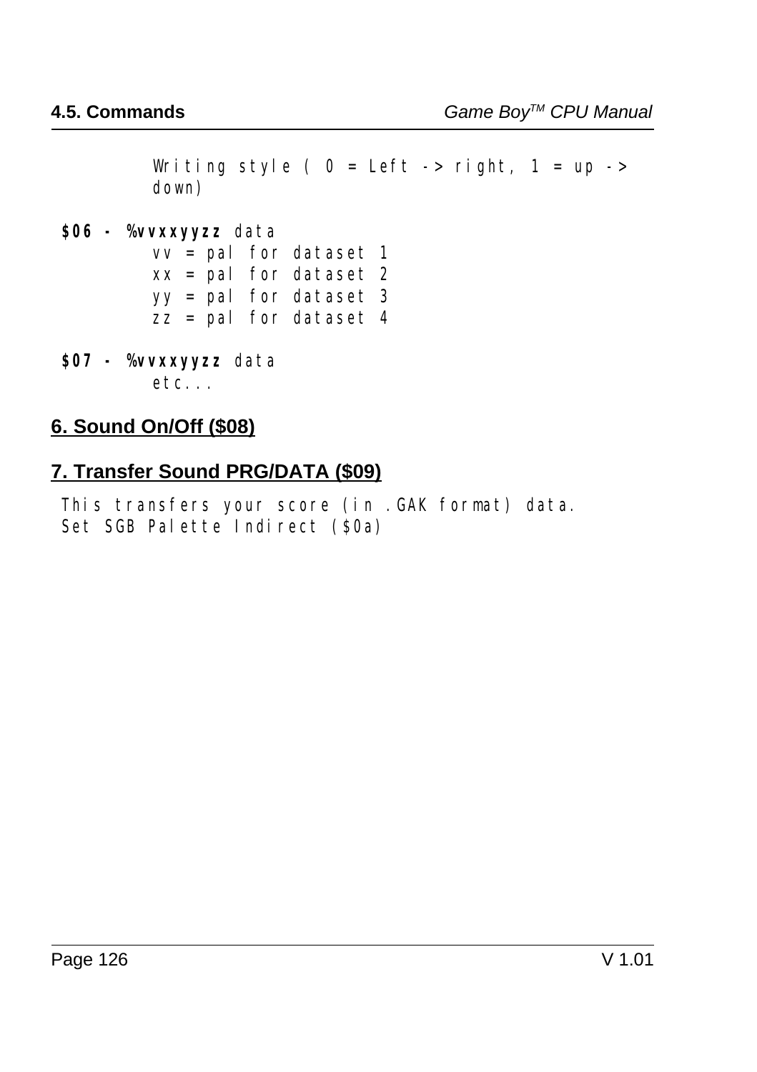Writing style ( 0 = Left -> right, 1 = up -> down)

**$06 - %vvxxyyzz** data

vv = pal for dataset 1
xx = pal for dataset 2
yy = pal for dataset 3
zz = pal for dataset 4

**$07 - %vvxxyyzz** data

etc...

## 6. Sound On/Off ($08)

## 7. Transfer Sound PRG/DATA ($09)

This transfers your score (in .GAK format) data.
Set SGB Palette Indirect ($0a)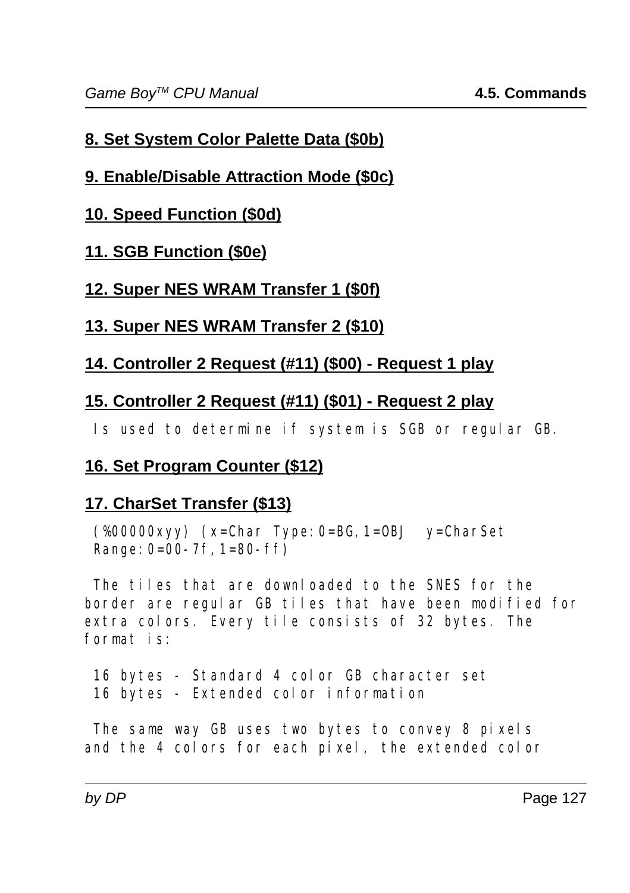#### 8. Set System Color Palette Data ($0b)

#### 9. Enable/Disable Attraction Mode ($0c)

#### 10. Speed Function ($0d)

#### 11. SGB Function ($0e)

#### 12. Super NES WRAM Transfer 1 ($0f)

#### 13. Super NES WRAM Transfer 2 ($10)

#### 14. Controller 2 Request (#11) ($00) - Request 1 play

#### 15. Controller 2 Request (#11) ($01) - Request 2 play

```
 Is used to determine if system is SGB or regular GB.
```

#### 16. Set Program Counter ($12)

#### 17. CharSet Transfer ($13)

```
 (%00000xyy) (x=Char Type:0=BG,1=OBJ  y=CharSet
 Range:0=00-7f,1=80-ff)

 The tiles that are downloaded to the SNES for the
border are regular GB tiles that have been modified for
extra colors. Every tile consists of 32 bytes. The
format is:

 16 bytes - Standard 4 color GB character set
 16 bytes - Extended color information

 The same way GB uses two bytes to convey 8 pixels
and the 4 colors for each pixel, the extended color
```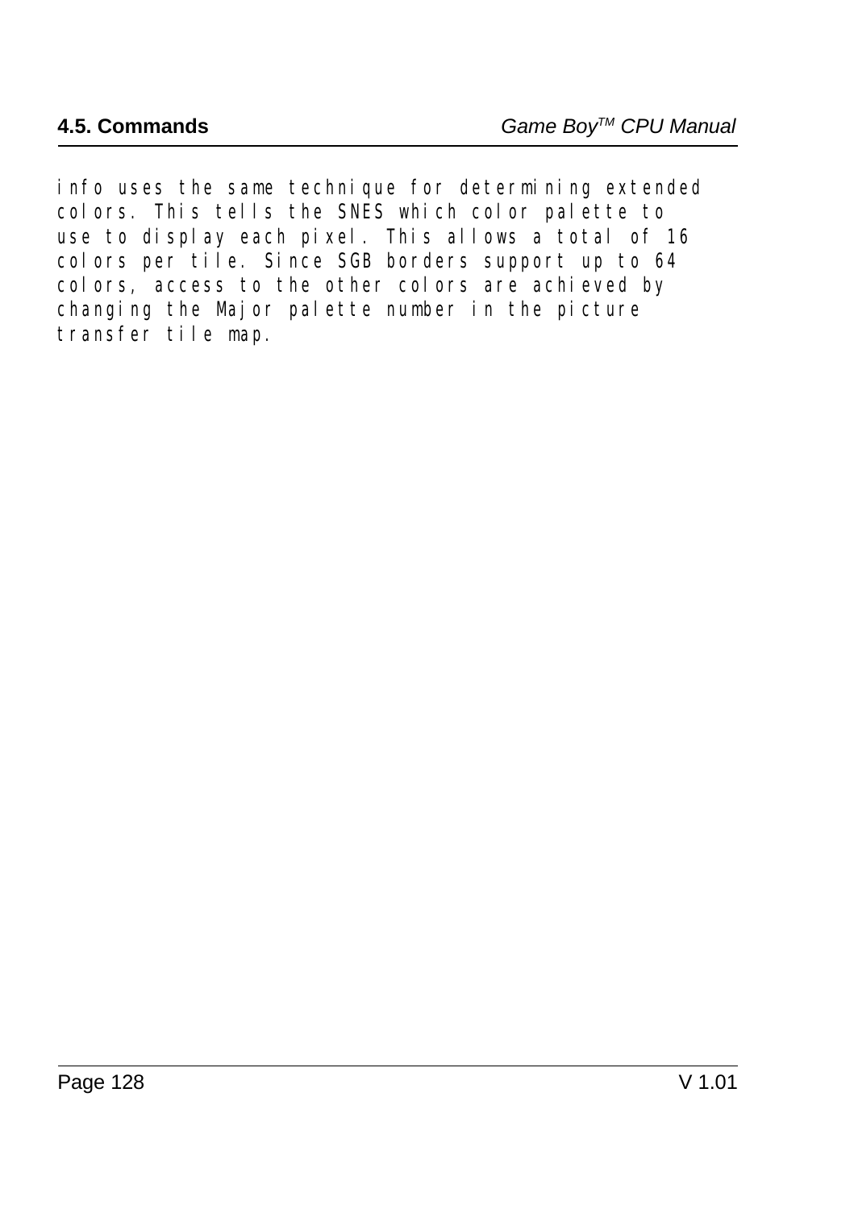info uses the same technique for determining extended colors. This tells the SNES which color palette to use to display each pixel. This allows a total of 16 colors per tile. Since SGB borders support up to 64 colors, access to the other colors are achieved by changing the Major palette number in the picture transfer tile map.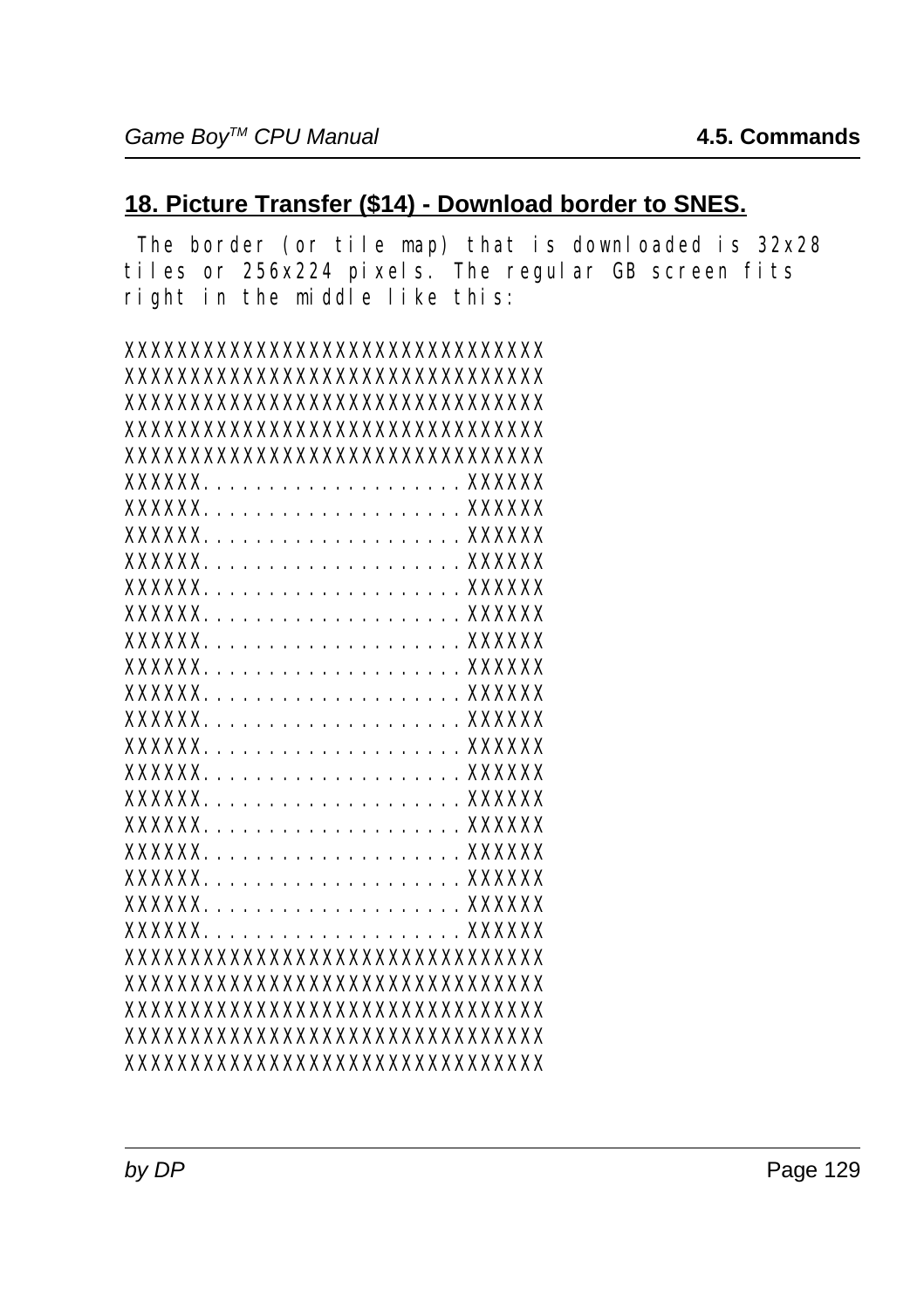## 18. Picture Transfer ($14) - Download border to SNES.

The border (or tile map) that is downloaded is 32x28 tiles or 256x224 pixels. The regular GB screen fits right in the middle like this:

```
XXXXXXXXXXXXXXXXXXXXXXXXXXXXXXXX
XXXXXXXXXXXXXXXXXXXXXXXXXXXXXXXX
XXXXXXXXXXXXXXXXXXXXXXXXXXXXXXXX
XXXXXXXXXXXXXXXXXXXXXXXXXXXXXXXX
XXXXXXXXXXXXXXXXXXXXXXXXXXXXXXXX
XXXXXX....................XXXXXX
XXXXXX....................XXXXXX
XXXXXX....................XXXXXX
XXXXXX....................XXXXXX
XXXXXX....................XXXXXX
XXXXXX....................XXXXXX
XXXXXX....................XXXXXX
XXXXXX....................XXXXXX
XXXXXX....................XXXXXX
XXXXXX....................XXXXXX
XXXXXX....................XXXXXX
XXXXXX....................XXXXXX
XXXXXX....................XXXXXX
XXXXXX....................XXXXXX
XXXXXX....................XXXXXX
XXXXXX....................XXXXXX
XXXXXX....................XXXXXX
XXXXXX....................XXXXXX
XXXXXXXXXXXXXXXXXXXXXXXXXXXXXXXX
XXXXXXXXXXXXXXXXXXXXXXXXXXXXXXXX
XXXXXXXXXXXXXXXXXXXXXXXXXXXXXXXX
XXXXXXXXXXXXXXXXXXXXXXXXXXXXXXXX
XXXXXXXXXXXXXXXXXXXXXXXXXXXXXXXX
```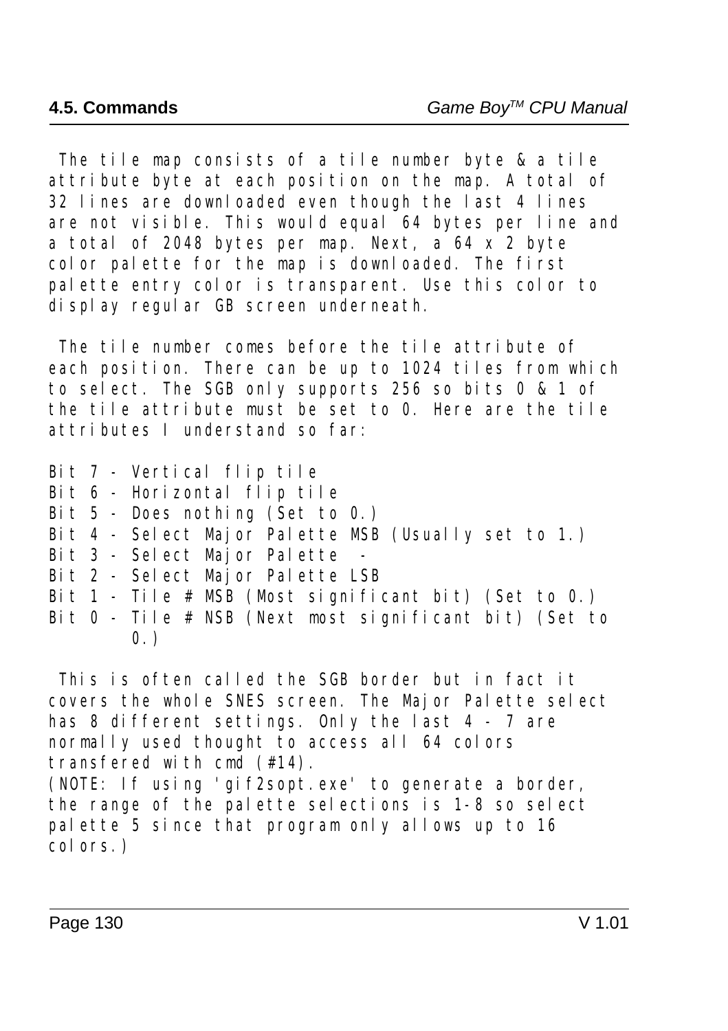The tile map consists of a tile number byte & a tile attribute byte at each position on the map. A total of 32 lines are downloaded even though the last 4 lines are not visible. This would equal 64 bytes per line and a total of 2048 bytes per map. Next, a 64 x 2 byte color palette for the map is downloaded. The first palette entry color is transparent. Use this color to display regular GB screen underneath.

The tile number comes before the tile attribute of each position. There can be up to 1024 tiles from which to select. The SGB only supports 256 so bits 0 & 1 of the tile attribute must be set to 0. Here are the tile attributes I understand so far:

```
Bit 7 - Vertical flip tile
Bit 6 - Horizontal flip tile
Bit 5 - Does nothing (Set to 0.)
Bit 4 - Select Major Palette MSB (Usually set to 1.)
Bit 3 - Select Major Palette  -
Bit 2 - Select Major Palette LSB
Bit 1 - Tile # MSB (Most significant bit) (Set to 0.)
Bit 0 - Tile # NSB (Next most significant bit) (Set to
        0.)
```

This is often called the SGB border but in fact it covers the whole SNES screen. The Major Palette select has 8 different settings. Only the last 4 - 7 are normally used thought to access all 64 colors transfered with cmd (#14).
(NOTE: If using 'gif2sopt.exe' to generate a border, the range of the palette selections is 1-8 so select palette 5 since that program only allows up to 16 colors.)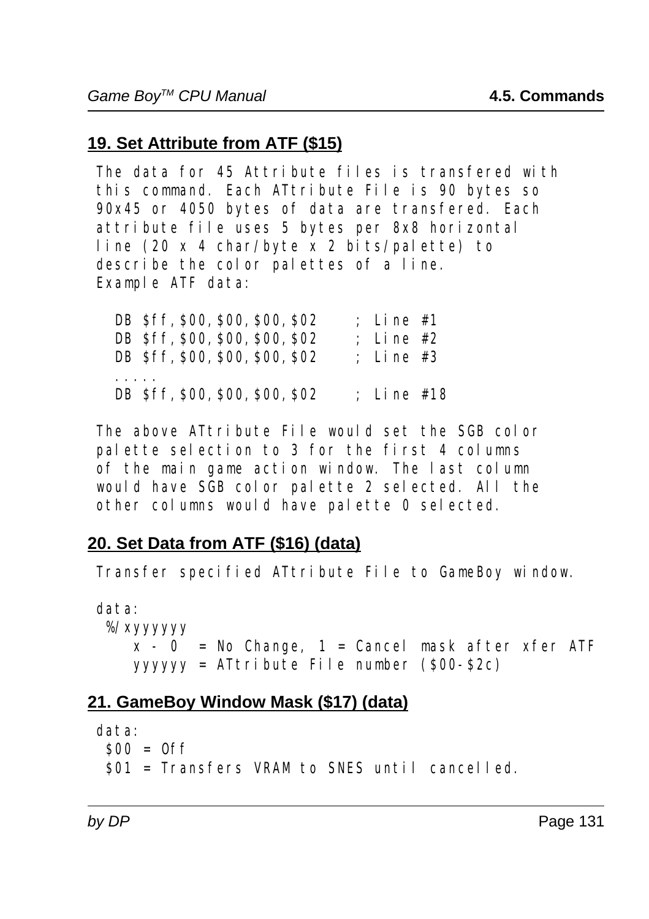## 19. Set Attribute from ATF ($15)

The data for 45 Attribute files is transfered with this command. Each ATtribute File is 90 bytes so 90x45 or 4050 bytes of data are transfered. Each attribute file uses 5 bytes per 8x8 horizontal line (20 x 4 char/byte x 2 bits/palette) to describe the color palettes of a line.
Example ATF data:

```
  DB $ff,$00,$00,$00,$02    ; Line #1
  DB $ff,$00,$00,$00,$02    ; Line #2
  DB $ff,$00,$00,$00,$02    ; Line #3
  .....
  DB $ff,$00,$00,$00,$02    ; Line #18
```

The above ATtribute File would set the SGB color palette selection to 3 for the first 4 columns of the main game action window. The last column would have SGB color palette 2 selected. All the other columns would have palette 0 selected.

## 20. Set Data from ATF ($16) (data)

Transfer specified ATtribute File to GameBoy window.

```
data:
 %/xyyyyyy
    x - 0  = No Change, 1 = Cancel mask after xfer ATF
    yyyyyy = ATtribute File number ($00-$2c)
```

## 21. GameBoy Window Mask ($17) (data)

```
data:
 $00 = Off
 $01 = Transfers VRAM to SNES until cancelled.
```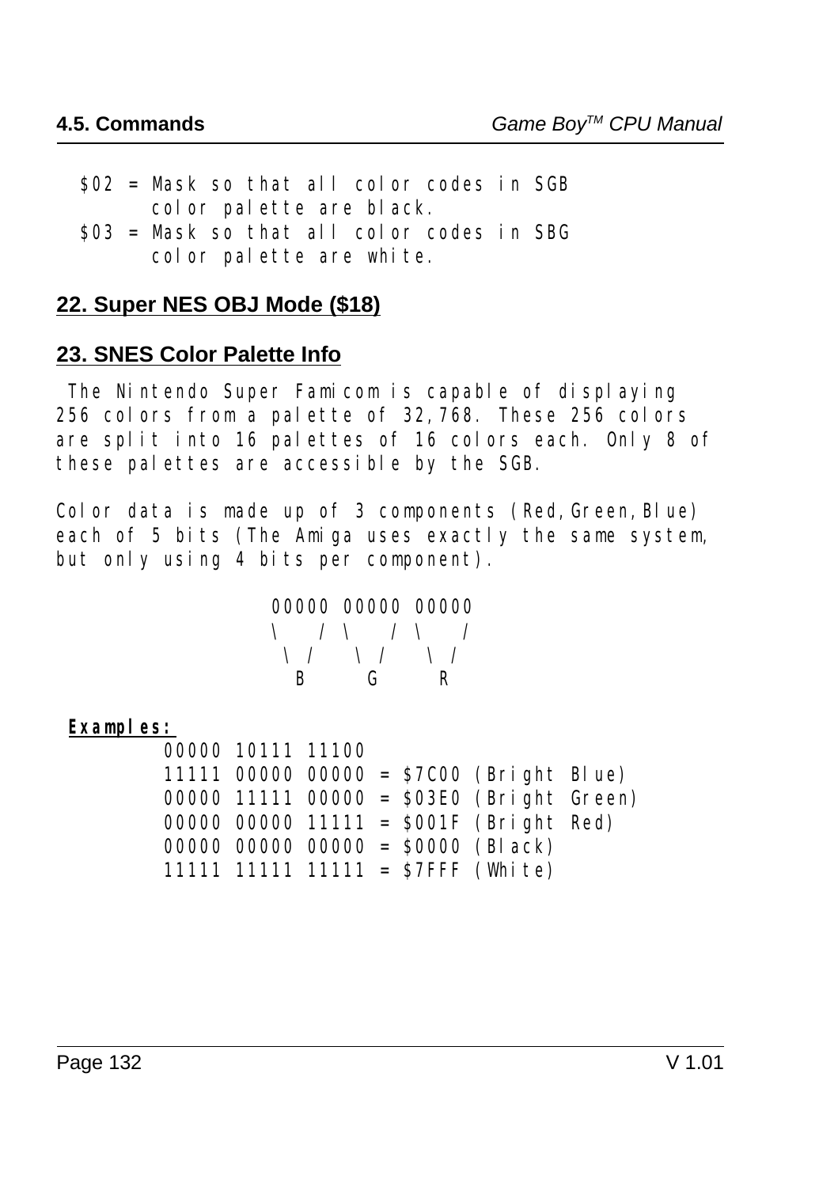```
$02 = Mask so that all color codes in SGB
      color palette are black.
$03 = Mask so that all color codes in SBG
      color palette are white.
```

## 22. Super NES OBJ Mode ($18)

## 23. SNES Color Palette Info

The Nintendo Super Famicom is capable of displaying 256 colors from a palette of 32,768. These 256 colors are split into 16 palettes of 16 colors each. Only 8 of these palettes are accessible by the SGB.

Color data is made up of 3 components (Red,Green,Blue) each of 5 bits (The Amiga uses exactly the same system, but only using 4 bits per component).

```
00000 00000 00000
\   / \   / \   /
 \ /   \ /   \ /
  B     G     R
```

**Examples:**

```
00000 10111 11100
11111 00000 00000 = $7C00 (Bright Blue)
00000 11111 00000 = $03E0 (Bright Green)
00000 00000 11111 = $001F (Bright Red)
00000 00000 00000 = $0000 (Black)
11111 11111 11111 = $7FFF (White)
```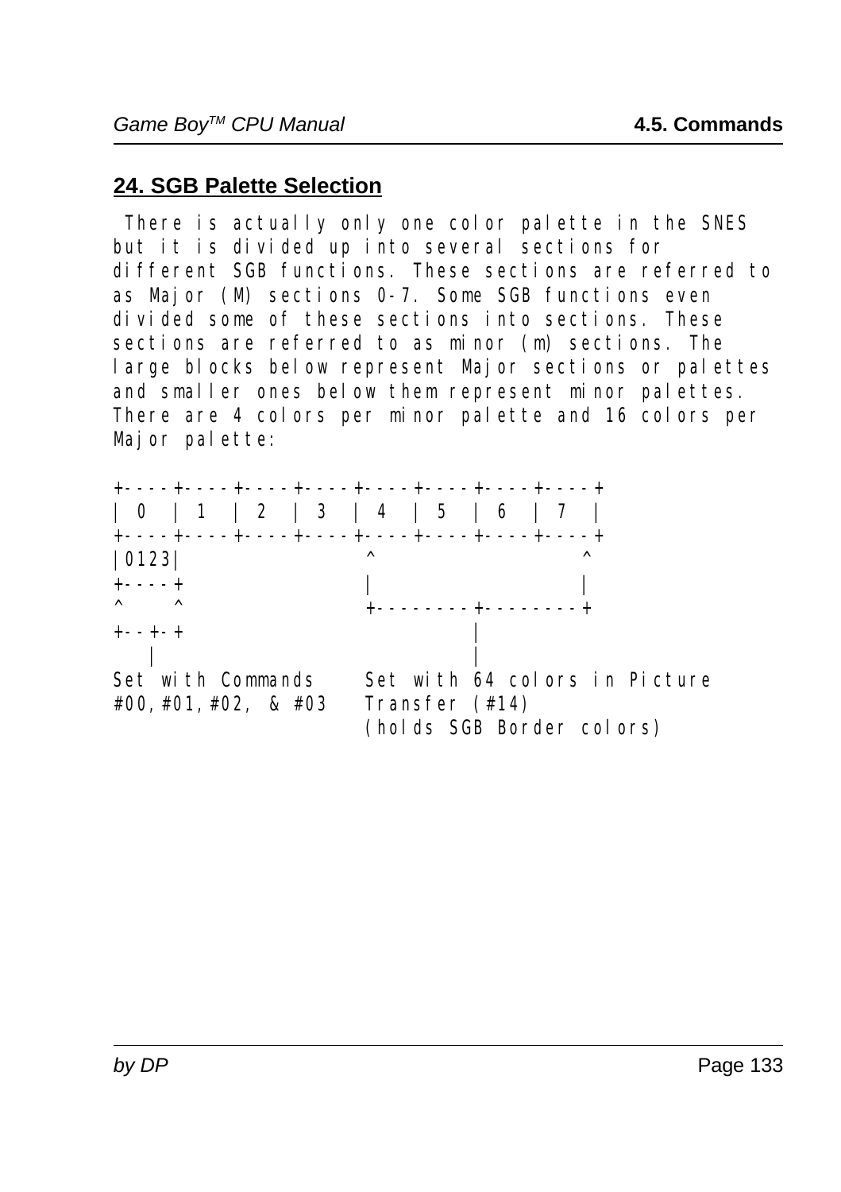## 24. SGB Palette Selection

There is actually only one color palette in the SNES but it is divided up into several sections for different SGB functions. These sections are referred to as Major (M) sections 0-7. Some SGB functions even divided some of these sections into sections. These sections are referred to as minor (m) sections. The large blocks below represent Major sections or palettes and smaller ones below them represent minor palettes. There are 4 colors per minor palette and 16 colors per Major palette:

```
+----+----+----+----+----+----+----+----+
| 0  | 1  | 2  | 3  | 4  | 5  | 6  | 7  |
+----+----+----+----+----+----+----+----+
|0123|               ^                  ^
+----+               |                  |
^    ^               +---------+--------+
+--+-+                         |
   |                           |
Set with Commands    Set with 64 colors in Picture
#00,#01,#02, & #03   Transfer (#14)
                     (holds SGB Border colors)
```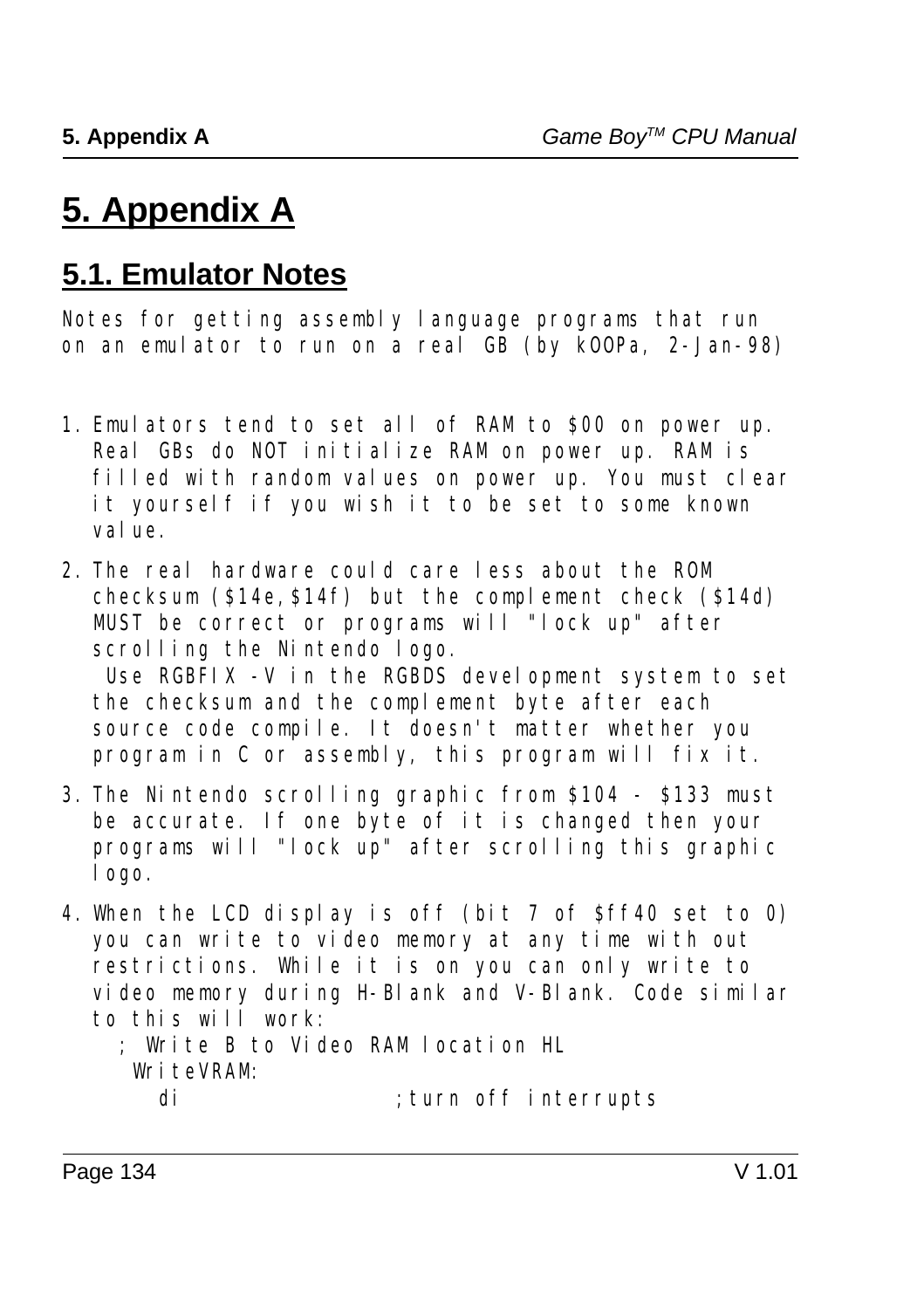# 5. Appendix A

## 5.1. Emulator Notes

Notes for getting assembly language programs that run on an emulator to run on a real GB (by kOOPa, 2-Jan-98)

1. Emulators tend to set all of RAM to $00 on power up. Real GBs do NOT initialize RAM on power up. RAM is filled with random values on power up. You must clear it yourself if you wish it to be set to some known value.
2. The real hardware could care less about the ROM checksum ($14e,$14f) but the complement check ($14d) MUST be correct or programs will "lock up" after scrolling the Nintendo logo.
   Use RGBFIX -V in the RGBDS development system to set the checksum and the complement byte after each source code compile. It doesn't matter whether you program in C or assembly, this program will fix it.
3. The Nintendo scrolling graphic from $104 - $133 must be accurate. If one byte of it is changed then your programs will "lock up" after scrolling this graphic logo.
4. When the LCD display is off (bit 7 of $ff40 set to 0) you can write to video memory at any time with out restrictions. While it is on you can only write to video memory during H-Blank and V-Blank. Code similar to this will work:

```
  ; Write B to Video RAM location HL
   WriteVRAM:
     di                 ;turn off interrupts
```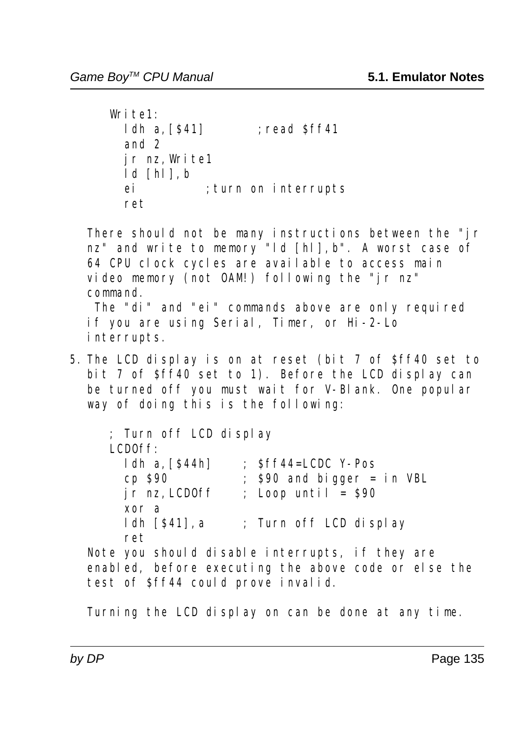```
Write1:
  ldh a,[$41]       ;read $ff41
  and 2
  jr nz,Write1
  ld [hl],b
  ei         ;turn on interrupts
  ret
```

There should not be many instructions between the "jr nz" and write to memory "ld [hl],b". A worst case of 64 CPU clock cycles are available to access main video memory (not OAM!) following the "jr nz" command.
 The "di" and "ei" commands above are only required if you are using Serial, Timer, or Hi-2-Lo interrupts.

5. The LCD display is on at reset (bit 7 of $ff40 set to bit 7 of $ff40 set to 1). Before the LCD display can be turned off you must wait for V-Blank. One popular way of doing this is the following:

   ```
   ; Turn off LCD display
   LCDOff:
     ldh a,[$44h]     ; $ff44=LCDC Y-Pos
     cp $90           ; $90 and bigger = in VBL
     jr nz,LCDOff     ; Loop until = $90
     xor a
     ldh [$41],a      ; Turn off LCD display
     ret
   ```

   Note you should disable interrupts, if they are enabled, before executing the above code or else the test of $ff44 could prove invalid.

   Turning the LCD display on can be done at any time.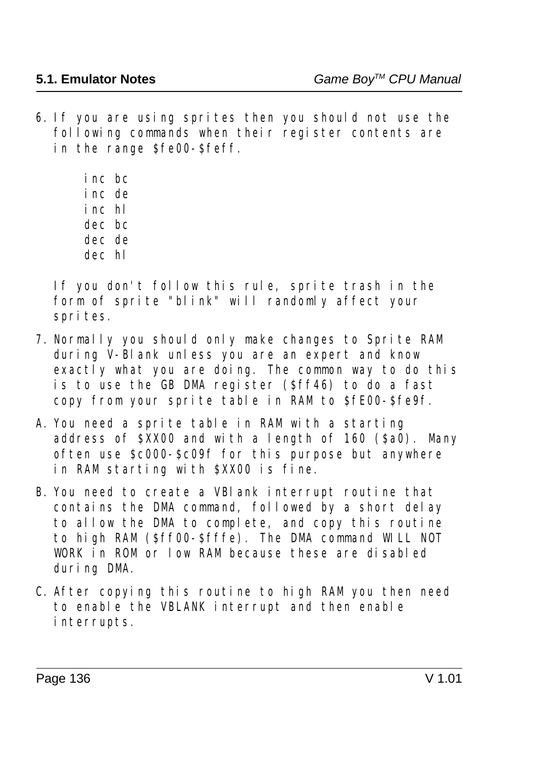6. If you are using sprites then you should not use the following commands when their register contents are in the range $fe00-$feff.

```
inc bc
inc de
inc hl
dec bc
dec de
dec hl
```

   If you don't follow this rule, sprite trash in the form of sprite "blink" will randomly affect your sprites.

7. Normally you should only make changes to Sprite RAM during V-Blank unless you are an expert and know exactly what you are doing. The common way to do this is to use the GB DMA register ($ff46) to do a fast copy from your sprite table in RAM to $fE00-$fe9f.

A. You need a sprite table in RAM with a starting address of $XX00 and with a length of 160 ($a0). Many often use $c000-$c09f for this purpose but anywhere in RAM starting with $XX00 is fine.

B. You need to create a VBlank interrupt routine that contains the DMA command, followed by a short delay to allow the DMA to complete, and copy this routine to high RAM ($ff00-$fffe). The DMA command WILL NOT WORK in ROM or low RAM because these are disabled during DMA.

C. After copying this routine to high RAM you then need to enable the VBLANK interrupt and then enable interrupts.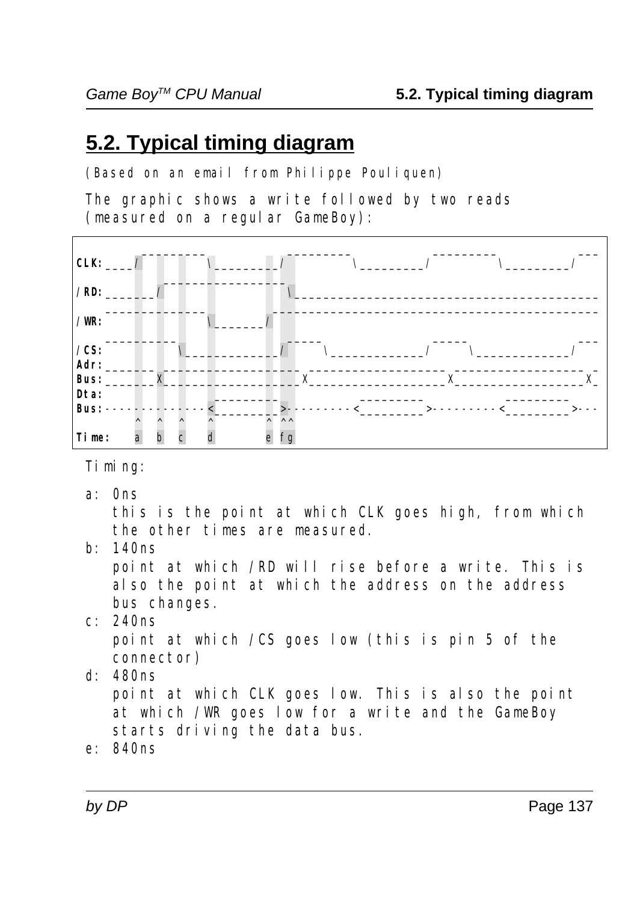## 5.2. Typical timing diagram

(Based on an email from Philippe Pouliquen)

The graphic shows a write followed by two reads (measured on a regular GameBoy):

```
            _________           _________           _________          ___
CLK: ____/          \_________/          \_________/          \_________/
              __________________
/RD: ______/                    \_________________________________________
     ____________           ______________________________________________
/WR:              \_______/
     _________                  _____           _____                  ___
/CS:           \_____________/      \_____________/    \_____________/
Adr: ______ ____________________ ____________________ ___________________ _
Bus: ______X____________________X____________________X___________________X_
Dta:               _________           _________           _________
Bus: ------------<_________>---------<_________>---------<_________>---
         ^   ^   ^    ^          ^ ^^
Time:    a   b   c    d          e fg
```

Timing:

a: 0ns
   this is the point at which CLK goes high, from which the other times are measured.

b: 140ns
   point at which /RD will rise before a write. This is also the point at which the address on the address bus changes.

c: 240ns
   point at which /CS goes low (this is pin 5 of the connector)

d: 480ns
   point at which CLK goes low. This is also the point at which /WR goes low for a write and the GameBoy starts driving the data bus.

e: 840ns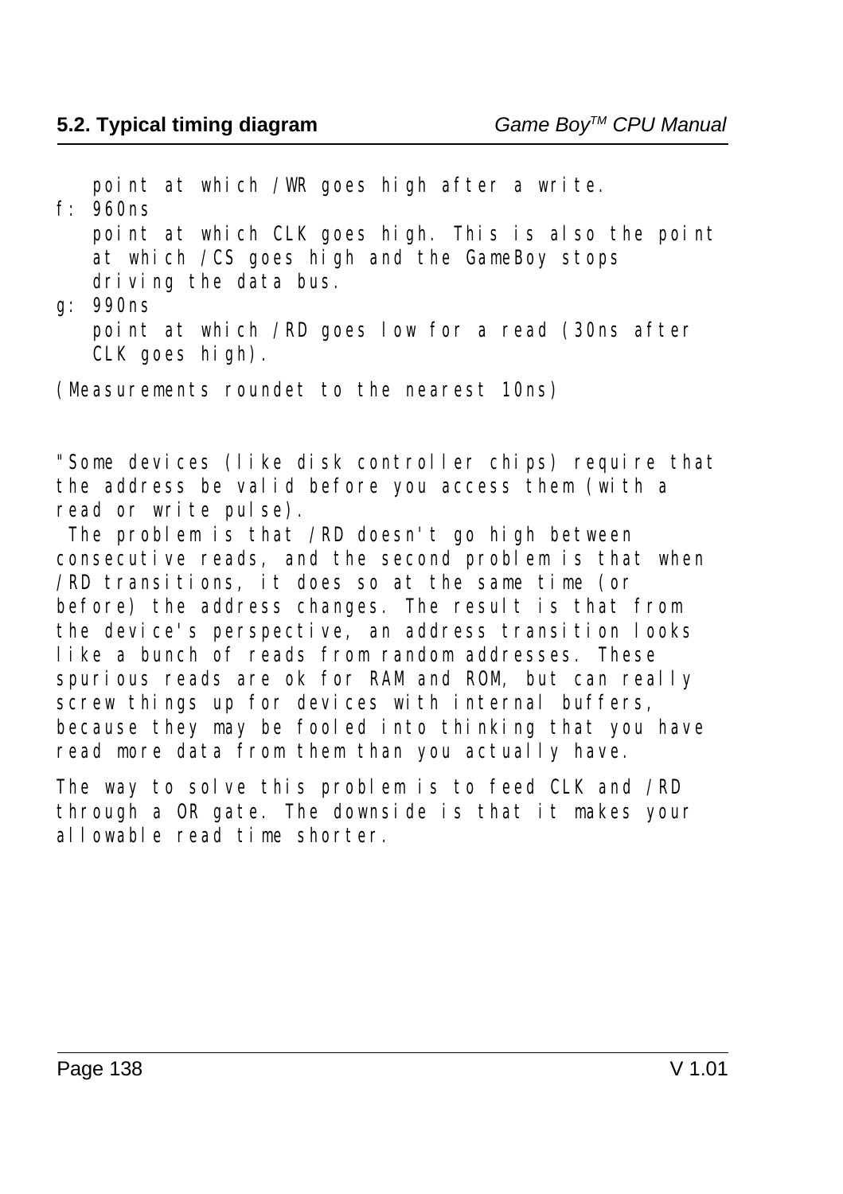point at which /WR goes high after a write.

f: 960ns

point at which CLK goes high. This is also the point at which /CS goes high and the GameBoy stops driving the data bus.

g: 990ns

point at which /RD goes low for a read (30ns after CLK goes high).

(Measurements roundet to the nearest 10ns)

"Some devices (like disk controller chips) require that the address be valid before you access them (with a read or write pulse).

The problem is that /RD doesn't go high between consecutive reads, and the second problem is that when /RD transitions, it does so at the same time (or before) the address changes. The result is that from the device's perspective, an address transition looks like a bunch of reads from random addresses. These spurious reads are ok for RAM and ROM, but can really screw things up for devices with internal buffers, because they may be fooled into thinking that you have read more data from them than you actually have.

The way to solve this problem is to feed CLK and /RD through a OR gate. The downside is that it makes your allowable read time shorter.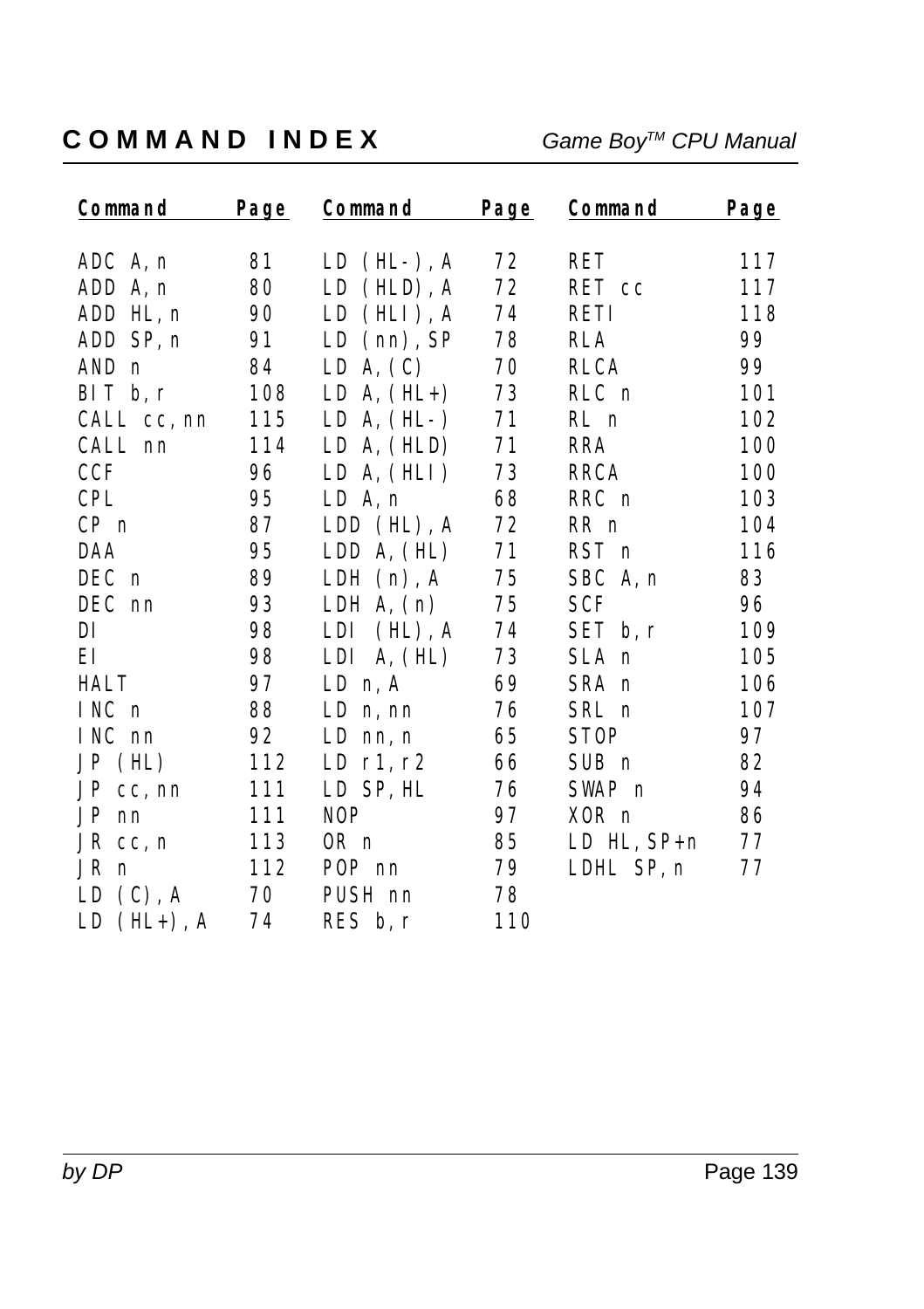# COMMAND INDEX

| Command | Page | Command | Page | Command | Page |
|---|---|---|---|---|---|
| ADC A,n | 81 | LD (HL-),A | 72 | RET | 117 |
| ADD A,n | 80 | LD (HLD),A | 72 | RET cc | 117 |
| ADD HL,n | 90 | LD (HLI),A | 74 | RETI | 118 |
| ADD SP,n | 91 | LD (nn),SP | 78 | RLA | 99 |
| AND n | 84 | LD A,(C) | 70 | RLCA | 99 |
| BIT b,r | 108 | LD A,(HL+) | 73 | RLC n | 101 |
| CALL cc,nn | 115 | LD A,(HL-) | 71 | RL n | 102 |
| CALL nn | 114 | LD A,(HLD) | 71 | RRA | 100 |
| CCF | 96 | LD A,(HLI) | 73 | RRCA | 100 |
| CPL | 95 | LD A,n | 68 | RRC n | 103 |
| CP n | 87 | LDD (HL),A | 72 | RR n | 104 |
| DAA | 95 | LDD A,(HL) | 71 | RST n | 116 |
| DEC n | 89 | LDH (n),A | 75 | SBC A,n | 83 |
| DEC nn | 93 | LDH A,(n) | 75 | SCF | 96 |
| DI | 98 | LDI (HL),A | 74 | SET b,r | 109 |
| EI | 98 | LDI A,(HL) | 73 | SLA n | 105 |
| HALT | 97 | LD n,A | 69 | SRA n | 106 |
| INC n | 88 | LD n,nn | 76 | SRL n | 107 |
| INC nn | 92 | LD nn,n | 65 | STOP | 97 |
| JP (HL) | 112 | LD r1,r2 | 66 | SUB n | 82 |
| JP cc,nn | 111 | LD SP,HL | 76 | SWAP n | 94 |
| JP nn | 111 | NOP | 97 | XOR n | 86 |
| JR cc,n | 113 | OR n | 85 | LD HL,SP+n | 77 |
| JR n | 112 | POP nn | 79 | LDHL SP,n | 77 |
| LD (C),A | 70 | PUSH nn | 78 | | |
| LD (HL+),A | 74 | RES b,r | 110 | | |